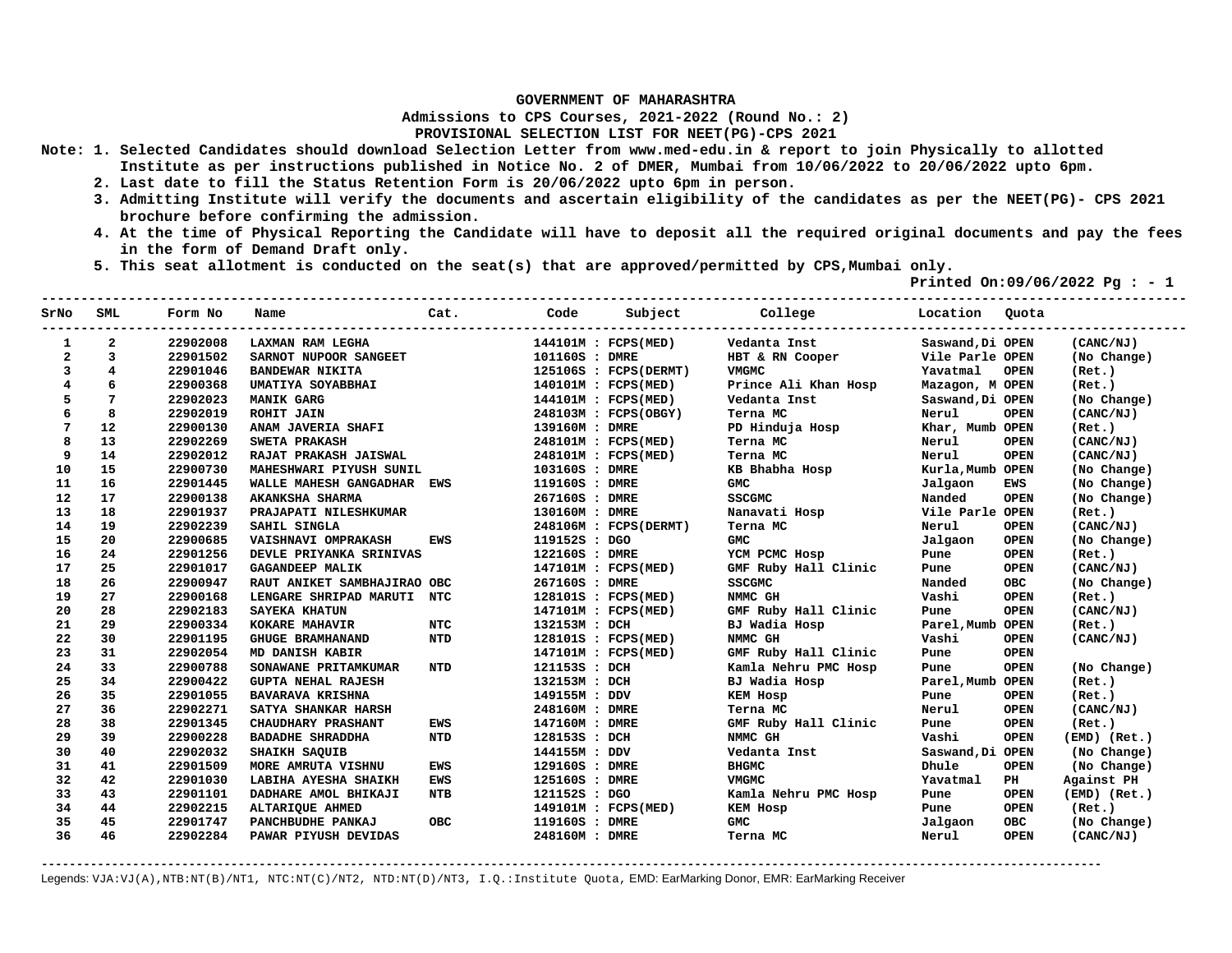# GOVERNMENT OF MAHARASHTRA

## Admissions to CPS Courses, 2021-2022 (Round No.: 2)

## PROVISIONAL SELECTION LIST FOR NEET(PG)-CPS 2021

Note: 1. Selected Candidates should download Selection Letter from www.med-edu.in & report to join Physically to allotted Institute as per instructions published in Notice No. 2 of DMER, Mumbai from 10/06/2022 to 20/06/2022 upto 6pm.
2. Last date to fill the Status Retention Form is 20/06/2022 upto 6pm in person.
3. Admitting Institute will verify the documents and ascertain eligibility of the candidates as per the NEET(PG)- CPS 2021 brochure before confirming the admission.
4. At the time of Physical Reporting the Candidate will have to deposit all the required original documents and pay the fees in the form of Demand Draft only.
5. This seat allotment is conducted on the seat(s) that are approved/permitted by CPS,Mumbai only.

Printed On:09/06/2022 Pg : - 1

| SrNo | SML | Form No | Name | Cat. | Code | Subject | College | Location | Quota | |
|---|---|---|---|---|---|---|---|---|---|---|
| 1 | 2 | 22902008 | LAXMAN RAM LEGHA | | 144101M | FCPS(MED) | Vedanta Inst | Saswand,Di | OPEN | (CANC/NJ) |
| 2 | 3 | 22901502 | SARNOT NUPOOR SANGEET | | 101160S | DMRE | HBT & RN Cooper | Vile Parle | OPEN | (No Change) |
| 3 | 4 | 22901046 | BANDEWAR NIKITA | | 125106S | FCPS(DERMT) | VMGMC | Yavatmal | OPEN | (Ret.) |
| 4 | 6 | 22900368 | UMATIYA SOYABBHAI | | 140101M | FCPS(MED) | Prince Ali Khan Hosp | Mazagon, M | OPEN | (Ret.) |
| 5 | 7 | 22902023 | MANIK GARG | | 144101M | FCPS(MED) | Vedanta Inst | Saswand,Di | OPEN | (No Change) |
| 6 | 8 | 22902019 | ROHIT JAIN | | 248103M | FCPS(OBGY) | Terna MC | Nerul | OPEN | (CANC/NJ) |
| 7 | 12 | 22900130 | ANAM JAVERIA SHAFI | | 139160M | DMRE | PD Hinduja Hosp | Khar, Mumb | OPEN | (Ret.) |
| 8 | 13 | 22902269 | SWETA PRAKASH | | 248101M | FCPS(MED) | Terna MC | Nerul | OPEN | (CANC/NJ) |
| 9 | 14 | 22902012 | RAJAT PRAKASH JAISWAL | | 248101M | FCPS(MED) | Terna MC | Nerul | OPEN | (CANC/NJ) |
| 10 | 15 | 22900730 | MAHESHWARI PIYUSH SUNIL | | 103160S | DMRE | KB Bhabha Hosp | Kurla,Mumb | OPEN | (No Change) |
| 11 | 16 | 22901445 | WALLE MAHESH GANGADHAR | EWS | 119160S | DMRE | GMC | Jalgaon | EWS | (No Change) |
| 12 | 17 | 22900138 | AKANKSHA SHARMA | | 267160S | DMRE | SSCGMC | Nanded | OPEN | (No Change) |
| 13 | 18 | 22901937 | PRAJAPATI NILESHKUMAR | | 130160M | DMRE | Nanavati Hosp | Vile Parle | OPEN | (Ret.) |
| 14 | 19 | 22902239 | SAHIL SINGLA | | 248106M | FCPS(DERMT) | Terna MC | Nerul | OPEN | (CANC/NJ) |
| 15 | 20 | 22900685 | VAISHNAVI OMPRAKASH | EWS | 119152S | DGO | GMC | Jalgaon | OPEN | (No Change) |
| 16 | 24 | 22901256 | DEVLE PRIYANKA SRINIVAS | | 122160S | DMRE | YCM PCMC Hosp | Pune | OPEN | (Ret.) |
| 17 | 25 | 22901017 | GAGANDEEP MALIK | | 147101M | FCPS(MED) | GMF Ruby Hall Clinic | Pune | OPEN | (CANC/NJ) |
| 18 | 26 | 22900947 | RAUT ANIKET SAMBHAJIRAO | OBC | 267160S | DMRE | SSCGMC | Nanded | OBC | (No Change) |
| 19 | 27 | 22900168 | LENGARE SHRIPAD MARUTI | NTC | 128101S | FCPS(MED) | NMMC GH | Vashi | OPEN | (Ret.) |
| 20 | 28 | 22902183 | SAYEKA KHATUN | | 147101M | FCPS(MED) | GMF Ruby Hall Clinic | Pune | OPEN | (CANC/NJ) |
| 21 | 29 | 22900334 | KOKARE MAHAVIR | NTC | 132153M | DCH | BJ Wadia Hosp | Parel,Mumb | OPEN | (Ret.) |
| 22 | 30 | 22901195 | GHUGE BRAMHANAND | NTD | 128101S | FCPS(MED) | NMMC GH | Vashi | OPEN | (CANC/NJ) |
| 23 | 31 | 22902054 | MD DANISH KABIR | | 147101M | FCPS(MED) | GMF Ruby Hall Clinic | Pune | OPEN | |
| 24 | 33 | 22900788 | SONAWANE PRITAMKUMAR | NTD | 121153S | DCH | Kamla Nehru PMC Hosp | Pune | OPEN | (No Change) |
| 25 | 34 | 22900422 | GUPTA NEHAL RAJESH | | 132153M | DCH | BJ Wadia Hosp | Parel,Mumb | OPEN | (Ret.) |
| 26 | 35 | 22901055 | BAVARAVA KRISHNA | | 149155M | DDV | KEM Hosp | Pune | OPEN | (Ret.) |
| 27 | 36 | 22902271 | SATYA SHANKAR HARSH | | 248160M | DMRE | Terna MC | Nerul | OPEN | (CANC/NJ) |
| 28 | 38 | 22901345 | CHAUDHARY PRASHANT | EWS | 147160M | DMRE | GMF Ruby Hall Clinic | Pune | OPEN | (Ret.) |
| 29 | 39 | 22900228 | BADADHE SHRADDHA | NTD | 128153S | DCH | NMMC GH | Vashi | OPEN | (EMD) (Ret.) |
| 30 | 40 | 22902032 | SHAIKH SAQUIB | | 144155M | DDV | Vedanta Inst | Saswand,Di | OPEN | (No Change) |
| 31 | 41 | 22901509 | MORE AMRUTA VISHNU | EWS | 129160S | DMRE | BHGMC | Dhule | OPEN | (No Change) |
| 32 | 42 | 22901030 | LABIHA AYESHA SHAIKH | EWS | 125160S | DMRE | VMGMC | Yavatmal | PH | Against PH |
| 33 | 43 | 22901101 | DADHARE AMOL BHIKAJI | NTB | 121152S | DGO | Kamla Nehru PMC Hosp | Pune | OPEN | (EMD) (Ret.) |
| 34 | 44 | 22902215 | ALTARIQUE AHMED | | 149101M | FCPS(MED) | KEM Hosp | Pune | OPEN | (Ret.) |
| 35 | 45 | 22901747 | PANCHBUDHE PANKAJ | OBC | 119160S | DMRE | GMC | Jalgaon | OBC | (No Change) |
| 36 | 46 | 22902284 | PAWAR PIYUSH DEVIDAS | | 248160M | DMRE | Terna MC | Nerul | OPEN | (CANC/NJ) |

Legends: VJA:VJ(A),NTB:NT(B)/NT1, NTC:NT(C)/NT2, NTD:NT(D)/NT3, I.Q.:Institute Quota, EMD: EarMarking Donor, EMR: EarMarking Receiver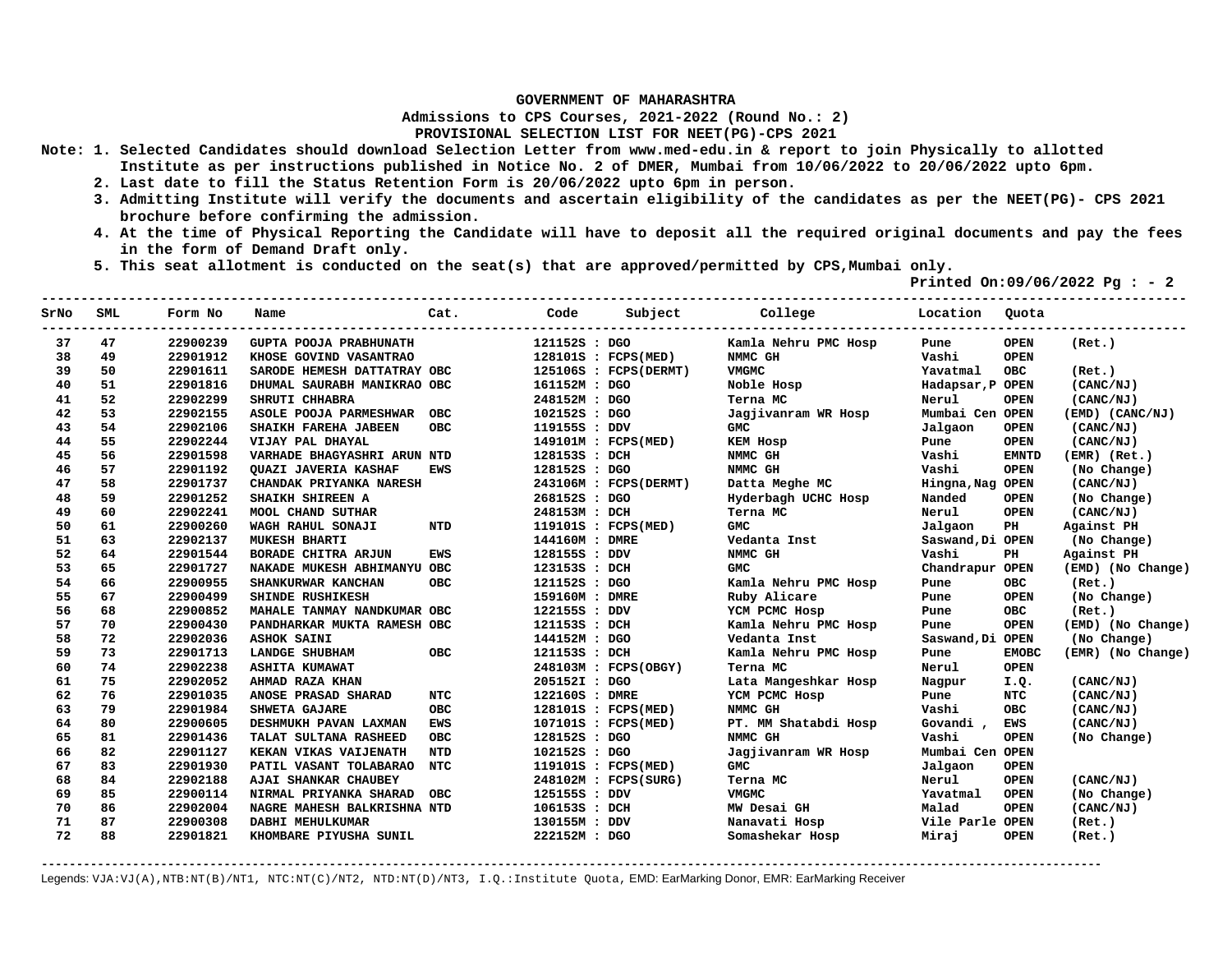**GOVERNMENT OF MAHARASHTRA**

**Admissions to CPS Courses, 2021-2022 (Round No.: 2)**

**PROVISIONAL SELECTION LIST FOR NEET(PG)-CPS 2021**

Note: 1. Selected Candidates should download Selection Letter from www.med-edu.in & report to join Physically to allotted Institute as per instructions published in Notice No. 2 of DMER, Mumbai from 10/06/2022 to 20/06/2022 upto 6pm.
2. Last date to fill the Status Retention Form is 20/06/2022 upto 6pm in person.
3. Admitting Institute will verify the documents and ascertain eligibility of the candidates as per the NEET(PG)- CPS 2021 brochure before confirming the admission.
4. At the time of Physical Reporting the Candidate will have to deposit all the required original documents and pay the fees in the form of Demand Draft only.
5. This seat allotment is conducted on the seat(s) that are approved/permitted by CPS,Mumbai only.

Printed On:09/06/2022 Pg : - 2

| SrNo | SML | Form No | Name | Cat. | Code | Subject | College | Location | Quota | |
|---|---|---|---|---|---|---|---|---|---|---|
| 37 | 47 | 22900239 | GUPTA POOJA PRABHUNATH | | 121152S | DGO | Kamla Nehru PMC Hosp | Pune | OPEN | (Ret.) |
| 38 | 49 | 22901912 | KHOSE GOVIND VASANTRAO | | 128101S | FCPS(MED) | NMMC GH | Vashi | OPEN | |
| 39 | 50 | 22901611 | SARODE HEMESH DATTATRAY | OBC | 125106S | FCPS(DERMT) | VMGMC | Yavatmal | OBC | (Ret.) |
| 40 | 51 | 22901816 | DHUMAL SAURABH MANIKRAO | OBC | 161152M | DGO | Noble Hosp | Hadapsar,P | OPEN | (CANC/NJ) |
| 41 | 52 | 22902299 | SHRUTI CHHABRA | | 248152M | DGO | Terna MC | Nerul | OPEN | (CANC/NJ) |
| 42 | 53 | 22902155 | ASOLE POOJA PARMESHWAR | OBC | 102152S | DGO | Jagjivanram WR Hosp | Mumbai Cen | OPEN | (EMD) (CANC/NJ) |
| 43 | 54 | 22902106 | SHAIKH FAREHA JABEEN | OBC | 119155S | DDV | GMC | Jalgaon | OPEN | (CANC/NJ) |
| 44 | 55 | 22902244 | VIJAY PAL DHAYAL | | 149101M | FCPS(MED) | KEM Hosp | Pune | OPEN | (CANC/NJ) |
| 45 | 56 | 22901598 | VARHADE BHAGYASHRI ARUN | NTD | 128153S | DCH | NMMC GH | Vashi | EMNTD | (EMR) (Ret.) |
| 46 | 57 | 22901192 | QUAZI JAVERIA KASHAF | EWS | 128152S | DGO | NMMC GH | Vashi | OPEN | (No Change) |
| 47 | 58 | 22901737 | CHANDAK PRIYANKA NARESH | | 243106M | FCPS(DERMT) | Datta Meghe MC | Hingna,Nag | OPEN | (CANC/NJ) |
| 48 | 59 | 22901252 | SHAIKH SHIREEN A | | 268152S | DGO | Hyderbagh UCHC Hosp | Nanded | OPEN | (No Change) |
| 49 | 60 | 22902241 | MOOL CHAND SUTHAR | | 248153M | DCH | Terna MC | Nerul | OPEN | (CANC/NJ) |
| 50 | 61 | 22900260 | WAGH RAHUL SONAJI | NTD | 119101S | FCPS(MED) | GMC | Jalgaon | PH | Against PH |
| 51 | 63 | 22902137 | MUKESH BHARTI | | 144160M | DMRE | Vedanta Inst | Saswand,Di | OPEN | (No Change) |
| 52 | 64 | 22901544 | BORADE CHITRA ARJUN | EWS | 128155S | DDV | NMMC GH | Vashi | PH | Against PH |
| 53 | 65 | 22901727 | NAKADE MUKESH ABHIMANYU | OBC | 123153S | DCH | GMC | Chandrapur | OPEN | (EMD) (No Change) |
| 54 | 66 | 22900955 | SHANKURWAR KANCHAN | OBC | 121152S | DGO | Kamla Nehru PMC Hosp | Pune | OBC | (Ret.) |
| 55 | 67 | 22900499 | SHINDE RUSHIKESH | | 159160M | DMRE | Ruby Alicare | Pune | OPEN | (No Change) |
| 56 | 68 | 22900852 | MAHALE TANMAY NANDKUMAR | OBC | 122155S | DDV | YCM PCMC Hosp | Pune | OBC | (Ret.) |
| 57 | 70 | 22900430 | PANDHARKAR MUKTA RAMESH | OBC | 121153S | DCH | Kamla Nehru PMC Hosp | Pune | OPEN | (EMD) (No Change) |
| 58 | 72 | 22902036 | ASHOK SAINI | | 144152M | DGO | Vedanta Inst | Saswand,Di | OPEN | (No Change) |
| 59 | 73 | 22901713 | LANDGE SHUBHAM | OBC | 121153S | DCH | Kamla Nehru PMC Hosp | Pune | EMOBC | (EMR) (No Change) |
| 60 | 74 | 22902238 | ASHITA KUMAWAT | | 248103M | FCPS(OBGY) | Terna MC | Nerul | OPEN | |
| 61 | 75 | 22902052 | AHMAD RAZA KHAN | | 205152I | DGO | Lata Mangeshkar Hosp | Nagpur | I.Q. | (CANC/NJ) |
| 62 | 76 | 22901035 | ANOSE PRASAD SHARAD | NTC | 122160S | DMRE | YCM PCMC Hosp | Pune | NTC | (CANC/NJ) |
| 63 | 79 | 22901984 | SHWETA GAJARE | OBC | 128101S | FCPS(MED) | NMMC GH | Vashi | OBC | (CANC/NJ) |
| 64 | 80 | 22900605 | DESHMUKH PAVAN LAXMAN | EWS | 107101S | FCPS(MED) | PT. MM Shatabdi Hosp | Govandi , | EWS | (CANC/NJ) |
| 65 | 81 | 22901436 | TALAT SULTANA RASHEED | OBC | 128152S | DGO | NMMC GH | Vashi | OPEN | (No Change) |
| 66 | 82 | 22901127 | KEKAN VIKAS VAIJENATH | NTD | 102152S | DGO | Jagjivanram WR Hosp | Mumbai Cen | OPEN | |
| 67 | 83 | 22901930 | PATIL VASANT TOLABARAO | NTC | 119101S | FCPS(MED) | GMC | Jalgaon | OPEN | |
| 68 | 84 | 22902188 | AJAI SHANKAR CHAUBEY | | 248102M | FCPS(SURG) | Terna MC | Nerul | OPEN | (CANC/NJ) |
| 69 | 85 | 22900114 | NIRMAL PRIYANKA SHARAD | OBC | 125155S | DDV | VMGMC | Yavatmal | OPEN | (No Change) |
| 70 | 86 | 22902004 | NAGRE MAHESH BALKRISHNA | NTD | 106153S | DCH | MW Desai GH | Malad | OPEN | (CANC/NJ) |
| 71 | 87 | 22900308 | DABHI MEHULKUMAR | | 130155M | DDV | Nanavati Hosp | Vile Parle | OPEN | (Ret.) |
| 72 | 88 | 22901821 | KHOMBARE PIYUSHA SUNIL | | 222152M | DGO | Somashekar Hosp | Miraj | OPEN | (Ret.) |

Legends: VJA:VJ(A),NTB:NT(B)/NT1, NTC:NT(C)/NT2, NTD:NT(D)/NT3, I.Q.:Institute Quota, EMD: EarMarking Donor, EMR: EarMarking Receiver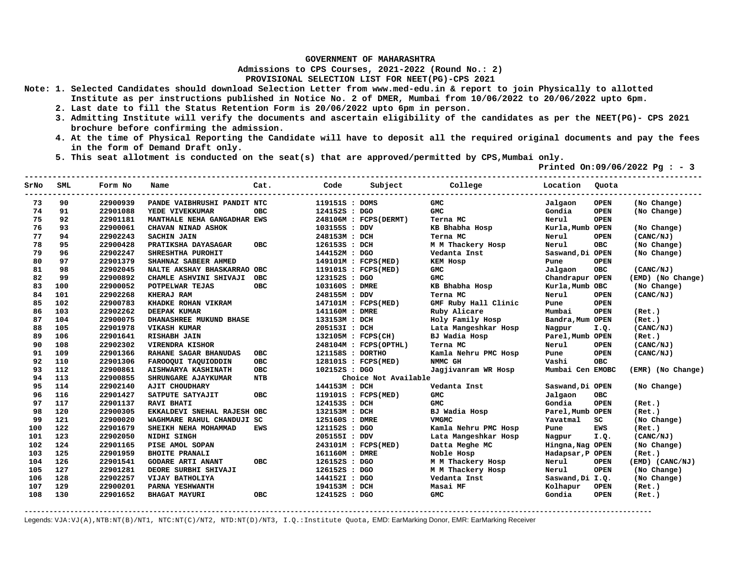**GOVERNMENT OF MAHARASHTRA**

**Admissions to CPS Courses, 2021-2022 (Round No.: 2)**

**PROVISIONAL SELECTION LIST FOR NEET(PG)-CPS 2021**

Note:
1. Selected Candidates should download Selection Letter from www.med-edu.in & report to join Physically to allotted Institute as per instructions published in Notice No. 2 of DMER, Mumbai from 10/06/2022 to 20/06/2022 upto 6pm.
2. Last date to fill the Status Retention Form is 20/06/2022 upto 6pm in person.
3. Admitting Institute will verify the documents and ascertain eligibility of the candidates as per the NEET(PG)- CPS 2021 brochure before confirming the admission.
4. At the time of Physical Reporting the Candidate will have to deposit all the required original documents and pay the fees in the form of Demand Draft only.
5. This seat allotment is conducted on the seat(s) that are approved/permitted by CPS,Mumbai only.

Printed On:09/06/2022 Pg : - 3

| SrNo | SML | Form No | Name | Cat. | Code | Subject | College | Location | Quota | |
|---|---|---|---|---|---|---|---|---|---|---|
| 73 | 90 | 22900939 | PANDE VAIBHRUSHI PANDIT | NTC | 119151S | DOMS | GMC | Jalgaon | OPEN | (No Change) |
| 74 | 91 | 22901088 | YEDE VIVEKKUMAR | OBC | 124152S | DGO | GMC | Gondia | OPEN | (No Change) |
| 75 | 92 | 22901181 | MANTHALE NEHA GANGADHAR | EWS | 248106M | FCPS(DERMT) | Terna MC | Nerul | OPEN | |
| 76 | 93 | 22900061 | CHAVAN NINAD ASHOK | | 103155S | DDV | KB Bhabha Hosp | Kurla,Mumb | OPEN | (No Change) |
| 77 | 94 | 22902243 | SACHIN JAIN | | 248153M | DCH | Terna MC | Nerul | OPEN | (CANC/NJ) |
| 78 | 95 | 22900428 | PRATIKSHA DAYASAGAR | OBC | 126153S | DCH | M M Thackery Hosp | Nerul | OBC | (No Change) |
| 79 | 96 | 22902247 | SHRESHTHA PUROHIT | | 144152M | DGO | Vedanta Inst | Saswand,Di | OPEN | (No Change) |
| 80 | 97 | 22901379 | SHAHNAZ SABEER AHMED | | 149101M | FCPS(MED) | KEM Hosp | Pune | OPEN | |
| 81 | 98 | 22902045 | NALTE AKSHAY BHASKARRAO | OBC | 119101S | FCPS(MED) | GMC | Jalgaon | OBC | (CANC/NJ) |
| 82 | 99 | 22900892 | CHAMLE ASHVINI SHIVAJI | OBC | 123152S | DGO | GMC | Chandrapur | OPEN | (EMD) (No Change) |
| 83 | 100 | 22900052 | POTPELWAR TEJAS | OBC | 103160S | DMRE | KB Bhabha Hosp | Kurla,Mumb | OBC | (No Change) |
| 84 | 101 | 22902268 | KHERAJ RAM | | 248155M | DDV | Terna MC | Nerul | OPEN | (CANC/NJ) |
| 85 | 102 | 22900783 | KHADKE ROHAN VIKRAM | | 147101M | FCPS(MED) | GMF Ruby Hall Clinic | Pune | OPEN | |
| 86 | 103 | 22902262 | DEEPAK KUMAR | | 141160M | DMRE | Ruby Alicare | Mumbai | OPEN | (Ret.) |
| 87 | 104 | 22900075 | DHANASHREE MUKUND BHASE | | 133153M | DCH | Holy Family Hosp | Bandra,Mum | OPEN | (Ret.) |
| 88 | 105 | 22901978 | VIKASH KUMAR | | 205153I | DCH | Lata Mangeshkar Hosp | Nagpur | I.Q. | (CANC/NJ) |
| 89 | 106 | 22901641 | RISHABH JAIN | | 132105M | FCPS(CH) | BJ Wadia Hosp | Parel,Mumb | OPEN | (Ret.) |
| 90 | 108 | 22902302 | VIRENDRA KISHOR | | 248104M | FCPS(OPTHL) | Terna MC | Nerul | OPEN | (CANC/NJ) |
| 91 | 109 | 22901366 | RAHANE SAGAR BHANUDAS | OBC | 121158S | DORTHO | Kamla Nehru PMC Hosp | Pune | OPEN | (CANC/NJ) |
| 92 | 110 | 22901306 | FAROOQUI TAQUIODDIN | OBC | 128101S | FCPS(MED) | NMMC GH | Vashi | OBC | |
| 93 | 112 | 22900861 | AISHWARYA KASHINATH | OBC | 102152S | DGO | Jagjivanram WR Hosp | Mumbai Cen | EMOBC | (EMR) (No Change) |
| 94 | 113 | 22900855 | SHRUNGARE AJAYKUMAR | NTB | | Choice Not Available | | | | |
| 95 | 114 | 22902140 | AJIT CHOUDHARY | | 144153M | DCH | Vedanta Inst | Saswand,Di | OPEN | (No Change) |
| 96 | 116 | 22901427 | SATPUTE SATYAJIT | OBC | 119101S | FCPS(MED) | GMC | Jalgaon | OBC | |
| 97 | 117 | 22901137 | RAVI BHATI | | 124153S | DCH | GMC | Gondia | OPEN | (Ret.) |
| 98 | 120 | 22900305 | EKKALDEVI SNEHAL RAJESH | OBC | 132153M | DCH | BJ Wadia Hosp | Parel,Mumb | OPEN | (Ret.) |
| 99 | 121 | 22900020 | WAGHMARE RAHUL CHANDUJI | SC | 125160S | DMRE | VMGMC | Yavatmal | SC | (No Change) |
| 100 | 122 | 22901679 | SHEIKH NEHA MOHAMMAD | EWS | 121152S | DGO | Kamla Nehru PMC Hosp | Pune | EWS | (Ret.) |
| 101 | 123 | 22902050 | NIDHI SINGH | | 205155I | DDV | Lata Mangeshkar Hosp | Nagpur | I.Q. | (CANC/NJ) |
| 102 | 124 | 22901165 | PISE AMOL SOPAN | | 243101M | FCPS(MED) | Datta Meghe MC | Hingna,Nag | OPEN | (No Change) |
| 103 | 125 | 22901959 | BHOITE PRANALI | | 161160M | DMRE | Noble Hosp | Hadapsar,P | OPEN | (Ret.) |
| 104 | 126 | 22901541 | GODARE ARTI ANANT | OBC | 126152S | DGO | M M Thackery Hosp | Nerul | OPEN | (EMD) (CANC/NJ) |
| 105 | 127 | 22901281 | DEORE SURBHI SHIVAJI | | 126152S | DGO | M M Thackery Hosp | Nerul | OPEN | (No Change) |
| 106 | 128 | 22902257 | VIJAY BATHOLIYA | | 144152I | DGO | Vedanta Inst | Saswand,Di | I.Q. | (No Change) |
| 107 | 129 | 22900201 | PARNA YESHWANTH | | 194153M | DCH | Masai MF | Kolhapur | OPEN | (Ret.) |
| 108 | 130 | 22901652 | BHAGAT MAYURI | OBC | 124152S | DGO | GMC | Gondia | OPEN | (Ret.) |

Legends: VJA:VJ(A),NTB:NT(B)/NT1, NTC:NT(C)/NT2, NTD:NT(D)/NT3, I.Q.:Institute Quota, EMD: EarMarking Donor, EMR: EarMarking Receiver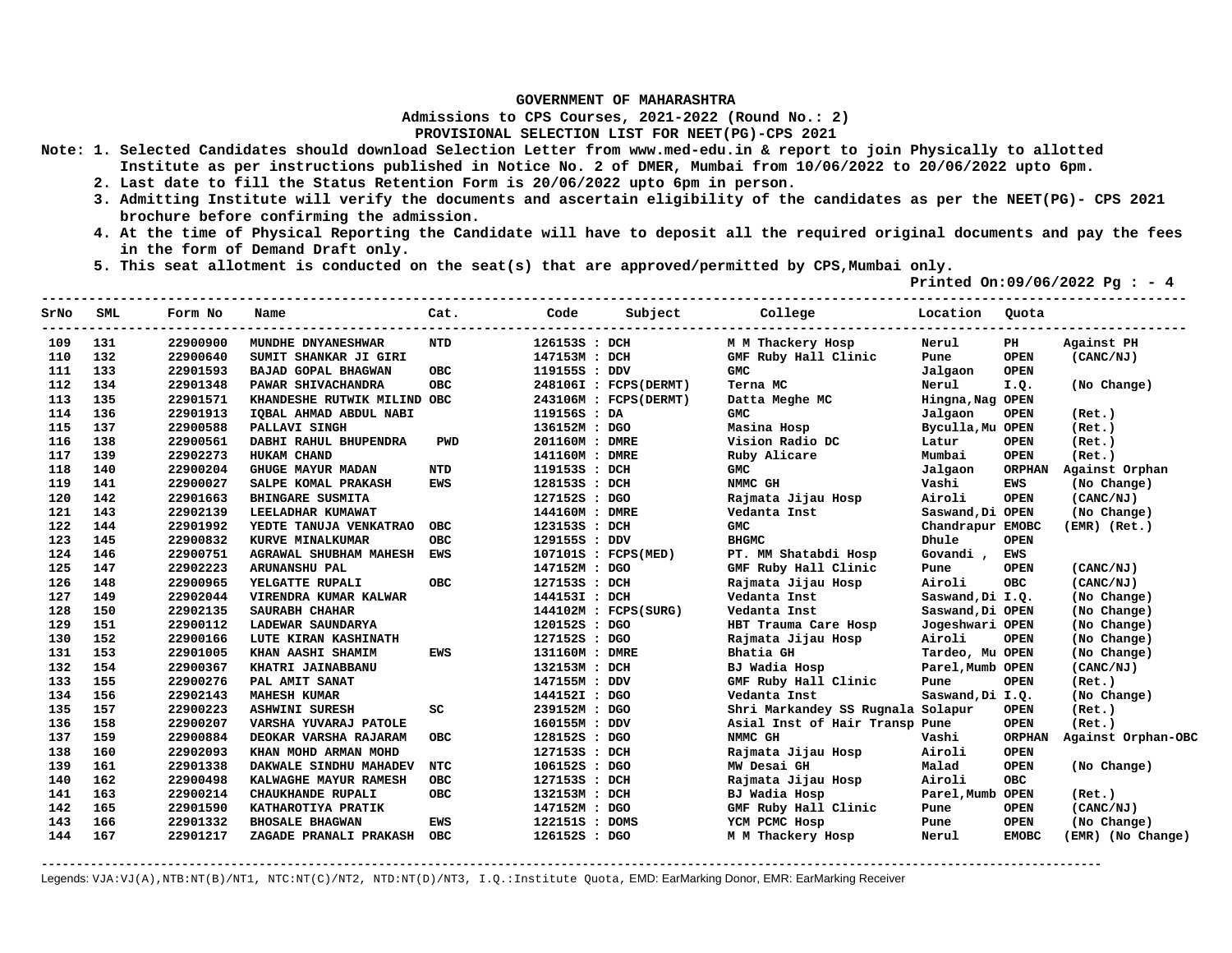**GOVERNMENT OF MAHARASHTRA**
**Admissions to CPS Courses, 2021-2022 (Round No.: 2)**
**PROVISIONAL SELECTION LIST FOR NEET(PG)-CPS 2021**

**Note: 1. Selected Candidates should download Selection Letter from www.med-edu.in & report to join Physically to allotted Institute as per instructions published in Notice No. 2 of DMER, Mumbai from 10/06/2022 to 20/06/2022 upto 6pm.**
**2. Last date to fill the Status Retention Form is 20/06/2022 upto 6pm in person.**
**3. Admitting Institute will verify the documents and ascertain eligibility of the candidates as per the NEET(PG)- CPS 2021 brochure before confirming the admission.**
**4. At the time of Physical Reporting the Candidate will have to deposit all the required original documents and pay the fees in the form of Demand Draft only.**
**5. This seat allotment is conducted on the seat(s) that are approved/permitted by CPS,Mumbai only.**

**Printed On:09/06/2022 Pg : - 4**

| SrNo | SML | Form No | Name | Cat. | Code | Subject | College | Location | Quota | |
|---|---|---|---|---|---|---|---|---|---|---|
| 109 | 131 | 22900900 | MUNDHE DNYANESHWAR | NTD | 126153S | DCH | M M Thackery Hosp | Nerul | PH | Against PH |
| 110 | 132 | 22900640 | SUMIT SHANKAR JI GIRI | | 147153M | DCH | GMF Ruby Hall Clinic | Pune | OPEN | (CANC/NJ) |
| 111 | 133 | 22901593 | BAJAD GOPAL BHAGWAN | OBC | 119155S | DDV | GMC | Jalgaon | OPEN | |
| 112 | 134 | 22901348 | PAWAR SHIVACHANDRA | OBC | 248106I | FCPS(DERMT) | Terna MC | Nerul | I.Q. | (No Change) |
| 113 | 135 | 22901571 | KHANDESHE RUTWIK MILIND | OBC | 243106M | FCPS(DERMT) | Datta Meghe MC | Hingna,Nag | OPEN | |
| 114 | 136 | 22901913 | IQBAL AHMAD ABDUL NABI | | 119156S | DA | GMC | Jalgaon | OPEN | (Ret.) |
| 115 | 137 | 22900588 | PALLAVI SINGH | | 136152M | DGO | Masina Hosp | Byculla,Mu | OPEN | (Ret.) |
| 116 | 138 | 22900561 | DABHI RAHUL BHUPENDRA | PWD | 201160M | DMRE | Vision Radio DC | Latur | OPEN | (Ret.) |
| 117 | 139 | 22902273 | HUKAM CHAND | | 141160M | DMRE | Ruby Alicare | Mumbai | OPEN | (Ret.) |
| 118 | 140 | 22900204 | GHUGE MAYUR MADAN | NTD | 119153S | DCH | GMC | Jalgaon | ORPHAN | Against Orphan |
| 119 | 141 | 22900027 | SALPE KOMAL PRAKASH | EWS | 128153S | DCH | NMMC GH | Vashi | EWS | (No Change) |
| 120 | 142 | 22901663 | BHINGARE SUSMITA | | 127152S | DGO | Rajmata Jijau Hosp | Airoli | OPEN | (CANC/NJ) |
| 121 | 143 | 22902139 | LEELADHAR KUMAWAT | | 144160M | DMRE | Vedanta Inst | Saswand,Di | OPEN | (No Change) |
| 122 | 144 | 22901992 | YEDTE TANUJA VENKATRAO | OBC | 123153S | DCH | GMC | Chandrapur | EMOBC | (EMR) (Ret.) |
| 123 | 145 | 22900832 | KURVE MINALKUMAR | OBC | 129155S | DDV | BHGMC | Dhule | OPEN | |
| 124 | 146 | 22900751 | AGRAWAL SHUBHAM MAHESH | EWS | 107101S | FCPS(MED) | PT. MM Shatabdi Hosp | Govandi , | EWS | |
| 125 | 147 | 22902223 | ARUNANSHU PAL | | 147152M | DGO | GMF Ruby Hall Clinic | Pune | OPEN | (CANC/NJ) |
| 126 | 148 | 22900965 | YELGATTE RUPALI | OBC | 127153S | DCH | Rajmata Jijau Hosp | Airoli | OBC | (CANC/NJ) |
| 127 | 149 | 22902044 | VIRENDRA KUMAR KALWAR | | 144153I | DCH | Vedanta Inst | Saswand,Di | I.Q. | (No Change) |
| 128 | 150 | 22902135 | SAURABH CHAHAR | | 144102M | FCPS(SURG) | Vedanta Inst | Saswand,Di | OPEN | (No Change) |
| 129 | 151 | 22900112 | LADEWAR SAUNDARYA | | 120152S | DGO | HBT Trauma Care Hosp | Jogeshwari | OPEN | (No Change) |
| 130 | 152 | 22900166 | LUTE KIRAN KASHINATH | | 127152S | DGO | Rajmata Jijau Hosp | Airoli | OPEN | (No Change) |
| 131 | 153 | 22901005 | KHAN AASHI SHAMIM | EWS | 131160M | DMRE | Bhatia GH | Tardeo, Mu | OPEN | (No Change) |
| 132 | 154 | 22900367 | KHATRI JAINABBANU | | 132153M | DCH | BJ Wadia Hosp | Parel,Mumb | OPEN | (CANC/NJ) |
| 133 | 155 | 22900276 | PAL AMIT SANAT | | 147155M | DDV | GMF Ruby Hall Clinic | Pune | OPEN | (Ret.) |
| 134 | 156 | 22902143 | MAHESH KUMAR | | 144152I | DGO | Vedanta Inst | Saswand,Di | I.Q. | (No Change) |
| 135 | 157 | 22900223 | ASHWINI SURESH | SC | 239152M | DGO | Shri Markandey SS Rugnala | Solapur | OPEN | (Ret.) |
| 136 | 158 | 22900207 | VARSHA YUVARAJ PATOLE | | 160155M | DDV | Asial Inst of Hair Transp | Pune | OPEN | (Ret.) |
| 137 | 159 | 22900884 | DEOKAR VARSHA RAJARAM | OBC | 128152S | DGO | NMMC GH | Vashi | ORPHAN | Against Orphan-OBC |
| 138 | 160 | 22902093 | KHAN MOHD ARMAN MOHD | | 127153S | DCH | Rajmata Jijau Hosp | Airoli | OPEN | |
| 139 | 161 | 22901338 | DAKWALE SINDHU MAHADEV | NTC | 106152S | DGO | MW Desai GH | Malad | OPEN | (No Change) |
| 140 | 162 | 22900498 | KALWAGHE MAYUR RAMESH | OBC | 127153S | DCH | Rajmata Jijau Hosp | Airoli | OBC | |
| 141 | 163 | 22900214 | CHAUKHANDE RUPALI | OBC | 132153M | DCH | BJ Wadia Hosp | Parel,Mumb | OPEN | (Ret.) |
| 142 | 165 | 22901590 | KATHAROTIYA PRATIK | | 147152M | DGO | GMF Ruby Hall Clinic | Pune | OPEN | (CANC/NJ) |
| 143 | 166 | 22901332 | BHOSALE BHAGWAN | EWS | 122151S | DOMS | YCM PCMC Hosp | Pune | OPEN | (No Change) |
| 144 | 167 | 22901217 | ZAGADE PRANALI PRAKASH | OBC | 126152S | DGO | M M Thackery Hosp | Nerul | EMOBC | (EMR) (No Change) |

Legends: VJA:VJ(A),NTB:NT(B)/NT1, NTC:NT(C)/NT2, NTD:NT(D)/NT3, I.Q.:Institute Quota, EMD: EarMarking Donor, EMR: EarMarking Receiver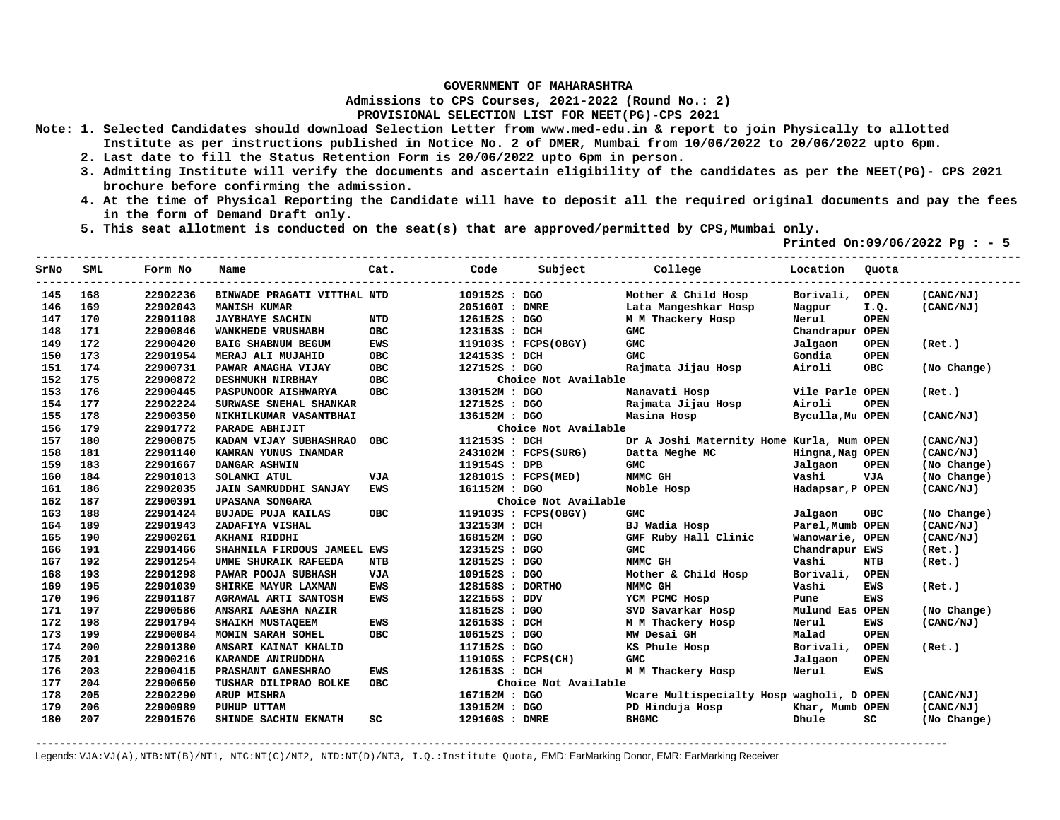**GOVERNMENT OF MAHARASHTRA**

**Admissions to CPS Courses, 2021-2022 (Round No.: 2)**

**PROVISIONAL SELECTION LIST FOR NEET(PG)-CPS 2021**

Note: 1. Selected Candidates should download Selection Letter from www.med-edu.in & report to join Physically to allotted Institute as per instructions published in Notice No. 2 of DMER, Mumbai from 10/06/2022 to 20/06/2022 upto 6pm.
2. Last date to fill the Status Retention Form is 20/06/2022 upto 6pm in person.
3. Admitting Institute will verify the documents and ascertain eligibility of the candidates as per the NEET(PG)- CPS 2021 brochure before confirming the admission.
4. At the time of Physical Reporting the Candidate will have to deposit all the required original documents and pay the fees in the form of Demand Draft only.
5. This seat allotment is conducted on the seat(s) that are approved/permitted by CPS,Mumbai only.

Printed On:09/06/2022 Pg : - 5

| SrNo | SML | Form No | Name | Cat. | Code | Subject | College | Location | Quota | |
|---|---|---|---|---|---|---|---|---|---|---|
| 145 | 168 | 22902236 | BINWADE PRAGATI VITTHAL | NTD | 109152S | DGO | Mother & Child Hosp | Borivali, | OPEN | (CANC/NJ) |
| 146 | 169 | 22902043 | MANISH KUMAR | | 205160I | DMRE | Lata Mangeshkar Hosp | Nagpur | I.Q. | (CANC/NJ) |
| 147 | 170 | 22901108 | JAYBHAYE SACHIN | NTD | 126152S | DGO | M M Thackery Hosp | Nerul | OPEN | |
| 148 | 171 | 22900846 | WANKHEDE VRUSHABH | OBC | 123153S | DCH | GMC | Chandrapur | OPEN | |
| 149 | 172 | 22900420 | BAIG SHABNUM BEGUM | EWS | 119103S | FCPS(OBGY) | GMC | Jalgaon | OPEN | (Ret.) |
| 150 | 173 | 22901954 | MERAJ ALI MUJAHID | OBC | 124153S | DCH | GMC | Gondia | OPEN | |
| 151 | 174 | 22900731 | PAWAR ANAGHA VIJAY | OBC | 127152S | DGO | Rajmata Jijau Hosp | Airoli | OBC | (No Change) |
| 152 | 175 | 22900872 | DESHMUKH NIRBHAY | OBC | | Choice Not Available | | | | |
| 153 | 176 | 22900445 | PASPUNOOR AISHWARYA | OBC | 130152M | DGO | Nanavati Hosp | Vile Parle | OPEN | (Ret.) |
| 154 | 177 | 22902224 | SURWASE SNEHAL SHANKAR | | 127152S | DGO | Rajmata Jijau Hosp | Airoli | OPEN | |
| 155 | 178 | 22900350 | NIKHILKUMAR VASANTBHAI | | 136152M | DGO | Masina Hosp | Byculla,Mu | OPEN | (CANC/NJ) |
| 156 | 179 | 22901772 | PARADE ABHIJIT | | | Choice Not Available | | | | |
| 157 | 180 | 22900875 | KADAM VIJAY SUBHASHRAO | OBC | 112153S | DCH | Dr A Joshi Maternity Home | Kurla, Mum | OPEN | (CANC/NJ) |
| 158 | 181 | 22901140 | KAMRAN YUNUS INAMDAR | | 243102M | FCPS(SURG) | Datta Meghe MC | Hingna,Nag | OPEN | (CANC/NJ) |
| 159 | 183 | 22901667 | DANGAR ASHWIN | | 119154S | DPB | GMC | Jalgaon | OPEN | (No Change) |
| 160 | 184 | 22901013 | SOLANKI ATUL | VJA | 128101S | FCPS(MED) | NMMC GH | Vashi | VJA | (No Change) |
| 161 | 186 | 22902035 | JAIN SAMRUDDHI SANJAY | EWS | 161152M | DGO | Noble Hosp | Hadapsar,P | OPEN | (CANC/NJ) |
| 162 | 187 | 22900391 | UPASANA SONGARA | | | Choice Not Available | | | | |
| 163 | 188 | 22901424 | BUJADE PUJA KAILAS | OBC | 119103S | FCPS(OBGY) | GMC | Jalgaon | OBC | (No Change) |
| 164 | 189 | 22901943 | ZADAFIYA VISHAL | | 132153M | DCH | BJ Wadia Hosp | Parel,Mumb | OPEN | (CANC/NJ) |
| 165 | 190 | 22900261 | AKHANI RIDDHI | | 168152M | DGO | GMF Ruby Hall Clinic | Wanowarie, | OPEN | (CANC/NJ) |
| 166 | 191 | 22901466 | SHAHNILA FIRDOUS JAMEEL | EWS | 123152S | DGO | GMC | Chandrapur | EWS | (Ret.) |
| 167 | 192 | 22901254 | UMME SHURAIK RAFEEDA | NTB | 128152S | DGO | NMMC GH | Vashi | NTB | (Ret.) |
| 168 | 193 | 22901298 | PAWAR POOJA SUBHASH | VJA | 109152S | DGO | Mother & Child Hosp | Borivali, | OPEN | |
| 169 | 195 | 22901039 | SHIRKE MAYUR LAXMAN | EWS | 128158S | DORTHO | NMMC GH | Vashi | EWS | (Ret.) |
| 170 | 196 | 22901187 | AGRAWAL ARTI SANTOSH | EWS | 122155S | DDV | YCM PCMC Hosp | Pune | EWS | |
| 171 | 197 | 22900586 | ANSARI AAESHA NAZIR | | 118152S | DGO | SVD Savarkar Hosp | Mulund Eas | OPEN | (No Change) |
| 172 | 198 | 22901794 | SHAIKH MUSTAQEEM | EWS | 126153S | DCH | M M Thackery Hosp | Nerul | EWS | (CANC/NJ) |
| 173 | 199 | 22900084 | MOMIN SARAH SOHEL | OBC | 106152S | DGO | MW Desai GH | Malad | OPEN | |
| 174 | 200 | 22901380 | ANSARI KAINAT KHALID | | 117152S | DGO | KS Phule Hosp | Borivali, | OPEN | (Ret.) |
| 175 | 201 | 22900216 | KARANDE ANIRUDDHA | | 119105S | FCPS(CH) | GMC | Jalgaon | OPEN | |
| 176 | 203 | 22900415 | PRASHANT GANESHRAO | EWS | 126153S | DCH | M M Thackery Hosp | Nerul | EWS | |
| 177 | 204 | 22900650 | TUSHAR DILIPRAO BOLKE | OBC | | Choice Not Available | | | | |
| 178 | 205 | 22902290 | ARUP MISHRA | | 167152M | DGO | Wcare Multispecialty Hosp | wagholi, D | OPEN | (CANC/NJ) |
| 179 | 206 | 22900989 | PUHUP UTTAM | | 139152M | DGO | PD Hinduja Hosp | Khar, Mumb | OPEN | (CANC/NJ) |
| 180 | 207 | 22901576 | SHINDE SACHIN EKNATH | SC | 129160S | DMRE | BHGMC | Dhule | SC | (No Change) |

Legends: VJA:VJ(A),NTB:NT(B)/NT1, NTC:NT(C)/NT2, NTD:NT(D)/NT3, I.Q.:Institute Quota, EMD: EarMarking Donor, EMR: EarMarking Receiver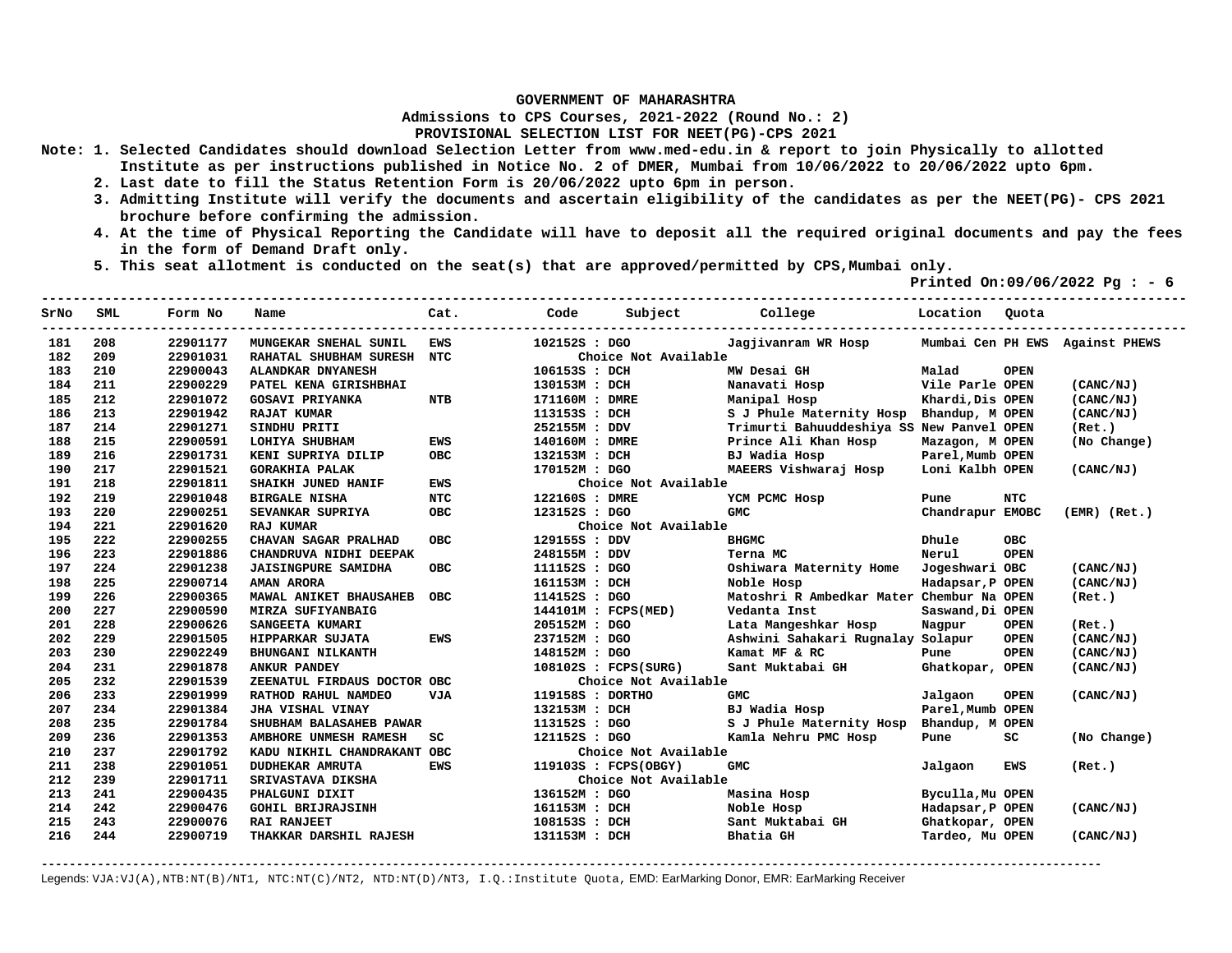**GOVERNMENT OF MAHARASHTRA**

**Admissions to CPS Courses, 2021-2022 (Round No.: 2)**

**PROVISIONAL SELECTION LIST FOR NEET(PG)-CPS 2021**

Note:
1. Selected Candidates should download Selection Letter from www.med-edu.in & report to join Physically to allotted Institute as per instructions published in Notice No. 2 of DMER, Mumbai from 10/06/2022 to 20/06/2022 upto 6pm.
2. Last date to fill the Status Retention Form is 20/06/2022 upto 6pm in person.
3. Admitting Institute will verify the documents and ascertain eligibility of the candidates as per the NEET(PG)- CPS 2021 brochure before confirming the admission.
4. At the time of Physical Reporting the Candidate will have to deposit all the required original documents and pay the fees in the form of Demand Draft only.
5. This seat allotment is conducted on the seat(s) that are approved/permitted by CPS,Mumbai only.

Printed On:09/06/2022 Pg : - 6

| SrNo | SML | Form No | Name | Cat. | Code | Subject | College | Location | Quota | |
|---|---|---|---|---|---|---|---|---|---|---|
| 181 | 208 | 22901177 | MUNGEKAR SNEHAL SUNIL | EWS | 102152S | DGO | Jagjivanram WR Hosp | Mumbai Cen | PH EWS | Against PHEWS |
| 182 | 209 | 22901031 | RAHATAL SHUBHAM SURESH | NTC | | Choice Not Available | | | | |
| 183 | 210 | 22900043 | ALANDKAR DNYANESH | | 106153S | DCH | MW Desai GH | Malad | OPEN | |
| 184 | 211 | 22900229 | PATEL KENA GIRISHBHAI | | 130153M | DCH | Nanavati Hosp | Vile Parle | OPEN | (CANC/NJ) |
| 185 | 212 | 22901072 | GOSAVI PRIYANKA | NTB | 171160M | DMRE | Manipal Hosp | Khardi,Dis | OPEN | (CANC/NJ) |
| 186 | 213 | 22901942 | RAJAT KUMAR | | 113153S | DCH | S J Phule Maternity Hosp | Bhandup, M | OPEN | (CANC/NJ) |
| 187 | 214 | 22901271 | SINDHU PRITI | | 252155M | DDV | Trimurti Bahuuddeshiya SS | New Panvel | OPEN | (Ret.) |
| 188 | 215 | 22900591 | LOHIYA SHUBHAM | EWS | 140160M | DMRE | Prince Ali Khan Hosp | Mazagon, M | OPEN | (No Change) |
| 189 | 216 | 22901731 | KENI SUPRIYA DILIP | OBC | 132153M | DCH | BJ Wadia Hosp | Parel,Mumb | OPEN | |
| 190 | 217 | 22901521 | GORAKHIA PALAK | | 170152M | DGO | MAEERS Vishwaraj Hosp | Loni Kalbh | OPEN | (CANC/NJ) |
| 191 | 218 | 22901811 | SHAIKH JUNED HANIF | EWS | | Choice Not Available | | | | |
| 192 | 219 | 22901048 | BIRGALE NISHA | NTC | 122160S | DMRE | YCM PCMC Hosp | Pune | NTC | |
| 193 | 220 | 22900251 | SEVANKAR SUPRIYA | OBC | 123152S | DGO | GMC | Chandrapur | EMOBC | (EMR) (Ret.) |
| 194 | 221 | 22901620 | RAJ KUMAR | | | Choice Not Available | | | | |
| 195 | 222 | 22900255 | CHAVAN SAGAR PRALHAD | OBC | 129155S | DDV | BHGMC | Dhule | OBC | |
| 196 | 223 | 22901886 | CHANDRUVA NIDHI DEEPAK | | 248155M | DDV | Terna MC | Nerul | OPEN | |
| 197 | 224 | 22901238 | JAISINGPURE SAMIDHA | OBC | 111152S | DGO | Oshiwara Maternity Home | Jogeshwari | OBC | (CANC/NJ) |
| 198 | 225 | 22900714 | AMAN ARORA | | 161153M | DCH | Noble Hosp | Hadapsar,P | OPEN | (CANC/NJ) |
| 199 | 226 | 22900365 | MAWAL ANIKET BHAUSAHEB | OBC | 114152S | DGO | Matoshri R Ambedkar Mater | Chembur Na | OPEN | (Ret.) |
| 200 | 227 | 22900590 | MIRZA SUFIYANBAIG | | 144101M | FCPS(MED) | Vedanta Inst | Saswand,Di | OPEN | |
| 201 | 228 | 22900626 | SANGEETA KUMARI | | 205152M | DGO | Lata Mangeshkar Hosp | Nagpur | OPEN | (Ret.) |
| 202 | 229 | 22901505 | HIPPARKAR SUJATA | EWS | 237152M | DGO | Ashwini Sahakari Rugnalay | Solapur | OPEN | (CANC/NJ) |
| 203 | 230 | 22902249 | BHUNGANI NILKANTH | | 148152M | DGO | Kamat MF & RC | Pune | OPEN | (CANC/NJ) |
| 204 | 231 | 22901878 | ANKUR PANDEY | | 108102S | FCPS(SURG) | Sant Muktabai GH | Ghatkopar, | OPEN | (CANC/NJ) |
| 205 | 232 | 22901539 | ZEENATUL FIRDAUS DOCTOR | OBC | | Choice Not Available | | | | |
| 206 | 233 | 22901999 | RATHOD RAHUL NAMDEO | VJA | 119158S | DORTHO | GMC | Jalgaon | OPEN | (CANC/NJ) |
| 207 | 234 | 22901384 | JHA VISHAL VINAY | | 132153M | DCH | BJ Wadia Hosp | Parel,Mumb | OPEN | |
| 208 | 235 | 22901784 | SHUBHAM BALASAHEB PAWAR | | 113152S | DGO | S J Phule Maternity Hosp | Bhandup, M | OPEN | |
| 209 | 236 | 22901353 | AMBHORE UNMESH RAMESH | SC | 121152S | DGO | Kamla Nehru PMC Hosp | Pune | SC | (No Change) |
| 210 | 237 | 22901792 | KADU NIKHIL CHANDRAKANT | OBC | | Choice Not Available | | | | |
| 211 | 238 | 22901051 | DUDHEKAR AMRUTA | EWS | 119103S | FCPS(OBGY) | GMC | Jalgaon | EWS | (Ret.) |
| 212 | 239 | 22901711 | SRIVASTAVA DIKSHA | | | Choice Not Available | | | | |
| 213 | 241 | 22900435 | PHALGUNI DIXIT | | 136152M | DGO | Masina Hosp | Byculla,Mu | OPEN | |
| 214 | 242 | 22900476 | GOHIL BRIJRAJSINH | | 161153M | DCH | Noble Hosp | Hadapsar,P | OPEN | (CANC/NJ) |
| 215 | 243 | 22900076 | RAI RANJEET | | 108153S | DCH | Sant Muktabai GH | Ghatkopar, | OPEN | |
| 216 | 244 | 22900719 | THAKKAR DARSHIL RAJESH | | 131153M | DCH | Bhatia GH | Tardeo, Mu | OPEN | (CANC/NJ) |

Legends: VJA:VJ(A),NTB:NT(B)/NT1, NTC:NT(C)/NT2, NTD:NT(D)/NT3, I.Q.:Institute Quota, EMD: EarMarking Donor, EMR: EarMarking Receiver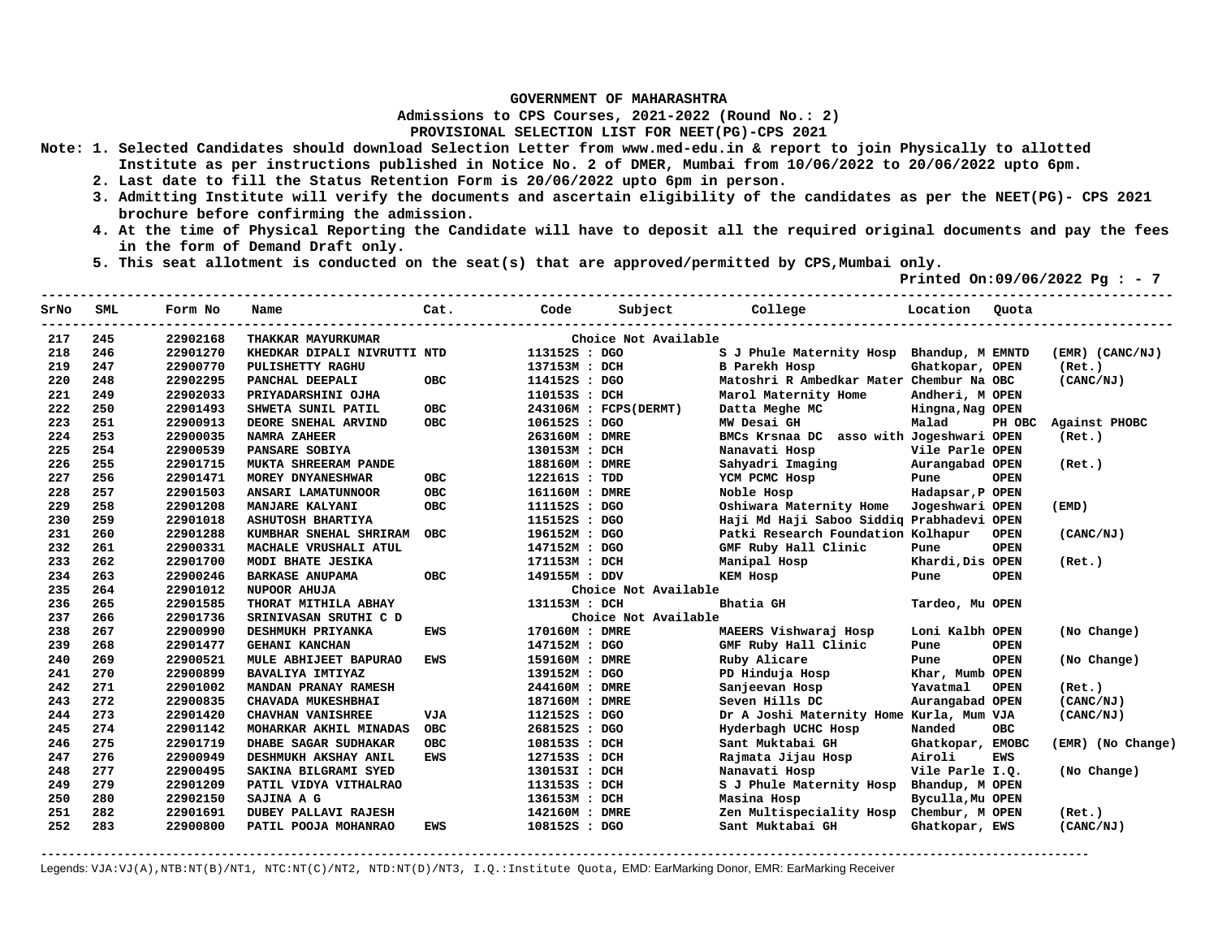**GOVERNMENT OF MAHARASHTRA**

**Admissions to CPS Courses, 2021-2022 (Round No.: 2)**

**PROVISIONAL SELECTION LIST FOR NEET(PG)-CPS 2021**

Note: 1. Selected Candidates should download Selection Letter from www.med-edu.in & report to join Physically to allotted Institute as per instructions published in Notice No. 2 of DMER, Mumbai from 10/06/2022 to 20/06/2022 upto 6pm.

2. Last date to fill the Status Retention Form is 20/06/2022 upto 6pm in person.

3. Admitting Institute will verify the documents and ascertain eligibility of the candidates as per the NEET(PG)- CPS 2021 brochure before confirming the admission.

4. At the time of Physical Reporting the Candidate will have to deposit all the required original documents and pay the fees in the form of Demand Draft only.

5. This seat allotment is conducted on the seat(s) that are approved/permitted by CPS,Mumbai only.

Printed On:09/06/2022 Pg : - 7

| SrNo | SML | Form No | Name | Cat. | Code | Subject | College | Location | Quota | |
|---|---|---|---|---|---|---|---|---|---|---|
| 217 | 245 | 22902168 | THAKKAR MAYURKUMAR | | | Choice Not Available | | | | |
| 218 | 246 | 22901270 | KHEDKAR DIPALI NIVRUTTI | NTD | 113152S | DGO | S J Phule Maternity Hosp | Bhandup, M | EMNTD | (EMR) (CANC/NJ) |
| 219 | 247 | 22900770 | PULISHETTY RAGHU | | 137153M | DCH | B Parekh Hosp | Ghatkopar, | OPEN | (Ret.) |
| 220 | 248 | 22902295 | PANCHAL DEEPALI | OBC | 114152S | DGO | Matoshri R Ambedkar Mater | Chembur Na | OBC | (CANC/NJ) |
| 221 | 249 | 22902033 | PRIYADARSHINI OJHA | | 110153S | DCH | Marol Maternity Home | Andheri, M | OPEN | |
| 222 | 250 | 22901493 | SHWETA SUNIL PATIL | OBC | 243106M | FCPS(DERMT) | Datta Meghe MC | Hingna,Nag | OPEN | |
| 223 | 251 | 22900913 | DEORE SNEHAL ARVIND | OBC | 106152S | DGO | MW Desai GH | Malad | PH OBC | Against PHOBC |
| 224 | 253 | 22900035 | NAMRA ZAHEER | | 263160M | DMRE | BMCs Krsnaa DC asso with | Jogeshwari | OPEN | (Ret.) |
| 225 | 254 | 22900539 | PANSARE SOBIYA | | 130153M | DCH | Nanavati Hosp | Vile Parle | OPEN | |
| 226 | 255 | 22901715 | MUKTA SHREERAM PANDE | | 188160M | DMRE | Sahyadri Imaging | Aurangabad | OPEN | (Ret.) |
| 227 | 256 | 22901471 | MOREY DNYANESHWAR | OBC | 122161S | TDD | YCM PCMC Hosp | Pune | OPEN | |
| 228 | 257 | 22901503 | ANSARI LAMATUNNOOR | OBC | 161160M | DMRE | Noble Hosp | Hadapsar,P | OPEN | |
| 229 | 258 | 22901208 | MANJARE KALYANI | OBC | 111152S | DGO | Oshiwara Maternity Home | Jogeshwari | OPEN | (EMD) |
| 230 | 259 | 22901018 | ASHUTOSH BHARTIYA | | 115152S | DGO | Haji Md Haji Saboo Siddiq | Prabhadevi | OPEN | |
| 231 | 260 | 22901288 | KUMBHAR SNEHAL SHRIRAM | OBC | 196152M | DGO | Patki Research Foundation | Kolhapur | OPEN | (CANC/NJ) |
| 232 | 261 | 22900331 | MACHALE VRUSHALI ATUL | | 147152M | DGO | GMF Ruby Hall Clinic | Pune | OPEN | |
| 233 | 262 | 22901700 | MODI BHATE JESIKA | | 171153M | DCH | Manipal Hosp | Khardi,Dis | OPEN | (Ret.) |
| 234 | 263 | 22900246 | BARKASE ANUPAMA | OBC | 149155M | DDV | KEM Hosp | Pune | OPEN | |
| 235 | 264 | 22901012 | NUPOOR AHUJA | | | Choice Not Available | | | | |
| 236 | 265 | 22901585 | THORAT MITHILA ABHAY | | 131153M | DCH | Bhatia GH | Tardeo, Mu | OPEN | |
| 237 | 266 | 22901736 | SRINIVASAN SRUTHI C D | | | Choice Not Available | | | | |
| 238 | 267 | 22900990 | DESHMUKH PRIYANKA | EWS | 170160M | DMRE | MAEERS Vishwaraj Hosp | Loni Kalbh | OPEN | (No Change) |
| 239 | 268 | 22901477 | GEHANI KANCHAN | | 147152M | DGO | GMF Ruby Hall Clinic | Pune | OPEN | |
| 240 | 269 | 22900521 | MULE ABHIJEET BAPURAO | EWS | 159160M | DMRE | Ruby Alicare | Pune | OPEN | (No Change) |
| 241 | 270 | 22900899 | BAVALIYA IMTIYAZ | | 139152M | DGO | PD Hinduja Hosp | Khar, Mumb | OPEN | |
| 242 | 271 | 22901002 | MANDAN PRANAY RAMESH | | 244160M | DMRE | Sanjeevan Hosp | Yavatmal | OPEN | (Ret.) |
| 243 | 272 | 22900835 | CHAVADA MUKESHBHAI | | 187160M | DMRE | Seven Hills DC | Aurangabad | OPEN | (CANC/NJ) |
| 244 | 273 | 22901420 | CHAVHAN VANISHREE | VJA | 112152S | DGO | Dr A Joshi Maternity Home | Kurla, Mum | VJA | (CANC/NJ) |
| 245 | 274 | 22901142 | MOHARKAR AKHIL MINADAS | OBC | 268152S | DGO | Hyderbagh UCHC Hosp | Nanded | OBC | |
| 246 | 275 | 22901719 | DHABE SAGAR SUDHAKAR | OBC | 108153S | DCH | Sant Muktabai GH | Ghatkopar, | EMOBC | (EMR) (No Change) |
| 247 | 276 | 22900949 | DESHMUKH AKSHAY ANIL | EWS | 127153S | DCH | Rajmata Jijau Hosp | Airoli | EWS | |
| 248 | 277 | 22900495 | SAKINA BILGRAMI SYED | | 130153I | DCH | Nanavati Hosp | Vile Parle | I.Q. | (No Change) |
| 249 | 279 | 22901209 | PATIL VIDYA VITHALRAO | | 113153S | DCH | S J Phule Maternity Hosp | Bhandup, M | OPEN | |
| 250 | 280 | 22902150 | SAJINA A G | | 136153M | DCH | Masina Hosp | Byculla,Mu | OPEN | |
| 251 | 282 | 22901691 | DUBEY PALLAVI RAJESH | | 142160M | DMRE | Zen Multispeciality Hosp | Chembur, M | OPEN | (Ret.) |
| 252 | 283 | 22900800 | PATIL POOJA MOHANRAO | EWS | 108152S | DGO | Sant Muktabai GH | Ghatkopar, | EWS | (CANC/NJ) |

Legends: VJA:VJ(A),NTB:NT(B)/NT1, NTC:NT(C)/NT2, NTD:NT(D)/NT3, I.Q.:Institute Quota, EMD: EarMarking Donor, EMR: EarMarking Receiver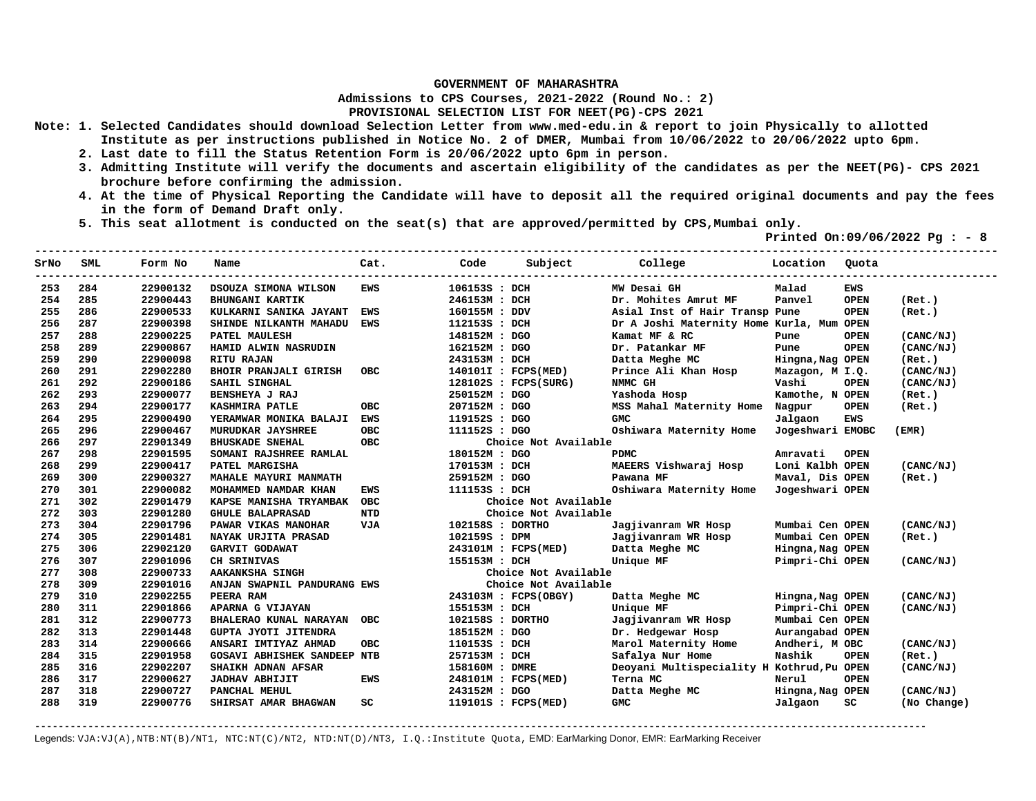**GOVERNMENT OF MAHARASHTRA**

**Admissions to CPS Courses, 2021-2022 (Round No.: 2)**

**PROVISIONAL SELECTION LIST FOR NEET(PG)-CPS 2021**

Note: 1. Selected Candidates should download Selection Letter from www.med-edu.in & report to join Physically to allotted Institute as per instructions published in Notice No. 2 of DMER, Mumbai from 10/06/2022 to 20/06/2022 upto 6pm.

2. Last date to fill the Status Retention Form is 20/06/2022 upto 6pm in person.

3. Admitting Institute will verify the documents and ascertain eligibility of the candidates as per the NEET(PG)- CPS 2021 brochure before confirming the admission.

4. At the time of Physical Reporting the Candidate will have to deposit all the required original documents and pay the fees in the form of Demand Draft only.

5. This seat allotment is conducted on the seat(s) that are approved/permitted by CPS,Mumbai only.

Printed On:09/06/2022 Pg : - 8

| SrNo | SML | Form No | Name | Cat. | Code | Subject | College | Location | Quota | |
|---|---|---|---|---|---|---|---|---|---|---|
| 253 | 284 | 22900132 | DSOUZA SIMONA WILSON | EWS | 106153S | DCH | MW Desai GH | Malad | EWS | |
| 254 | 285 | 22900443 | BHUNGANI KARTIK | | 246153M | DCH | Dr. Mohites Amrut MF | Panvel | OPEN | (Ret.) |
| 255 | 286 | 22900533 | KULKARNI SANIKA JAYANT | EWS | 160155M | DDV | Asial Inst of Hair Transp | Pune | OPEN | (Ret.) |
| 256 | 287 | 22900398 | SHINDE NILKANTH MAHADU | EWS | 112153S | DCH | Dr A Joshi Maternity Home | Kurla, Mum | OPEN | |
| 257 | 288 | 22900225 | PATEL MAULESH | | 148152M | DGO | Kamat MF & RC | Pune | OPEN | (CANC/NJ) |
| 258 | 289 | 22900867 | HAMID ALWIN NASRUDIN | | 162152M | DGO | Dr. Patankar MF | Pune | OPEN | (CANC/NJ) |
| 259 | 290 | 22900098 | RITU RAJAN | | 243153M | DCH | Datta Meghe MC | Hingna,Nag | OPEN | (Ret.) |
| 260 | 291 | 22902280 | BHOIR PRANJALI GIRISH | OBC | 140101I | FCPS(MED) | Prince Ali Khan Hosp | Mazagon, M | I.Q. | (CANC/NJ) |
| 261 | 292 | 22900186 | SAHIL SINGHAL | | 128102S | FCPS(SURG) | NMMC GH | Vashi | OPEN | (CANC/NJ) |
| 262 | 293 | 22900077 | BENSHEYA J RAJ | | 250152M | DGO | Yashoda Hosp | Kamothe, N | OPEN | (Ret.) |
| 263 | 294 | 22900177 | KASHMIRA PATLE | OBC | 207152M | DGO | MSS Mahal Maternity Home | Nagpur | OPEN | (Ret.) |
| 264 | 295 | 22900490 | YERAMWAR MONIKA BALAJI | EWS | 119152S | DGO | GMC | Jalgaon | EWS | |
| 265 | 296 | 22900467 | MURUDKAR JAYSHREE | OBC | 111152S | DGO | Oshiwara Maternity Home | Jogeshwari | EMOBC | (EMR) |
| 266 | 297 | 22901349 | BHUSKADE SNEHAL | OBC | | Choice Not Available | | | | |
| 267 | 298 | 22901595 | SOMANI RAJSHREE RAMLAL | | 180152M | DGO | PDMC | Amravati | OPEN | |
| 268 | 299 | 22900417 | PATEL MARGISHA | | 170153M | DCH | MAEERS Vishwaraj Hosp | Loni Kalbh | OPEN | (CANC/NJ) |
| 269 | 300 | 22900327 | MAHALE MAYURI MANMATH | | 259152M | DGO | Pawana MF | Maval, Dis | OPEN | (Ret.) |
| 270 | 301 | 22900082 | MOHAMMED NAMDAR KHAN | EWS | 111153S | DCH | Oshiwara Maternity Home | Jogeshwari | OPEN | |
| 271 | 302 | 22901479 | KAPSE MANISHA TRYAMBAK | OBC | | Choice Not Available | | | | |
| 272 | 303 | 22901280 | GHULE BALAPRASAD | NTD | | Choice Not Available | | | | |
| 273 | 304 | 22901796 | PAWAR VIKAS MANOHAR | VJA | 102158S | DORTHO | Jagjivanram WR Hosp | Mumbai Cen | OPEN | (CANC/NJ) |
| 274 | 305 | 22901481 | NAYAK URJITA PRASAD | | 102159S | DPM | Jagjivanram WR Hosp | Mumbai Cen | OPEN | (Ret.) |
| 275 | 306 | 22902120 | GARVIT GODAWAT | | 243101M | FCPS(MED) | Datta Meghe MC | Hingna,Nag | OPEN | |
| 276 | 307 | 22901096 | CH SRINIVAS | | 155153M | DCH | Unique MF | Pimpri-Chi | OPEN | (CANC/NJ) |
| 277 | 308 | 22900733 | AAKANKSHA SINGH | | | Choice Not Available | | | | |
| 278 | 309 | 22901016 | ANJAN SWAPNIL PANDURANG | EWS | | Choice Not Available | | | | |
| 279 | 310 | 22902255 | PEERA RAM | | 243103M | FCPS(OBGY) | Datta Meghe MC | Hingna,Nag | OPEN | (CANC/NJ) |
| 280 | 311 | 22901866 | APARNA G VIJAYAN | | 155153M | DCH | Unique MF | Pimpri-Chi | OPEN | (CANC/NJ) |
| 281 | 312 | 22900773 | BHALERAO KUNAL NARAYAN | OBC | 102158S | DORTHO | Jagjivanram WR Hosp | Mumbai Cen | OPEN | |
| 282 | 313 | 22901448 | GUPTA JYOTI JITENDRA | | 185152M | DGO | Dr. Hedgewar Hosp | Aurangabad | OPEN | |
| 283 | 314 | 22900666 | ANSARI IMTIYAZ AHMAD | OBC | 110153S | DCH | Marol Maternity Home | Andheri, M | OBC | (CANC/NJ) |
| 284 | 315 | 22901958 | GOSAVI ABHISHEK SANDEEP | NTB | 257153M | DCH | Safalya Nur Home | Nashik | OPEN | (Ret.) |
| 285 | 316 | 22902207 | SHAIKH ADNAN AFSAR | | 158160M | DMRE | Deoyani Multispeciality H | Kothrud,Pu | OPEN | (CANC/NJ) |
| 286 | 317 | 22900627 | JADHAV ABHIJIT | EWS | 248101M | FCPS(MED) | Terna MC | Nerul | OPEN | |
| 287 | 318 | 22900727 | PANCHAL MEHUL | | 243152M | DGO | Datta Meghe MC | Hingna,Nag | OPEN | (CANC/NJ) |
| 288 | 319 | 22900776 | SHIRSAT AMAR BHAGWAN | SC | 119101S | FCPS(MED) | GMC | Jalgaon | SC | (No Change) |

Legends: VJA:VJ(A),NTB:NT(B)/NT1, NTC:NT(C)/NT2, NTD:NT(D)/NT3, I.Q.:Institute Quota, EMD: EarMarking Donor, EMR: EarMarking Receiver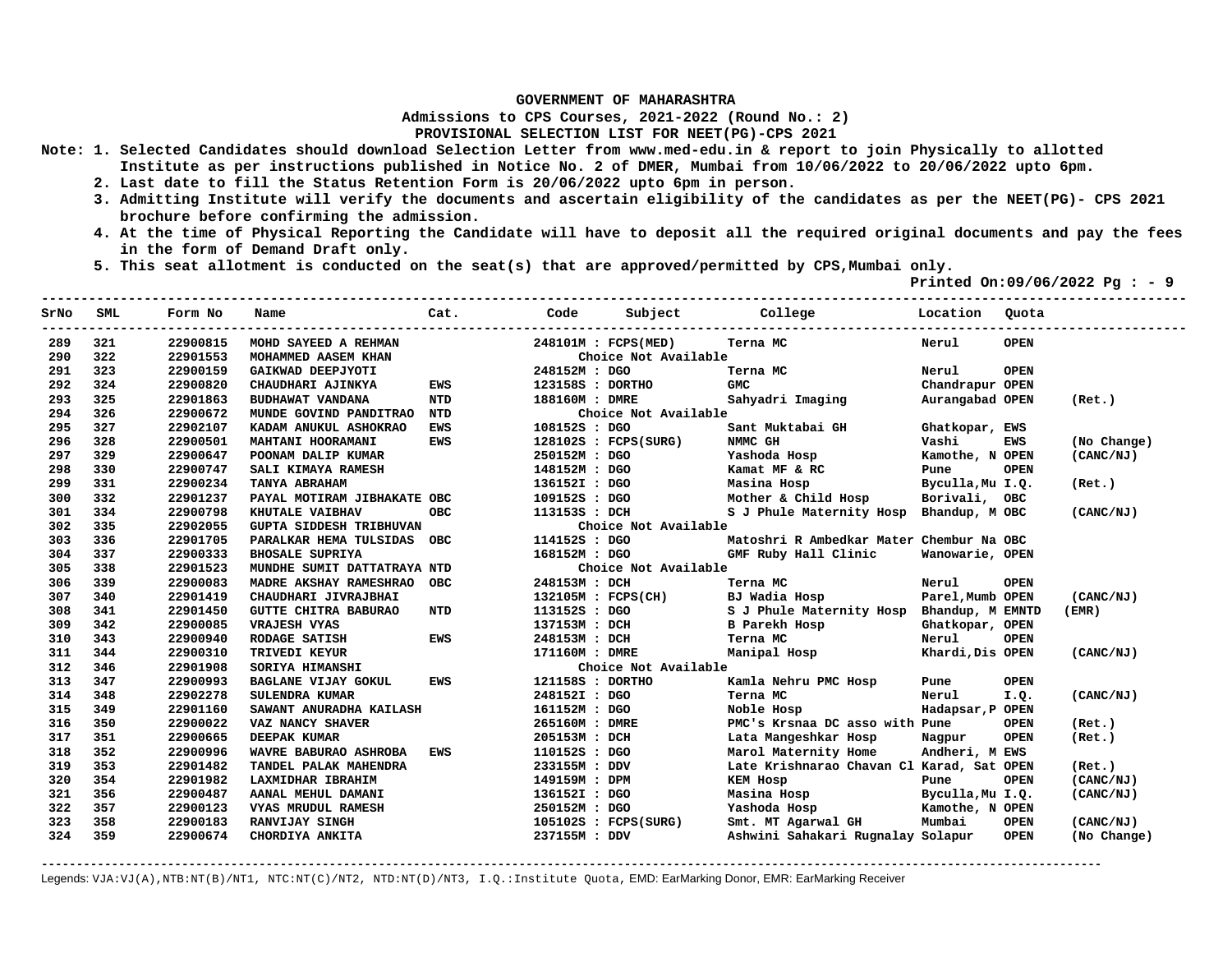**GOVERNMENT OF MAHARASHTRA**

**Admissions to CPS Courses, 2021-2022 (Round No.: 2)**

**PROVISIONAL SELECTION LIST FOR NEET(PG)-CPS 2021**

Note: 1. Selected Candidates should download Selection Letter from www.med-edu.in & report to join Physically to allotted Institute as per instructions published in Notice No. 2 of DMER, Mumbai from 10/06/2022 to 20/06/2022 upto 6pm.

2. Last date to fill the Status Retention Form is 20/06/2022 upto 6pm in person.

3. Admitting Institute will verify the documents and ascertain eligibility of the candidates as per the NEET(PG)- CPS 2021 brochure before confirming the admission.

4. At the time of Physical Reporting the Candidate will have to deposit all the required original documents and pay the fees in the form of Demand Draft only.

5. This seat allotment is conducted on the seat(s) that are approved/permitted by CPS,Mumbai only.

Printed On:09/06/2022 Pg : - 9

| SrNo | SML | Form No | Name | Cat. | Code | Subject | College | Location | Quota | |
|---|---|---|---|---|---|---|---|---|---|---|
| 289 | 321 | 22900815 | MOHD SAYEED A REHMAN | | 248101M | FCPS(MED) | Terna MC | Nerul | OPEN | |
| 290 | 322 | 22901553 | MOHAMMED AASEM KHAN | | | Choice Not Available | | | | |
| 291 | 323 | 22900159 | GAIKWAD DEEPJYOTI | | 248152M | DGO | Terna MC | Nerul | OPEN | |
| 292 | 324 | 22900820 | CHAUDHARI AJINKYA | EWS | 123158S | DORTHO | GMC | Chandrapur | OPEN | |
| 293 | 325 | 22901863 | BUDHAWAT VANDANA | NTD | 188160M | DMRE | Sahyadri Imaging | Aurangabad | OPEN | (Ret.) |
| 294 | 326 | 22900672 | MUNDE GOVIND PANDITRAO | NTD | | Choice Not Available | | | | |
| 295 | 327 | 22902107 | KADAM ANUKUL ASHOKRAO | EWS | 108152S | DGO | Sant Muktabai GH | Ghatkopar, | EWS | |
| 296 | 328 | 22900501 | MAHTANI HOORAMANI | EWS | 128102S | FCPS(SURG) | NMMC GH | Vashi | EWS | (No Change) |
| 297 | 329 | 22900647 | POONAM DALIP KUMAR | | 250152M | DGO | Yashoda Hosp | Kamothe, N | OPEN | (CANC/NJ) |
| 298 | 330 | 22900747 | SALI KIMAYA RAMESH | | 148152M | DGO | Kamat MF & RC | Pune | OPEN | |
| 299 | 331 | 22900234 | TANYA ABRAHAM | | 136152I | DGO | Masina Hosp | Byculla,Mu | I.Q. | (Ret.) |
| 300 | 332 | 22901237 | PAYAL MOTIRAM JIBHAKATE | OBC | 109152S | DGO | Mother & Child Hosp | Borivali, | OBC | |
| 301 | 334 | 22900798 | KHUTALE VAIBHAV | OBC | 113153S | DCH | S J Phule Maternity Hosp | Bhandup, M | OBC | (CANC/NJ) |
| 302 | 335 | 22902055 | GUPTA SIDDESH TRIBHUVAN | | | Choice Not Available | | | | |
| 303 | 336 | 22901705 | PARALKAR HEMA TULSIDAS | OBC | 114152S | DGO | Matoshri R Ambedkar Mater | Chembur Na | OBC | |
| 304 | 337 | 22900333 | BHOSALE SUPRIYA | | 168152M | DGO | GMF Ruby Hall Clinic | Wanowarie, | OPEN | |
| 305 | 338 | 22901523 | MUNDHE SUMIT DATTATRAYA | NTD | | Choice Not Available | | | | |
| 306 | 339 | 22900083 | MADRE AKSHAY RAMESHRAO | OBC | 248153M | DCH | Terna MC | Nerul | OPEN | |
| 307 | 340 | 22901419 | CHAUDHARI JIVRAJBHAI | | 132105M | FCPS(CH) | BJ Wadia Hosp | Parel,Mumb | OPEN | (CANC/NJ) |
| 308 | 341 | 22901450 | GUTTE CHITRA BABURAO | NTD | 113152S | DGO | S J Phule Maternity Hosp | Bhandup, M | EMNTD | (EMR) |
| 309 | 342 | 22900085 | VRAJESH VYAS | | 137153M | DCH | B Parekh Hosp | Ghatkopar, | OPEN | |
| 310 | 343 | 22900940 | RODAGE SATISH | EWS | 248153M | DCH | Terna MC | Nerul | OPEN | |
| 311 | 344 | 22900310 | TRIVEDI KEYUR | | 171160M | DMRE | Manipal Hosp | Khardi,Dis | OPEN | (CANC/NJ) |
| 312 | 346 | 22901908 | SORIYA HIMANSHI | | | Choice Not Available | | | | |
| 313 | 347 | 22900993 | BAGLANE VIJAY GOKUL | EWS | 121158S | DORTHO | Kamla Nehru PMC Hosp | Pune | OPEN | |
| 314 | 348 | 22902278 | SULENDRA KUMAR | | 248152I | DGO | Terna MC | Nerul | I.Q. | (CANC/NJ) |
| 315 | 349 | 22901160 | SAWANT ANURADHA KAILASH | | 161152M | DGO | Noble Hosp | Hadapsar,P | OPEN | |
| 316 | 350 | 22900022 | VAZ NANCY SHAVER | | 265160M | DMRE | PMC's Krsnaa DC asso with | Pune | OPEN | (Ret.) |
| 317 | 351 | 22900665 | DEEPAK KUMAR | | 205153M | DCH | Lata Mangeshkar Hosp | Nagpur | OPEN | (Ret.) |
| 318 | 352 | 22900996 | WAVRE BABURAO ASHROBA | EWS | 110152S | DGO | Marol Maternity Home | Andheri, M | EWS | |
| 319 | 353 | 22901482 | TANDEL PALAK MAHENDRA | | 233155M | DDV | Late Krishnarao Chavan Cl | Karad, Sat | OPEN | (Ret.) |
| 320 | 354 | 22901982 | LAXMIDHAR IBRAHIM | | 149159M | DPM | KEM Hosp | Pune | OPEN | (CANC/NJ) |
| 321 | 356 | 22900487 | AANAL MEHUL DAMANI | | 136152I | DGO | Masina Hosp | Byculla,Mu | I.Q. | (CANC/NJ) |
| 322 | 357 | 22900123 | VYAS MRUDUL RAMESH | | 250152M | DGO | Yashoda Hosp | Kamothe, N | OPEN | |
| 323 | 358 | 22900183 | RANVIJAY SINGH | | 105102S | FCPS(SURG) | Smt. MT Agarwal GH | Mumbai | OPEN | (CANC/NJ) |
| 324 | 359 | 22900674 | CHORDIYA ANKITA | | 237155M | DDV | Ashwini Sahakari Rugnalay | Solapur | OPEN | (No Change) |

Legends: VJA:VJ(A),NTB:NT(B)/NT1, NTC:NT(C)/NT2, NTD:NT(D)/NT3, I.Q.:Institute Quota, EMD: EarMarking Donor, EMR: EarMarking Receiver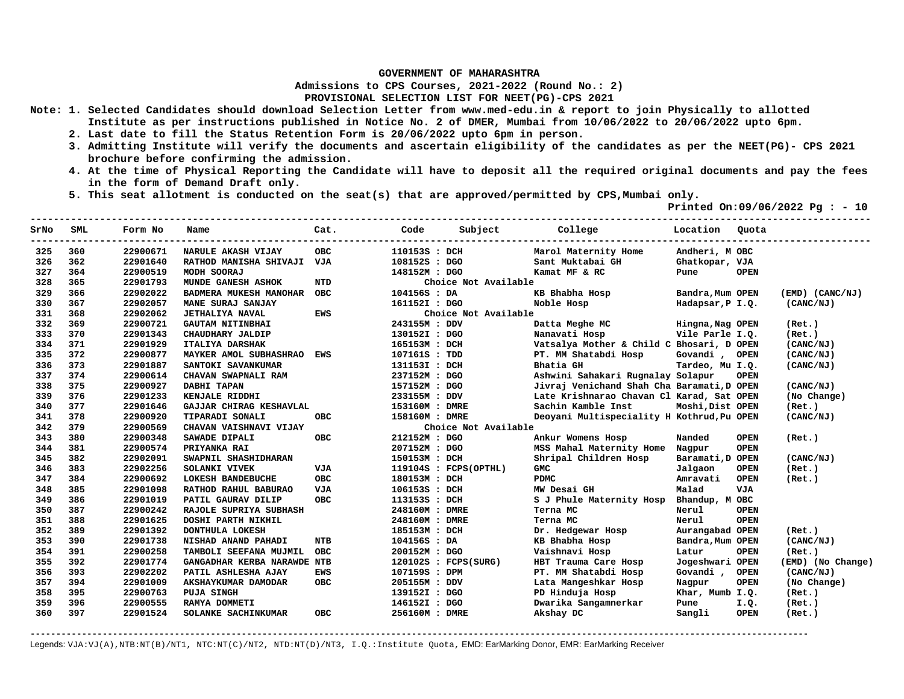**GOVERNMENT OF MAHARASHTRA**

**Admissions to CPS Courses, 2021-2022 (Round No.: 2)**

**PROVISIONAL SELECTION LIST FOR NEET(PG)-CPS 2021**

Note: 1. Selected Candidates should download Selection Letter from www.med-edu.in & report to join Physically to allotted Institute as per instructions published in Notice No. 2 of DMER, Mumbai from 10/06/2022 to 20/06/2022 upto 6pm.

2. Last date to fill the Status Retention Form is 20/06/2022 upto 6pm in person.

3. Admitting Institute will verify the documents and ascertain eligibility of the candidates as per the NEET(PG)- CPS 2021 brochure before confirming the admission.

4. At the time of Physical Reporting the Candidate will have to deposit all the required original documents and pay the fees in the form of Demand Draft only.

5. This seat allotment is conducted on the seat(s) that are approved/permitted by CPS,Mumbai only.

Printed On:09/06/2022 Pg : - 10

| SrNo | SML | Form No | Name | Cat. | Code | Subject | College | Location | Quota | |
|---|---|---|---|---|---|---|---|---|---|---|
| 325 | 360 | 22900671 | NARULE AKASH VIJAY | OBC | 110153S | DCH | Marol Maternity Home | Andheri, M | OBC | |
| 326 | 362 | 22901640 | RATHOD MANISHA SHIVAJI | VJA | 108152S | DGO | Sant Muktabai GH | Ghatkopar, | VJA | |
| 327 | 364 | 22900519 | MODH SOORAJ | | 148152M | DGO | Kamat MF & RC | Pune | OPEN | |
| 328 | 365 | 22901793 | MUNDE GANESH ASHOK | NTD | | Choice Not Available | | | | |
| 329 | 366 | 22902022 | BADMERA MUKESH MANOHAR | OBC | 104156S | DA | KB Bhabha Hosp | Bandra,Mum | OPEN | (EMD) (CANC/NJ) |
| 330 | 367 | 22902057 | MANE SURAJ SANJAY | | 161152I | DGO | Noble Hosp | Hadapsar,P | I.Q. | (CANC/NJ) |
| 331 | 368 | 22902062 | JETHALIYA NAVAL | EWS | | Choice Not Available | | | | |
| 332 | 369 | 22900721 | GAUTAM NITINBHAI | | 243155M | DDV | Datta Meghe MC | Hingna,Nag | OPEN | (Ret.) |
| 333 | 370 | 22901343 | CHAUDHARY JALDIP | | 130152I | DGO | Nanavati Hosp | Vile Parle | I.Q. | (Ret.) |
| 334 | 371 | 22901929 | ITALIYA DARSHAK | | 165153M | DCH | Vatsalya Mother & Child C | Bhosari, D | OPEN | (CANC/NJ) |
| 335 | 372 | 22900877 | MAYKER AMOL SUBHASHRAO | EWS | 107161S | TDD | PT. MM Shatabdi Hosp | Govandi , | OPEN | (CANC/NJ) |
| 336 | 373 | 22901887 | SANTOKI SAVANKUMAR | | 131153I | DCH | Bhatia GH | Tardeo, Mu | I.Q. | (CANC/NJ) |
| 337 | 374 | 22900614 | CHAVAN SWAPNALI RAM | | 237152M | DGO | Ashwini Sahakari Rugnalay | Solapur | OPEN | |
| 338 | 375 | 22900927 | DABHI TAPAN | | 157152M | DGO | Jivraj Venichand Shah Cha | Baramati,D | OPEN | (CANC/NJ) |
| 339 | 376 | 22901233 | KENJALE RIDDHI | | 233155M | DDV | Late Krishnarao Chavan Cl | Karad, Sat | OPEN | (No Change) |
| 340 | 377 | 22901646 | GAJJAR CHIRAG KESHAVLAL | | 153160M | DMRE | Sachin Kamble Inst | Moshi,Dist | OPEN | (Ret.) |
| 341 | 378 | 22900920 | TIPARADI SONALI | OBC | 158160M | DMRE | Deoyani Multispeciality H | Kothrud,Pu | OPEN | (CANC/NJ) |
| 342 | 379 | 22900569 | CHAVAN VAISHNAVI VIJAY | | | Choice Not Available | | | | |
| 343 | 380 | 22900348 | SAWADE DIPALI | OBC | 212152M | DGO | Ankur Womens Hosp | Nanded | OPEN | (Ret.) |
| 344 | 381 | 22900574 | PRIYANKA RAI | | 207152M | DGO | MSS Mahal Maternity Home | Nagpur | OPEN | |
| 345 | 382 | 22902091 | SWAPNIL SHASHIDHARAN | | 150153M | DCH | Shripal Children Hosp | Baramati,D | OPEN | (CANC/NJ) |
| 346 | 383 | 22902256 | SOLANKI VIVEK | VJA | 119104S | FCPS(OPTHL) | GMC | Jalgaon | OPEN | (Ret.) |
| 347 | 384 | 22900692 | LOKESH BANDEBUCHE | OBC | 180153M | DCH | PDMC | Amravati | OPEN | (Ret.) |
| 348 | 385 | 22901098 | RATHOD RAHUL BABURAO | VJA | 106153S | DCH | MW Desai GH | Malad | VJA | |
| 349 | 386 | 22901019 | PATIL GAURAV DILIP | OBC | 113153S | DCH | S J Phule Maternity Hosp | Bhandup, M | OBC | |
| 350 | 387 | 22900242 | RAJOLE SUPRIYA SUBHASH | | 248160M | DMRE | Terna MC | Nerul | OPEN | |
| 351 | 388 | 22901625 | DOSHI PARTH NIKHIL | | 248160M | DMRE | Terna MC | Nerul | OPEN | |
| 352 | 389 | 22901392 | DONTHULA LOKESH | | 185153M | DCH | Dr. Hedgewar Hosp | Aurangabad | OPEN | (Ret.) |
| 353 | 390 | 22901738 | NISHAD ANAND PAHADI | NTB | 104156S | DA | KB Bhabha Hosp | Bandra,Mum | OPEN | (CANC/NJ) |
| 354 | 391 | 22900258 | TAMBOLI SEEFANA MUJMIL | OBC | 200152M | DGO | Vaishnavi Hosp | Latur | OPEN | (Ret.) |
| 355 | 392 | 22901774 | GANGADHAR KERBA NARAWDE | NTB | 120102S | FCPS(SURG) | HBT Trauma Care Hosp | Jogeshwari | OPEN | (EMD) (No Change) |
| 356 | 393 | 22902202 | PATIL ASHLESHA AJAY | EWS | 107159S | DPM | PT. MM Shatabdi Hosp | Govandi , | OPEN | (CANC/NJ) |
| 357 | 394 | 22901009 | AKSHAYKUMAR DAMODAR | OBC | 205155M | DDV | Lata Mangeshkar Hosp | Nagpur | OPEN | (No Change) |
| 358 | 395 | 22900763 | PUJA SINGH | | 139152I | DGO | PD Hinduja Hosp | Khar, Mumb | I.Q. | (Ret.) |
| 359 | 396 | 22900555 | RAMYA DOMMETI | | 146152I | DGO | Dwarika Sangamnerkar | Pune | I.Q. | (Ret.) |
| 360 | 397 | 22901524 | SOLANKE SACHINKUMAR | OBC | 256160M | DMRE | Akshay DC | Sangli | OPEN | (Ret.) |

Legends: VJA:VJ(A),NTB:NT(B)/NT1, NTC:NT(C)/NT2, NTD:NT(D)/NT3, I.Q.:Institute Quota, EMD: EarMarking Donor, EMR: EarMarking Receiver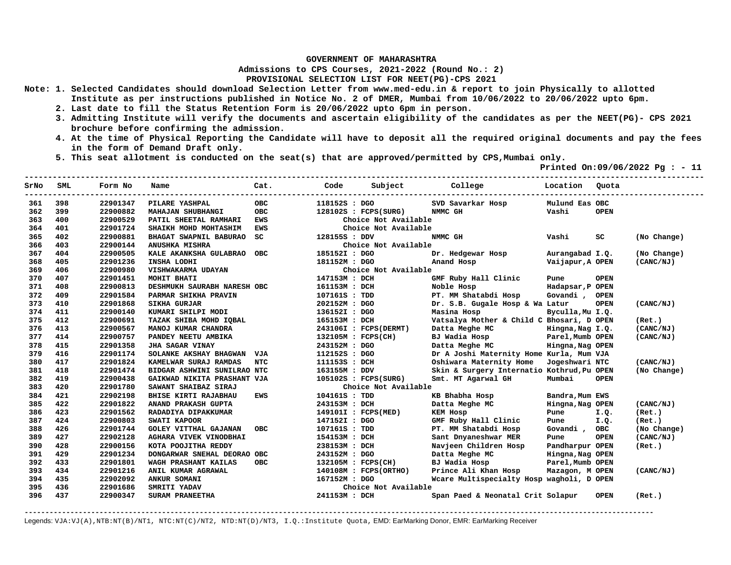**GOVERNMENT OF MAHARASHTRA**

**Admissions to CPS Courses, 2021-2022 (Round No.: 2)**

**PROVISIONAL SELECTION LIST FOR NEET(PG)-CPS 2021**

Note:
1. Selected Candidates should download Selection Letter from www.med-edu.in & report to join Physically to allotted Institute as per instructions published in Notice No. 2 of DMER, Mumbai from 10/06/2022 to 20/06/2022 upto 6pm.
2. Last date to fill the Status Retention Form is 20/06/2022 upto 6pm in person.
3. Admitting Institute will verify the documents and ascertain eligibility of the candidates as per the NEET(PG)- CPS 2021 brochure before confirming the admission.
4. At the time of Physical Reporting the Candidate will have to deposit all the required original documents and pay the fees in the form of Demand Draft only.
5. This seat allotment is conducted on the seat(s) that are approved/permitted by CPS,Mumbai only.

Printed On:09/06/2022 Pg : - 11

| SrNo | SML | Form No | Name | Cat. | Code | Subject | College | Location | Quota | |
|---|---|---|---|---|---|---|---|---|---|---|
| 361 | 398 | 22901347 | PILARE YASHPAL | OBC | 118152S | DGO | SVD Savarkar Hosp | Mulund Eas | OBC | |
| 362 | 399 | 22900882 | MAHAJAN SHUBHANGI | OBC | 128102S | FCPS(SURG) | NMMC GH | Vashi | OPEN | |
| 363 | 400 | 22900529 | PATIL SHEETAL RAMHARI | EWS | | Choice Not Available | | | | |
| 364 | 401 | 22901724 | SHAIKH MOHD MOHTASHIM | EWS | | Choice Not Available | | | | |
| 365 | 402 | 22900881 | BHAGAT SWAPNIL BABURAO | SC | 128155S | DDV | NMMC GH | Vashi | SC | (No Change) |
| 366 | 403 | 22900144 | ANUSHKA MISHRA | | | Choice Not Available | | | | |
| 367 | 404 | 22900505 | KALE AKANKSHA GULABRAO | OBC | 185152I | DGO | Dr. Hedgewar Hosp | Aurangabad | I.Q. | (No Change) |
| 368 | 405 | 22901236 | INSHA LODHI | | 181152M | DGO | Anand Hosp | Vaijapur,A | OPEN | (CANC/NJ) |
| 369 | 406 | 22900980 | VISHWAKARMA UDAYAN | | | Choice Not Available | | | | |
| 370 | 407 | 22901451 | MOHIT BHATI | | 147153M | DCH | GMF Ruby Hall Clinic | Pune | OPEN | |
| 371 | 408 | 22900813 | DESHMUKH SAURABH NARESH | OBC | 161153M | DCH | Noble Hosp | Hadapsar,P | OPEN | |
| 372 | 409 | 22901584 | PARMAR SHIKHA PRAVIN | | 107161S | TDD | PT. MM Shatabdi Hosp | Govandi , | OPEN | |
| 373 | 410 | 22901868 | SIKHA GURJAR | | 202152M | DGO | Dr. S.B. Gugale Hosp & Wa | Latur | OPEN | (CANC/NJ) |
| 374 | 411 | 22900140 | KUMARI SHILPI MODI | | 136152I | DGO | Masina Hosp | Byculla,Mu | I.Q. | |
| 375 | 412 | 22900691 | TAZAK SHIBA MOHD IQBAL | | 165153M | DCH | Vatsalya Mother & Child C | Bhosari, D | OPEN | (Ret.) |
| 376 | 413 | 22900567 | MANOJ KUMAR CHANDRA | | 243106I | FCPS(DERMT) | Datta Meghe MC | Hingna,Nag | I.Q. | (CANC/NJ) |
| 377 | 414 | 22900757 | PANDEY NEETU AMBIKA | | 132105M | FCPS(CH) | BJ Wadia Hosp | Parel,Mumb | OPEN | (CANC/NJ) |
| 378 | 415 | 22901358 | JHA SAGAR VINAY | | 243152M | DGO | Datta Meghe MC | Hingna,Nag | OPEN | |
| 379 | 416 | 22901174 | SOLANKE AKSHAY BHAGWAN | VJA | 112152S | DGO | Dr A Joshi Maternity Home | Kurla, Mum | VJA | |
| 380 | 417 | 22901824 | KAMELWAR SURAJ RAMDAS | NTC | 111153S | DCH | Oshiwara Maternity Home | Jogeshwari | NTC | (CANC/NJ) |
| 381 | 418 | 22901474 | BIDGAR ASHWINI SUNILRAO | NTC | 163155M | DDV | Skin & Surgery Internatio | Kothrud,Pu | OPEN | (No Change) |
| 382 | 419 | 22900438 | GAIKWAD NIKITA PRASHANT | VJA | 105102S | FCPS(SURG) | Smt. MT Agarwal GH | Mumbai | OPEN | |
| 383 | 420 | 22901780 | SAWANT SHAIBAZ SIRAJ | | | Choice Not Available | | | | |
| 384 | 421 | 22902198 | BHISE KIRTI RAJABHAU | EWS | 104161S | TDD | KB Bhabha Hosp | Bandra,Mum | EWS | |
| 385 | 422 | 22901822 | ANAND PRAKASH GUPTA | | 243153M | DCH | Datta Meghe MC | Hingna,Nag | OPEN | (CANC/NJ) |
| 386 | 423 | 22901562 | RADADIYA DIPAKKUMAR | | 149101I | FCPS(MED) | KEM Hosp | Pune | I.Q. | (Ret.) |
| 387 | 424 | 22900803 | SWATI KAPOOR | | 147152I | DGO | GMF Ruby Hall Clinic | Pune | I.Q. | (Ret.) |
| 388 | 426 | 22901744 | GOLEY VITTHAL GAJANAN | OBC | 107161S | TDD | PT. MM Shatabdi Hosp | Govandi , | OBC | (No Change) |
| 389 | 427 | 22902128 | AGHARA VIVEK VINODBHAI | | 154153M | DCH | Sant Dnyaneshwar MER | Pune | OPEN | (CANC/NJ) |
| 390 | 428 | 22900156 | KOTA POOJITHA REDDY | | 238153M | DCH | Navjeen Children Hosp | Pandharpur | OPEN | (Ret.) |
| 391 | 429 | 22901234 | DONGARWAR SNEHAL DEORAO | OBC | 243152M | DGO | Datta Meghe MC | Hingna,Nag | OPEN | |
| 392 | 433 | 22901801 | WAGH PRASHANT KAILAS | OBC | 132105M | FCPS(CH) | BJ Wadia Hosp | Parel,Mumb | OPEN | |
| 393 | 434 | 22901216 | ANIL KUMAR AGRAWAL | | 140108M | FCPS(ORTHO) | Prince Ali Khan Hosp | Mazagon, M | OPEN | (CANC/NJ) |
| 394 | 435 | 22902092 | ANKUR SOMANI | | 167152M | DGO | Wcare Multispecialty Hosp | wagholi, D | OPEN | |
| 395 | 436 | 22901686 | SMRITI YADAV | | | Choice Not Available | | | | |
| 396 | 437 | 22900347 | SURAM PRANEETHA | | 241153M | DCH | Span Paed & Neonatal Crit | Solapur | OPEN | (Ret.) |

Legends: VJA:VJ(A),NTB:NT(B)/NT1, NTC:NT(C)/NT2, NTD:NT(D)/NT3, I.Q.:Institute Quota, EMD: EarMarking Donor, EMR: EarMarking Receiver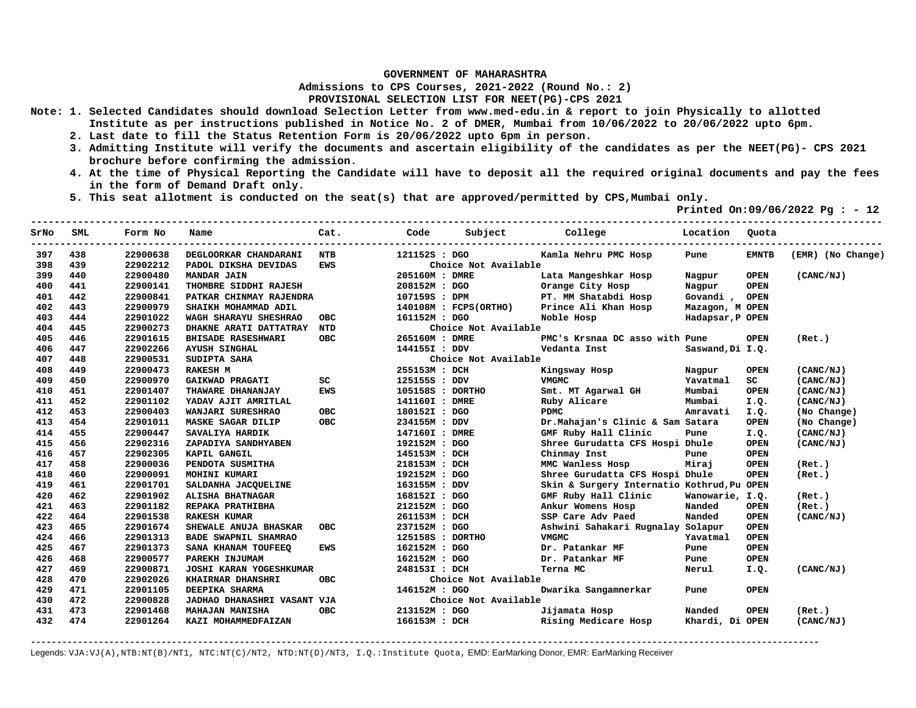GOVERNMENT OF MAHARASHTRA

Admissions to CPS Courses, 2021-2022 (Round No.: 2)

PROVISIONAL SELECTION LIST FOR NEET(PG)-CPS 2021

Note: 1. Selected Candidates should download Selection Letter from www.med-edu.in & report to join Physically to allotted Institute as per instructions published in Notice No. 2 of DMER, Mumbai from 10/06/2022 to 20/06/2022 upto 6pm.

2. Last date to fill the Status Retention Form is 20/06/2022 upto 6pm in person.

3. Admitting Institute will verify the documents and ascertain eligibility of the candidates as per the NEET(PG)- CPS 2021 brochure before confirming the admission.

4. At the time of Physical Reporting the Candidate will have to deposit all the required original documents and pay the fees in the form of Demand Draft only.

5. This seat allotment is conducted on the seat(s) that are approved/permitted by CPS,Mumbai only.

Printed On:09/06/2022 Pg : - 12

| SrNo | SML | Form No | Name | Cat. | Code | Subject | College | Location | Quota | |
|---|---|---|---|---|---|---|---|---|---|---|
| 397 | 438 | 22900638 | DEGLOORKAR CHANDARANI | NTB | 121152S | DGO | Kamla Nehru PMC Hosp | Pune | EMNTB | (EMR) (No Change) |
| 398 | 439 | 22902212 | PADOL DIKSHA DEVIDAS | EWS | | Choice Not Available | | | | |
| 399 | 440 | 22900480 | MANDAR JAIN | | 205160M | DMRE | Lata Mangeshkar Hosp | Nagpur | OPEN | (CANC/NJ) |
| 400 | 441 | 22900141 | THOMBRE SIDDHI RAJESH | | 208152M | DGO | Orange City Hosp | Nagpur | OPEN | |
| 401 | 442 | 22900841 | PATKAR CHINMAY RAJENDRA | | 107159S | DPM | PT. MM Shatabdi Hosp | Govandi , | OPEN | |
| 402 | 443 | 22900979 | SHAIKH MOHAMMAD ADIL | | 140108M | FCPS(ORTHO) | Prince Ali Khan Hosp | Mazagon, M | OPEN | |
| 403 | 444 | 22901022 | WAGH SHARAYU SHESHRAO | OBC | 161152M | DGO | Noble Hosp | Hadapsar,P | OPEN | |
| 404 | 445 | 22900273 | DHAKNE ARATI DATTATRAY | NTD | | Choice Not Available | | | | |
| 405 | 446 | 22901615 | BHISADE RASESHWARI | OBC | 265160M | DMRE | PMC's Krsnaa DC asso with | Pune | OPEN | (Ret.) |
| 406 | 447 | 22902266 | AYUSH SINGHAL | | 144155I | DDV | Vedanta Inst | Saswand,Di | I.Q. | |
| 407 | 448 | 22900531 | SUDIPTA SAHA | | | Choice Not Available | | | | |
| 408 | 449 | 22900473 | RAKESH M | | 255153M | DCH | Kingsway Hosp | Nagpur | OPEN | (CANC/NJ) |
| 409 | 450 | 22900970 | GAIKWAD PRAGATI | SC | 125155S | DDV | VMGMC | Yavatmal | SC | (CANC/NJ) |
| 410 | 451 | 22901407 | THAWARE DHANANJAY | EWS | 105158S | DORTHO | Smt. MT Agarwal GH | Mumbai | OPEN | (CANC/NJ) |
| 411 | 452 | 22901102 | YADAV AJIT AMRITLAL | | 141160I | DMRE | Ruby Alicare | Mumbai | I.Q. | (CANC/NJ) |
| 412 | 453 | 22900403 | WANJARI SURESHRAO | OBC | 180152I | DGO | PDMC | Amravati | I.Q. | (No Change) |
| 413 | 454 | 22901011 | MASKE SAGAR DILIP | OBC | 234155M | DDV | Dr.Mahajan's Clinic & Sam | Satara | OPEN | (No Change) |
| 414 | 455 | 22900447 | SAVALIYA HARDIK | | 147160I | DMRE | GMF Ruby Hall Clinic | Pune | I.Q. | (CANC/NJ) |
| 415 | 456 | 22902316 | ZAPADIYA SANDHYABEN | | 192152M | DGO | Shree Gurudatta CFS Hospi | Dhule | OPEN | (CANC/NJ) |
| 416 | 457 | 22902305 | KAPIL GANGIL | | 145153M | DCH | Chinmay Inst | Pune | OPEN | |
| 417 | 458 | 22900036 | PENDOTA SUSMITHA | | 218153M | DCH | MMC Wanless Hosp | Miraj | OPEN | (Ret.) |
| 418 | 460 | 22900091 | MOHINI KUMARI | | 192152M | DGO | Shree Gurudatta CFS Hospi | Dhule | OPEN | (Ret.) |
| 419 | 461 | 22901701 | SALDANHA JACQUELINE | | 163155M | DDV | Skin & Surgery Internatio | Kothrud,Pu | OPEN | |
| 420 | 462 | 22901902 | ALISHA BHATNAGAR | | 168152I | DGO | GMF Ruby Hall Clinic | Wanowarie, | I.Q. | (Ret.) |
| 421 | 463 | 22901182 | REPAKA PRATHIBHA | | 212152M | DGO | Ankur Womens Hosp | Nanded | OPEN | (Ret.) |
| 422 | 464 | 22901538 | RAKESH KUMAR | | 261153M | DCH | SSP Care Adv Paed | Nanded | OPEN | (CANC/NJ) |
| 423 | 465 | 22901674 | SHEWALE ANUJA BHASKAR | OBC | 237152M | DGO | Ashwini Sahakari Rugnalay | Solapur | OPEN | |
| 424 | 466 | 22901313 | BADE SWAPNIL SHAMRAO | | 125158S | DORTHO | VMGMC | Yavatmal | OPEN | |
| 425 | 467 | 22901373 | SANA KHANAM TOUFEEQ | EWS | 162152M | DGO | Dr. Patankar MF | Pune | OPEN | |
| 426 | 468 | 22900577 | PAREKH INJUMAM | | 162152M | DGO | Dr. Patankar MF | Pune | OPEN | |
| 427 | 469 | 22900871 | JOSHI KARAN YOGESHKUMAR | | 248153I | DCH | Terna MC | Nerul | I.Q. | (CANC/NJ) |
| 428 | 470 | 22902026 | KHAIRNAR DHANSHRI | OBC | | Choice Not Available | | | | |
| 429 | 471 | 22901105 | DEEPIKA SHARMA | | 146152M | DGO | Dwarika Sangamnerkar | Pune | OPEN | |
| 430 | 472 | 22900828 | JADHAO DHANASHRI VASANT | VJA | | Choice Not Available | | | | |
| 431 | 473 | 22901468 | MAHAJAN MANISHA | OBC | 213152M | DGO | Jijamata Hosp | Nanded | OPEN | (Ret.) |
| 432 | 474 | 22901264 | KAZI MOHAMMEDFAIZAN | | 166153M | DCH | Rising Medicare Hosp | Khardi, Di | OPEN | (CANC/NJ) |

Legends: VJA:VJ(A),NTB:NT(B)/NT1, NTC:NT(C)/NT2, NTD:NT(D)/NT3, I.Q.:Institute Quota, EMD: EarMarking Donor, EMR: EarMarking Receiver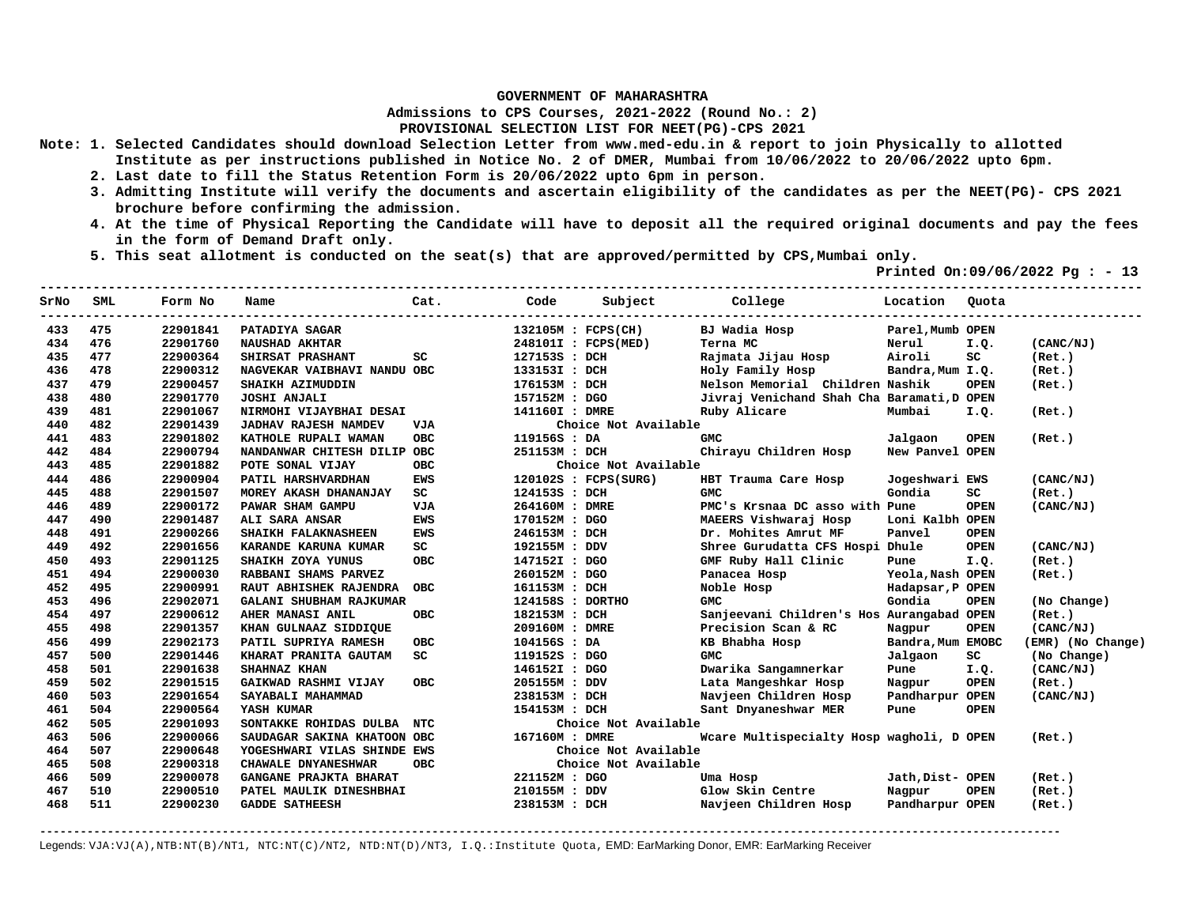**GOVERNMENT OF MAHARASHTRA**

**Admissions to CPS Courses, 2021-2022 (Round No.: 2)**

**PROVISIONAL SELECTION LIST FOR NEET(PG)-CPS 2021**

**Note:**
1. Selected Candidates should download Selection Letter from www.med-edu.in & report to join Physically to allotted Institute as per instructions published in Notice No. 2 of DMER, Mumbai from 10/06/2022 to 20/06/2022 upto 6pm.
2. Last date to fill the Status Retention Form is 20/06/2022 upto 6pm in person.
3. Admitting Institute will verify the documents and ascertain eligibility of the candidates as per the NEET(PG)- CPS 2021 brochure before confirming the admission.
4. At the time of Physical Reporting the Candidate will have to deposit all the required original documents and pay the fees in the form of Demand Draft only.
5. This seat allotment is conducted on the seat(s) that are approved/permitted by CPS,Mumbai only.

**Printed On:09/06/2022 Pg : - 13**

| SrNo | SML | Form No | Name | Cat. | Code | Subject | College | Location | Quota | |
|---|---|---|---|---|---|---|---|---|---|---|
| 433 | 475 | 22901841 | PATADIYA SAGAR | | 132105M | FCPS(CH) | BJ Wadia Hosp | Parel,Mumb | OPEN | |
| 434 | 476 | 22901760 | NAUSHAD AKHTAR | | 248101I | FCPS(MED) | Terna MC | Nerul | I.Q. | (CANC/NJ) |
| 435 | 477 | 22900364 | SHIRSAT PRASHANT | SC | 127153S | DCH | Rajmata Jijau Hosp | Airoli | SC | (Ret.) |
| 436 | 478 | 22900312 | NAGVEKAR VAIBHAVI NANDU | OBC | 133153I | DCH | Holy Family Hosp | Bandra,Mum | I.Q. | (Ret.) |
| 437 | 479 | 22900457 | SHAIKH AZIMUDDIN | | 176153M | DCH | Nelson Memorial Children | Nashik | OPEN | (Ret.) |
| 438 | 480 | 22901770 | JOSHI ANJALI | | 157152M | DGO | Jivraj Venichand Shah Cha | Baramati,D | OPEN | |
| 439 | 481 | 22901067 | NIRMOHI VIJAYBHAI DESAI | | 141160I | DMRE | Ruby Alicare | Mumbai | I.Q. | (Ret.) |
| 440 | 482 | 22901439 | JADHAV RAJESH NAMDEV | VJA | | Choice Not Available | | | | |
| 441 | 483 | 22901802 | KATHOLE RUPALI WAMAN | OBC | 119156S | DA | GMC | Jalgaon | OPEN | (Ret.) |
| 442 | 484 | 22900794 | NANDANWAR CHITESH DILIP | OBC | 251153M | DCH | Chirayu Children Hosp | New Panvel | OPEN | |
| 443 | 485 | 22901882 | POTE SONAL VIJAY | OBC | | Choice Not Available | | | | |
| 444 | 486 | 22900904 | PATIL HARSHVARDHAN | EWS | 120102S | FCPS(SURG) | HBT Trauma Care Hosp | Jogeshwari | EWS | (CANC/NJ) |
| 445 | 488 | 22901507 | MOREY AKASH DHANANJAY | SC | 124153S | DCH | GMC | Gondia | SC | (Ret.) |
| 446 | 489 | 22900172 | PAWAR SHAM GAMPU | VJA | 264160M | DMRE | PMC's Krsnaa DC asso with | Pune | OPEN | (CANC/NJ) |
| 447 | 490 | 22901487 | ALI SARA ANSAR | EWS | 170152M | DGO | MAEERS Vishwaraj Hosp | Loni Kalbh | OPEN | |
| 448 | 491 | 22900266 | SHAIKH FALAKNASHEEN | EWS | 246153M | DCH | Dr. Mohites Amrut MF | Panvel | OPEN | |
| 449 | 492 | 22901656 | KARANDE KARUNA KUMAR | SC | 192155M | DDV | Shree Gurudatta CFS Hospi | Dhule | OPEN | (CANC/NJ) |
| 450 | 493 | 22901125 | SHAIKH ZOYA YUNUS | OBC | 147152I | DGO | GMF Ruby Hall Clinic | Pune | I.Q. | (Ret.) |
| 451 | 494 | 22900030 | RABBANI SHAMS PARVEZ | | 260152M | DGO | Panacea Hosp | Yeola,Nash | OPEN | (Ret.) |
| 452 | 495 | 22900991 | RAUT ABHISHEK RAJENDRA | OBC | 161153M | DCH | Noble Hosp | Hadapsar,P | OPEN | |
| 453 | 496 | 22902071 | GALANI SHUBHAM RAJKUMAR | | 124158S | DORTHO | GMC | Gondia | OPEN | (No Change) |
| 454 | 497 | 22900612 | AHER MANASI ANIL | OBC | 182153M | DCH | Sanjeevani Children's Hos | Aurangabad | OPEN | (Ret.) |
| 455 | 498 | 22901357 | KHAN GULNAAZ SIDDIQUE | | 209160M | DMRE | Precision Scan & RC | Nagpur | OPEN | (CANC/NJ) |
| 456 | 499 | 22902173 | PATIL SUPRIYA RAMESH | OBC | 104156S | DA | KB Bhabha Hosp | Bandra,Mum | EMOBC | (EMR) (No Change) |
| 457 | 500 | 22901446 | KHARAT PRANITA GAUTAM | SC | 119152S | DGO | GMC | Jalgaon | SC | (No Change) |
| 458 | 501 | 22901638 | SHAHNAZ KHAN | | 146152I | DGO | Dwarika Sangamnerkar | Pune | I.Q. | (CANC/NJ) |
| 459 | 502 | 22901515 | GAIKWAD RASHMI VIJAY | OBC | 205155M | DDV | Lata Mangeshkar Hosp | Nagpur | OPEN | (Ret.) |
| 460 | 503 | 22901654 | SAYABALI MAHAMMAD | | 238153M | DCH | Navjeen Children Hosp | Pandharpur | OPEN | (CANC/NJ) |
| 461 | 504 | 22900564 | YASH KUMAR | | 154153M | DCH | Sant Dnyaneshwar MER | Pune | OPEN | |
| 462 | 505 | 22901093 | SONTAKKE ROHIDAS DULBA | NTC | | Choice Not Available | | | | |
| 463 | 506 | 22900066 | SAUDAGAR SAKINA KHATOON | OBC | 167160M | DMRE | Wcare Multispecialty Hosp | wagholi, D | OPEN | (Ret.) |
| 464 | 507 | 22900648 | YOGESHWARI VILAS SHINDE | EWS | | Choice Not Available | | | | |
| 465 | 508 | 22900318 | CHAWALE DNYANESHWAR | OBC | | Choice Not Available | | | | |
| 466 | 509 | 22900078 | GANGANE PRAJKTA BHARAT | | 221152M | DGO | Uma Hosp | Jath,Dist- | OPEN | (Ret.) |
| 467 | 510 | 22900510 | PATEL MAULIK DINESHBHAI | | 210155M | DDV | Glow Skin Centre | Nagpur | OPEN | (Ret.) |
| 468 | 511 | 22900230 | GADDE SATHEESH | | 238153M | DCH | Navjeen Children Hosp | Pandharpur | OPEN | (Ret.) |

Legends: VJA:VJ(A),NTB:NT(B)/NT1, NTC:NT(C)/NT2, NTD:NT(D)/NT3, I.Q.:Institute Quota, EMD: EarMarking Donor, EMR: EarMarking Receiver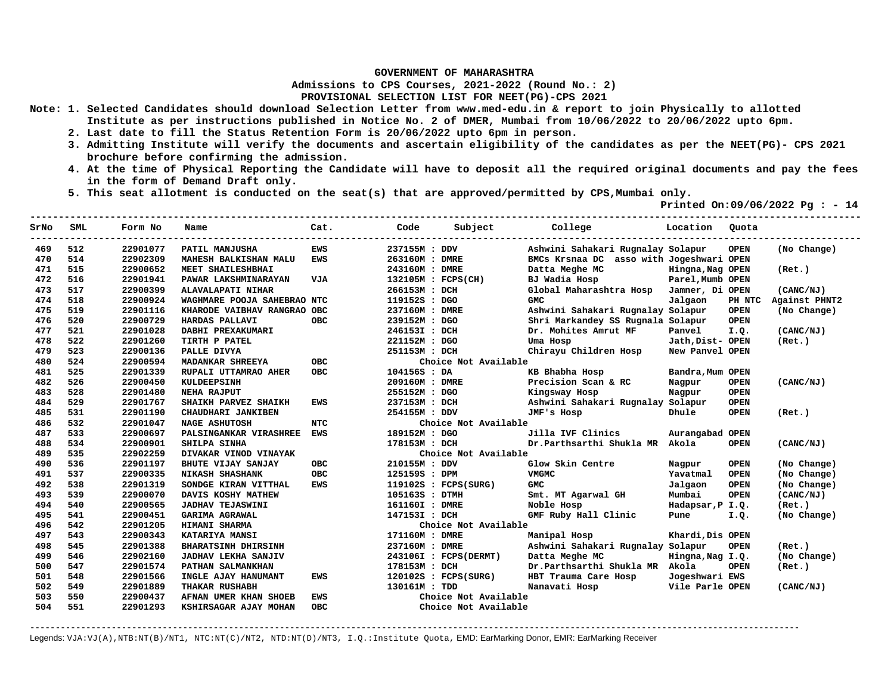**GOVERNMENT OF MAHARASHTRA**

**Admissions to CPS Courses, 2021-2022 (Round No.: 2)**

**PROVISIONAL SELECTION LIST FOR NEET(PG)-CPS 2021**

Note: 1. Selected Candidates should download Selection Letter from www.med-edu.in & report to join Physically to allotted Institute as per instructions published in Notice No. 2 of DMER, Mumbai from 10/06/2022 to 20/06/2022 upto 6pm.

2. Last date to fill the Status Retention Form is 20/06/2022 upto 6pm in person.

3. Admitting Institute will verify the documents and ascertain eligibility of the candidates as per the NEET(PG)- CPS 2021 brochure before confirming the admission.

4. At the time of Physical Reporting the Candidate will have to deposit all the required original documents and pay the fees in the form of Demand Draft only.

5. This seat allotment is conducted on the seat(s) that are approved/permitted by CPS,Mumbai only.

Printed On:09/06/2022 Pg : - 14

| SrNo | SML | Form No | Name | Cat. | Code | Subject | College | Location | Quota | |
|---|---|---|---|---|---|---|---|---|---|---|
| 469 | 512 | 22901077 | PATIL MANJUSHA | EWS | 237155M | DDV | Ashwini Sahakari Rugnalay | Solapur | OPEN | (No Change) |
| 470 | 514 | 22902309 | MAHESH BALKISHAN MALU | EWS | 263160M | DMRE | BMCs Krsnaa DC asso with | Jogeshwari | OPEN | |
| 471 | 515 | 22900652 | MEET SHAILESHBHAI | | 243160M | DMRE | Datta Meghe MC | Hingna,Nag | OPEN | (Ret.) |
| 472 | 516 | 22901941 | PAWAR LAKSHMINARAYAN | VJA | 132105M | FCPS(CH) | BJ Wadia Hosp | Parel,Mumb | OPEN | |
| 473 | 517 | 22900399 | ALAVALAPATI NIHAR | | 266153M | DCH | Global Maharashtra Hosp | Jamner, Di | OPEN | (CANC/NJ) |
| 474 | 518 | 22900924 | WAGHMARE POOJA SAHEBRAO | NTC | 119152S | DGO | GMC | Jalgaon | PH NTC | Against PHNT2 |
| 475 | 519 | 22901116 | KHARODE VAIBHAV RANGRAO | OBC | 237160M | DMRE | Ashwini Sahakari Rugnalay | Solapur | OPEN | (No Change) |
| 476 | 520 | 22900729 | HARDAS PALLAVI | OBC | 239152M | DGO | Shri Markandey SS Rugnala | Solapur | OPEN | |
| 477 | 521 | 22901028 | DABHI PREXAKUMARI | | 246153I | DCH | Dr. Mohites Amrut MF | Panvel | I.Q. | (CANC/NJ) |
| 478 | 522 | 22901260 | TIRTH P PATEL | | 221152M | DGO | Uma Hosp | Jath,Dist- | OPEN | (Ret.) |
| 479 | 523 | 22900136 | PALLE DIVYA | | 251153M | DCH | Chirayu Children Hosp | New Panvel | OPEN | |
| 480 | 524 | 22900594 | MADANKAR SHREEYA | OBC | | Choice Not Available | | | | |
| 481 | 525 | 22901339 | RUPALI UTTAMRAO AHER | OBC | 104156S | DA | KB Bhabha Hosp | Bandra,Mum | OPEN | |
| 482 | 526 | 22900450 | KULDEEPSINH | | 209160M | DMRE | Precision Scan & RC | Nagpur | OPEN | (CANC/NJ) |
| 483 | 528 | 22901480 | NEHA RAJPUT | | 255152M | DGO | Kingsway Hosp | Nagpur | OPEN | |
| 484 | 529 | 22901767 | SHAIKH PARVEZ SHAIKH | EWS | 237153M | DCH | Ashwini Sahakari Rugnalay | Solapur | OPEN | |
| 485 | 531 | 22901190 | CHAUDHARI JANKIBEN | | 254155M | DDV | JMF's Hosp | Dhule | OPEN | (Ret.) |
| 486 | 532 | 22901047 | NAGE ASHUTOSH | NTC | | Choice Not Available | | | | |
| 487 | 533 | 22900697 | PALSINGANKAR VIRASHREE | EWS | 189152M | DGO | Jilla IVF Clinics | Aurangabad | OPEN | |
| 488 | 534 | 22900901 | SHILPA SINHA | | 178153M | DCH | Dr.Parthsarthi Shukla MR | Akola | OPEN | (CANC/NJ) |
| 489 | 535 | 22902259 | DIVAKAR VINOD VINAYAK | | | Choice Not Available | | | | |
| 490 | 536 | 22901197 | BHUTE VIJAY SANJAY | OBC | 210155M | DDV | Glow Skin Centre | Nagpur | OPEN | (No Change) |
| 491 | 537 | 22900335 | NIKASH SHASHANK | OBC | 125159S | DPM | VMGMC | Yavatmal | OPEN | (No Change) |
| 492 | 538 | 22901319 | SONDGE KIRAN VITTHAL | EWS | 119102S | FCPS(SURG) | GMC | Jalgaon | OPEN | (No Change) |
| 493 | 539 | 22900070 | DAVIS KOSHY MATHEW | | 105163S | DTMH | Smt. MT Agarwal GH | Mumbai | OPEN | (CANC/NJ) |
| 494 | 540 | 22900565 | JADHAV TEJASWINI | | 161160I | DMRE | Noble Hosp | Hadapsar,P | I.Q. | (Ret.) |
| 495 | 541 | 22900451 | GARIMA AGRAWAL | | 147153I | DCH | GMF Ruby Hall Clinic | Pune | I.Q. | (No Change) |
| 496 | 542 | 22901205 | HIMANI SHARMA | | | Choice Not Available | | | | |
| 497 | 543 | 22900343 | KATARIYA MANSI | | 171160M | DMRE | Manipal Hosp | Khardi,Dis | OPEN | |
| 498 | 545 | 22901388 | BHARATSINH DHIRSINH | | 237160M | DMRE | Ashwini Sahakari Rugnalay | Solapur | OPEN | (Ret.) |
| 499 | 546 | 22902160 | JADHAV LEKHA SANJIV | | 243106I | FCPS(DERMT) | Datta Meghe MC | Hingna,Nag | I.Q. | (No Change) |
| 500 | 547 | 22901574 | PATHAN SALMANKHAN | | 178153M | DCH | Dr.Parthsarthi Shukla MR | Akola | OPEN | (Ret.) |
| 501 | 548 | 22901566 | INGLE AJAY HANUMANT | EWS | 120102S | FCPS(SURG) | HBT Trauma Care Hosp | Jogeshwari | EWS | |
| 502 | 549 | 22901889 | THAKAR RUSHABH | | 130161M | TDD | Nanavati Hosp | Vile Parle | OPEN | (CANC/NJ) |
| 503 | 550 | 22900437 | AFNAN UMER KHAN SHOEB | EWS | | Choice Not Available | | | | |
| 504 | 551 | 22901293 | KSHIRSAGAR AJAY MOHAN | OBC | | Choice Not Available | | | | |

Legends: VJA:VJ(A),NTB:NT(B)/NT1, NTC:NT(C)/NT2, NTD:NT(D)/NT3, I.Q.:Institute Quota, EMD: EarMarking Donor, EMR: EarMarking Receiver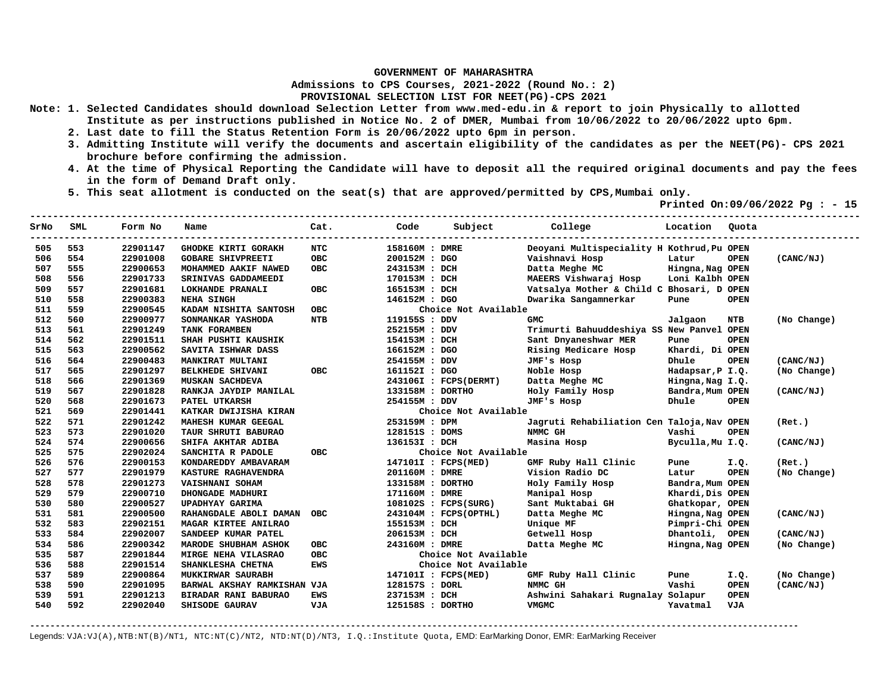**GOVERNMENT OF MAHARASHTRA**

**Admissions to CPS Courses, 2021-2022 (Round No.: 2)**

**PROVISIONAL SELECTION LIST FOR NEET(PG)-CPS 2021**

**Note:**
1. Selected Candidates should download Selection Letter from www.med-edu.in & report to join Physically to allotted Institute as per instructions published in Notice No. 2 of DMER, Mumbai from 10/06/2022 to 20/06/2022 upto 6pm.
2. Last date to fill the Status Retention Form is 20/06/2022 upto 6pm in person.
3. Admitting Institute will verify the documents and ascertain eligibility of the candidates as per the NEET(PG)- CPS 2021 brochure before confirming the admission.
4. At the time of Physical Reporting the Candidate will have to deposit all the required original documents and pay the fees in the form of Demand Draft only.
5. This seat allotment is conducted on the seat(s) that are approved/permitted by CPS,Mumbai only.

**Printed On:09/06/2022 Pg : - 15**

| SrNo | SML | Form No | Name | Cat. | Code | Subject | College | Location | Quota | |
|---|---|---|---|---|---|---|---|---|---|---|
| 505 | 553 | 22901147 | GHODKE KIRTI GORAKH | NTC | 158160M | DMRE | Deoyani Multispeciality H | Kothrud,Pu | OPEN | |
| 506 | 554 | 22901008 | GOBARE SHIVPREETI | OBC | 200152M | DGO | Vaishnavi Hosp | Latur | OPEN | (CANC/NJ) |
| 507 | 555 | 22900653 | MOHAMMED AAKIF NAWED | OBC | 243153M | DCH | Datta Meghe MC | Hingna,Nag | OPEN | |
| 508 | 556 | 22901733 | SRINIVAS GADDAMEEDI | | 170153M | DCH | MAEERS Vishwaraj Hosp | Loni Kalbh | OPEN | |
| 509 | 557 | 22901681 | LOKHANDE PRANALI | OBC | 165153M | DCH | Vatsalya Mother & Child C | Bhosari, D | OPEN | |
| 510 | 558 | 22900383 | NEHA SINGH | | 146152M | DGO | Dwarika Sangamnerkar | Pune | OPEN | |
| 511 | 559 | 22900545 | KADAM NISHITA SANTOSH | OBC | | Choice Not Available | | | | |
| 512 | 560 | 22900977 | SONMANKAR YASHODA | NTB | 119155S | DDV | GMC | Jalgaon | NTB | (No Change) |
| 513 | 561 | 22901249 | TANK FORAMBEN | | 252155M | DDV | Trimurti Bahuuddeshiya SS | New Panvel | OPEN | |
| 514 | 562 | 22901511 | SHAH PUSHTI KAUSHIK | | 154153M | DCH | Sant Dnyaneshwar MER | Pune | OPEN | |
| 515 | 563 | 22900562 | SAVITA ISHWAR DASS | | 166152M | DGO | Rising Medicare Hosp | Khardi, Di | OPEN | |
| 516 | 564 | 22900483 | MANKIRAT MULTANI | | 254155M | DDV | JMF's Hosp | Dhule | OPEN | (CANC/NJ) |
| 517 | 565 | 22901297 | BELKHEDE SHIVANI | OBC | 161152I | DGO | Noble Hosp | Hadapsar,P | I.Q. | (No Change) |
| 518 | 566 | 22901369 | MUSKAN SACHDEVA | | 243106I | FCPS(DERMT) | Datta Meghe MC | Hingna,Nag | I.Q. | |
| 519 | 567 | 22901828 | RANKJA JAYDIP MANILAL | | 133158M | DORTHO | Holy Family Hosp | Bandra,Mum | OPEN | (CANC/NJ) |
| 520 | 568 | 22901673 | PATEL UTKARSH | | 254155M | DDV | JMF's Hosp | Dhule | OPEN | |
| 521 | 569 | 22901441 | KATKAR DWIJISHA KIRAN | | | Choice Not Available | | | | |
| 522 | 571 | 22901242 | MAHESH KUMAR GEEGAL | | 253159M | DPM | Jagruti Rehabiliation Cen | Taloja,Nav | OPEN | (Ret.) |
| 523 | 573 | 22901020 | TAUR SHRUTI BABURAO | | 128151S | DOMS | NMMC GH | Vashi | OPEN | |
| 524 | 574 | 22900656 | SHIFA AKHTAR ADIBA | | 136153I | DCH | Masina Hosp | Byculla,Mu | I.Q. | (CANC/NJ) |
| 525 | 575 | 22902024 | SANCHITA R PADOLE | OBC | | Choice Not Available | | | | |
| 526 | 576 | 22900153 | KONDAREDDY AMBAVARAM | | 147101I | FCPS(MED) | GMF Ruby Hall Clinic | Pune | I.Q. | (Ret.) |
| 527 | 577 | 22901979 | KASTURE RAGHAVENDRA | | 201160M | DMRE | Vision Radio DC | Latur | OPEN | (No Change) |
| 528 | 578 | 22901273 | VAISHNANI SOHAM | | 133158M | DORTHO | Holy Family Hosp | Bandra,Mum | OPEN | |
| 529 | 579 | 22900710 | DHONGADE MADHURI | | 171160M | DMRE | Manipal Hosp | Khardi,Dis | OPEN | |
| 530 | 580 | 22900527 | UPADHYAY GARIMA | | 108102S | FCPS(SURG) | Sant Muktabai GH | Ghatkopar, | OPEN | |
| 531 | 581 | 22900500 | RAHANGDALE ABOLI DAMAN | OBC | 243104M | FCPS(OPTHL) | Datta Meghe MC | Hingna,Nag | OPEN | (CANC/NJ) |
| 532 | 583 | 22902151 | MAGAR KIRTEE ANILRAO | | 155153M | DCH | Unique MF | Pimpri-Chi | OPEN | |
| 533 | 584 | 22902007 | SANDEEP KUMAR PATEL | | 206153M | DCH | Getwell Hosp | Dhantoli, | OPEN | (CANC/NJ) |
| 534 | 586 | 22900342 | MARODE SHUBHAM ASHOK | OBC | 243160M | DMRE | Datta Meghe MC | Hingna,Nag | OPEN | (No Change) |
| 535 | 587 | 22901844 | MIRGE NEHA VILASRAO | OBC | | Choice Not Available | | | | |
| 536 | 588 | 22901514 | SHANKLESHA CHETNA | EWS | | Choice Not Available | | | | |
| 537 | 589 | 22900864 | MUKKIRWAR SAURABH | | 147101I | FCPS(MED) | GMF Ruby Hall Clinic | Pune | I.Q. | (No Change) |
| 538 | 590 | 22901095 | BARWAL AKSHAY RAMKISHAN | VJA | 128157S | DORL | NMMC GH | Vashi | OPEN | (CANC/NJ) |
| 539 | 591 | 22901213 | BIRADAR RANI BABURAO | EWS | 237153M | DCH | Ashwini Sahakari Rugnalay | Solapur | OPEN | |
| 540 | 592 | 22902040 | SHISODE GAURAV | VJA | 125158S | DORTHO | VMGMC | Yavatmal | VJA | |

Legends: VJA:VJ(A),NTB:NT(B)/NT1, NTC:NT(C)/NT2, NTD:NT(D)/NT3, I.Q.:Institute Quota, EMD: EarMarking Donor, EMR: EarMarking Receiver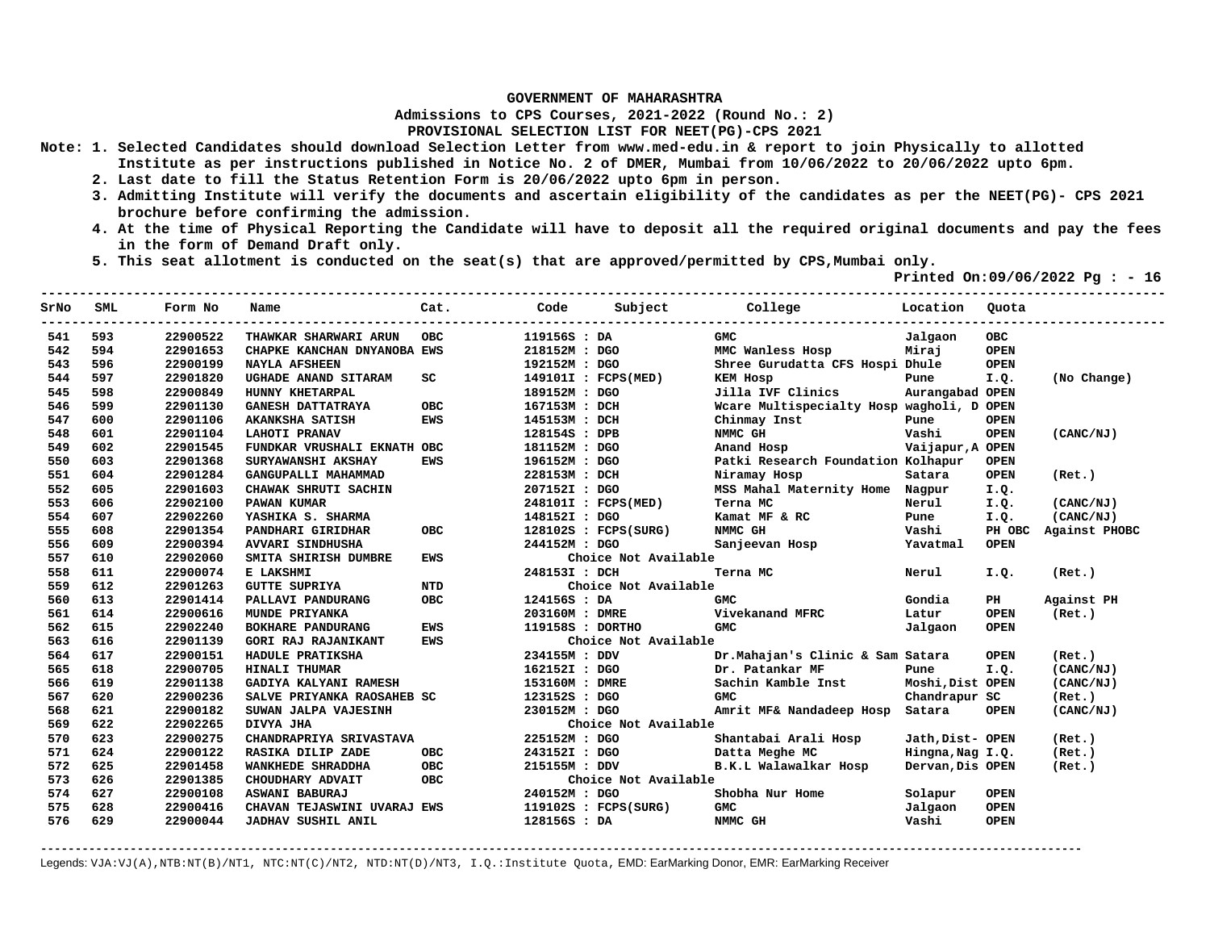GOVERNMENT OF MAHARASHTRA

Admissions to CPS Courses, 2021-2022 (Round No.: 2)

PROVISIONAL SELECTION LIST FOR NEET(PG)-CPS 2021

Note: 1. Selected Candidates should download Selection Letter from www.med-edu.in & report to join Physically to allotted Institute as per instructions published in Notice No. 2 of DMER, Mumbai from 10/06/2022 to 20/06/2022 upto 6pm.

2. Last date to fill the Status Retention Form is 20/06/2022 upto 6pm in person.

3. Admitting Institute will verify the documents and ascertain eligibility of the candidates as per the NEET(PG)- CPS 2021 brochure before confirming the admission.

4. At the time of Physical Reporting the Candidate will have to deposit all the required original documents and pay the fees in the form of Demand Draft only.

5. This seat allotment is conducted on the seat(s) that are approved/permitted by CPS,Mumbai only.

Printed On:09/06/2022 Pg : - 16

| SrNo | SML | Form No | Name | Cat. | Code | Subject | College | Location | Quota | |
|---|---|---|---|---|---|---|---|---|---|---|
| 541 | 593 | 22900522 | THAWKAR SHARWARI ARUN | OBC | 119156S | DA | GMC | Jalgaon | OBC | |
| 542 | 594 | 22901653 | CHAPKE KANCHAN DNYANOBA | EWS | 218152M | DGO | MMC Wanless Hosp | Miraj | OPEN | |
| 543 | 596 | 22900199 | NAYLA AFSHEEN | | 192152M | DGO | Shree Gurudatta CFS Hospi | Dhule | OPEN | |
| 544 | 597 | 22901820 | UGHADE ANAND SITARAM | SC | 149101I | FCPS(MED) | KEM Hosp | Pune | I.Q. | (No Change) |
| 545 | 598 | 22900849 | HUNNY KHETARPAL | | 189152M | DGO | Jilla IVF Clinics | Aurangabad | OPEN | |
| 546 | 599 | 22901130 | GANESH DATTATRAYA | OBC | 167153M | DCH | Wcare Multispecialty Hosp | wagholi, D | OPEN | |
| 547 | 600 | 22901106 | AKANKSHA SATISH | EWS | 145153M | DCH | Chinmay Inst | Pune | OPEN | |
| 548 | 601 | 22901104 | LAHOTI PRANAV | | 128154S | DPB | NMMC GH | Vashi | OPEN | (CANC/NJ) |
| 549 | 602 | 22901545 | FUNDKAR VRUSHALI EKNATH | OBC | 181152M | DGO | Anand Hosp | Vaijapur,A | OPEN | |
| 550 | 603 | 22901368 | SURYAWANSHI AKSHAY | EWS | 196152M | DGO | Patki Research Foundation | Kolhapur | OPEN | |
| 551 | 604 | 22901284 | GANGUPALLI MAHAMMAD | | 228153M | DCH | Niramay Hosp | Satara | OPEN | (Ret.) |
| 552 | 605 | 22901603 | CHAWAK SHRUTI SACHIN | | 207152I | DGO | MSS Mahal Maternity Home | Nagpur | I.Q. | |
| 553 | 606 | 22902100 | PAWAN KUMAR | | 248101I | FCPS(MED) | Terna MC | Nerul | I.Q. | (CANC/NJ) |
| 554 | 607 | 22902260 | YASHIKA S. SHARMA | | 148152I | DGO | Kamat MF & RC | Pune | I.Q. | (CANC/NJ) |
| 555 | 608 | 22901354 | PANDHARI GIRIDHAR | OBC | 128102S | FCPS(SURG) | NMMC GH | Vashi | PH OBC | Against PHOBC |
| 556 | 609 | 22900394 | AVVARI SINDHUSHA | | 244152M | DGO | Sanjeevan Hosp | Yavatmal | OPEN | |
| 557 | 610 | 22902060 | SMITA SHIRISH DUMBRE | EWS | | Choice Not Available | | | | |
| 558 | 611 | 22900074 | E LAKSHMI | | 248153I | DCH | Terna MC | Nerul | I.Q. | (Ret.) |
| 559 | 612 | 22901263 | GUTTE SUPRIYA | NTD | | Choice Not Available | | | | |
| 560 | 613 | 22901414 | PALLAVI PANDURANG | OBC | 124156S | DA | GMC | Gondia | PH | Against PH |
| 561 | 614 | 22900616 | MUNDE PRIYANKA | | 203160M | DMRE | Vivekanand MFRC | Latur | OPEN | (Ret.) |
| 562 | 615 | 22902240 | BOKHARE PANDURANG | EWS | 119158S | DORTHO | GMC | Jalgaon | OPEN | |
| 563 | 616 | 22901139 | GORI RAJ RAJANIKANT | EWS | | Choice Not Available | | | | |
| 564 | 617 | 22900151 | HADULE PRATIKSHA | | 234155M | DDV | Dr.Mahajan's Clinic & Sam | Satara | OPEN | (Ret.) |
| 565 | 618 | 22900705 | HINALI THUMAR | | 162152I | DGO | Dr. Patankar MF | Pune | I.Q. | (CANC/NJ) |
| 566 | 619 | 22901138 | GADIYA KALYANI RAMESH | | 153160M | DMRE | Sachin Kamble Inst | Moshi,Dist | OPEN | (CANC/NJ) |
| 567 | 620 | 22900236 | SALVE PRIYANKA RAOSAHEB | SC | 123152S | DGO | GMC | Chandrapur | SC | (Ret.) |
| 568 | 621 | 22900182 | SUWAN JALPA VAJESINH | | 230152M | DGO | Amrit MF& Nandadeep Hosp | Satara | OPEN | (CANC/NJ) |
| 569 | 622 | 22902265 | DIVYA JHA | | | Choice Not Available | | | | |
| 570 | 623 | 22900275 | CHANDRAPRIYA SRIVASTAVA | | 225152M | DGO | Shantabai Arali Hosp | Jath,Dist- | OPEN | (Ret.) |
| 571 | 624 | 22900122 | RASIKA DILIP ZADE | OBC | 243152I | DGO | Datta Meghe MC | Hingna,Nag | I.Q. | (Ret.) |
| 572 | 625 | 22901458 | WANKHEDE SHRADDHA | OBC | 215155M | DDV | B.K.L Walawalkar Hosp | Dervan,Dis | OPEN | (Ret.) |
| 573 | 626 | 22901385 | CHOUDHARY ADVAIT | OBC | | Choice Not Available | | | | |
| 574 | 627 | 22900108 | ASWANI BABURAJ | | 240152M | DGO | Shobha Nur Home | Solapur | OPEN | |
| 575 | 628 | 22900416 | CHAVAN TEJASWINI UVARAJ | EWS | 119102S | FCPS(SURG) | GMC | Jalgaon | OPEN | |
| 576 | 629 | 22900044 | JADHAV SUSHIL ANIL | | 128156S | DA | NMMC GH | Vashi | OPEN | |

Legends: VJA:VJ(A),NTB:NT(B)/NT1, NTC:NT(C)/NT2, NTD:NT(D)/NT3, I.Q.:Institute Quota, EMD: EarMarking Donor, EMR: EarMarking Receiver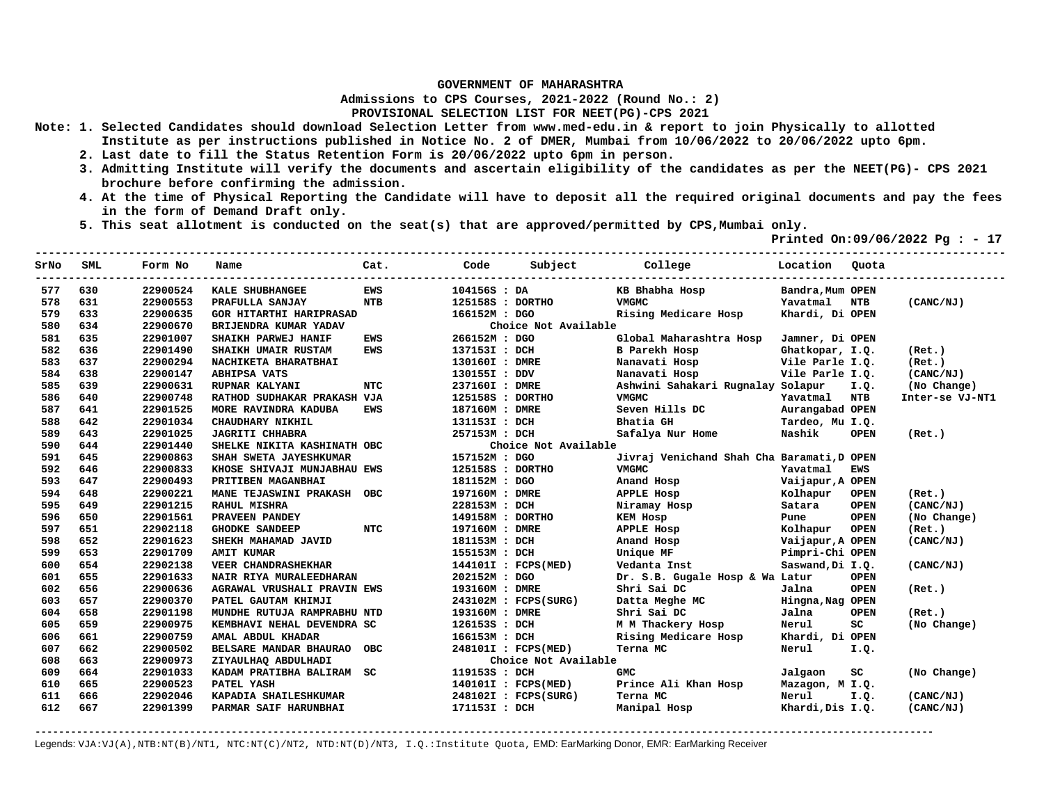# GOVERNMENT OF MAHARASHTRA

**Admissions to CPS Courses, 2021-2022 (Round No.: 2)**

**PROVISIONAL SELECTION LIST FOR NEET(PG)-CPS 2021**

**Note:**
1. Selected Candidates should download Selection Letter from www.med-edu.in & report to join Physically to allotted Institute as per instructions published in Notice No. 2 of DMER, Mumbai from 10/06/2022 to 20/06/2022 upto 6pm.
2. Last date to fill the Status Retention Form is 20/06/2022 upto 6pm in person.
3. Admitting Institute will verify the documents and ascertain eligibility of the candidates as per the NEET(PG)- CPS 2021 brochure before confirming the admission.
4. At the time of Physical Reporting the Candidate will have to deposit all the required original documents and pay the fees in the form of Demand Draft only.
5. This seat allotment is conducted on the seat(s) that are approved/permitted by CPS,Mumbai only.

Printed On:09/06/2022

| SrNo | SML | Form No | Name | Cat. | Code | Subject | College | Location | Quota | |
|---|---|---|---|---|---|---|---|---|---|---|
| 577 | 630 | 22900524 | KALE SHUBHANGEE | EWS | 104156S | DA | KB Bhabha Hosp | Bandra,Mum | OPEN | |
| 578 | 631 | 22900553 | PRAFULLA SANJAY | NTB | 125158S | DORTHO | VMGMC | Yavatmal | NTB | (CANC/NJ) |
| 579 | 633 | 22900635 | GOR HITARTHI HARIPRASAD | | 166152M | DGO | Rising Medicare Hosp | Khardi, Di | OPEN | |
| 580 | 634 | 22900670 | BRIJENDRA KUMAR YADAV | | | Choice Not Available | | | | |
| 581 | 635 | 22901007 | SHAIKH PARWEJ HANIF | EWS | 266152M | DGO | Global Maharashtra Hosp | Jamner, Di | OPEN | |
| 582 | 636 | 22901490 | SHAIKH UMAIR RUSTAM | EWS | 137153I | DCH | B Parekh Hosp | Ghatkopar, | I.Q. | (Ret.) |
| 583 | 637 | 22900294 | NACHIKETA BHARATBHAI | | 130160I | DMRE | Nanavati Hosp | Vile Parle | I.Q. | (Ret.) |
| 584 | 638 | 22900147 | ABHIPSA VATS | | 130155I | DDV | Nanavati Hosp | Vile Parle | I.Q. | (CANC/NJ) |
| 585 | 639 | 22900631 | RUPNAR KALYANI | NTC | 237160I | DMRE | Ashwini Sahakari Rugnalay | Solapur | I.Q. | (No Change) |
| 586 | 640 | 22900748 | RATHOD SUDHAKAR PRAKASH | VJA | 125158S | DORTHO | VMGMC | Yavatmal | NTB | Inter-se VJ-NT1 |
| 587 | 641 | 22901525 | MORE RAVINDRA KADUBA | EWS | 187160M | DMRE | Seven Hills DC | Aurangabad | OPEN | |
| 588 | 642 | 22901034 | CHAUDHARY NIKHIL | | 131153I | DCH | Bhatia GH | Tardeo, Mu | I.Q. | |
| 589 | 643 | 22901025 | JAGRITI CHHABRA | | 257153M | DCH | Safalya Nur Home | Nashik | OPEN | (Ret.) |
| 590 | 644 | 22901440 | SHELKE NIKITA KASHINATH | OBC | | Choice Not Available | | | | |
| 591 | 645 | 22900863 | SHAH SWETA JAYESHKUMAR | | 157152M | DGO | Jivraj Venichand Shah Cha | Baramati,D | OPEN | |
| 592 | 646 | 22900833 | KHOSE SHIVAJI MUNJABHAU | EWS | 125158S | DORTHO | VMGMC | Yavatmal | EWS | |
| 593 | 647 | 22900493 | PRITIBEN MAGANBHAI | | 181152M | DGO | Anand Hosp | Vaijapur,A | OPEN | |
| 594 | 648 | 22900221 | MANE TEJASWINI PRAKASH | OBC | 197160M | DMRE | APPLE Hosp | Kolhapur | OPEN | (Ret.) |
| 595 | 649 | 22901215 | RAHUL MISHRA | | 228153M | DCH | Niramay Hosp | Satara | OPEN | (CANC/NJ) |
| 596 | 650 | 22901561 | PRAVEEN PANDEY | | 149158M | DORTHO | KEM Hosp | Pune | OPEN | (No Change) |
| 597 | 651 | 22902118 | GHODKE SANDEEP | NTC | 197160M | DMRE | APPLE Hosp | Kolhapur | OPEN | (Ret.) |
| 598 | 652 | 22901623 | SHEKH MAHAMAD JAVID | | 181153M | DCH | Anand Hosp | Vaijapur,A | OPEN | (CANC/NJ) |
| 599 | 653 | 22901709 | AMIT KUMAR | | 155153M | DCH | Unique MF | Pimpri-Chi | OPEN | |
| 600 | 654 | 22902138 | VEER CHANDRASHEKHAR | | 144101I | FCPS(MED) | Vedanta Inst | Saswand,Di | I.Q. | (CANC/NJ) |
| 601 | 655 | 22901633 | NAIR RIYA MURALEEDHARAN | | 202152M | DGO | Dr. S.B. Gugale Hosp & Wa | Latur | OPEN | |
| 602 | 656 | 22900636 | AGRAWAL VRUSHALI PRAVIN | EWS | 193160M | DMRE | Shri Sai DC | Jalna | OPEN | (Ret.) |
| 603 | 657 | 22900370 | PATEL GAUTAM KHIMJI | | 243102M | FCPS(SURG) | Datta Meghe MC | Hingna,Nag | OPEN | |
| 604 | 658 | 22901198 | MUNDHE RUTUJA RAMPRABHU | NTD | 193160M | DMRE | Shri Sai DC | Jalna | OPEN | (Ret.) |
| 605 | 659 | 22900975 | KEMBHAVI NEHAL DEVENDRA | SC | 126153S | DCH | M M Thackery Hosp | Nerul | SC | (No Change) |
| 606 | 661 | 22900759 | AMAL ABDUL KHADAR | | 166153M | DCH | Rising Medicare Hosp | Khardi, Di | OPEN | |
| 607 | 662 | 22900502 | BELSARE MANDAR BHAURAO | OBC | 248101I | FCPS(MED) | Terna MC | Nerul | I.Q. | |
| 608 | 663 | 22900973 | ZIYAULHAQ ABDULHADI | | | Choice Not Available | | | | |
| 609 | 664 | 22901033 | KADAM PRATIBHA BALIRAM | SC | 119153S | DCH | GMC | Jalgaon | SC | (No Change) |
| 610 | 665 | 22900523 | PATEL YASH | | 140101I | FCPS(MED) | Prince Ali Khan Hosp | Mazagon, M | I.Q. | |
| 611 | 666 | 22902046 | KAPADIA SHAILESHKUMAR | | 248102I | FCPS(SURG) | Terna MC | Nerul | I.Q. | (CANC/NJ) |
| 612 | 667 | 22901399 | PARMAR SAIF HARUNBHAI | | 171153I | DCH | Manipal Hosp | Khardi,Dis | I.Q. | (CANC/NJ) |

Legends: VJA:VJ(A),NTB:NT(B)/NT1, NTC:NT(C)/NT2, NTD:NT(D)/NT3, I.Q.:Institute Quota, EMD: EarMarking Donor, EMR: EarMarking Receiver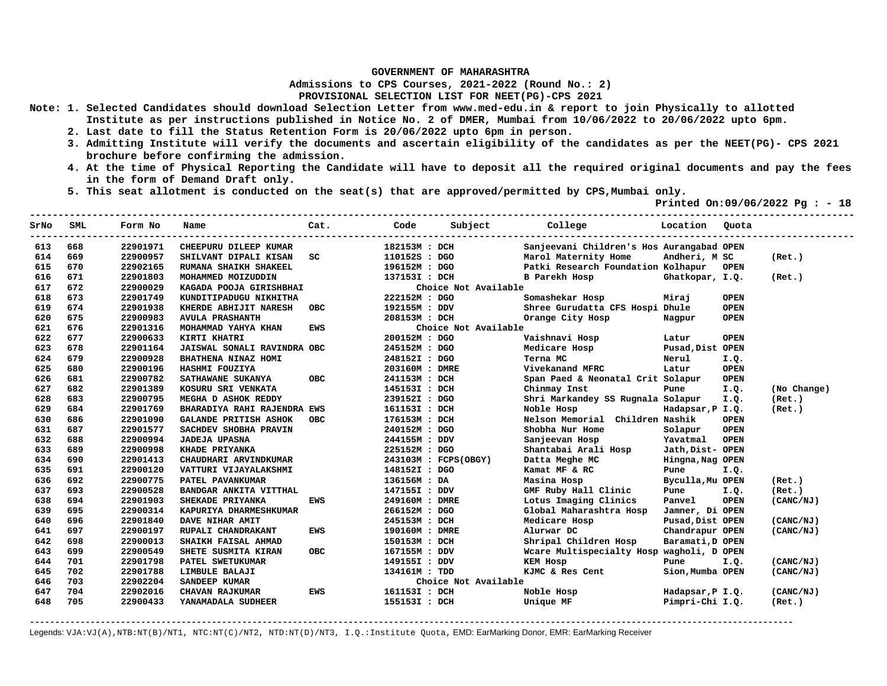**GOVERNMENT OF MAHARASHTRA**

**Admissions to CPS Courses, 2021-2022 (Round No.: 2)**

**PROVISIONAL SELECTION LIST FOR NEET(PG)-CPS 2021**

Note: 1. Selected Candidates should download Selection Letter from www.med-edu.in & report to join Physically to allotted Institute as per instructions published in Notice No. 2 of DMER, Mumbai from 10/06/2022 to 20/06/2022 upto 6pm.
2. Last date to fill the Status Retention Form is 20/06/2022 upto 6pm in person.
3. Admitting Institute will verify the documents and ascertain eligibility of the candidates as per the NEET(PG)- CPS 2021 brochure before confirming the admission.
4. At the time of Physical Reporting the Candidate will have to deposit all the required original documents and pay the fees in the form of Demand Draft only.
5. This seat allotment is conducted on the seat(s) that are approved/permitted by CPS,Mumbai only.

Printed On:09/06/2022

| SrNo | SML | Form No | Name | Cat. | Code | Subject | College | Location | Quota | |
|---|---|---|---|---|---|---|---|---|---|---|
| 613 | 668 | 22901971 | CHEEPURU DILEEP KUMAR | | 182153M | DCH | Sanjeevani Children's Hos | Aurangabad | OPEN | |
| 614 | 669 | 22900957 | SHILVANT DIPALI KISAN | SC | 110152S | DGO | Marol Maternity Home | Andheri, M | SC | (Ret.) |
| 615 | 670 | 22902165 | RUMANA SHAIKH SHAKEEL | | 196152M | DGO | Patki Research Foundation | Kolhapur | OPEN | |
| 616 | 671 | 22901803 | MOHAMMED MOIZUDDIN | | 137153I | DCH | B Parekh Hosp | Ghatkopar, | I.Q. | (Ret.) |
| 617 | 672 | 22900029 | KAGADA POOJA GIRISHBHAI | | | Choice Not Available | | | | |
| 618 | 673 | 22901749 | KUNDITIPADUGU NIKHITHA | | 222152M | DGO | Somashekar Hosp | Miraj | OPEN | |
| 619 | 674 | 22901938 | KHERDE ABHIJIT NARESH | OBC | 192155M | DDV | Shree Gurudatta CFS Hospi | Dhule | OPEN | |
| 620 | 675 | 22900983 | AVULA PRASHANTH | | 208153M | DCH | Orange City Hosp | Nagpur | OPEN | |
| 621 | 676 | 22901316 | MOHAMMAD YAHYA KHAN | EWS | | Choice Not Available | | | | |
| 622 | 677 | 22900633 | KIRTI KHATRI | | 200152M | DGO | Vaishnavi Hosp | Latur | OPEN | |
| 623 | 678 | 22901164 | JAISWAL SONALI RAVINDRA | OBC | 245152M | DGO | Medicare Hosp | Pusad,Dist | OPEN | |
| 624 | 679 | 22900928 | BHATHENA NINAZ HOMI | | 248152I | DGO | Terna MC | Nerul | I.Q. | |
| 625 | 680 | 22900196 | HASHMI FOUZIYA | | 203160M | DMRE | Vivekanand MFRC | Latur | OPEN | |
| 626 | 681 | 22900782 | SATHAWANE SUKANYA | OBC | 241153M | DCH | Span Paed & Neonatal Crit | Solapur | OPEN | |
| 627 | 682 | 22901389 | KOSURU SRI VENKATA | | 145153I | DCH | Chinmay Inst | Pune | I.Q. | (No Change) |
| 628 | 683 | 22900795 | MEGHA D ASHOK REDDY | | 239152I | DGO | Shri Markandey SS Rugnala | Solapur | I.Q. | (Ret.) |
| 629 | 684 | 22901769 | BHARADIYA RAHI RAJENDRA | EWS | 161153I | DCH | Noble Hosp | Hadapsar,P | I.Q. | (Ret.) |
| 630 | 686 | 22901090 | GALANDE PRITISH ASHOK | OBC | 176153M | DCH | Nelson Memorial Children | Nashik | OPEN | |
| 631 | 687 | 22901577 | SACHDEV SHOBHA PRAVIN | | 240152M | DGO | Shobha Nur Home | Solapur | OPEN | |
| 632 | 688 | 22900994 | JADEJA UPASNA | | 244155M | DDV | Sanjeevan Hosp | Yavatmal | OPEN | |
| 633 | 689 | 22900998 | KHADE PRIYANKA | | 225152M | DGO | Shantabai Arali Hosp | Jath,Dist- | OPEN | |
| 634 | 690 | 22901413 | CHAUDHARI ARVINDKUMAR | | 243103M | FCPS(OBGY) | Datta Meghe MC | Hingna,Nag | OPEN | |
| 635 | 691 | 22900120 | VATTURI VIJAYALAKSHMI | | 148152I | DGO | Kamat MF & RC | Pune | I.Q. | |
| 636 | 692 | 22900775 | PATEL PAVANKUMAR | | 136156M | DA | Masina Hosp | Byculla,Mu | OPEN | (Ret.) |
| 637 | 693 | 22900528 | BANDGAR ANKITA VITTHAL | | 147155I | DDV | GMF Ruby Hall Clinic | Pune | I.Q. | (Ret.) |
| 638 | 694 | 22901903 | SHEKADE PRIYANKA | EWS | 249160M | DMRE | Lotus Imaging Clinics | Panvel | OPEN | (CANC/NJ) |
| 639 | 695 | 22900314 | KAPURIYA DHARMESHKUMAR | | 266152M | DGO | Global Maharashtra Hosp | Jamner, Di | OPEN | |
| 640 | 696 | 22901840 | DAVE NIHAR AMIT | | 245153M | DCH | Medicare Hosp | Pusad,Dist | OPEN | (CANC/NJ) |
| 641 | 697 | 22900197 | RUPALI CHANDRAKANT | EWS | 190160M | DMRE | Alurwar DC | Chandrapur | OPEN | (CANC/NJ) |
| 642 | 698 | 22900013 | SHAIKH FAISAL AHMAD | | 150153M | DCH | Shripal Children Hosp | Baramati,D | OPEN | |
| 643 | 699 | 22900549 | SHETE SUSMITA KIRAN | OBC | 167155M | DDV | Wcare Multispecialty Hosp | wagholi, D | OPEN | |
| 644 | 701 | 22901798 | PATEL SWETUKUMAR | | 149155I | DDV | KEM Hosp | Pune | I.Q. | (CANC/NJ) |
| 645 | 702 | 22901788 | LIMBULE BALAJI | | 134161M | TDD | KJMC & Res Cent | Sion,Mumba | OPEN | (CANC/NJ) |
| 646 | 703 | 22902204 | SANDEEP KUMAR | | | Choice Not Available | | | | |
| 647 | 704 | 22902016 | CHAVAN RAJKUMAR | EWS | 161153I | DCH | Noble Hosp | Hadapsar,P | I.Q. | (CANC/NJ) |
| 648 | 705 | 22900433 | YANAMADALA SUDHEER | | 155153I | DCH | Unique MF | Pimpri-Chi | I.Q. | (Ret.) |

Legends: VJA:VJ(A),NTB:NT(B)/NT1, NTC:NT(C)/NT2, NTD:NT(D)/NT3, I.Q.:Institute Quota, EMD: EarMarking Donor, EMR: EarMarking Receiver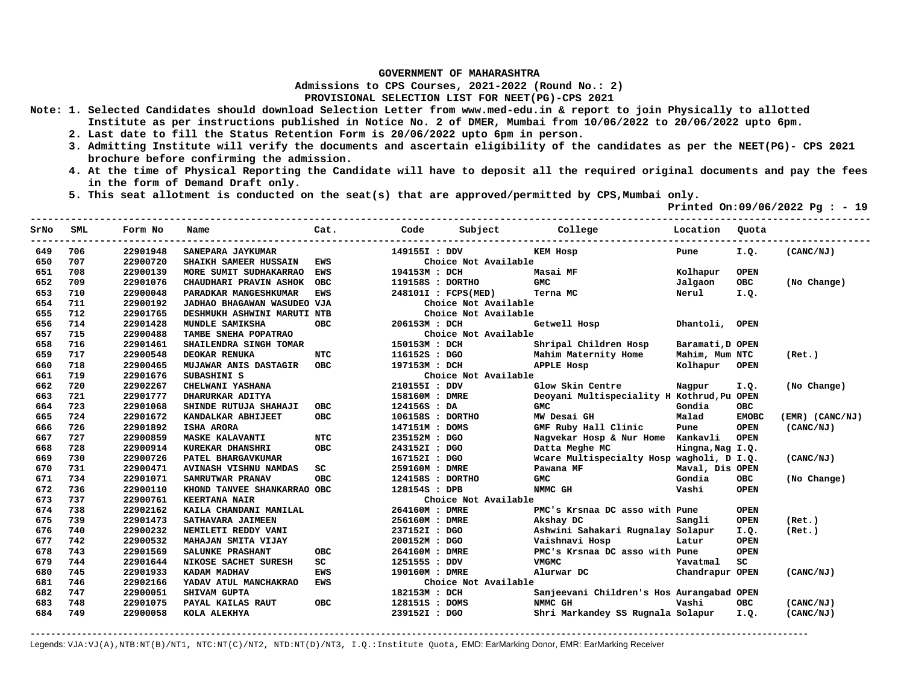**GOVERNMENT OF MAHARASHTRA**

**Admissions to CPS Courses, 2021-2022 (Round No.: 2)**

**PROVISIONAL SELECTION LIST FOR NEET(PG)-CPS 2021**

**Note:** 1. Selected Candidates should download Selection Letter from www.med-edu.in & report to join Physically to allotted Institute as per instructions published in Notice No. 2 of DMER, Mumbai from 10/06/2022 to 20/06/2022 upto 6pm.

2. Last date to fill the Status Retention Form is 20/06/2022 upto 6pm in person.

3. Admitting Institute will verify the documents and ascertain eligibility of the candidates as per the NEET(PG)- CPS 2021 brochure before confirming the admission.

4. At the time of Physical Reporting the Candidate will have to deposit all the required original documents and pay the fees in the form of Demand Draft only.

5. This seat allotment is conducted on the seat(s) that are approved/permitted by CPS,Mumbai only.

Printed On:09/06/2022

| SrNo | SML | Form No | Name | Cat. | Code | Subject | College | Location | Quota | |
|---|---|---|---|---|---|---|---|---|---|---|
| 649 | 706 | 22901948 | SANEPARA JAYKUMAR | | 149155I | DDV | KEM Hosp | Pune | I.Q. | (CANC/NJ) |
| 650 | 707 | 22900720 | SHAIKH SAMEER HUSSAIN | EWS | | Choice Not Available | | | | |
| 651 | 708 | 22900139 | MORE SUMIT SUDHAKARRAO | EWS | 194153M | DCH | Masai MF | Kolhapur | OPEN | |
| 652 | 709 | 22901076 | CHAUDHARI PRAVIN ASHOK | OBC | 119158S | DORTHO | GMC | Jalgaon | OBC | (No Change) |
| 653 | 710 | 22900048 | PARADKAR MANGESHKUMAR | EWS | 248101I | FCPS(MED) | Terna MC | Nerul | I.Q. | |
| 654 | 711 | 22900192 | JADHAO BHAGAWAN WASUDEO | VJA | | Choice Not Available | | | | |
| 655 | 712 | 22901765 | DESHMUKH ASHWINI MARUTI | NTB | | Choice Not Available | | | | |
| 656 | 714 | 22901428 | MUNDLE SAMIKSHA | OBC | 206153M | DCH | Getwell Hosp | Dhantoli, | OPEN | |
| 657 | 715 | 22900488 | TAMBE SNEHA POPATRAO | | | Choice Not Available | | | | |
| 658 | 716 | 22901461 | SHAILENDRA SINGH TOMAR | | 150153M | DCH | Shripal Children Hosp | Baramati,D | OPEN | |
| 659 | 717 | 22900548 | DEOKAR RENUKA | NTC | 116152S | DGO | Mahim Maternity Home | Mahim, Mum | NTC | (Ret.) |
| 660 | 718 | 22900465 | MUJAWAR ANIS DASTAGIR | OBC | 197153M | DCH | APPLE Hosp | Kolhapur | OPEN | |
| 661 | 719 | 22901676 | SUBASHINI S | | | Choice Not Available | | | | |
| 662 | 720 | 22902267 | CHELWANI YASHANA | | 210155I | DDV | Glow Skin Centre | Nagpur | I.Q. | (No Change) |
| 663 | 721 | 22901777 | DHARURKAR ADITYA | | 158160M | DMRE | Deoyani Multispeciality H | Kothrud,Pu | OPEN | |
| 664 | 723 | 22901068 | SHINDE RUTUJA SHAHAJI | OBC | 124156S | DA | GMC | Gondia | OBC | |
| 665 | 724 | 22901672 | KANDALKAR ABHIJEET | OBC | 106158S | DORTHO | MW Desai GH | Malad | EMOBC | (EMR) (CANC/NJ) |
| 666 | 726 | 22901892 | ISHA ARORA | | 147151M | DOMS | GMF Ruby Hall Clinic | Pune | OPEN | (CANC/NJ) |
| 667 | 727 | 22900859 | MASKE KALAVANTI | NTC | 235152M | DGO | Nagvekar Hosp & Nur Home | Kankavli | OPEN | |
| 668 | 728 | 22900914 | KUREKAR DHANSHRI | OBC | 243152I | DGO | Datta Meghe MC | Hingna,Nag | I.Q. | |
| 669 | 730 | 22900726 | PATEL BHARGAVKUMAR | | 167152I | DGO | Wcare Multispecialty Hosp | wagholi, D | I.Q. | (CANC/NJ) |
| 670 | 731 | 22900471 | AVINASH VISHNU NAMDAS | SC | 259160M | DMRE | Pawana MF | Maval, Dis | OPEN | |
| 671 | 734 | 22901071 | SAMRUTWAR PRANAV | OBC | 124158S | DORTHO | GMC | Gondia | OBC | (No Change) |
| 672 | 736 | 22900110 | KHOND TANVEE SHANKARRAO | OBC | 128154S | DPB | NMMC GH | Vashi | OPEN | |
| 673 | 737 | 22900761 | KEERTANA NAIR | | | Choice Not Available | | | | |
| 674 | 738 | 22902162 | KAILA CHANDANI MANILAL | | 264160M | DMRE | PMC's Krsnaa DC asso with | Pune | OPEN | |
| 675 | 739 | 22901473 | SATHAVARA JAIMEEN | | 256160M | DMRE | Akshay DC | Sangli | OPEN | (Ret.) |
| 676 | 740 | 22900232 | NEMILETI REDDY VANI | | 237152I | DGO | Ashwini Sahakari Rugnalay | Solapur | I.Q. | (Ret.) |
| 677 | 742 | 22900532 | MAHAJAN SMITA VIJAY | | 200152M | DGO | Vaishnavi Hosp | Latur | OPEN | |
| 678 | 743 | 22901569 | SALUNKE PRASHANT | OBC | 264160M | DMRE | PMC's Krsnaa DC asso with | Pune | OPEN | |
| 679 | 744 | 22901644 | NIKOSE SACHET SURESH | SC | 125155S | DDV | VMGMC | Yavatmal | SC | |
| 680 | 745 | 22901933 | KADAM MADHAV | EWS | 190160M | DMRE | Alurwar DC | Chandrapur | OPEN | (CANC/NJ) |
| 681 | 746 | 22902166 | YADAV ATUL MANCHAKRAO | EWS | | Choice Not Available | | | | |
| 682 | 747 | 22900051 | SHIVAM GUPTA | | 182153M | DCH | Sanjeevani Children's Hos | Aurangabad | OPEN | |
| 683 | 748 | 22901075 | PAYAL KAILAS RAUT | OBC | 128151S | DOMS | NMMC GH | Vashi | OBC | (CANC/NJ) |
| 684 | 749 | 22900058 | KOLA ALEKHYA | | 239152I | DGO | Shri Markandey SS Rugnala | Solapur | I.Q. | (CANC/NJ) |

Legends: VJA:VJ(A),NTB:NT(B)/NT1, NTC:NT(C)/NT2, NTD:NT(D)/NT3, I.Q.:Institute Quota, EMD: EarMarking Donor, EMR: EarMarking Receiver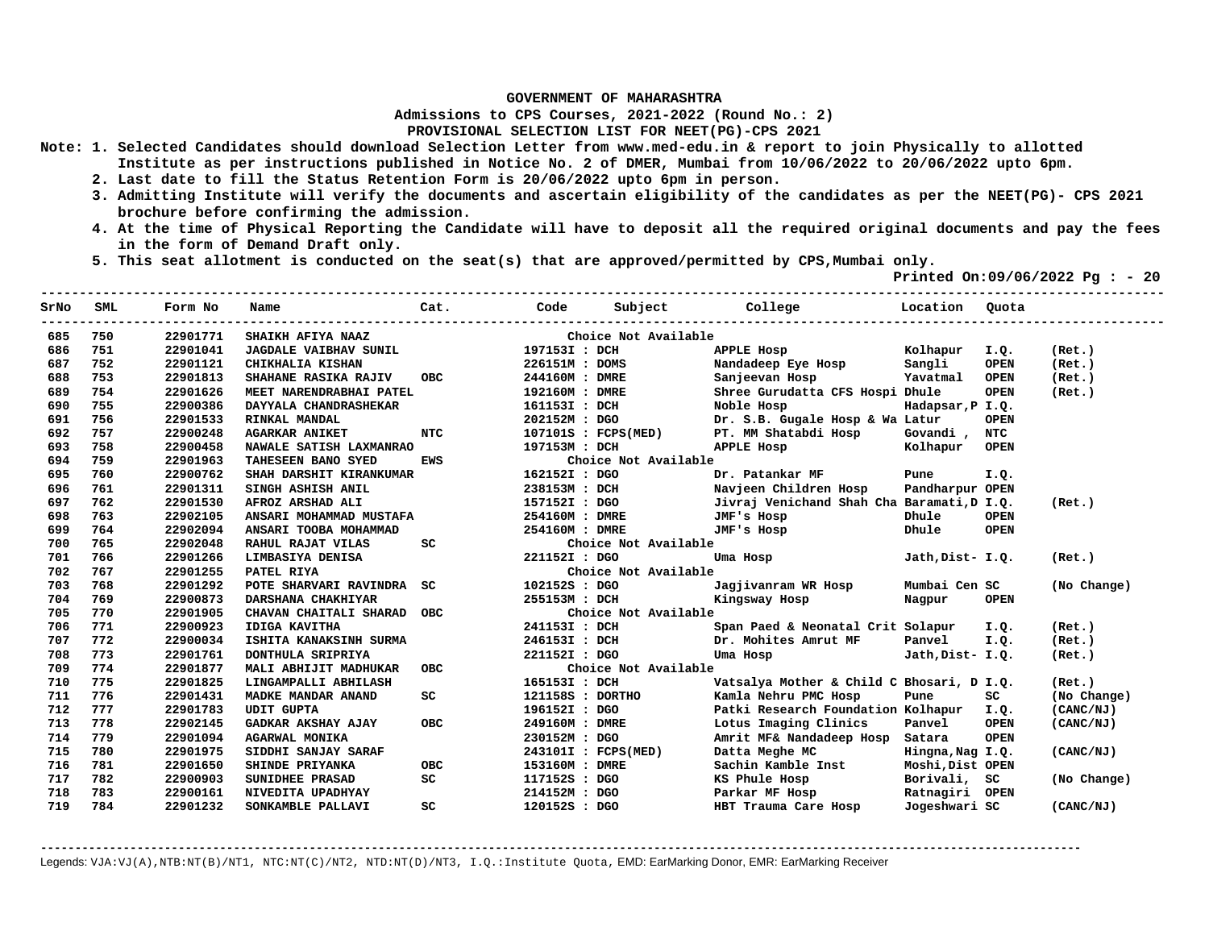**GOVERNMENT OF MAHARASHTRA**

**Admissions to CPS Courses, 2021-2022 (Round No.: 2)**

**PROVISIONAL SELECTION LIST FOR NEET(PG)-CPS 2021**

**Note: 1. Selected Candidates should download Selection Letter from www.med-edu.in & report to join Physically to allotted Institute as per instructions published in Notice No. 2 of DMER, Mumbai from 10/06/2022 to 20/06/2022 upto 6pm.**

**2. Last date to fill the Status Retention Form is 20/06/2022 upto 6pm in person.**

**3. Admitting Institute will verify the documents and ascertain eligibility of the candidates as per the NEET(PG)- CPS 2021 brochure before confirming the admission.**

**4. At the time of Physical Reporting the Candidate will have to deposit all the required original documents and pay the fees in the form of Demand Draft only.**

**5. This seat allotment is conducted on the seat(s) that are approved/permitted by CPS,Mumbai only.**

**Printed On:09/06/2022 Pg : - 20**

| SrNo | SML | Form No | Name | Cat. | Code | Subject | College | Location | Quota | |
|---|---|---|---|---|---|---|---|---|---|---|
| 685 | 750 | 22901771 | SHAIKH AFIYA NAAZ | | Choice Not Available | | | | | |
| 686 | 751 | 22901041 | JAGDALE VAIBHAV SUNIL | | 197153I : DCH | | APPLE Hosp | Kolhapur | I.Q. | (Ret.) |
| 687 | 752 | 22901121 | CHIKHALIA KISHAN | | 226151M : DOMS | | Nandadeep Eye Hosp | Sangli | OPEN | (Ret.) |
| 688 | 753 | 22901813 | SHAHANE RASIKA RAJIV | OBC | 244160M : DMRE | | Sanjeevan Hosp | Yavatmal | OPEN | (Ret.) |
| 689 | 754 | 22901626 | MEET NARENDRABHAI PATEL | | 192160M : DMRE | | Shree Gurudatta CFS Hospi | Dhule | OPEN | (Ret.) |
| 690 | 755 | 22900386 | DAYYALA CHANDRASHEKAR | | 161153I : DCH | | Noble Hosp | Hadapsar,P | I.Q. | |
| 691 | 756 | 22901533 | RINKAL MANDAL | | 202152M : DGO | | Dr. S.B. Gugale Hosp & Wa | Latur | OPEN | |
| 692 | 757 | 22900248 | AGARKAR ANIKET | NTC | 107101S : FCPS(MED) | | PT. MM Shatabdi Hosp | Govandi , | NTC | |
| 693 | 758 | 22900458 | NAWALE SATISH LAXMANRAO | | 197153M : DCH | | APPLE Hosp | Kolhapur | OPEN | |
| 694 | 759 | 22901963 | TAHESEEN BANO SYED | EWS | Choice Not Available | | | | | |
| 695 | 760 | 22900762 | SHAH DARSHIT KIRANKUMAR | | 162152I : DGO | | Dr. Patankar MF | Pune | I.Q. | |
| 696 | 761 | 22901311 | SINGH ASHISH ANIL | | 238153M : DCH | | Navjeen Children Hosp | Pandharpur | OPEN | |
| 697 | 762 | 22901530 | AFROZ ARSHAD ALI | | 157152I : DGO | | Jivraj Venichand Shah Cha | Baramati,D | I.Q. | (Ret.) |
| 698 | 763 | 22902105 | ANSARI MOHAMMAD MUSTAFA | | 254160M : DMRE | | JMF's Hosp | Dhule | OPEN | |
| 699 | 764 | 22902094 | ANSARI TOOBA MOHAMMAD | | 254160M : DMRE | | JMF's Hosp | Dhule | OPEN | |
| 700 | 765 | 22902048 | RAHUL RAJAT VILAS | SC | Choice Not Available | | | | | |
| 701 | 766 | 22901266 | LIMBASIYA DENISA | | 221152I : DGO | | Uma Hosp | Jath,Dist- | I.Q. | (Ret.) |
| 702 | 767 | 22901255 | PATEL RIYA | | Choice Not Available | | | | | |
| 703 | 768 | 22901292 | POTE SHARVARI RAVINDRA | SC | 102152S : DGO | | Jagjivanram WR Hosp | Mumbai Cen | SC | (No Change) |
| 704 | 769 | 22900873 | DARSHANA CHAKHIYAR | | 255153M : DCH | | Kingsway Hosp | Nagpur | OPEN | |
| 705 | 770 | 22901905 | CHAVAN CHAITALI SHARAD | OBC | Choice Not Available | | | | | |
| 706 | 771 | 22900923 | IDIGA KAVITHA | | 241153I : DCH | | Span Paed & Neonatal Crit | Solapur | I.Q. | (Ret.) |
| 707 | 772 | 22900034 | ISHITA KANAKSINH SURMA | | 246153I : DCH | | Dr. Mohites Amrut MF | Panvel | I.Q. | (Ret.) |
| 708 | 773 | 22901761 | DONTHULA SRIPRIYA | | 221152I : DGO | | Uma Hosp | Jath,Dist- | I.Q. | (Ret.) |
| 709 | 774 | 22901877 | MALI ABHIJIT MADHUKAR | OBC | Choice Not Available | | | | | |
| 710 | 775 | 22901825 | LINGAMPALLI ABHILASH | | 165153I : DCH | | Vatsalya Mother & Child C | Bhosari, D | I.Q. | (Ret.) |
| 711 | 776 | 22901431 | MADKE MANDAR ANAND | SC | 121158S : DORTHO | | Kamla Nehru PMC Hosp | Pune | SC | (No Change) |
| 712 | 777 | 22901783 | UDIT GUPTA | | 196152I : DGO | | Patki Research Foundation | Kolhapur | I.Q. | (CANC/NJ) |
| 713 | 778 | 22902145 | GADKAR AKSHAY AJAY | OBC | 249160M : DMRE | | Lotus Imaging Clinics | Panvel | OPEN | (CANC/NJ) |
| 714 | 779 | 22901094 | AGARWAL MONIKA | | 230152M : DGO | | Amrit MF& Nandadeep Hosp | Satara | OPEN | |
| 715 | 780 | 22901975 | SIDDHI SANJAY SARAF | | 243101I : FCPS(MED) | | Datta Meghe MC | Hingna,Nag | I.Q. | (CANC/NJ) |
| 716 | 781 | 22901650 | SHINDE PRIYANKA | OBC | 153160M : DMRE | | Sachin Kamble Inst | Moshi,Dist | OPEN | |
| 717 | 782 | 22900903 | SUNIDHEE PRASAD | SC | 117152S : DGO | | KS Phule Hosp | Borivali, | SC | (No Change) |
| 718 | 783 | 22900161 | NIVEDITA UPADHYAY | | 214152M : DGO | | Parkar MF Hosp | Ratnagiri | OPEN | |
| 719 | 784 | 22901232 | SONKAMBLE PALLAVI | SC | 120152S : DGO | | HBT Trauma Care Hosp | Jogeshwari | SC | (CANC/NJ) |

Legends: VJA:VJ(A),NTB:NT(B)/NT1, NTC:NT(C)/NT2, NTD:NT(D)/NT3, I.Q.:Institute Quota, EMD: EarMarking Donor, EMR: EarMarking Receiver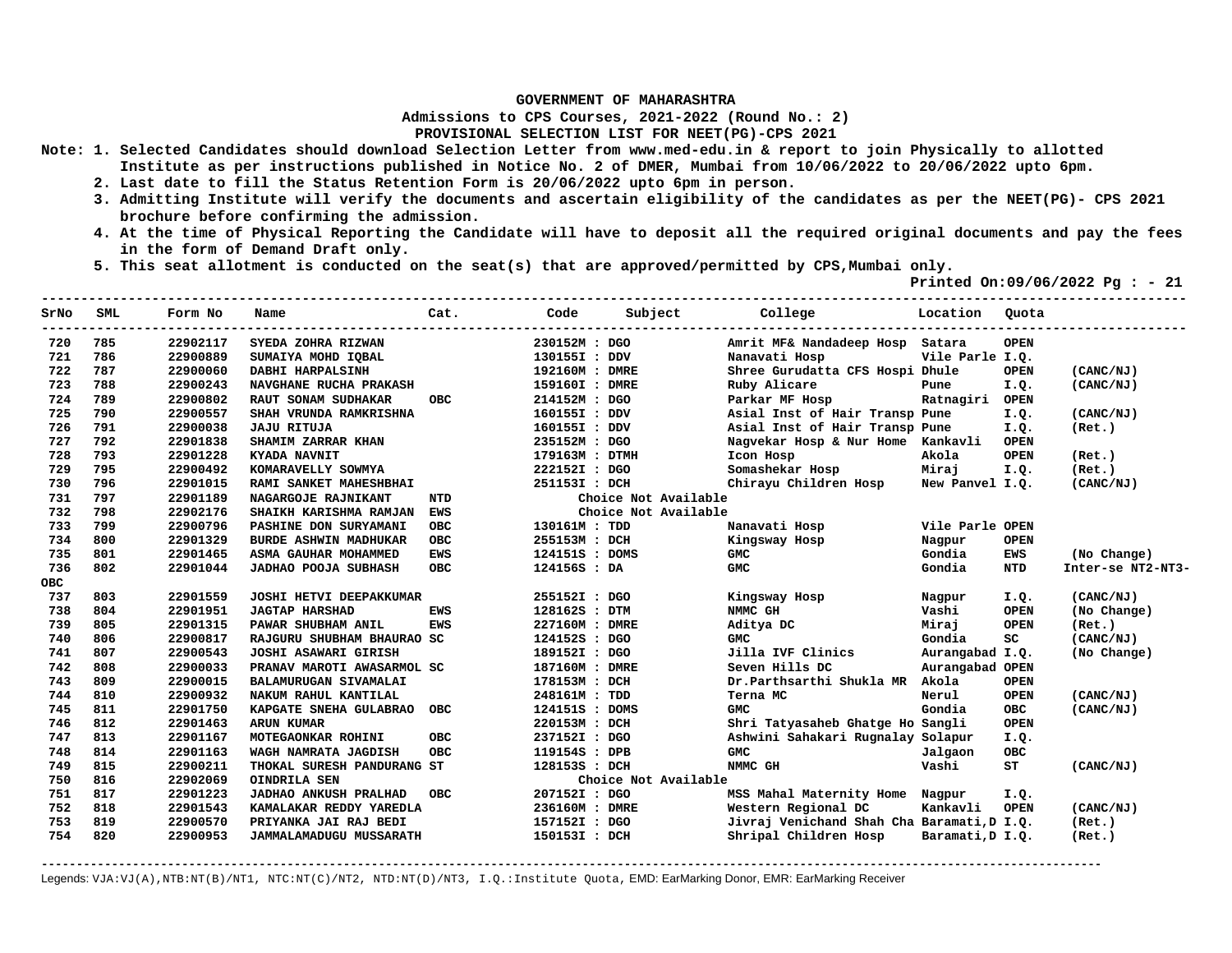# GOVERNMENT OF MAHARASHTRA

**Admissions to CPS Courses, 2021-2022 (Round No.: 2)**

**PROVISIONAL SELECTION LIST FOR NEET(PG)-CPS 2021**

**Note:**
1. Selected Candidates should download Selection Letter from www.med-edu.in & report to join Physically to allotted Institute as per instructions published in Notice No. 2 of DMER, Mumbai from 10/06/2022 to 20/06/2022 upto 6pm.
2. Last date to fill the Status Retention Form is 20/06/2022 upto 6pm in person.
3. Admitting Institute will verify the documents and ascertain eligibility of the candidates as per the NEET(PG)- CPS 2021 brochure before confirming the admission.
4. At the time of Physical Reporting the Candidate will have to deposit all the required original documents and pay the fees in the form of Demand Draft only.
5. This seat allotment is conducted on the seat(s) that are approved/permitted by CPS,Mumbai only.

**Printed On:09/06/2022**

| SrNo | SML | Form No | Name | Cat. | Code | Subject | College | Location | Quota | |
|---|---|---|---|---|---|---|---|---|---|---|
| 720 | 785 | 22902117 | SYEDA ZOHRA RIZWAN | | 230152M | DGO | Amrit MF& Nandadeep Hosp | Satara | OPEN | |
| 721 | 786 | 22900889 | SUMAIYA MOHD IQBAL | | 130155I | DDV | Nanavati Hosp | Vile Parle | I.Q. | |
| 722 | 787 | 22900060 | DABHI HARPALSINH | | 192160M | DMRE | Shree Gurudatta CFS Hospi | Dhule | OPEN | (CANC/NJ) |
| 723 | 788 | 22900243 | NAVGHANE RUCHA PRAKASH | | 159160I | DMRE | Ruby Alicare | Pune | I.Q. | (CANC/NJ) |
| 724 | 789 | 22900802 | RAUT SONAM SUDHAKAR | OBC | 214152M | DGO | Parkar MF Hosp | Ratnagiri | OPEN | |
| 725 | 790 | 22900557 | SHAH VRUNDA RAMKRISHNA | | 160155I | DDV | Asial Inst of Hair Transp | Pune | I.Q. | (CANC/NJ) |
| 726 | 791 | 22900038 | JAJU RITUJA | | 160155I | DDV | Asial Inst of Hair Transp | Pune | I.Q. | (Ret.) |
| 727 | 792 | 22901838 | SHAMIM ZARRAR KHAN | | 235152M | DGO | Nagvekar Hosp & Nur Home | Kankavli | OPEN | |
| 728 | 793 | 22901228 | KYADA NAVNIT | | 179163M | DTMH | Icon Hosp | Akola | OPEN | (Ret.) |
| 729 | 795 | 22900492 | KOMARAVELLY SOWMYA | | 222152I | DGO | Somashekar Hosp | Miraj | I.Q. | (Ret.) |
| 730 | 796 | 22901015 | RAMI SANKET MAHESHBHAI | | 251153I | DCH | Chirayu Children Hosp | New Panvel | I.Q. | (CANC/NJ) |
| 731 | 797 | 22901189 | NAGARGOJE RAJNIKANT | NTD | | Choice Not Available | | | | |
| 732 | 798 | 22902176 | SHAIKH KARISHMA RAMJAN | EWS | | Choice Not Available | | | | |
| 733 | 799 | 22900796 | PASHINE DON SURYAMANI | OBC | 130161M | TDD | Nanavati Hosp | Vile Parle | OPEN | |
| 734 | 800 | 22901329 | BURDE ASHWIN MADHUKAR | OBC | 255153M | DCH | Kingsway Hosp | Nagpur | OPEN | |
| 735 | 801 | 22901465 | ASMA GAUHAR MOHAMMED | EWS | 124151S | DOMS | GMC | Gondia | EWS | (No Change) |
| 736 | 802 | 22901044 | JADHAO POOJA SUBHASH | OBC | 124156S | DA | GMC | Gondia | NTD | Inter-se NT2-NT3-OBC |
| 737 | 803 | 22901559 | JOSHI HETVI DEEPAKKUMAR | | 255152I | DGO | Kingsway Hosp | Nagpur | I.Q. | (CANC/NJ) |
| 738 | 804 | 22901951 | JAGTAP HARSHAD | EWS | 128162S | DTM | NMMC GH | Vashi | OPEN | (No Change) |
| 739 | 805 | 22901315 | PAWAR SHUBHAM ANIL | EWS | 227160M | DMRE | Aditya DC | Miraj | OPEN | (Ret.) |
| 740 | 806 | 22900817 | RAJGURU SHUBHAM BHAURAO | SC | 124152S | DGO | GMC | Gondia | SC | (CANC/NJ) |
| 741 | 807 | 22900543 | JOSHI ASAWARI GIRISH | | 189152I | DGO | Jilla IVF Clinics | Aurangabad | I.Q. | (No Change) |
| 742 | 808 | 22900033 | PRANAV MAROTI AWASARMOL | SC | 187160M | DMRE | Seven Hills DC | Aurangabad | OPEN | |
| 743 | 809 | 22900015 | BALAMURUGAN SIVAMALAI | | 178153M | DCH | Dr.Parthsarthi Shukla MR | Akola | OPEN | |
| 744 | 810 | 22900932 | NAKUM RAHUL KANTILAL | | 248161M | TDD | Terna MC | Nerul | OPEN | (CANC/NJ) |
| 745 | 811 | 22901750 | KAPGATE SNEHA GULABRAO | OBC | 124151S | DOMS | GMC | Gondia | OBC | (CANC/NJ) |
| 746 | 812 | 22901463 | ARUN KUMAR | | 220153M | DCH | Shri Tatyasaheb Ghatge Ho | Sangli | OPEN | |
| 747 | 813 | 22901167 | MOTEGAONKAR ROHINI | OBC | 237152I | DGO | Ashwini Sahakari Rugnalay | Solapur | I.Q. | |
| 748 | 814 | 22901163 | WAGH NAMRATA JAGDISH | OBC | 119154S | DPB | GMC | Jalgaon | OBC | |
| 749 | 815 | 22900211 | THOKAL SURESH PANDURANG | ST | 128153S | DCH | NMMC GH | Vashi | ST | (CANC/NJ) |
| 750 | 816 | 22902069 | OINDRILA SEN | | | Choice Not Available | | | | |
| 751 | 817 | 22901223 | JADHAO ANKUSH PRALHAD | OBC | 207152I | DGO | MSS Mahal Maternity Home | Nagpur | I.Q. | |
| 752 | 818 | 22901543 | KAMALAKAR REDDY YAREDLA | | 236160M | DMRE | Western Regional DC | Kankavli | OPEN | (CANC/NJ) |
| 753 | 819 | 22900570 | PRIYANKA JAI RAJ BEDI | | 157152I | DGO | Jivraj Venichand Shah Cha | Baramati,D | I.Q. | (Ret.) |
| 754 | 820 | 22900953 | JAMMALAMADUGU MUSSARATH | | 150153I | DCH | Shripal Children Hosp | Baramati,D | I.Q. | (Ret.) |

Legends: VJA:VJ(A),NTB:NT(B)/NT1, NTC:NT(C)/NT2, NTD:NT(D)/NT3, I.Q.:Institute Quota, EMD: EarMarking Donor, EMR: EarMarking Receiver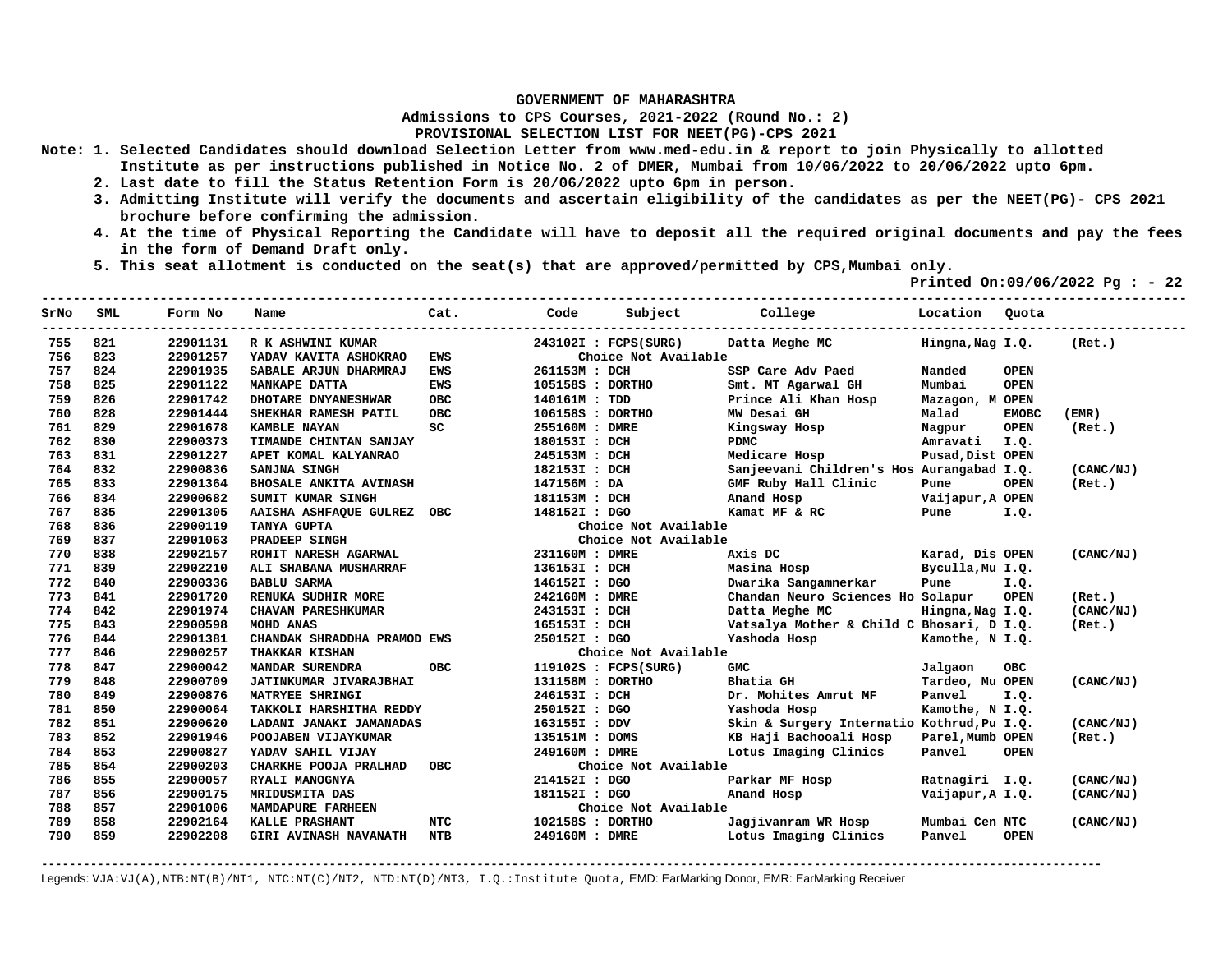**GOVERNMENT OF MAHARASHTRA**

**Admissions to CPS Courses, 2021-2022 (Round No.: 2)**

**PROVISIONAL SELECTION LIST FOR NEET(PG)-CPS 2021**

**Note: 1. Selected Candidates should download Selection Letter from www.med-edu.in & report to join Physically to allotted Institute as per instructions published in Notice No. 2 of DMER, Mumbai from 10/06/2022 to 20/06/2022 upto 6pm.**

**2. Last date to fill the Status Retention Form is 20/06/2022 upto 6pm in person.**

**3. Admitting Institute will verify the documents and ascertain eligibility of the candidates as per the NEET(PG)- CPS 2021 brochure before confirming the admission.**

**4. At the time of Physical Reporting the Candidate will have to deposit all the required original documents and pay the fees in the form of Demand Draft only.**

**5. This seat allotment is conducted on the seat(s) that are approved/permitted by CPS,Mumbai only.**

**Printed On:09/06/2022 Pg : - 22**

| SrNo | SML | Form No | Name | Cat. | Code | Subject | College | Location | Quota | |
|---|---|---|---|---|---|---|---|---|---|---|
| 755 | 821 | 22901131 | R K ASHWINI KUMAR | | 243102I | FCPS(SURG) | Datta Meghe MC | Hingna,Nag | I.Q. | (Ret.) |
| 756 | 823 | 22901257 | YADAV KAVITA ASHOKRAO | EWS | | Choice Not Available | | | | |
| 757 | 824 | 22901935 | SABALE ARJUN DHARMRAJ | EWS | 261153M | DCH | SSP Care Adv Paed | Nanded | OPEN | |
| 758 | 825 | 22901122 | MANKAPE DATTA | EWS | 105158S | DORTHO | Smt. MT Agarwal GH | Mumbai | OPEN | |
| 759 | 826 | 22901742 | DHOTARE DNYANESHWAR | OBC | 140161M | TDD | Prince Ali Khan Hosp | Mazagon, M | OPEN | |
| 760 | 828 | 22901444 | SHEKHAR RAMESH PATIL | OBC | 106158S | DORTHO | MW Desai GH | Malad | EMOBC | (EMR) |
| 761 | 829 | 22901678 | KAMBLE NAYAN | SC | 255160M | DMRE | Kingsway Hosp | Nagpur | OPEN | (Ret.) |
| 762 | 830 | 22900373 | TIMANDE CHINTAN SANJAY | | 180153I | DCH | PDMC | Amravati | I.Q. | |
| 763 | 831 | 22901227 | APET KOMAL KALYANRAO | | 245153M | DCH | Medicare Hosp | Pusad,Dist | OPEN | |
| 764 | 832 | 22900836 | SANJNA SINGH | | 182153I | DCH | Sanjeevani Children's Hos | Aurangabad | I.Q. | (CANC/NJ) |
| 765 | 833 | 22901364 | BHOSALE ANKITA AVINASH | | 147156M | DA | GMF Ruby Hall Clinic | Pune | OPEN | (Ret.) |
| 766 | 834 | 22900682 | SUMIT KUMAR SINGH | | 181153M | DCH | Anand Hosp | Vaijapur,A | OPEN | |
| 767 | 835 | 22901305 | AAISHA ASHFAQUE GULREZ | OBC | 148152I | DGO | Kamat MF & RC | Pune | I.Q. | |
| 768 | 836 | 22900119 | TANYA GUPTA | | | Choice Not Available | | | | |
| 769 | 837 | 22901063 | PRADEEP SINGH | | | Choice Not Available | | | | |
| 770 | 838 | 22902157 | ROHIT NARESH AGARWAL | | 231160M | DMRE | Axis DC | Karad, Dis | OPEN | (CANC/NJ) |
| 771 | 839 | 22902210 | ALI SHABANA MUSHARRAF | | 136153I | DCH | Masina Hosp | Byculla,Mu | I.Q. | |
| 772 | 840 | 22900336 | BABLU SARMA | | 146152I | DGO | Dwarika Sangamnerkar | Pune | I.Q. | |
| 773 | 841 | 22901720 | RENUKA SUDHIR MORE | | 242160M | DMRE | Chandan Neuro Sciences Ho | Solapur | OPEN | (Ret.) |
| 774 | 842 | 22901974 | CHAVAN PARESHKUMAR | | 243153I | DCH | Datta Meghe MC | Hingna,Nag | I.Q. | (CANC/NJ) |
| 775 | 843 | 22900598 | MOHD ANAS | | 165153I | DCH | Vatsalya Mother & Child C | Bhosari, D | I.Q. | (Ret.) |
| 776 | 844 | 22901381 | CHANDAK SHRADDHA PRAMOD | EWS | 250152I | DGO | Yashoda Hosp | Kamothe, N | I.Q. | |
| 777 | 846 | 22900257 | THAKKAR KISHAN | | | Choice Not Available | | | | |
| 778 | 847 | 22900042 | MANDAR SURENDRA | OBC | 119102S | FCPS(SURG) | GMC | Jalgaon | OBC | |
| 779 | 848 | 22900709 | JATINKUMAR JIVARAJBHAI | | 131158M | DORTHO | Bhatia GH | Tardeo, Mu | OPEN | (CANC/NJ) |
| 780 | 849 | 22900876 | MATRYEE SHRINGI | | 246153I | DCH | Dr. Mohites Amrut MF | Panvel | I.Q. | |
| 781 | 850 | 22900064 | TAKKOLI HARSHITHA REDDY | | 250152I | DGO | Yashoda Hosp | Kamothe, N | I.Q. | |
| 782 | 851 | 22900620 | LADANI JANAKI JAMANADAS | | 163155I | DDV | Skin & Surgery Internatio | Kothrud,Pu | I.Q. | (CANC/NJ) |
| 783 | 852 | 22901946 | POOJABEN VIJAYKUMAR | | 135151M | DOMS | KB Haji Bachooali Hosp | Parel,Mumb | OPEN | (Ret.) |
| 784 | 853 | 22900827 | YADAV SAHIL VIJAY | | 249160M | DMRE | Lotus Imaging Clinics | Panvel | OPEN | |
| 785 | 854 | 22900203 | CHARKHE POOJA PRALHAD | OBC | | Choice Not Available | | | | |
| 786 | 855 | 22900057 | RYALI MANOGNYA | | 214152I | DGO | Parkar MF Hosp | Ratnagiri | I.Q. | (CANC/NJ) |
| 787 | 856 | 22900175 | MRIDUSMITA DAS | | 181152I | DGO | Anand Hosp | Vaijapur,A | I.Q. | (CANC/NJ) |
| 788 | 857 | 22901006 | MAMDAPURE FARHEEN | | | Choice Not Available | | | | |
| 789 | 858 | 22902164 | KALLE PRASHANT | NTC | 102158S | DORTHO | Jagjivanram WR Hosp | Mumbai Cen | NTC | (CANC/NJ) |
| 790 | 859 | 22902208 | GIRI AVINASH NAVANATH | NTB | 249160M | DMRE | Lotus Imaging Clinics | Panvel | OPEN | |

Legends: VJA:VJ(A),NTB:NT(B)/NT1, NTC:NT(C)/NT2, NTD:NT(D)/NT3, I.Q.:Institute Quota, EMD: EarMarking Donor, EMR: EarMarking Receiver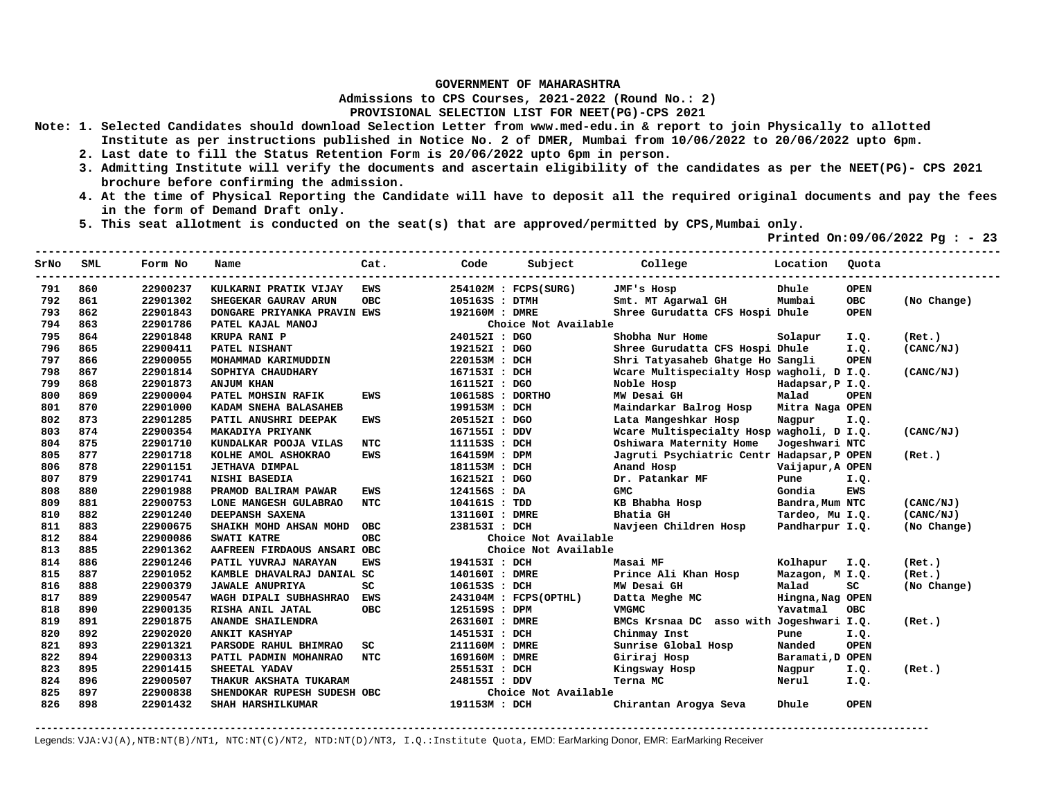**GOVERNMENT OF MAHARASHTRA**

**Admissions to CPS Courses, 2021-2022 (Round No.: 2)**

**PROVISIONAL SELECTION LIST FOR NEET(PG)-CPS 2021**

**Note:**
1. Selected Candidates should download Selection Letter from www.med-edu.in & report to join Physically to allotted Institute as per instructions published in Notice No. 2 of DMER, Mumbai from 10/06/2022 to 20/06/2022 upto 6pm.
2. Last date to fill the Status Retention Form is 20/06/2022 upto 6pm in person.
3. Admitting Institute will verify the documents and ascertain eligibility of the candidates as per the NEET(PG)- CPS 2021 brochure before confirming the admission.
4. At the time of Physical Reporting the Candidate will have to deposit all the required original documents and pay the fees in the form of Demand Draft only.
5. This seat allotment is conducted on the seat(s) that are approved/permitted by CPS,Mumbai only.

**Printed On:09/06/2022 Pg : - 23**

| SrNo | SML | Form No | Name | Cat. | Code | Subject | College | Location | Quota | |
|---|---|---|---|---|---|---|---|---|---|---|
| 791 | 860 | 22900237 | KULKARNI PRATIK VIJAY | EWS | 254102M | FCPS(SURG) | JMF's Hosp | Dhule | OPEN | |
| 792 | 861 | 22901302 | SHEGEKAR GAURAV ARUN | OBC | 105163S | DTMH | Smt. MT Agarwal GH | Mumbai | OBC | (No Change) |
| 793 | 862 | 22901843 | DONGARE PRIYANKA PRAVIN | EWS | 192160M | DMRE | Shree Gurudatta CFS Hospi | Dhule | OPEN | |
| 794 | 863 | 22901786 | PATEL KAJAL MANOJ | | | Choice Not Available | | | | |
| 795 | 864 | 22901848 | KRUPA RANI P | | 240152I | DGO | Shobha Nur Home | Solapur | I.Q. | (Ret.) |
| 796 | 865 | 22900411 | PATEL NISHANT | | 192152I | DGO | Shree Gurudatta CFS Hospi | Dhule | I.Q. | (CANC/NJ) |
| 797 | 866 | 22900055 | MOHAMMAD KARIMUDDIN | | 220153M | DCH | Shri Tatyasaheb Ghatge Ho | Sangli | OPEN | |
| 798 | 867 | 22901814 | SOPHIYA CHAUDHARY | | 167153I | DCH | Wcare Multispecialty Hosp | wagholi, D | I.Q. | (CANC/NJ) |
| 799 | 868 | 22901873 | ANJUM KHAN | | 161152I | DGO | Noble Hosp | Hadapsar,P | I.Q. | |
| 800 | 869 | 22900004 | PATEL MOHSIN RAFIK | EWS | 106158S | DORTHO | MW Desai GH | Malad | OPEN | |
| 801 | 870 | 22901000 | KADAM SNEHA BALASAHEB | | 199153M | DCH | Maindarkar Balrog Hosp | Mitra Naga | OPEN | |
| 802 | 873 | 22901285 | PATIL ANUSHRI DEEPAK | EWS | 205152I | DGO | Lata Mangeshkar Hosp | Nagpur | I.Q. | |
| 803 | 874 | 22900354 | MAKADIYA PRIYANK | | 167155I | DDV | Wcare Multispecialty Hosp | wagholi, D | I.Q. | (CANC/NJ) |
| 804 | 875 | 22901710 | KUNDALKAR POOJA VILAS | NTC | 111153S | DCH | Oshiwara Maternity Home | Jogeshwari | NTC | |
| 805 | 877 | 22901718 | KOLHE AMOL ASHOKRAO | EWS | 164159M | DPM | Jagruti Psychiatric Centr | Hadapsar,P | OPEN | (Ret.) |
| 806 | 878 | 22901151 | JETHAVA DIMPAL | | 181153M | DCH | Anand Hosp | Vaijapur,A | OPEN | |
| 807 | 879 | 22901741 | NISHI BASEDIA | | 162152I | DGO | Dr. Patankar MF | Pune | I.Q. | |
| 808 | 880 | 22901988 | PRAMOD BALIRAM PAWAR | EWS | 124156S | DA | GMC | Gondia | EWS | |
| 809 | 881 | 22900753 | LONE MANGESH GULABRAO | NTC | 104161S | TDD | KB Bhabha Hosp | Bandra,Mum | NTC | (CANC/NJ) |
| 810 | 882 | 22901240 | DEEPANSH SAXENA | | 131160I | DMRE | Bhatia GH | Tardeo, Mu | I.Q. | (CANC/NJ) |
| 811 | 883 | 22900675 | SHAIKH MOHD AHSAN MOHD | OBC | 238153I | DCH | Navjeen Children Hosp | Pandharpur | I.Q. | (No Change) |
| 812 | 884 | 22900086 | SWATI KATRE | OBC | | Choice Not Available | | | | |
| 813 | 885 | 22901362 | AAFREEN FIRDAOUS ANSARI | OBC | | Choice Not Available | | | | |
| 814 | 886 | 22901246 | PATIL YUVRAJ NARAYAN | EWS | 194153I | DCH | Masai MF | Kolhapur | I.Q. | (Ret.) |
| 815 | 887 | 22901052 | KAMBLE DHAVALRAJ DANIAL | SC | 140160I | DMRE | Prince Ali Khan Hosp | Mazagon, M | I.Q. | (Ret.) |
| 816 | 888 | 22900379 | JAWALE ANUPRIYA | SC | 106153S | DCH | MW Desai GH | Malad | SC | (No Change) |
| 817 | 889 | 22900547 | WAGH DIPALI SUBHASHRAO | EWS | 243104M | FCPS(OPTHL) | Datta Meghe MC | Hingna,Nag | OPEN | |
| 818 | 890 | 22900135 | RISHA ANIL JATAL | OBC | 125159S | DPM | VMGMC | Yavatmal | OBC | |
| 819 | 891 | 22901875 | ANANDE SHAILENDRA | | 263160I | DMRE | BMCs Krsnaa DC asso with | Jogeshwari | I.Q. | (Ret.) |
| 820 | 892 | 22902020 | ANKIT KASHYAP | | 145153I | DCH | Chinmay Inst | Pune | I.Q. | |
| 821 | 893 | 22901321 | PARSODE RAHUL BHIMRAO | SC | 211160M | DMRE | Sunrise Global Hosp | Nanded | OPEN | |
| 822 | 894 | 22900313 | PATIL PADMIN MOHANRAO | NTC | 169160M | DMRE | Giriraj Hosp | Baramati,D | OPEN | |
| 823 | 895 | 22901415 | SHEETAL YADAV | | 255153I | DCH | Kingsway Hosp | Nagpur | I.Q. | (Ret.) |
| 824 | 896 | 22900507 | THAKUR AKSHATA TUKARAM | | 248155I | DDV | Terna MC | Nerul | I.Q. | |
| 825 | 897 | 22900838 | SHENDOKAR RUPESH SUDESH | OBC | | Choice Not Available | | | | |
| 826 | 898 | 22901432 | SHAH HARSHILKUMAR | | 191153M | DCH | Chirantan Arogya Seva | Dhule | OPEN | |

Legends: VJA:VJ(A),NTB:NT(B)/NT1, NTC:NT(C)/NT2, NTD:NT(D)/NT3, I.Q.:Institute Quota, EMD: EarMarking Donor, EMR: EarMarking Receiver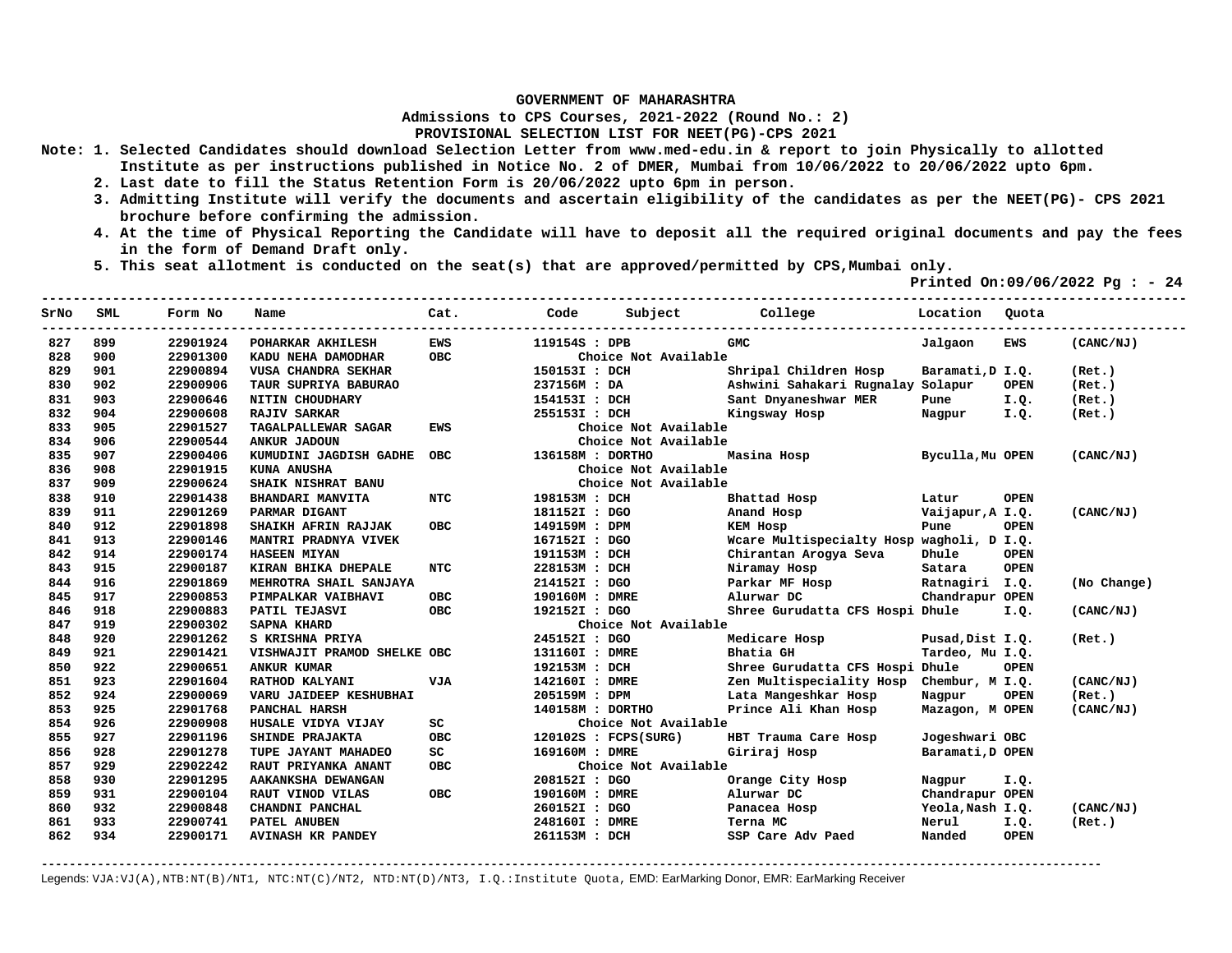**GOVERNMENT OF MAHARASHTRA**

**Admissions to CPS Courses, 2021-2022 (Round No.: 2)**

**PROVISIONAL SELECTION LIST FOR NEET(PG)-CPS 2021**

**Note:**
1. Selected Candidates should download Selection Letter from www.med-edu.in & report to join Physically to allotted Institute as per instructions published in Notice No. 2 of DMER, Mumbai from 10/06/2022 to 20/06/2022 upto 6pm.
2. Last date to fill the Status Retention Form is 20/06/2022 upto 6pm in person.
3. Admitting Institute will verify the documents and ascertain eligibility of the candidates as per the NEET(PG)- CPS 2021 brochure before confirming the admission.
4. At the time of Physical Reporting the Candidate will have to deposit all the required original documents and pay the fees in the form of Demand Draft only.
5. This seat allotment is conducted on the seat(s) that are approved/permitted by CPS,Mumbai only.

**Printed On:09/06/2022**

| SrNo | SML | Form No | Name | Cat. | Code | Subject | College | Location | Quota | |
|---|---|---|---|---|---|---|---|---|---|---|
| 827 | 899 | 22901924 | POHARKAR AKHILESH | EWS | 119154S | DPB | GMC | Jalgaon | EWS | (CANC/NJ) |
| 828 | 900 | 22901300 | KADU NEHA DAMODHAR | OBC | | Choice Not Available | | | | |
| 829 | 901 | 22900894 | VUSA CHANDRA SEKHAR | | 150153I | DCH | Shripal Children Hosp | Baramati,D | I.Q. | (Ret.) |
| 830 | 902 | 22900906 | TAUR SUPRIYA BABURAO | | 237156M | DA | Ashwini Sahakari Rugnalay | Solapur | OPEN | (Ret.) |
| 831 | 903 | 22900646 | NITIN CHOUDHARY | | 154153I | DCH | Sant Dnyaneshwar MER | Pune | I.Q. | (Ret.) |
| 832 | 904 | 22900608 | RAJIV SARKAR | | 255153I | DCH | Kingsway Hosp | Nagpur | I.Q. | (Ret.) |
| 833 | 905 | 22901527 | TAGALPALLEWAR SAGAR | EWS | | Choice Not Available | | | | |
| 834 | 906 | 22900544 | ANKUR JADOUN | | | Choice Not Available | | | | |
| 835 | 907 | 22900406 | KUMUDINI JAGDISH GADHE | OBC | 136158M | DORTHO | Masina Hosp | Byculla,Mu | OPEN | (CANC/NJ) |
| 836 | 908 | 22901915 | KUNA ANUSHA | | | Choice Not Available | | | | |
| 837 | 909 | 22900624 | SHAIK NISHRAT BANU | | | Choice Not Available | | | | |
| 838 | 910 | 22901438 | BHANDARI MANVITA | NTC | 198153M | DCH | Bhattad Hosp | Latur | OPEN | |
| 839 | 911 | 22901269 | PARMAR DIGANT | | 181152I | DGO | Anand Hosp | Vaijapur,A | I.Q. | (CANC/NJ) |
| 840 | 912 | 22901898 | SHAIKH AFRIN RAJJAK | OBC | 149159M | DPM | KEM Hosp | Pune | OPEN | |
| 841 | 913 | 22900146 | MANTRI PRADNYA VIVEK | | 167152I | DGO | Wcare Multispecialty Hosp | wagholi, D | I.Q. | |
| 842 | 914 | 22900174 | HASEEN MIYAN | | 191153M | DCH | Chirantan Arogya Seva | Dhule | OPEN | |
| 843 | 915 | 22900187 | KIRAN BHIKA DHEPALE | NTC | 228153M | DCH | Niramay Hosp | Satara | OPEN | |
| 844 | 916 | 22901869 | MEHROTRA SHAIL SANJAYA | | 214152I | DGO | Parkar MF Hosp | Ratnagiri | I.Q. | (No Change) |
| 845 | 917 | 22900853 | PIMPALKAR VAIBHAVI | OBC | 190160M | DMRE | Alurwar DC | Chandrapur | OPEN | |
| 846 | 918 | 22900883 | PATIL TEJASVI | OBC | 192152I | DGO | Shree Gurudatta CFS Hospi | Dhule | I.Q. | (CANC/NJ) |
| 847 | 919 | 22900302 | SAPNA KHARD | | | Choice Not Available | | | | |
| 848 | 920 | 22901262 | S KRISHNA PRIYA | | 245152I | DGO | Medicare Hosp | Pusad,Dist | I.Q. | (Ret.) |
| 849 | 921 | 22901421 | VISHWAJIT PRAMOD SHELKE | OBC | 131160I | DMRE | Bhatia GH | Tardeo, Mu | I.Q. | |
| 850 | 922 | 22900651 | ANKUR KUMAR | | 192153M | DCH | Shree Gurudatta CFS Hospi | Dhule | OPEN | |
| 851 | 923 | 22901604 | RATHOD KALYANI | VJA | 142160I | DMRE | Zen Multispeciality Hosp | Chembur, M | I.Q. | (CANC/NJ) |
| 852 | 924 | 22900069 | VARU JAIDEEP KESHUBHAI | | 205159M | DPM | Lata Mangeshkar Hosp | Nagpur | OPEN | (Ret.) |
| 853 | 925 | 22901768 | PANCHAL HARSH | | 140158M | DORTHO | Prince Ali Khan Hosp | Mazagon, M | OPEN | (CANC/NJ) |
| 854 | 926 | 22900908 | HUSALE VIDYA VIJAY | SC | | Choice Not Available | | | | |
| 855 | 927 | 22901196 | SHINDE PRAJAKTA | OBC | 120102S | FCPS(SURG) | HBT Trauma Care Hosp | Jogeshwari | OBC | |
| 856 | 928 | 22901278 | TUPE JAYANT MAHADEO | SC | 169160M | DMRE | Giriraj Hosp | Baramati,D | OPEN | |
| 857 | 929 | 22902242 | RAUT PRIYANKA ANANT | OBC | | Choice Not Available | | | | |
| 858 | 930 | 22901295 | AAKANKSHA DEWANGAN | | 208152I | DGO | Orange City Hosp | Nagpur | I.Q. | |
| 859 | 931 | 22900104 | RAUT VINOD VILAS | OBC | 190160M | DMRE | Alurwar DC | Chandrapur | OPEN | |
| 860 | 932 | 22900848 | CHANDNI PANCHAL | | 260152I | DGO | Panacea Hosp | Yeola,Nash | I.Q. | (CANC/NJ) |
| 861 | 933 | 22900741 | PATEL ANUBEN | | 248160I | DMRE | Terna MC | Nerul | I.Q. | (Ret.) |
| 862 | 934 | 22900171 | AVINASH KR PANDEY | | 261153M | DCH | SSP Care Adv Paed | Nanded | OPEN | |

Legends: VJA:VJ(A),NTB:NT(B)/NT1, NTC:NT(C)/NT2, NTD:NT(D)/NT3, I.Q.:Institute Quota, EMD: EarMarking Donor, EMR: EarMarking Receiver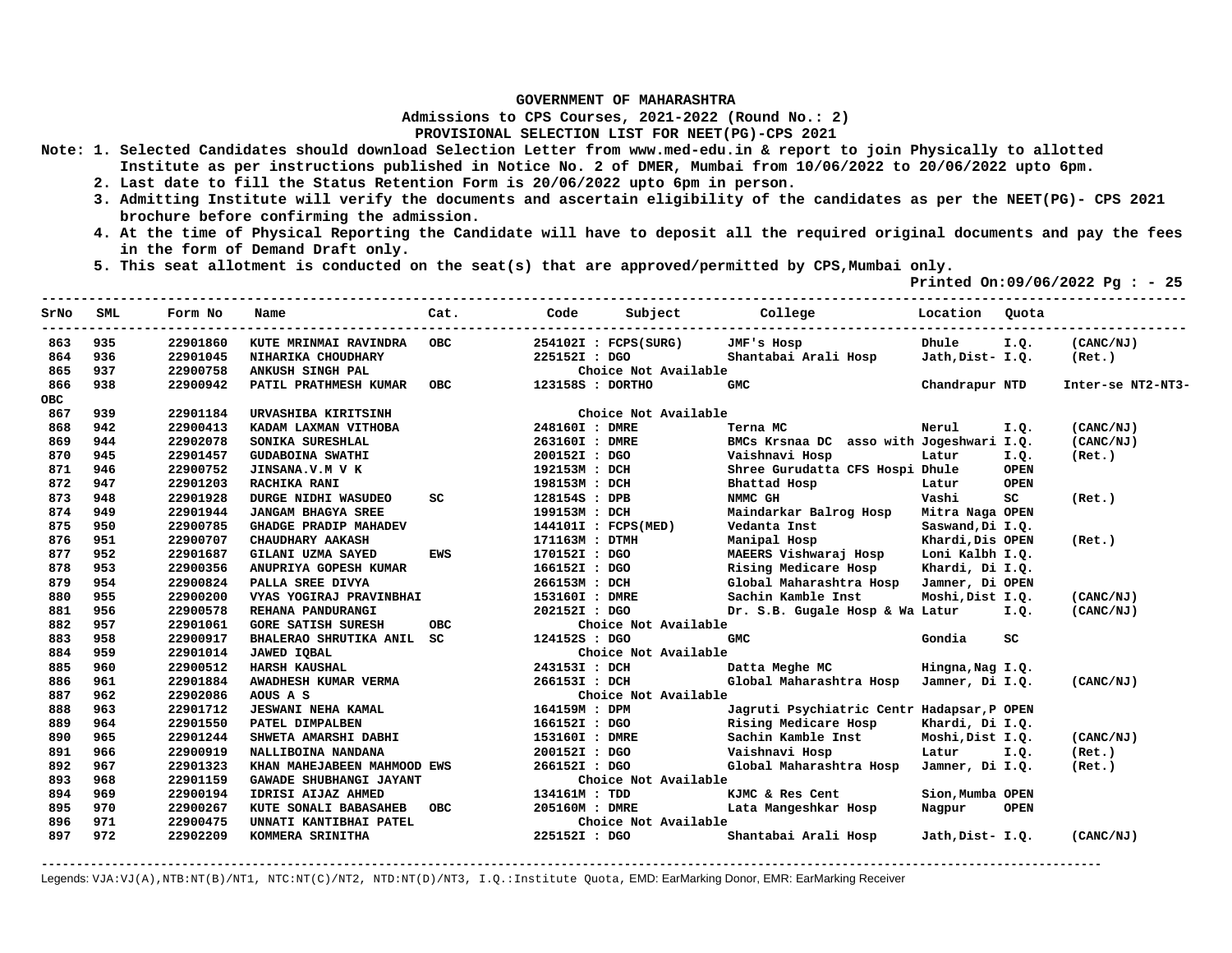**GOVERNMENT OF MAHARASHTRA**

**Admissions to CPS Courses, 2021-2022 (Round No.: 2)**

**PROVISIONAL SELECTION LIST FOR NEET(PG)-CPS 2021**

**Note: 1. Selected Candidates should download Selection Letter from www.med-edu.in & report to join Physically to allotted Institute as per instructions published in Notice No. 2 of DMER, Mumbai from 10/06/2022 to 20/06/2022 upto 6pm.**

**2. Last date to fill the Status Retention Form is 20/06/2022 upto 6pm in person.**

**3. Admitting Institute will verify the documents and ascertain eligibility of the candidates as per the NEET(PG)- CPS 2021 brochure before confirming the admission.**

**4. At the time of Physical Reporting the Candidate will have to deposit all the required original documents and pay the fees in the form of Demand Draft only.**

**5. This seat allotment is conducted on the seat(s) that are approved/permitted by CPS,Mumbai only.**

**Printed On:09/06/2022**

| SrNo | SML | Form No | Name | Cat. | Code | Subject | College | Location | Quota | |
|---|---|---|---|---|---|---|---|---|---|---|
| 863 | 935 | 22901860 | KUTE MRINMAI RAVINDRA | OBC | 254102I | FCPS(SURG) | JMF's Hosp | Dhule | I.Q. | (CANC/NJ) |
| 864 | 936 | 22901045 | NIHARIKA CHOUDHARY | | 225152I | DGO | Shantabai Arali Hosp | Jath,Dist- | I.Q. | (Ret.) |
| 865 | 937 | 22900758 | ANKUSH SINGH PAL | | | Choice Not Available | | | | |
| 866 | 938 | 22900942 | PATIL PRATHMESH KUMAR | OBC | 123158S | DORTHO | GMC | Chandrapur | NTD | Inter-se NT2-NT3-OBC |
| 867 | 939 | 22901184 | URVASHIBA KIRITSINH | | | Choice Not Available | | | | |
| 868 | 942 | 22900413 | KADAM LAXMAN VITHOBA | | 248160I | DMRE | Terna MC | Nerul | I.Q. | (CANC/NJ) |
| 869 | 944 | 22902078 | SONIKA SURESHLAL | | 263160I | DMRE | BMCs Krsnaa DC asso with | Jogeshwari | I.Q. | (CANC/NJ) |
| 870 | 945 | 22901457 | GUDABOINA SWATHI | | 200152I | DGO | Vaishnavi Hosp | Latur | I.Q. | (Ret.) |
| 871 | 946 | 22900752 | JINSANA.V.M V K | | 192153M | DCH | Shree Gurudatta CFS Hospi | Dhule | OPEN | |
| 872 | 947 | 22901203 | RACHIKA RANI | | 198153M | DCH | Bhattad Hosp | Latur | OPEN | |
| 873 | 948 | 22901928 | DURGE NIDHI WASUDEO | SC | 128154S | DPB | NMMC GH | Vashi | SC | (Ret.) |
| 874 | 949 | 22901944 | JANGAM BHAGYA SREE | | 199153M | DCH | Maindarkar Balrog Hosp | Mitra Naga | OPEN | |
| 875 | 950 | 22900785 | GHADGE PRADIP MAHADEV | | 144101I | FCPS(MED) | Vedanta Inst | Saswand,Di | I.Q. | |
| 876 | 951 | 22900707 | CHAUDHARY AAKASH | | 171163M | DTMH | Manipal Hosp | Khardi,Dis | OPEN | (Ret.) |
| 877 | 952 | 22901687 | GILANI UZMA SAYED | EWS | 170152I | DGO | MAEERS Vishwaraj Hosp | Loni Kalbh | I.Q. | |
| 878 | 953 | 22900356 | ANUPRIYA GOPESH KUMAR | | 166152I | DGO | Rising Medicare Hosp | Khardi, Di | I.Q. | |
| 879 | 954 | 22900824 | PALLA SREE DIVYA | | 266153M | DCH | Global Maharashtra Hosp | Jamner, Di | OPEN | |
| 880 | 955 | 22900200 | VYAS YOGIRAJ PRAVINBHAI | | 153160I | DMRE | Sachin Kamble Inst | Moshi,Dist | I.Q. | (CANC/NJ) |
| 881 | 956 | 22900578 | REHANA PANDURANGI | | 202152I | DGO | Dr. S.B. Gugale Hosp & Wa | Latur | I.Q. | (CANC/NJ) |
| 882 | 957 | 22901061 | GORE SATISH SURESH | OBC | | Choice Not Available | | | | |
| 883 | 958 | 22900917 | BHALERAO SHRUTIKA ANIL | SC | 124152S | DGO | GMC | Gondia | SC | |
| 884 | 959 | 22901014 | JAWED IQBAL | | | Choice Not Available | | | | |
| 885 | 960 | 22900512 | HARSH KAUSHAL | | 243153I | DCH | Datta Meghe MC | Hingna,Nag | I.Q. | |
| 886 | 961 | 22901884 | AWADHESH KUMAR VERMA | | 266153I | DCH | Global Maharashtra Hosp | Jamner, Di | I.Q. | (CANC/NJ) |
| 887 | 962 | 22902086 | AOUS A S | | | Choice Not Available | | | | |
| 888 | 963 | 22901712 | JESWANI NEHA KAMAL | | 164159M | DPM | Jagruti Psychiatric Centr | Hadapsar,P | OPEN | |
| 889 | 964 | 22901550 | PATEL DIMPALBEN | | 166152I | DGO | Rising Medicare Hosp | Khardi, Di | I.Q. | |
| 890 | 965 | 22901244 | SHWETA AMARSHI DABHI | | 153160I | DMRE | Sachin Kamble Inst | Moshi,Dist | I.Q. | (CANC/NJ) |
| 891 | 966 | 22900919 | NALLIBOINA NANDANA | | 200152I | DGO | Vaishnavi Hosp | Latur | I.Q. | (Ret.) |
| 892 | 967 | 22901323 | KHAN MAHEJABEEN MAHMOOD | EWS | 266152I | DGO | Global Maharashtra Hosp | Jamner, Di | I.Q. | (Ret.) |
| 893 | 968 | 22901159 | GAWADE SHUBHANGI JAYANT | | | Choice Not Available | | | | |
| 894 | 969 | 22900194 | IDRISI AIJAZ AHMED | | 134161M | TDD | KJMC & Res Cent | Sion,Mumba | OPEN | |
| 895 | 970 | 22900267 | KUTE SONALI BABASAHEB | OBC | 205160M | DMRE | Lata Mangeshkar Hosp | Nagpur | OPEN | |
| 896 | 971 | 22900475 | UNNATI KANTIBHAI PATEL | | | Choice Not Available | | | | |
| 897 | 972 | 22902209 | KOMMERA SRINITHA | | 225152I | DGO | Shantabai Arali Hosp | Jath,Dist- | I.Q. | (CANC/NJ) |

Legends: VJA:VJ(A),NTB:NT(B)/NT1, NTC:NT(C)/NT2, NTD:NT(D)/NT3, I.Q.:Institute Quota, EMD: EarMarking Donor, EMR: EarMarking Receiver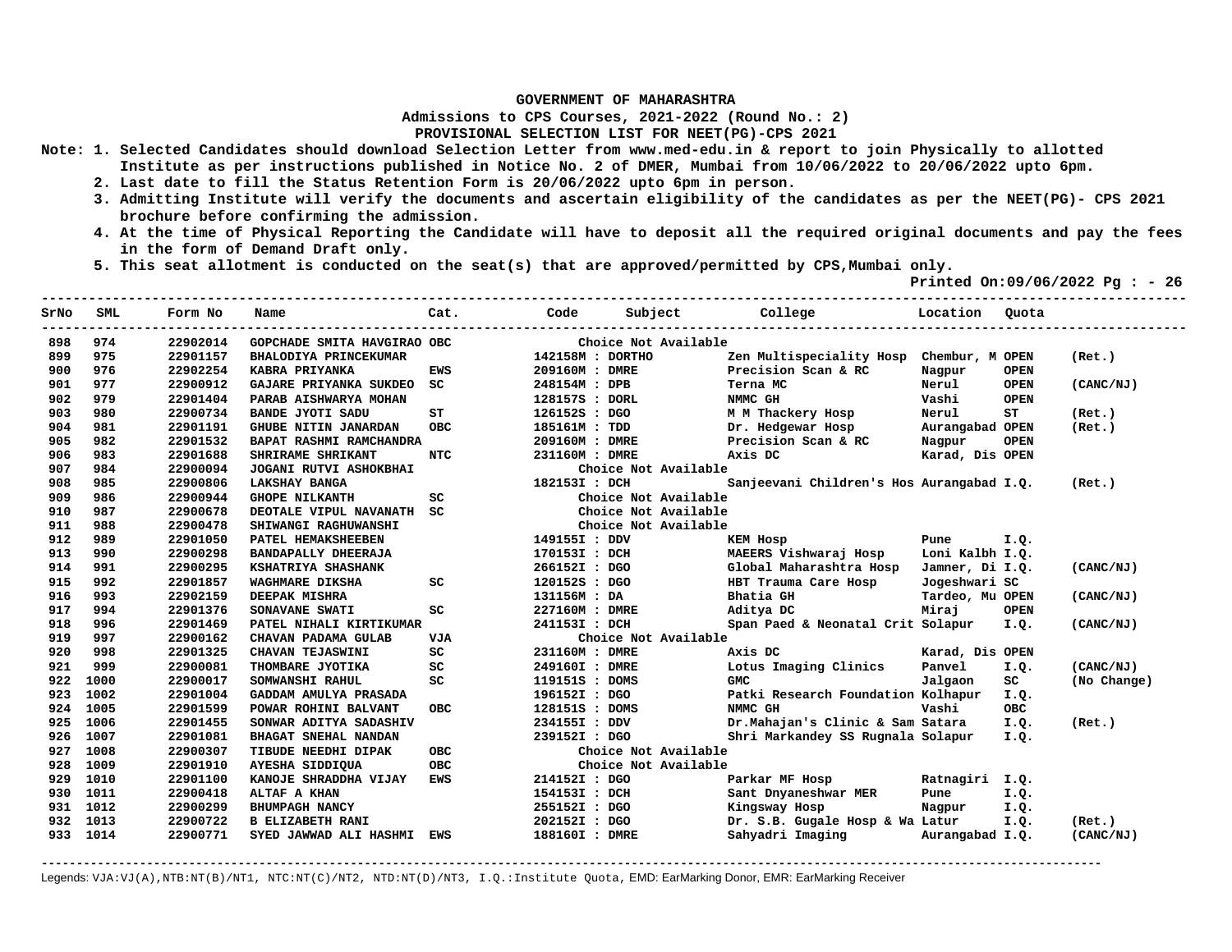**GOVERNMENT OF MAHARASHTRA**

**Admissions to CPS Courses, 2021-2022 (Round No.: 2)**

**PROVISIONAL SELECTION LIST FOR NEET(PG)-CPS 2021**

Note: 1. Selected Candidates should download Selection Letter from www.med-edu.in & report to join Physically to allotted Institute as per instructions published in Notice No. 2 of DMER, Mumbai from 10/06/2022 to 20/06/2022 upto 6pm.

2. Last date to fill the Status Retention Form is 20/06/2022 upto 6pm in person.

3. Admitting Institute will verify the documents and ascertain eligibility of the candidates as per the NEET(PG)- CPS 2021 brochure before confirming the admission.

4. At the time of Physical Reporting the Candidate will have to deposit all the required original documents and pay the fees in the form of Demand Draft only.

5. This seat allotment is conducted on the seat(s) that are approved/permitted by CPS,Mumbai only.

Printed On:09/06/2022

| SrNo | SML | Form No | Name | Cat. | Code | Subject | College | Location | Quota | |
|---|---|---|---|---|---|---|---|---|---|---|
| 898 | 974 | 22902014 | GOPCHADE SMITA HAVGIRAO | OBC | | Choice Not Available | | | | |
| 899 | 975 | 22901157 | BHALODIYA PRINCEKUMAR | | 142158M | DORTHO | Zen Multispeciality Hosp | Chembur, M | OPEN | (Ret.) |
| 900 | 976 | 22902254 | KABRA PRIYANKA | EWS | 209160M | DMRE | Precision Scan & RC | Nagpur | OPEN | |
| 901 | 977 | 22900912 | GAJARE PRIYANKA SUKDEO | SC | 248154M | DPB | Terna MC | Nerul | OPEN | (CANC/NJ) |
| 902 | 979 | 22901404 | PARAB AISHWARYA MOHAN | | 128157S | DORL | NMMC GH | Vashi | OPEN | |
| 903 | 980 | 22900734 | BANDE JYOTI SADU | ST | 126152S | DGO | M M Thackery Hosp | Nerul | ST | (Ret.) |
| 904 | 981 | 22901191 | GHUBE NITIN JANARDAN | OBC | 185161M | TDD | Dr. Hedgewar Hosp | Aurangabad | OPEN | (Ret.) |
| 905 | 982 | 22901532 | BAPAT RASHMI RAMCHANDRA | | 209160M | DMRE | Precision Scan & RC | Nagpur | OPEN | |
| 906 | 983 | 22901688 | SHRIRAME SHRIKANT | NTC | 231160M | DMRE | Axis DC | Karad, Dis | OPEN | |
| 907 | 984 | 22900094 | JOGANI RUTVI ASHOKBHAI | | | Choice Not Available | | | | |
| 908 | 985 | 22900806 | LAKSHAY BANGA | | 182153I | DCH | Sanjeevani Children's Hos | Aurangabad | I.Q. | (Ret.) |
| 909 | 986 | 22900944 | GHOPE NILKANTH | SC | | Choice Not Available | | | | |
| 910 | 987 | 22900678 | DEOTALE VIPUL NAVANATH | SC | | Choice Not Available | | | | |
| 911 | 988 | 22900478 | SHIWANGI RAGHUWANSHI | | | Choice Not Available | | | | |
| 912 | 989 | 22901050 | PATEL HEMAKSHEEBEN | | 149155I | DDV | KEM Hosp | Pune | I.Q. | |
| 913 | 990 | 22900298 | BANDAPALLY DHEERAJA | | 170153I | DCH | MAEERS Vishwaraj Hosp | Loni Kalbh | I.Q. | |
| 914 | 991 | 22900295 | KSHATRIYA SHASHANK | | 266152I | DGO | Global Maharashtra Hosp | Jamner, Di | I.Q. | (CANC/NJ) |
| 915 | 992 | 22901857 | WAGHMARE DIKSHA | SC | 120152S | DGO | HBT Trauma Care Hosp | Jogeshwari | SC | |
| 916 | 993 | 22902159 | DEEPAK MISHRA | | 131156M | DA | Bhatia GH | Tardeo, Mu | OPEN | (CANC/NJ) |
| 917 | 994 | 22901376 | SONAVANE SWATI | SC | 227160M | DMRE | Aditya DC | Miraj | OPEN | |
| 918 | 996 | 22901469 | PATEL NIHALI KIRTIKUMAR | | 241153I | DCH | Span Paed & Neonatal Crit | Solapur | I.Q. | (CANC/NJ) |
| 919 | 997 | 22900162 | CHAVAN PADAMA GULAB | VJA | | Choice Not Available | | | | |
| 920 | 998 | 22901325 | CHAVAN TEJASWINI | SC | 231160M | DMRE | Axis DC | Karad, Dis | OPEN | |
| 921 | 999 | 22900081 | THOMBARE JYOTIKA | SC | 249160I | DMRE | Lotus Imaging Clinics | Panvel | I.Q. | (CANC/NJ) |
| 922 | 1000 | 22900017 | SOMWANSHI RAHUL | SC | 119151S | DOMS | GMC | Jalgaon | SC | (No Change) |
| 923 | 1002 | 22901004 | GADDAM AMULYA PRASADA | | 196152I | DGO | Patki Research Foundation | Kolhapur | I.Q. | |
| 924 | 1005 | 22901599 | POWAR ROHINI BALVANT | OBC | 128151S | DOMS | NMMC GH | Vashi | OBC | |
| 925 | 1006 | 22901455 | SONWAR ADITYA SADASHIV | | 234155I | DDV | Dr.Mahajan's Clinic & Sam | Satara | I.Q. | (Ret.) |
| 926 | 1007 | 22901081 | BHAGAT SNEHAL NANDAN | | 239152I | DGO | Shri Markandey SS Rugnala | Solapur | I.Q. | |
| 927 | 1008 | 22900307 | TIBUDE NEEDHI DIPAK | OBC | | Choice Not Available | | | | |
| 928 | 1009 | 22901910 | AYESHA SIDDIQUA | OBC | | Choice Not Available | | | | |
| 929 | 1010 | 22901100 | KANOJE SHRADDHA VIJAY | EWS | 214152I | DGO | Parkar MF Hosp | Ratnagiri | I.Q. | |
| 930 | 1011 | 22900418 | ALTAF A KHAN | | 154153I | DCH | Sant Dnyaneshwar MER | Pune | I.Q. | |
| 931 | 1012 | 22900299 | BHUMPAGH NANCY | | 255152I | DGO | Kingsway Hosp | Nagpur | I.Q. | |
| 932 | 1013 | 22900722 | B ELIZABETH RANI | | 202152I | DGO | Dr. S.B. Gugale Hosp & Wa | Latur | I.Q. | (Ret.) |
| 933 | 1014 | 22900771 | SYED JAWWAD ALI HASHMI | EWS | 188160I | DMRE | Sahyadri Imaging | Aurangabad | I.Q. | (CANC/NJ) |

Legends: VJA:VJ(A),NTB:NT(B)/NT1, NTC:NT(C)/NT2, NTD:NT(D)/NT3, I.Q.:Institute Quota, EMD: EarMarking Donor, EMR: EarMarking Receiver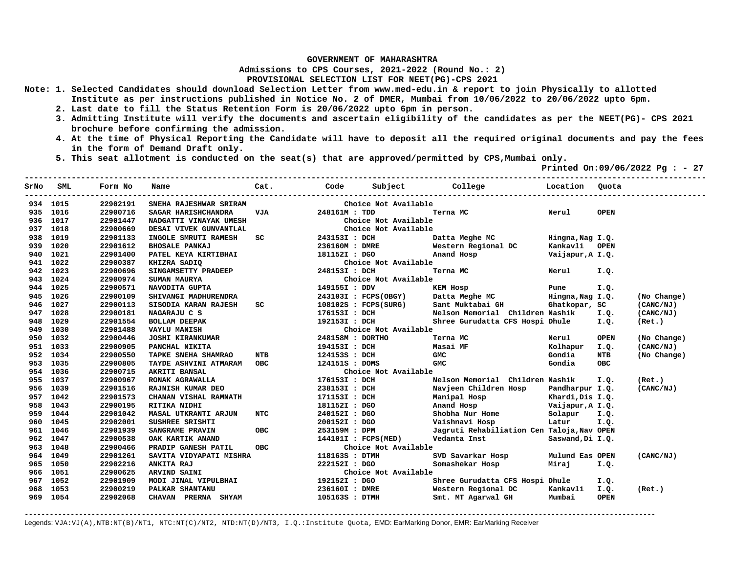**GOVERNMENT OF MAHARASHTRA**
**Admissions to CPS Courses, 2021-2022 (Round No.: 2)**
**PROVISIONAL SELECTION LIST FOR NEET(PG)-CPS 2021**

Note:
1. Selected Candidates should download Selection Letter from www.med-edu.in & report to join Physically to allotted Institute as per instructions published in Notice No. 2 of DMER, Mumbai from 10/06/2022 to 20/06/2022 upto 6pm.
2. Last date to fill the Status Retention Form is 20/06/2022 upto 6pm in person.
3. Admitting Institute will verify the documents and ascertain eligibility of the candidates as per the NEET(PG)- CPS 2021 brochure before confirming the admission.
4. At the time of Physical Reporting the Candidate will have to deposit all the required original documents and pay the fees in the form of Demand Draft only.
5. This seat allotment is conducted on the seat(s) that are approved/permitted by CPS,Mumbai only.

Printed On:09/06/2022 Pg : - 27

| SrNo | SML | Form No | Name | Cat. | Code | Subject | College | Location | Quota | |
|---|---|---|---|---|---|---|---|---|---|---|
| 934 | 1015 | 22902191 | SNEHA RAJESHWAR SRIRAM | | | Choice Not Available | | | | |
| 935 | 1016 | 22900716 | SAGAR HARISHCHANDRA | VJA | 248161M | TDD | Terna MC | Nerul | OPEN | |
| 936 | 1017 | 22901447 | NADGATTI VINAYAK UMESH | | | Choice Not Available | | | | |
| 937 | 1018 | 22900669 | DESAI VIVEK GUNVANTLAL | | | Choice Not Available | | | | |
| 938 | 1019 | 22901133 | INGOLE SMRUTI RAMESH | SC | 243153I | DCH | Datta Meghe MC | Hingna,Nag | I.Q. | |
| 939 | 1020 | 22901612 | BHOSALE PANKAJ | | 236160M | DMRE | Western Regional DC | Kankavli | OPEN | |
| 940 | 1021 | 22901400 | PATEL KEYA KIRTIBHAI | | 181152I | DGO | Anand Hosp | Vaijapur,A | I.Q. | |
| 941 | 1022 | 22900387 | KHIZRA SADIQ | | | Choice Not Available | | | | |
| 942 | 1023 | 22900696 | SINGAMSETTY PRADEEP | | 248153I | DCH | Terna MC | Nerul | I.Q. | |
| 943 | 1024 | 22900974 | SUMAN MAURYA | | | Choice Not Available | | | | |
| 944 | 1025 | 22900571 | NAVODITA GUPTA | | 149155I | DDV | KEM Hosp | Pune | I.Q. | |
| 945 | 1026 | 22900109 | SHIVANGI MADHURENDRA | | 243103I | FCPS(OBGY) | Datta Meghe MC | Hingna,Nag | I.Q. | (No Change) |
| 946 | 1027 | 22900113 | SISODIA KARAN RAJESH | SC | 108102S | FCPS(SURG) | Sant Muktabai GH | Ghatkopar, | SC | (CANC/NJ) |
| 947 | 1028 | 22900181 | NAGARAJU C S | | 176153I | DCH | Nelson Memorial Children | Nashik | I.Q. | (CANC/NJ) |
| 948 | 1029 | 22901554 | BOLLAM DEEPAK | | 192153I | DCH | Shree Gurudatta CFS Hospi | Dhule | I.Q. | (Ret.) |
| 949 | 1030 | 22901488 | VAYLU MANISH | | | Choice Not Available | | | | |
| 950 | 1032 | 22900446 | JOSHI KIRANKUMAR | | 248158M | DORTHO | Terna MC | Nerul | OPEN | (No Change) |
| 951 | 1033 | 22900905 | PANCHAL NIKITA | | 194153I | DCH | Masai MF | Kolhapur | I.Q. | (CANC/NJ) |
| 952 | 1034 | 22900550 | TAPKE SNEHA SHAMRAO | NTB | 124153S | DCH | GMC | Gondia | NTB | (No Change) |
| 953 | 1035 | 22900805 | TAYDE ASHVINI ATMARAM | OBC | 124151S | DOMS | GMC | Gondia | OBC | |
| 954 | 1036 | 22900715 | AKRITI BANSAL | | | Choice Not Available | | | | |
| 955 | 1037 | 22900967 | RONAK AGRAWALLA | | 176153I | DCH | Nelson Memorial Children | Nashik | I.Q. | (Ret.) |
| 956 | 1039 | 22901516 | RAJNISH KUMAR DEO | | 238153I | DCH | Navjeen Children Hosp | Pandharpur | I.Q. | (CANC/NJ) |
| 957 | 1042 | 22901573 | CHANAN VISHAL RAMNATH | | 171153I | DCH | Manipal Hosp | Khardi,Dis | I.Q. | |
| 958 | 1043 | 22900195 | RITIKA NIDHI | | 181152I | DGO | Anand Hosp | Vaijapur,A | I.Q. | |
| 959 | 1044 | 22901042 | MASAL UTKRANTI ARJUN | NTC | 240152I | DGO | Shobha Nur Home | Solapur | I.Q. | |
| 960 | 1045 | 22902001 | SUSHREE SRISHTI | | 200152I | DGO | Vaishnavi Hosp | Latur | I.Q. | |
| 961 | 1046 | 22901939 | SANGRAME PRAVIN | OBC | 253159M | DPM | Jagruti Rehabiliation Cen | Taloja,Nav | OPEN | |
| 962 | 1047 | 22900538 | OAK KARTIK ANAND | | 144101I | FCPS(MED) | Vedanta Inst | Saswand,Di | I.Q. | |
| 963 | 1048 | 22900466 | PRADIP GANESH PATIL | OBC | | Choice Not Available | | | | |
| 964 | 1049 | 22901261 | SAVITA VIDYAPATI MISHRA | | 118163S | DTMH | SVD Savarkar Hosp | Mulund Eas | OPEN | (CANC/NJ) |
| 965 | 1050 | 22902216 | ANKITA RAJ | | 222152I | DGO | Somashekar Hosp | Miraj | I.Q. | |
| 966 | 1051 | 22900625 | ARVIND SAINI | | | Choice Not Available | | | | |
| 967 | 1052 | 22901909 | MODI JINAL VIPULBHAI | | 192152I | DGO | Shree Gurudatta CFS Hospi | Dhule | I.Q. | |
| 968 | 1053 | 22900219 | PALKAR SHANTANU | | 236160I | DMRE | Western Regional DC | Kankavli | I.Q. | (Ret.) |
| 969 | 1054 | 22902068 | CHAVAN PRERNA SHYAM | | 105163S | DTMH | Smt. MT Agarwal GH | Mumbai | OPEN | |

Legends: VJA:VJ(A),NTB:NT(B)/NT1, NTC:NT(C)/NT2, NTD:NT(D)/NT3, I.Q.:Institute Quota, EMD: EarMarking Donor, EMR: EarMarking Receiver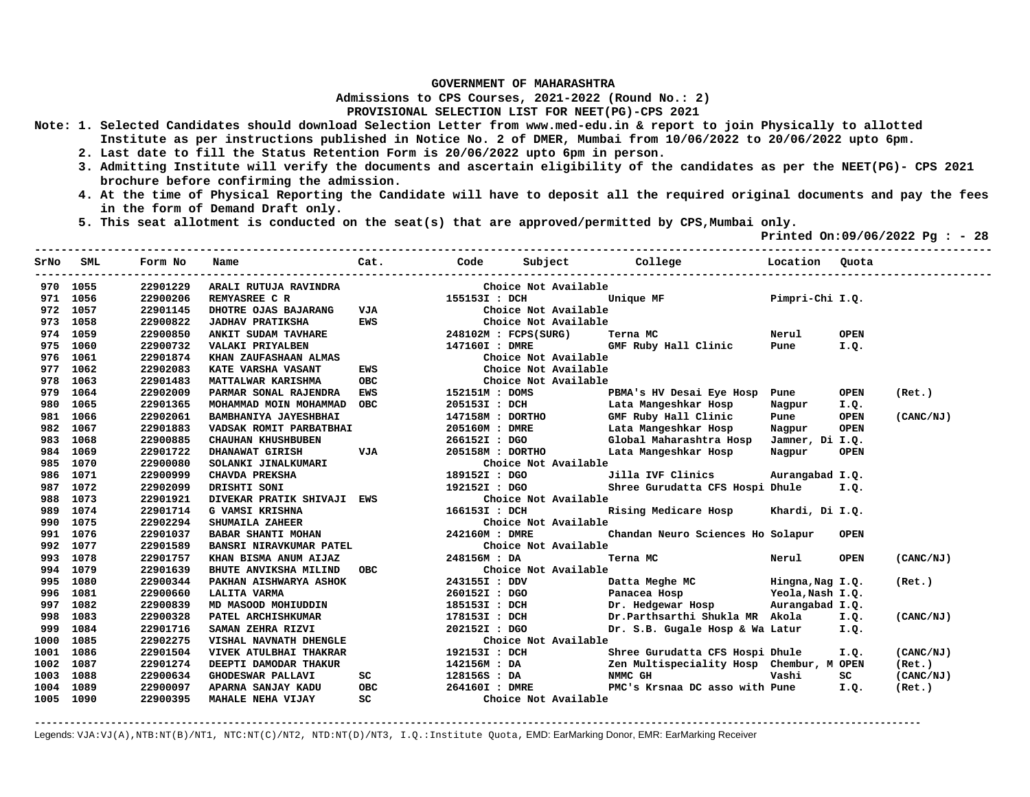**GOVERNMENT OF MAHARASHTRA**

**Admissions to CPS Courses, 2021-2022 (Round No.: 2)**

**PROVISIONAL SELECTION LIST FOR NEET(PG)-CPS 2021**

Note: 1. Selected Candidates should download Selection Letter from www.med-edu.in & report to join Physically to allotted Institute as per instructions published in Notice No. 2 of DMER, Mumbai from 10/06/2022 to 20/06/2022 upto 6pm.

2. Last date to fill the Status Retention Form is 20/06/2022 upto 6pm in person.

3. Admitting Institute will verify the documents and ascertain eligibility of the candidates as per the NEET(PG)- CPS 2021 brochure before confirming the admission.

4. At the time of Physical Reporting the Candidate will have to deposit all the required original documents and pay the fees in the form of Demand Draft only.

5. This seat allotment is conducted on the seat(s) that are approved/permitted by CPS,Mumbai only.

Printed On:09/06/2022 Pg : - 28

| SrNo | SML | Form No | Name | Cat. | Code | Subject | College | Location | Quota | |
|---|---|---|---|---|---|---|---|---|---|---|
| 970 | 1055 | 22901229 | ARALI RUTUJA RAVINDRA | | | Choice Not Available | | | | |
| 971 | 1056 | 22900206 | REMYASREE C R | | 155153I | DCH | Unique MF | Pimpri-Chi | I.Q. | |
| 972 | 1057 | 22901145 | DHOTRE OJAS BAJARANG | VJA | | Choice Not Available | | | | |
| 973 | 1058 | 22900822 | JADHAV PRATIKSHA | EWS | | Choice Not Available | | | | |
| 974 | 1059 | 22900850 | ANKIT SUDAM TAVHARE | | 248102M | FCPS(SURG) | Terna MC | Nerul | OPEN | |
| 975 | 1060 | 22900732 | VALAKI PRIYALBEN | | 147160I | DMRE | GMF Ruby Hall Clinic | Pune | I.Q. | |
| 976 | 1061 | 22901874 | KHAN ZAUFASHAAN ALMAS | | | Choice Not Available | | | | |
| 977 | 1062 | 22902083 | KATE VARSHA VASANT | EWS | | Choice Not Available | | | | |
| 978 | 1063 | 22901483 | MATTALWAR KARISHMA | OBC | | Choice Not Available | | | | |
| 979 | 1064 | 22902009 | PARMAR SONAL RAJENDRA | EWS | 152151M | DOMS | PBMA's HV Desai Eye Hosp | Pune | OPEN | (Ret.) |
| 980 | 1065 | 22901365 | MOHAMMAD MOIN MOHAMMAD | OBC | 205153I | DCH | Lata Mangeshkar Hosp | Nagpur | I.Q. | |
| 981 | 1066 | 22902061 | BAMBHANIYA JAYESHBHAI | | 147158M | DORTHO | GMF Ruby Hall Clinic | Pune | OPEN | (CANC/NJ) |
| 982 | 1067 | 22901883 | VADSAK ROMIT PARBATBHAI | | 205160M | DMRE | Lata Mangeshkar Hosp | Nagpur | OPEN | |
| 983 | 1068 | 22900885 | CHAUHAN KHUSHBUBEN | | 266152I | DGO | Global Maharashtra Hosp | Jamner, Di | I.Q. | |
| 984 | 1069 | 22901722 | DHANAWAT GIRISH | VJA | 205158M | DORTHO | Lata Mangeshkar Hosp | Nagpur | OPEN | |
| 985 | 1070 | 22900080 | SOLANKI JINALKUMARI | | | Choice Not Available | | | | |
| 986 | 1071 | 22900999 | CHAVDA PREKSHA | | 189152I | DGO | Jilla IVF Clinics | Aurangabad | I.Q. | |
| 987 | 1072 | 22902099 | DRISHTI SONI | | 192152I | DGO | Shree Gurudatta CFS Hospi | Dhule | I.Q. | |
| 988 | 1073 | 22901921 | DIVEKAR PRATIK SHIVAJI | EWS | | Choice Not Available | | | | |
| 989 | 1074 | 22901714 | G VAMSI KRISHNA | | 166153I | DCH | Rising Medicare Hosp | Khardi, Di | I.Q. | |
| 990 | 1075 | 22902294 | SHUMAILA ZAHEER | | | Choice Not Available | | | | |
| 991 | 1076 | 22901037 | BABAR SHANTI MOHAN | | 242160M | DMRE | Chandan Neuro Sciences Ho | Solapur | OPEN | |
| 992 | 1077 | 22901589 | BANSRI NIRAVKUMAR PATEL | | | Choice Not Available | | | | |
| 993 | 1078 | 22901757 | KHAN BISMA ANUM AIJAZ | | 248156M | DA | Terna MC | Nerul | OPEN | (CANC/NJ) |
| 994 | 1079 | 22901639 | BHUTE ANVIKSHA MILIND | OBC | | Choice Not Available | | | | |
| 995 | 1080 | 22900344 | PAKHAN AISHWARYA ASHOK | | 243155I | DDV | Datta Meghe MC | Hingna,Nag | I.Q. | (Ret.) |
| 996 | 1081 | 22900660 | LALITA VARMA | | 260152I | DGO | Panacea Hosp | Yeola,Nash | I.Q. | |
| 997 | 1082 | 22900839 | MD MASOOD MOHIUDDIN | | 185153I | DCH | Dr. Hedgewar Hosp | Aurangabad | I.Q. | |
| 998 | 1083 | 22900328 | PATEL ARCHISHKUMAR | | 178153I | DCH | Dr.Parthsarthi Shukla MR | Akola | I.Q. | (CANC/NJ) |
| 999 | 1084 | 22901716 | SAMAN ZEHRA RIZVI | | 202152I | DGO | Dr. S.B. Gugale Hosp & Wa | Latur | I.Q. | |
| 1000 | 1085 | 22902275 | VISHAL NAVNATH DHENGLE | | | Choice Not Available | | | | |
| 1001 | 1086 | 22901504 | VIVEK ATULBHAI THAKRAR | | 192153I | DCH | Shree Gurudatta CFS Hospi | Dhule | I.Q. | (CANC/NJ) |
| 1002 | 1087 | 22901274 | DEEPTI DAMODAR THAKUR | | 142156M | DA | Zen Multispeciality Hosp | Chembur, M | OPEN | (Ret.) |
| 1003 | 1088 | 22900634 | GHODESWAR PALLAVI | SC | 128156S | DA | NMMC GH | Vashi | SC | (CANC/NJ) |
| 1004 | 1089 | 22900097 | APARNA SANJAY KADU | OBC | 264160I | DMRE | PMC's Krsnaa DC asso with | Pune | I.Q. | (Ret.) |
| 1005 | 1090 | 22900395 | MAHALE NEHA VIJAY | SC | | Choice Not Available | | | | |

Legends: VJA:VJ(A),NTB:NT(B)/NT1, NTC:NT(C)/NT2, NTD:NT(D)/NT3, I.Q.:Institute Quota, EMD: EarMarking Donor, EMR: EarMarking Receiver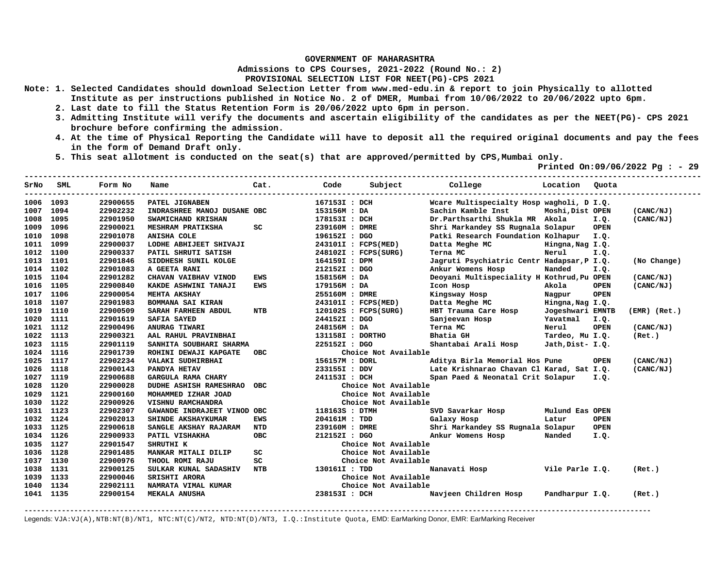**GOVERNMENT OF MAHARASHTRA**

**Admissions to CPS Courses, 2021-2022 (Round No.: 2)**

**PROVISIONAL SELECTION LIST FOR NEET(PG)-CPS 2021**

Note: 1. Selected Candidates should download Selection Letter from www.med-edu.in & report to join Physically to allotted Institute as per instructions published in Notice No. 2 of DMER, Mumbai from 10/06/2022 to 20/06/2022 upto 6pm.

2. Last date to fill the Status Retention Form is 20/06/2022 upto 6pm in person.

3. Admitting Institute will verify the documents and ascertain eligibility of the candidates as per the NEET(PG)- CPS 2021 brochure before confirming the admission.

4. At the time of Physical Reporting the Candidate will have to deposit all the required original documents and pay the fees in the form of Demand Draft only.

5. This seat allotment is conducted on the seat(s) that are approved/permitted by CPS,Mumbai only.

Printed On:09/06/2022 Pg : - 29

| SrNo | SML | Form No | Name | Cat. | Code | Subject | College | Location | Quota | |
|---|---|---|---|---|---|---|---|---|---|---|
| 1006 | 1093 | 22900655 | PATEL JIGNABEN | | 167153I | DCH | Wcare Multispecialty Hosp | wagholi, D | I.Q. | |
| 1007 | 1094 | 22902232 | INDRASHREE MANOJ DUSANE | OBC | 153156M | DA | Sachin Kamble Inst | Moshi,Dist | OPEN | (CANC/NJ) |
| 1008 | 1095 | 22901950 | SWAMICHAND KRISHAN | | 178153I | DCH | Dr.Parthsarthi Shukla MR | Akola | I.Q. | (CANC/NJ) |
| 1009 | 1096 | 22900021 | MESHRAM PRATIKSHA | SC | 239160M | DMRE | Shri Markandey SS Rugnala | Solapur | OPEN | |
| 1010 | 1098 | 22901078 | ANISHA COLE | | 196152I | DGO | Patki Research Foundation | Kolhapur | I.Q. | |
| 1011 | 1099 | 22900037 | LODHE ABHIJEET SHIVAJI | | 243101I | FCPS(MED) | Datta Meghe MC | Hingna,Nag | I.Q. | |
| 1012 | 1100 | 22900337 | PATIL SHRUTI SATISH | | 248102I | FCPS(SURG) | Terna MC | Nerul | I.Q. | |
| 1013 | 1101 | 22901846 | SIDDHESH SUNIL KOLGE | | 164159I | DPM | Jagruti Psychiatric Centr | Hadapsar,P | I.Q. | (No Change) |
| 1014 | 1102 | 22901083 | A GEETA RANI | | 212152I | DGO | Ankur Womens Hosp | Nanded | I.Q. | |
| 1015 | 1104 | 22901282 | CHAVAN VAIBHAV VINOD | EWS | 158156M | DA | Deoyani Multispeciality H | Kothrud,Pu | OPEN | (CANC/NJ) |
| 1016 | 1105 | 22900840 | KAKDE ASHWINI TANAJI | EWS | 179156M | DA | Icon Hosp | Akola | OPEN | (CANC/NJ) |
| 1017 | 1106 | 22900054 | MEHTA AKSHAY | | 255160M | DMRE | Kingsway Hosp | Nagpur | OPEN | |
| 1018 | 1107 | 22901983 | BOMMANA SAI KIRAN | | 243101I | FCPS(MED) | Datta Meghe MC | Hingna,Nag | I.Q. | |
| 1019 | 1110 | 22900509 | SARAH FARHEEN ABDUL | NTB | 120102S | FCPS(SURG) | HBT Trauma Care Hosp | Jogeshwari | EMNTB | (EMR) (Ret.) |
| 1020 | 1111 | 22901619 | SAFIA SAYED | | 244152I | DGO | Sanjeevan Hosp | Yavatmal | I.Q. | |
| 1021 | 1112 | 22900496 | ANURAG TIWARI | | 248156M | DA | Terna MC | Nerul | OPEN | (CANC/NJ) |
| 1022 | 1113 | 22900321 | AAL RAHUL PRAVINBHAI | | 131158I | DORTHO | Bhatia GH | Tardeo, Mu | I.Q. | (Ret.) |
| 1023 | 1115 | 22901119 | SANHITA SOUBHARI SHARMA | | 225152I | DGO | Shantabai Arali Hosp | Jath,Dist- | I.Q. | |
| 1024 | 1116 | 22901739 | ROHINI DEWAJI KAPGATE | OBC | | Choice Not Available | | | | |
| 1025 | 1117 | 22902234 | VALAKI SUDHIRBHAI | | 156157M | DORL | Aditya Birla Memorial Hos | Pune | OPEN | (CANC/NJ) |
| 1026 | 1118 | 22900143 | PANDYA HETAV | | 233155I | DDV | Late Krishnarao Chavan Cl | Karad, Sat | I.Q. | (CANC/NJ) |
| 1027 | 1119 | 22900688 | GARGULA RAMA CHARY | | 241153I | DCH | Span Paed & Neonatal Crit | Solapur | I.Q. | |
| 1028 | 1120 | 22900028 | DUDHE ASHISH RAMESHRAO | OBC | | Choice Not Available | | | | |
| 1029 | 1121 | 22900160 | MOHAMMED IZHAR JOAD | | | Choice Not Available | | | | |
| 1030 | 1122 | 22900926 | VISHNU RAMCHANDRA | | | Choice Not Available | | | | |
| 1031 | 1123 | 22902307 | GAWANDE INDRAJEET VINOD | OBC | 118163S | DTMH | SVD Savarkar Hosp | Mulund Eas | OPEN | |
| 1032 | 1124 | 22902013 | SHINDE AKSHAYKUMAR | EWS | 204161M | TDD | Galaxy Hosp | Latur | OPEN | |
| 1033 | 1125 | 22900618 | SANGLE AKSHAY RAJARAM | NTD | 239160M | DMRE | Shri Markandey SS Rugnala | Solapur | OPEN | |
| 1034 | 1126 | 22900933 | PATIL VISHAKHA | OBC | 212152I | DGO | Ankur Womens Hosp | Nanded | I.Q. | |
| 1035 | 1127 | 22901547 | SHRUTHI K | | | Choice Not Available | | | | |
| 1036 | 1128 | 22901485 | MANKAR MITALI DILIP | SC | | Choice Not Available | | | | |
| 1037 | 1130 | 22900976 | THOOL ROMI RAJU | SC | | Choice Not Available | | | | |
| 1038 | 1131 | 22900125 | SULKAR KUNAL SADASHIV | NTB | 130161I | TDD | Nanavati Hosp | Vile Parle | I.Q. | (Ret.) |
| 1039 | 1133 | 22900046 | SRISHTI ARORA | | | Choice Not Available | | | | |
| 1040 | 1134 | 22902111 | NAMRATA VIMAL KUMAR | | | Choice Not Available | | | | |
| 1041 | 1135 | 22900154 | MEKALA ANUSHA | | 238153I | DCH | Navjeen Children Hosp | Pandharpur | I.Q. | (Ret.) |

Legends: VJA:VJ(A),NTB:NT(B)/NT1, NTC:NT(C)/NT2, NTD:NT(D)/NT3, I.Q.:Institute Quota, EMD: EarMarking Donor, EMR: EarMarking Receiver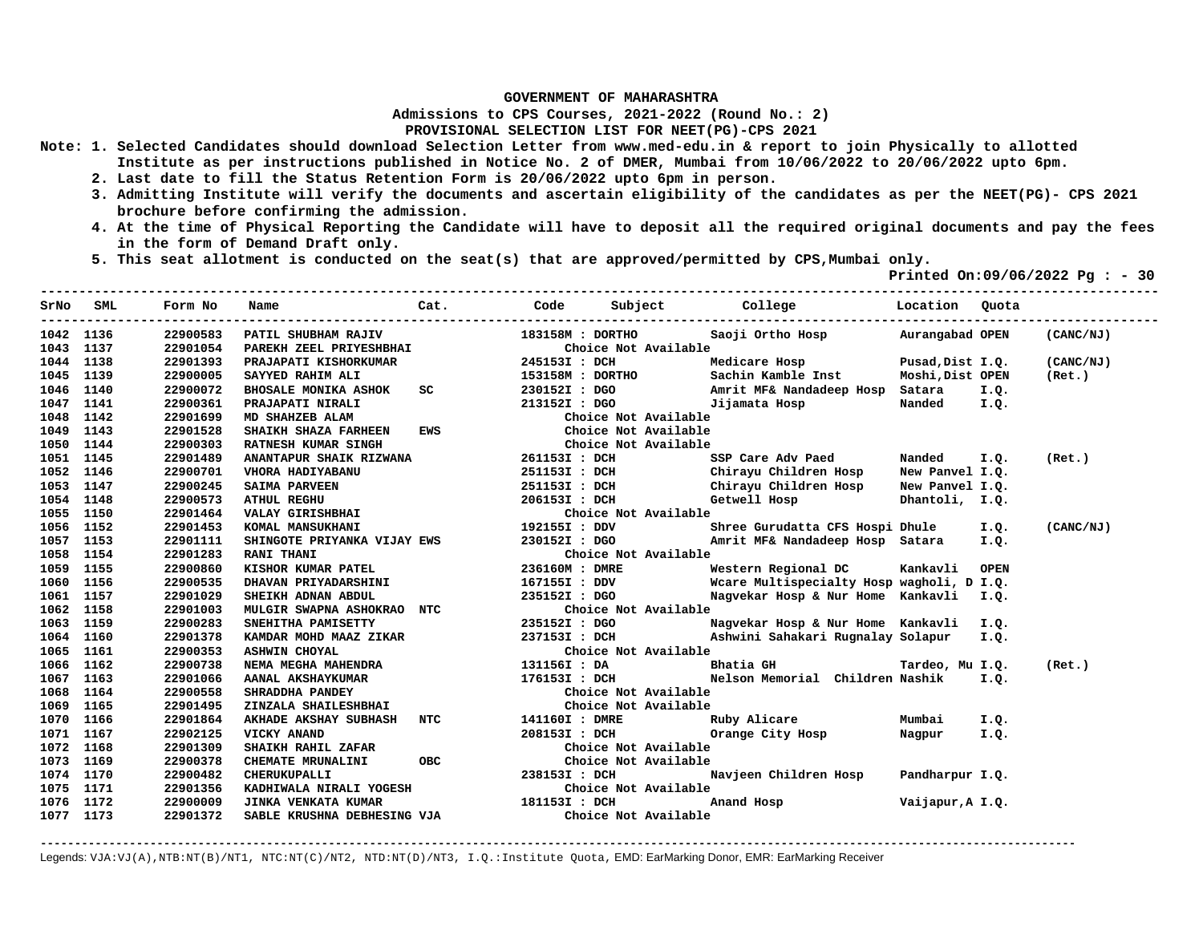**GOVERNMENT OF MAHARASHTRA**

**Admissions to CPS Courses, 2021-2022 (Round No.: 2)**

**PROVISIONAL SELECTION LIST FOR NEET(PG)-CPS 2021**

**Note:**
1. Selected Candidates should download Selection Letter from www.med-edu.in & report to join Physically to allotted Institute as per instructions published in Notice No. 2 of DMER, Mumbai from 10/06/2022 to 20/06/2022 upto 6pm.
2. Last date to fill the Status Retention Form is 20/06/2022 upto 6pm in person.
3. Admitting Institute will verify the documents and ascertain eligibility of the candidates as per the NEET(PG)- CPS 2021 brochure before confirming the admission.
4. At the time of Physical Reporting the Candidate will have to deposit all the required original documents and pay the fees in the form of Demand Draft only.
5. This seat allotment is conducted on the seat(s) that are approved/permitted by CPS,Mumbai only.

**Printed On:09/06/2022**

| SrNo | SML | Form No | Name | Cat. | Code | Subject | College | Location | Quota | |
|---|---|---|---|---|---|---|---|---|---|---|
| 1042 | 1136 | 22900583 | PATIL SHUBHAM RAJIV | | 183158M | DORTHO | Saoji Ortho Hosp | Aurangabad | OPEN | (CANC/NJ) |
| 1043 | 1137 | 22901054 | PAREKH ZEEL PRIYESHBHAI | | | Choice Not Available | | | | |
| 1044 | 1138 | 22901393 | PRAJAPATI KISHORKUMAR | | 245153I | DCH | Medicare Hosp | Pusad,Dist | I.Q. | (CANC/NJ) |
| 1045 | 1139 | 22900005 | SAYYED RAHIM ALI | | 153158M | DORTHO | Sachin Kamble Inst | Moshi,Dist | OPEN | (Ret.) |
| 1046 | 1140 | 22900072 | BHOSALE MONIKA ASHOK | SC | 230152I | DGO | Amrit MF& Nandadeep Hosp | Satara | I.Q. | |
| 1047 | 1141 | 22900361 | PRAJAPATI NIRALI | | 213152I | DGO | Jijamata Hosp | Nanded | I.Q. | |
| 1048 | 1142 | 22901699 | MD SHAHZEB ALAM | | | Choice Not Available | | | | |
| 1049 | 1143 | 22901528 | SHAIKH SHAZA FARHEEN | EWS | | Choice Not Available | | | | |
| 1050 | 1144 | 22900303 | RATNESH KUMAR SINGH | | | Choice Not Available | | | | |
| 1051 | 1145 | 22901489 | ANANTAPUR SHAIK RIZWANA | | 261153I | DCH | SSP Care Adv Paed | Nanded | I.Q. | (Ret.) |
| 1052 | 1146 | 22900701 | VHORA HADIYABANU | | 251153I | DCH | Chirayu Children Hosp | New Panvel | I.Q. | |
| 1053 | 1147 | 22900245 | SAIMA PARVEEN | | 251153I | DCH | Chirayu Children Hosp | New Panvel | I.Q. | |
| 1054 | 1148 | 22900573 | ATHUL REGHU | | 206153I | DCH | Getwell Hosp | Dhantoli, | I.Q. | |
| 1055 | 1150 | 22901464 | VALAY GIRISHBHAI | | | Choice Not Available | | | | |
| 1056 | 1152 | 22901453 | KOMAL MANSUKHANI | | 192155I | DDV | Shree Gurudatta CFS Hospi | Dhule | I.Q. | (CANC/NJ) |
| 1057 | 1153 | 22901111 | SHINGOTE PRIYANKA VIJAY | EWS | 230152I | DGO | Amrit MF& Nandadeep Hosp | Satara | I.Q. | |
| 1058 | 1154 | 22901283 | RANI THANI | | | Choice Not Available | | | | |
| 1059 | 1155 | 22900860 | KISHOR KUMAR PATEL | | 236160M | DMRE | Western Regional DC | Kankavli | OPEN | |
| 1060 | 1156 | 22900535 | DHAVAN PRIYADARSHINI | | 167155I | DDV | Wcare Multispecialty Hosp | wagholi, D | I.Q. | |
| 1061 | 1157 | 22901029 | SHEIKH ADNAN ABDUL | | 235152I | DGO | Nagvekar Hosp & Nur Home | Kankavli | I.Q. | |
| 1062 | 1158 | 22901003 | MULGIR SWAPNA ASHOKRAO | NTC | | Choice Not Available | | | | |
| 1063 | 1159 | 22900283 | SNEHITHA PAMISETTY | | 235152I | DGO | Nagvekar Hosp & Nur Home | Kankavli | I.Q. | |
| 1064 | 1160 | 22901378 | KAMDAR MOHD MAAZ ZIKAR | | 237153I | DCH | Ashwini Sahakari Rugnalay | Solapur | I.Q. | |
| 1065 | 1161 | 22900353 | ASHWIN CHOYAL | | | Choice Not Available | | | | |
| 1066 | 1162 | 22900738 | NEMA MEGHA MAHENDRA | | 131156I | DA | Bhatia GH | Tardeo, Mu | I.Q. | (Ret.) |
| 1067 | 1163 | 22901066 | AANAL AKSHAYKUMAR | | 176153I | DCH | Nelson Memorial Children | Nashik | I.Q. | |
| 1068 | 1164 | 22900558 | SHRADDHA PANDEY | | | Choice Not Available | | | | |
| 1069 | 1165 | 22901495 | ZINZALA SHAILESHBHAI | | | Choice Not Available | | | | |
| 1070 | 1166 | 22901864 | AKHADE AKSHAY SUBHASH | NTC | 141160I | DMRE | Ruby Alicare | Mumbai | I.Q. | |
| 1071 | 1167 | 22902125 | VICKY ANAND | | 208153I | DCH | Orange City Hosp | Nagpur | I.Q. | |
| 1072 | 1168 | 22901309 | SHAIKH RAHIL ZAFAR | | | Choice Not Available | | | | |
| 1073 | 1169 | 22900378 | CHEMATE MRUNALINI | OBC | | Choice Not Available | | | | |
| 1074 | 1170 | 22900482 | CHERUKUPALLI | | 238153I | DCH | Navjeen Children Hosp | Pandharpur | I.Q. | |
| 1075 | 1171 | 22901356 | KADHIWALA NIRALI YOGESH | | | Choice Not Available | | | | |
| 1076 | 1172 | 22900009 | JINKA VENKATA KUMAR | | 181153I | DCH | Anand Hosp | Vaijapur,A | I.Q. | |
| 1077 | 1173 | 22901372 | SABLE KRUSHNA DEBHESING | VJA | | Choice Not Available | | | | |

Legends: VJA:VJ(A),NTB:NT(B)/NT1, NTC:NT(C)/NT2, NTD:NT(D)/NT3, I.Q.:Institute Quota, EMD: EarMarking Donor, EMR: EarMarking Receiver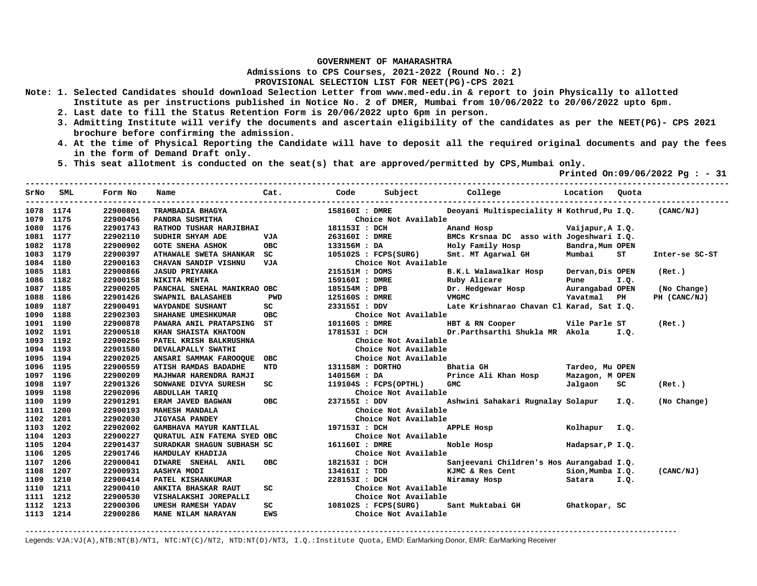**GOVERNMENT OF MAHARASHTRA**

**Admissions to CPS Courses, 2021-2022 (Round No.: 2)**

**PROVISIONAL SELECTION LIST FOR NEET(PG)-CPS 2021**

Note: 1. Selected Candidates should download Selection Letter from www.med-edu.in & report to join Physically to allotted Institute as per instructions published in Notice No. 2 of DMER, Mumbai from 10/06/2022 to 20/06/2022 upto 6pm.

2. Last date to fill the Status Retention Form is 20/06/2022 upto 6pm in person.

3. Admitting Institute will verify the documents and ascertain eligibility of the candidates as per the NEET(PG)- CPS 2021 brochure before confirming the admission.

4. At the time of Physical Reporting the Candidate will have to deposit all the required original documents and pay the fees in the form of Demand Draft only.

5. This seat allotment is conducted on the seat(s) that are approved/permitted by CPS,Mumbai only.

Printed On:09/06/2022 Pg : - 31

| SrNo | SML | Form No | Name | Cat. | Code | Subject | College | Location | Quota | |
|---|---|---|---|---|---|---|---|---|---|---|
| 1078 | 1174 | 22900801 | TRAMBADIA BHAGYA | | 158160I | DMRE | Deoyani Multispeciality H | Kothrud,Pu | I.Q. | (CANC/NJ) |
| 1079 | 1175 | 22900456 | PANDRA SUSMITHA | | | Choice Not Available | | | | |
| 1080 | 1176 | 22901743 | RATHOD TUSHAR HARJIBHAI | | 181153I | DCH | Anand Hosp | Vaijapur,A | I.Q. | |
| 1081 | 1177 | 22902110 | SUDHIR SHYAM ADE | VJA | 263160I | DMRE | BMCs Krsnaa DC asso with | Jogeshwari | I.Q. | |
| 1082 | 1178 | 22900902 | GOTE SNEHA ASHOK | OBC | 133156M | DA | Holy Family Hosp | Bandra,Mum | OPEN | |
| 1083 | 1179 | 22900397 | ATHAWALE SWETA SHANKAR | SC | 105102S | FCPS(SURG) | Smt. MT Agarwal GH | Mumbai | ST | Inter-se SC-ST |
| 1084 | 1180 | 22900163 | CHAVAN SANDIP VISHNU | VJA | | Choice Not Available | | | | |
| 1085 | 1181 | 22900866 | JASUD PRIYANKA | | 215151M | DOMS | B.K.L Walawalkar Hosp | Dervan,Dis | OPEN | (Ret.) |
| 1086 | 1182 | 22900158 | NIKITA MEHTA | | 159160I | DMRE | Ruby Alicare | Pune | I.Q. | |
| 1087 | 1185 | 22900205 | PANCHAL SNEHAL MANIKRAO | OBC | 185154M | DPB | Dr. Hedgewar Hosp | Aurangabad | OPEN | (No Change) |
| 1088 | 1186 | 22901426 | SWAPNIL BALASAHEB | PWD | 125160S | DMRE | VMGMC | Yavatmal | PH | PH (CANC/NJ) |
| 1089 | 1187 | 22900491 | WAYDANDE SUSHANT | SC | 233155I | DDV | Late Krishnarao Chavan Cl | Karad, Sat | I.Q. | |
| 1090 | 1188 | 22902303 | SHAHANE UMESHKUMAR | OBC | | Choice Not Available | | | | |
| 1091 | 1190 | 22900878 | PAWARA ANIL PRATAPSING | ST | 101160S | DMRE | HBT & RN Cooper | Vile Parle | ST | (Ret.) |
| 1092 | 1191 | 22900518 | KHAN SHAISTA KHATOON | | 178153I | DCH | Dr.Parthsarthi Shukla MR | Akola | I.Q. | |
| 1093 | 1192 | 22900256 | PATEL KRISH BALKRUSHNA | | | Choice Not Available | | | | |
| 1094 | 1193 | 22901580 | DEVALAPALLY SWATHI | | | Choice Not Available | | | | |
| 1095 | 1194 | 22902025 | ANSARI SAMMAK FAROOQUE | OBC | | Choice Not Available | | | | |
| 1096 | 1195 | 22900559 | ATISH RAMDAS BADADHE | NTD | 131158M | DORTHO | Bhatia GH | Tardeo, Mu | OPEN | |
| 1097 | 1196 | 22900209 | MAJHWAR HARENDRA RAMJI | | 140156M | DA | Prince Ali Khan Hosp | Mazagon, M | OPEN | |
| 1098 | 1197 | 22901326 | SONWANE DIVYA SURESH | SC | 119104S | FCPS(OPTHL) | GMC | Jalgaon | SC | (Ret.) |
| 1099 | 1198 | 22902096 | ABDULLAH TARIQ | | | Choice Not Available | | | | |
| 1100 | 1199 | 22901291 | ERAM JAVED BAGWAN | OBC | 237155I | DDV | Ashwini Sahakari Rugnalay | Solapur | I.Q. | (No Change) |
| 1101 | 1200 | 22900193 | MAHESH MANDALA | | | Choice Not Available | | | | |
| 1102 | 1201 | 22902030 | JIGYASA PANDEY | | | Choice Not Available | | | | |
| 1103 | 1202 | 22902002 | GAMBHAVA MAYUR KANTILAL | | 197153I | DCH | APPLE Hosp | Kolhapur | I.Q. | |
| 1104 | 1203 | 22900227 | QURATUL AIN FATEMA SYED | OBC | | Choice Not Available | | | | |
| 1105 | 1204 | 22901437 | SURADKAR SHAGUN SUBHASH | SC | 161160I | DMRE | Noble Hosp | Hadapsar,P | I.Q. | |
| 1106 | 1205 | 22901746 | HAMDULAY KHADIJA | | | Choice Not Available | | | | |
| 1107 | 1206 | 22900041 | DIWARE SNEHAL ANIL | OBC | 182153I | DCH | Sanjeevani Children's Hos | Aurangabad | I.Q. | |
| 1108 | 1207 | 22900931 | AASHYA MODI | | 134161I | TDD | KJMC & Res Cent | Sion,Mumba | I.Q. | (CANC/NJ) |
| 1109 | 1210 | 22900414 | PATEL KISHANKUMAR | | 228153I | DCH | Niramay Hosp | Satara | I.Q. | |
| 1110 | 1211 | 22900410 | ANKITA BHASKAR RAUT | SC | | Choice Not Available | | | | |
| 1111 | 1212 | 22900530 | VISHALAKSHI JOREPALLI | | | Choice Not Available | | | | |
| 1112 | 1213 | 22900306 | UMESH RAMESH YADAV | SC | 108102S | FCPS(SURG) | Sant Muktabai GH | Ghatkopar, | SC | |
| 1113 | 1214 | 22900286 | MANE NILAM NARAYAN | EWS | | Choice Not Available | | | | |

Legends: VJA:VJ(A),NTB:NT(B)/NT1, NTC:NT(C)/NT2, NTD:NT(D)/NT3, I.Q.:Institute Quota, EMD: EarMarking Donor, EMR: EarMarking Receiver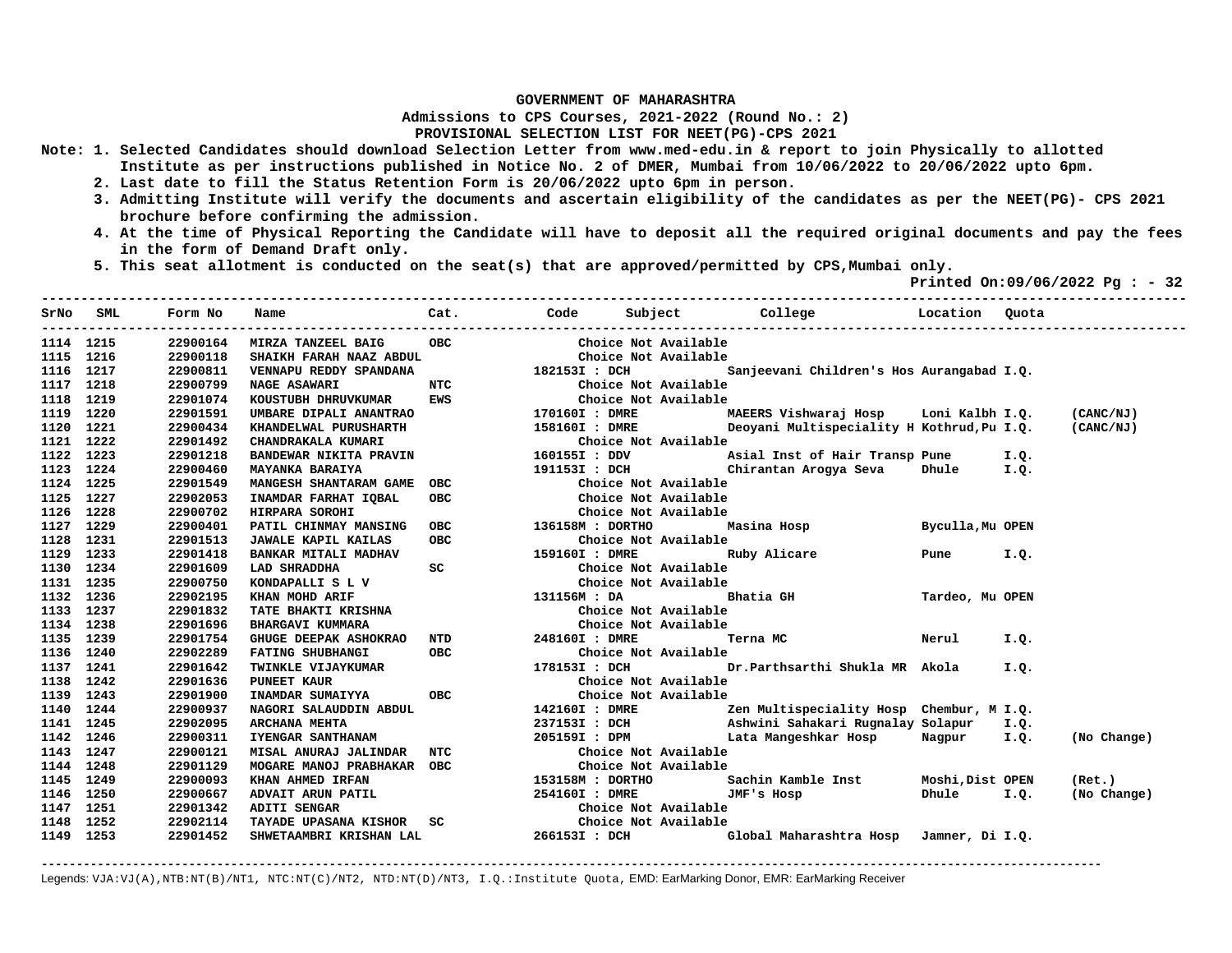**GOVERNMENT OF MAHARASHTRA**

**Admissions to CPS Courses, 2021-2022 (Round No.: 2)**

**PROVISIONAL SELECTION LIST FOR NEET(PG)-CPS 2021**

Note: 1. Selected Candidates should download Selection Letter from www.med-edu.in & report to join Physically to allotted Institute as per instructions published in Notice No. 2 of DMER, Mumbai from 10/06/2022 to 20/06/2022 upto 6pm.

2. Last date to fill the Status Retention Form is 20/06/2022 upto 6pm in person.

3. Admitting Institute will verify the documents and ascertain eligibility of the candidates as per the NEET(PG)- CPS 2021 brochure before confirming the admission.

4. At the time of Physical Reporting the Candidate will have to deposit all the required original documents and pay the fees in the form of Demand Draft only.

5. This seat allotment is conducted on the seat(s) that are approved/permitted by CPS,Mumbai only.

Printed On:09/06/2022 Pg : - 32

| SrNo | SML | Form No | Name | Cat. | Code | Subject | College | Location | Quota | |
|---|---|---|---|---|---|---|---|---|---|---|
| 1114 | 1215 | 22900164 | MIRZA TANZEEL BAIG | OBC | | Choice Not Available | | | | |
| 1115 | 1216 | 22900118 | SHAIKH FARAH NAAZ ABDUL | | | Choice Not Available | | | | |
| 1116 | 1217 | 22900811 | VENNAPU REDDY SPANDANA | | 182153I | DCH | Sanjeevani Children's Hos | Aurangabad | I.Q. | |
| 1117 | 1218 | 22900799 | NAGE ASAWARI | NTC | | Choice Not Available | | | | |
| 1118 | 1219 | 22901074 | KOUSTUBH DHRUVKUMAR | EWS | | Choice Not Available | | | | |
| 1119 | 1220 | 22901591 | UMBARE DIPALI ANANTRAO | | 170160I | DMRE | MAEERS Vishwaraj Hosp | Loni Kalbh | I.Q. | (CANC/NJ) |
| 1120 | 1221 | 22900434 | KHANDELWAL PURUSHARTH | | 158160I | DMRE | Deoyani Multispeciality H | Kothrud,Pu | I.Q. | (CANC/NJ) |
| 1121 | 1222 | 22901492 | CHANDRAKALA KUMARI | | | Choice Not Available | | | | |
| 1122 | 1223 | 22901218 | BANDEWAR NIKITA PRAVIN | | 160155I | DDV | Asial Inst of Hair Transp | Pune | I.Q. | |
| 1123 | 1224 | 22900460 | MAYANKA BARAIYA | | 191153I | DCH | Chirantan Arogya Seva | Dhule | I.Q. | |
| 1124 | 1225 | 22901549 | MANGESH SHANTARAM GAME | OBC | | Choice Not Available | | | | |
| 1125 | 1227 | 22902053 | INAMDAR FARHAT IQBAL | OBC | | Choice Not Available | | | | |
| 1126 | 1228 | 22900702 | HIRPARA SOROHI | | | Choice Not Available | | | | |
| 1127 | 1229 | 22900401 | PATIL CHINMAY MANSING | OBC | 136158M | DORTHO | Masina Hosp | Byculla,Mu | OPEN | |
| 1128 | 1231 | 22901513 | JAWALE KAPIL KAILAS | OBC | | Choice Not Available | | | | |
| 1129 | 1233 | 22901418 | BANKAR MITALI MADHAV | | 159160I | DMRE | Ruby Alicare | Pune | I.Q. | |
| 1130 | 1234 | 22901609 | LAD SHRADDHA | SC | | Choice Not Available | | | | |
| 1131 | 1235 | 22900750 | KONDAPALLI S L V | | | Choice Not Available | | | | |
| 1132 | 1236 | 22902195 | KHAN MOHD ARIF | | 131156M | DA | Bhatia GH | Tardeo, Mu | OPEN | |
| 1133 | 1237 | 22901832 | TATE BHAKTI KRISHNA | | | Choice Not Available | | | | |
| 1134 | 1238 | 22901696 | BHARGAVI KUMMARA | | | Choice Not Available | | | | |
| 1135 | 1239 | 22901754 | GHUGE DEEPAK ASHOKRAO | NTD | 248160I | DMRE | Terna MC | Nerul | I.Q. | |
| 1136 | 1240 | 22902289 | FATING SHUBHANGI | OBC | | Choice Not Available | | | | |
| 1137 | 1241 | 22901642 | TWINKLE VIJAYKUMAR | | 178153I | DCH | Dr.Parthsarthi Shukla MR | Akola | I.Q. | |
| 1138 | 1242 | 22901636 | PUNEET KAUR | | | Choice Not Available | | | | |
| 1139 | 1243 | 22901900 | INAMDAR SUMAIYYA | OBC | | Choice Not Available | | | | |
| 1140 | 1244 | 22900937 | NAGORI SALAUDDIN ABDUL | | 142160I | DMRE | Zen Multispeciality Hosp | Chembur, M | I.Q. | |
| 1141 | 1245 | 22902095 | ARCHANA MEHTA | | 237153I | DCH | Ashwini Sahakari Rugnalay | Solapur | I.Q. | |
| 1142 | 1246 | 22900311 | IYENGAR SANTHANAM | | 205159I | DPM | Lata Mangeshkar Hosp | Nagpur | I.Q. | (No Change) |
| 1143 | 1247 | 22900121 | MISAL ANURAJ JALINDAR | NTC | | Choice Not Available | | | | |
| 1144 | 1248 | 22901129 | MOGARE MANOJ PRABHAKAR | OBC | | Choice Not Available | | | | |
| 1145 | 1249 | 22900093 | KHAN AHMED IRFAN | | 153158M | DORTHO | Sachin Kamble Inst | Moshi,Dist | OPEN | (Ret.) |
| 1146 | 1250 | 22900667 | ADVAIT ARUN PATIL | | 254160I | DMRE | JMF's Hosp | Dhule | I.Q. | (No Change) |
| 1147 | 1251 | 22901342 | ADITI SENGAR | | | Choice Not Available | | | | |
| 1148 | 1252 | 22902114 | TAYADE UPASANA KISHOR | SC | | Choice Not Available | | | | |
| 1149 | 1253 | 22901452 | SHWETAAMBRI KRISHAN LAL | | 266153I | DCH | Global Maharashtra Hosp | Jamner, Di | I.Q. | |

Legends: VJA:VJ(A),NTB:NT(B)/NT1, NTC:NT(C)/NT2, NTD:NT(D)/NT3, I.Q.:Institute Quota, EMD: EarMarking Donor, EMR: EarMarking Receiver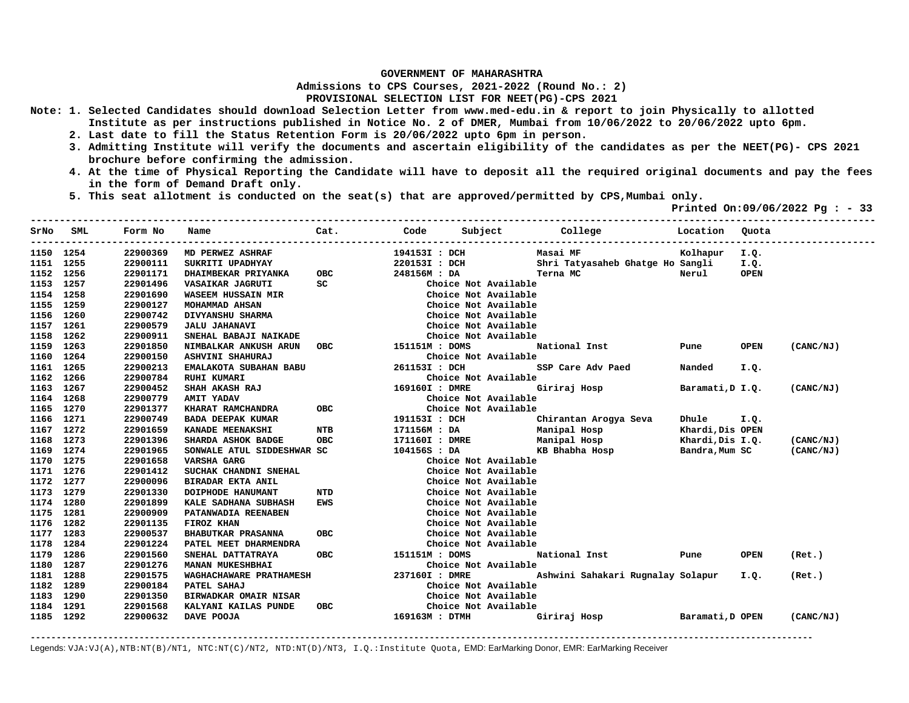**GOVERNMENT OF MAHARASHTRA**

**Admissions to CPS Courses, 2021-2022 (Round No.: 2)**

**PROVISIONAL SELECTION LIST FOR NEET(PG)-CPS 2021**

Note: 1. Selected Candidates should download Selection Letter from www.med-edu.in & report to join Physically to allotted Institute as per instructions published in Notice No. 2 of DMER, Mumbai from 10/06/2022 to 20/06/2022 upto 6pm.

2. Last date to fill the Status Retention Form is 20/06/2022 upto 6pm in person.

3. Admitting Institute will verify the documents and ascertain eligibility of the candidates as per the NEET(PG)- CPS 2021 brochure before confirming the admission.

4. At the time of Physical Reporting the Candidate will have to deposit all the required original documents and pay the fees in the form of Demand Draft only.

5. This seat allotment is conducted on the seat(s) that are approved/permitted by CPS,Mumbai only.

Printed On:09/06/2022 Pg : - 33

| SrNo | SML | Form No | Name | Cat. | Code | Subject | College | Location | Quota | |
|---|---|---|---|---|---|---|---|---|---|---|
| 1150 | 1254 | 22900369 | MD PERWEZ ASHRAF | | 194153I | DCH | Masai MF | Kolhapur | I.Q. | |
| 1151 | 1255 | 22900111 | SUKRITI UPADHYAY | | 220153I | DCH | Shri Tatyasaheb Ghatge Ho | Sangli | I.Q. | |
| 1152 | 1256 | 22901171 | DHAIMBEKAR PRIYANKA | OBC | 248156M | DA | Terna MC | Nerul | OPEN | |
| 1153 | 1257 | 22901496 | VASAIKAR JAGRUTI | SC | | Choice Not Available | | | | |
| 1154 | 1258 | 22901690 | WASEEM HUSSAIN MIR | | | Choice Not Available | | | | |
| 1155 | 1259 | 22900127 | MOHAMMAD AHSAN | | | Choice Not Available | | | | |
| 1156 | 1260 | 22900742 | DIVYANSHU SHARMA | | | Choice Not Available | | | | |
| 1157 | 1261 | 22900579 | JALU JAHANAVI | | | Choice Not Available | | | | |
| 1158 | 1262 | 22900911 | SNEHAL BABAJI NAIKADE | | | Choice Not Available | | | | |
| 1159 | 1263 | 22901850 | NIMBALKAR ANKUSH ARUN | OBC | 151151M | DOMS | National Inst | Pune | OPEN | (CANC/NJ) |
| 1160 | 1264 | 22900150 | ASHVINI SHAHURAJ | | | Choice Not Available | | | | |
| 1161 | 1265 | 22900213 | EMALAKOTA SUBAHAN BABU | | 261153I | DCH | SSP Care Adv Paed | Nanded | I.Q. | |
| 1162 | 1266 | 22900784 | RUHI KUMARI | | | Choice Not Available | | | | |
| 1163 | 1267 | 22900452 | SHAH AKASH RAJ | | 169160I | DMRE | Giriraj Hosp | Baramati,D | I.Q. | (CANC/NJ) |
| 1164 | 1268 | 22900779 | AMIT YADAV | | | Choice Not Available | | | | |
| 1165 | 1270 | 22901377 | KHARAT RAMCHANDRA | OBC | | Choice Not Available | | | | |
| 1166 | 1271 | 22900749 | BADA DEEPAK KUMAR | | 191153I | DCH | Chirantan Arogya Seva | Dhule | I.Q. | |
| 1167 | 1272 | 22901659 | KANADE MEENAKSHI | NTB | 171156M | DA | Manipal Hosp | Khardi,Dis | OPEN | |
| 1168 | 1273 | 22901396 | SHARDA ASHOK BADGE | OBC | 171160I | DMRE | Manipal Hosp | Khardi,Dis | I.Q. | (CANC/NJ) |
| 1169 | 1274 | 22901965 | SONWALE ATUL SIDDESHWAR | SC | 104156S | DA | KB Bhabha Hosp | Bandra,Mum | SC | (CANC/NJ) |
| 1170 | 1275 | 22901658 | VARSHA GARG | | | Choice Not Available | | | | |
| 1171 | 1276 | 22901412 | SUCHAK CHANDNI SNEHAL | | | Choice Not Available | | | | |
| 1172 | 1277 | 22900096 | BIRADAR EKTA ANIL | | | Choice Not Available | | | | |
| 1173 | 1279 | 22901330 | DOIPHODE HANUMANT | NTD | | Choice Not Available | | | | |
| 1174 | 1280 | 22901899 | KALE SADHANA SUBHASH | EWS | | Choice Not Available | | | | |
| 1175 | 1281 | 22900909 | PATANWADIA REENABEN | | | Choice Not Available | | | | |
| 1176 | 1282 | 22901135 | FIROZ KHAN | | | Choice Not Available | | | | |
| 1177 | 1283 | 22900537 | BHABUTKAR PRASANNA | OBC | | Choice Not Available | | | | |
| 1178 | 1284 | 22901224 | PATEL MEET DHARMENDRA | | | Choice Not Available | | | | |
| 1179 | 1286 | 22901560 | SNEHAL DATTATRAYA | OBC | 151151M | DOMS | National Inst | Pune | OPEN | (Ret.) |
| 1180 | 1287 | 22901276 | MANAN MUKESHBHAI | | | Choice Not Available | | | | |
| 1181 | 1288 | 22901575 | WAGHACHAWARE PRATHAMESH | | 237160I | DMRE | Ashwini Sahakari Rugnalay | Solapur | I.Q. | (Ret.) |
| 1182 | 1289 | 22900184 | PATEL SAHAJ | | | Choice Not Available | | | | |
| 1183 | 1290 | 22901350 | BIRWADKAR OMAIR NISAR | | | Choice Not Available | | | | |
| 1184 | 1291 | 22901568 | KALYANI KAILAS PUNDE | OBC | | Choice Not Available | | | | |
| 1185 | 1292 | 22900632 | DAVE POOJA | | 169163M | DTMH | Giriraj Hosp | Baramati,D | OPEN | (CANC/NJ) |

Legends: VJA:VJ(A),NTB:NT(B)/NT1, NTC:NT(C)/NT2, NTD:NT(D)/NT3, I.Q.:Institute Quota, EMD: EarMarking Donor, EMR: EarMarking Receiver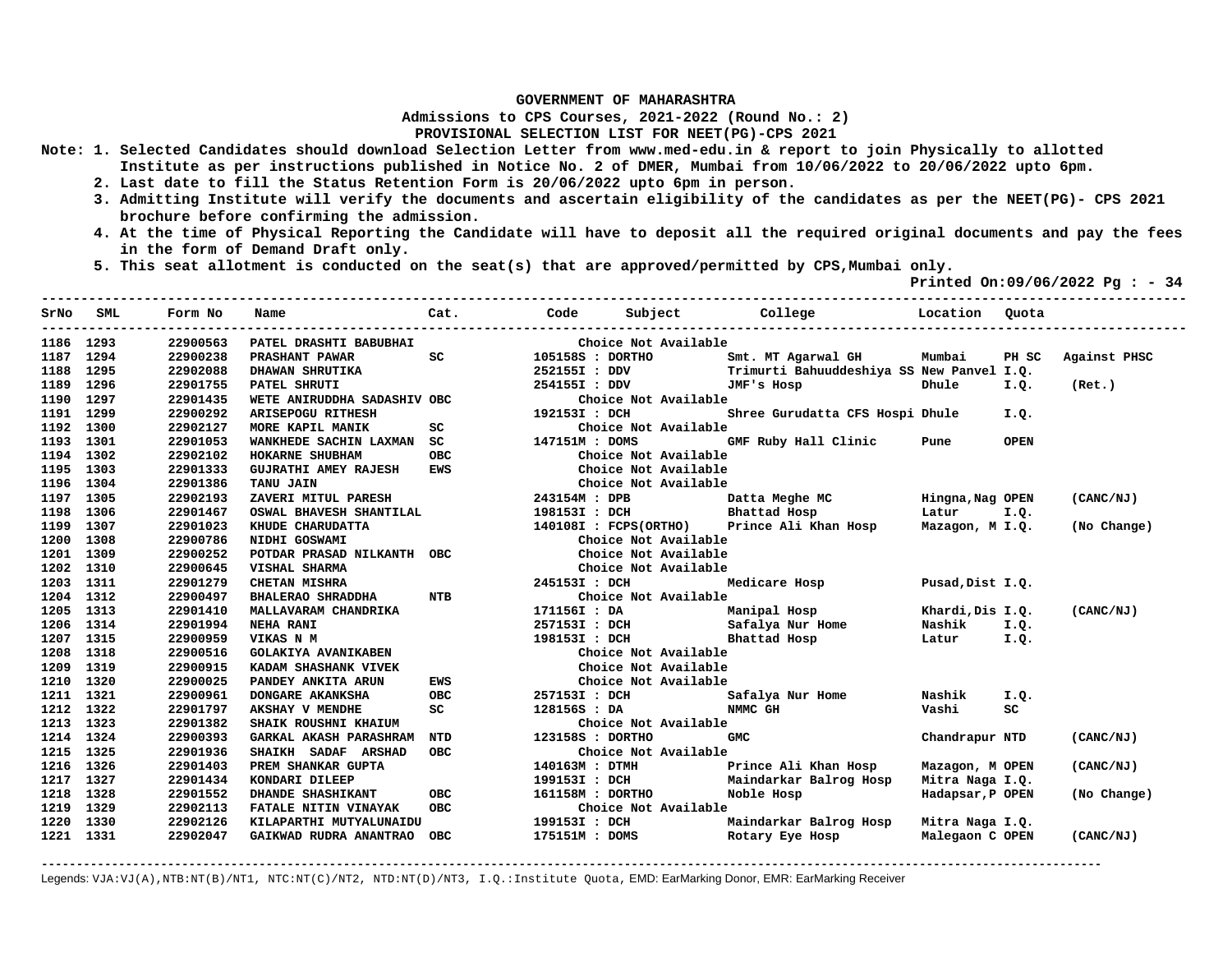**GOVERNMENT OF MAHARASHTRA**

**Admissions to CPS Courses, 2021-2022 (Round No.: 2)**

**PROVISIONAL SELECTION LIST FOR NEET(PG)-CPS 2021**

**Note: 1. Selected Candidates should download Selection Letter from www.med-edu.in & report to join Physically to allotted Institute as per instructions published in Notice No. 2 of DMER, Mumbai from 10/06/2022 to 20/06/2022 upto 6pm.**

**2. Last date to fill the Status Retention Form is 20/06/2022 upto 6pm in person.**

**3. Admitting Institute will verify the documents and ascertain eligibility of the candidates as per the NEET(PG)- CPS 2021 brochure before confirming the admission.**

**4. At the time of Physical Reporting the Candidate will have to deposit all the required original documents and pay the fees in the form of Demand Draft only.**

**5. This seat allotment is conducted on the seat(s) that are approved/permitted by CPS,Mumbai only.**

**Printed On:09/06/2022 Pg : - 34**

| SrNo | SML | Form No | Name | Cat. | Code | Subject | College | Location | Quota | |
|---|---|---|---|---|---|---|---|---|---|---|
| 1186 | 1293 | 22900563 | PATEL DRASHTI BABUBHAI | | | Choice Not Available | | | | |
| 1187 | 1294 | 22900238 | PRASHANT PAWAR | SC | 105158S | DORTHO | Smt. MT Agarwal GH | Mumbai | PH SC | Against PHSC |
| 1188 | 1295 | 22902088 | DHAWAN SHRUTIKA | | 252155I | DDV | Trimurti Bahuuddeshiya SS | New Panvel | I.Q. | |
| 1189 | 1296 | 22901755 | PATEL SHRUTI | | 254155I | DDV | JMF's Hosp | Dhule | I.Q. | (Ret.) |
| 1190 | 1297 | 22901435 | WETE ANIRUDDHA SADASHIV | OBC | | Choice Not Available | | | | |
| 1191 | 1299 | 22900292 | ARISEPOGU RITHESH | | 192153I | DCH | Shree Gurudatta CFS Hospi | Dhule | I.Q. | |
| 1192 | 1300 | 22902127 | MORE KAPIL MANIK | SC | | Choice Not Available | | | | |
| 1193 | 1301 | 22901053 | WANKHEDE SACHIN LAXMAN | SC | 147151M | DOMS | GMF Ruby Hall Clinic | Pune | OPEN | |
| 1194 | 1302 | 22902102 | HOKARNE SHUBHAM | OBC | | Choice Not Available | | | | |
| 1195 | 1303 | 22901333 | GUJRATHI AMEY RAJESH | EWS | | Choice Not Available | | | | |
| 1196 | 1304 | 22901386 | TANU JAIN | | | Choice Not Available | | | | |
| 1197 | 1305 | 22902193 | ZAVERI MITUL PARESH | | 243154M | DPB | Datta Meghe MC | Hingna,Nag | OPEN | (CANC/NJ) |
| 1198 | 1306 | 22901467 | OSWAL BHAVESH SHANTILAL | | 198153I | DCH | Bhattad Hosp | Latur | I.Q. | |
| 1199 | 1307 | 22901023 | KHUDE CHARUDATTA | | 140108I | FCPS(ORTHO) | Prince Ali Khan Hosp | Mazagon, M | I.Q. | (No Change) |
| 1200 | 1308 | 22900786 | NIDHI GOSWAMI | | | Choice Not Available | | | | |
| 1201 | 1309 | 22900252 | POTDAR PRASAD NILKANTH | OBC | | Choice Not Available | | | | |
| 1202 | 1310 | 22900645 | VISHAL SHARMA | | | Choice Not Available | | | | |
| 1203 | 1311 | 22901279 | CHETAN MISHRA | | 245153I | DCH | Medicare Hosp | Pusad,Dist | I.Q. | |
| 1204 | 1312 | 22900497 | BHALERAO SHRADDHA | NTB | | Choice Not Available | | | | |
| 1205 | 1313 | 22901410 | MALLAVARAM CHANDRIKA | | 171156I | DA | Manipal Hosp | Khardi,Dis | I.Q. | (CANC/NJ) |
| 1206 | 1314 | 22901994 | NEHA RANI | | 257153I | DCH | Safalya Nur Home | Nashik | I.Q. | |
| 1207 | 1315 | 22900959 | VIKAS N M | | 198153I | DCH | Bhattad Hosp | Latur | I.Q. | |
| 1208 | 1318 | 22900516 | GOLAKIYA AVANIKABEN | | | Choice Not Available | | | | |
| 1209 | 1319 | 22900915 | KADAM SHASHANK VIVEK | | | Choice Not Available | | | | |
| 1210 | 1320 | 22900025 | PANDEY ANKITA ARUN | EWS | | Choice Not Available | | | | |
| 1211 | 1321 | 22900961 | DONGARE AKANKSHA | OBC | 257153I | DCH | Safalya Nur Home | Nashik | I.Q. | |
| 1212 | 1322 | 22901797 | AKSHAY V MENDHE | SC | 128156S | DA | NMMC GH | Vashi | SC | |
| 1213 | 1323 | 22901382 | SHAIK ROUSHNI KHAIUM | | | Choice Not Available | | | | |
| 1214 | 1324 | 22900393 | GARKAL AKASH PARASHRAM | NTD | 123158S | DORTHO | GMC | Chandrapur | NTD | (CANC/NJ) |
| 1215 | 1325 | 22901936 | SHAIKH SADAF ARSHAD | OBC | | Choice Not Available | | | | |
| 1216 | 1326 | 22901403 | PREM SHANKAR GUPTA | | 140163M | DTMH | Prince Ali Khan Hosp | Mazagon, M | OPEN | (CANC/NJ) |
| 1217 | 1327 | 22901434 | KONDARI DILEEP | | 199153I | DCH | Maindarkar Balrog Hosp | Mitra Naga | I.Q. | |
| 1218 | 1328 | 22901552 | DHANDE SHASHIKANT | OBC | 161158M | DORTHO | Noble Hosp | Hadapsar,P | OPEN | (No Change) |
| 1219 | 1329 | 22902113 | FATALE NITIN VINAYAK | OBC | | Choice Not Available | | | | |
| 1220 | 1330 | 22902126 | KILAPARTHI MUTYALUNAIDU | | 199153I | DCH | Maindarkar Balrog Hosp | Mitra Naga | I.Q. | |
| 1221 | 1331 | 22902047 | GAIKWAD RUDRA ANANTRAO | OBC | 175151M | DOMS | Rotary Eye Hosp | Malegaon C | OPEN | (CANC/NJ) |

Legends: VJA:VJ(A),NTB:NT(B)/NT1, NTC:NT(C)/NT2, NTD:NT(D)/NT3, I.Q.:Institute Quota, EMD: EarMarking Donor, EMR: EarMarking Receiver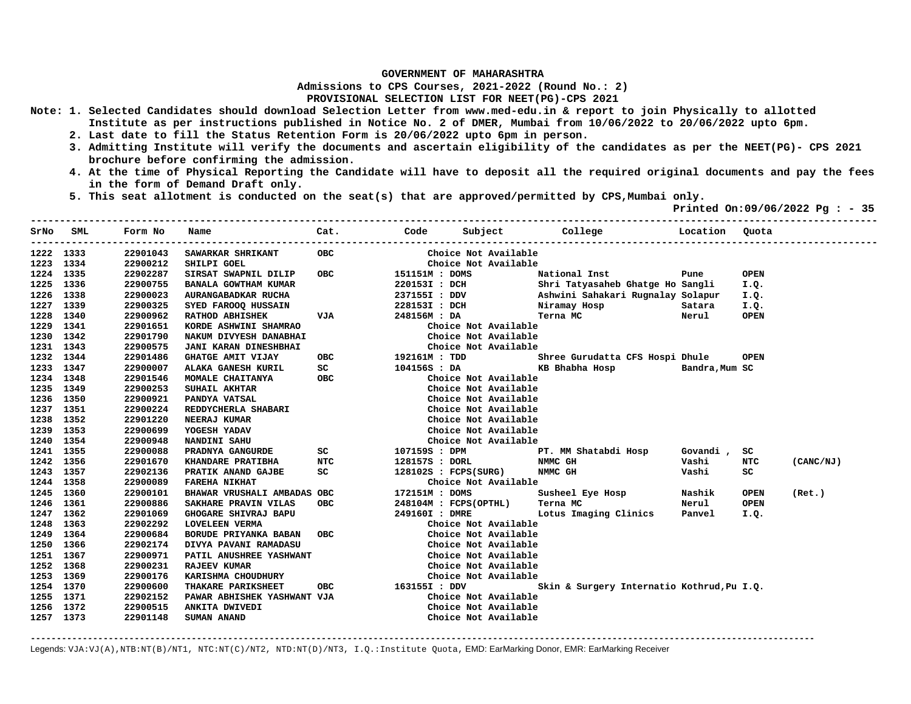**GOVERNMENT OF MAHARASHTRA**

**Admissions to CPS Courses, 2021-2022 (Round No.: 2)**

**PROVISIONAL SELECTION LIST FOR NEET(PG)-CPS 2021**

Note:
1. Selected Candidates should download Selection Letter from www.med-edu.in & report to join Physically to allotted Institute as per instructions published in Notice No. 2 of DMER, Mumbai from 10/06/2022 to 20/06/2022 upto 6pm.
2. Last date to fill the Status Retention Form is 20/06/2022 upto 6pm in person.
3. Admitting Institute will verify the documents and ascertain eligibility of the candidates as per the NEET(PG)- CPS 2021 brochure before confirming the admission.
4. At the time of Physical Reporting the Candidate will have to deposit all the required original documents and pay the fees in the form of Demand Draft only.
5. This seat allotment is conducted on the seat(s) that are approved/permitted by CPS,Mumbai only.

Printed On:09/06/2022 Pg : - 35

| SrNo | SML | Form No | Name | Cat. | Code | Subject | College | Location | Quota | |
|---|---|---|---|---|---|---|---|---|---|---|
| 1222 | 1333 | 22901043 | SAWARKAR SHRIKANT | OBC | | Choice Not Available | | | | |
| 1223 | 1334 | 22900212 | SHILPI GOEL | | | Choice Not Available | | | | |
| 1224 | 1335 | 22902287 | SIRSAT SWAPNIL DILIP | OBC | 151151M | DOMS | National Inst | Pune | OPEN | |
| 1225 | 1336 | 22900755 | BANALA GOWTHAM KUMAR | | 220153I | DCH | Shri Tatyasaheb Ghatge Ho | Sangli | I.Q. | |
| 1226 | 1338 | 22900023 | AURANGABADKAR RUCHA | | 237155I | DDV | Ashwini Sahakari Rugnalay | Solapur | I.Q. | |
| 1227 | 1339 | 22900325 | SYED FAROOQ HUSSAIN | | 228153I | DCH | Niramay Hosp | Satara | I.Q. | |
| 1228 | 1340 | 22900962 | RATHOD ABHISHEK | VJA | 248156M | DA | Terna MC | Nerul | OPEN | |
| 1229 | 1341 | 22901651 | KORDE ASHWINI SHAMRAO | | | Choice Not Available | | | | |
| 1230 | 1342 | 22901790 | NAKUM DIVYESH DANABHAI | | | Choice Not Available | | | | |
| 1231 | 1343 | 22900575 | JANI KARAN DINESHBHAI | | | Choice Not Available | | | | |
| 1232 | 1344 | 22901486 | GHATGE AMIT VIJAY | OBC | 192161M | TDD | Shree Gurudatta CFS Hospi | Dhule | OPEN | |
| 1233 | 1347 | 22900007 | ALAKA GANESH KURIL | SC | 104156S | DA | KB Bhabha Hosp | Bandra,Mum | SC | |
| 1234 | 1348 | 22901546 | MOMALE CHAITANYA | OBC | | Choice Not Available | | | | |
| 1235 | 1349 | 22900253 | SUHAIL AKHTAR | | | Choice Not Available | | | | |
| 1236 | 1350 | 22900921 | PANDYA VATSAL | | | Choice Not Available | | | | |
| 1237 | 1351 | 22900224 | REDDYCHERLA SHABARI | | | Choice Not Available | | | | |
| 1238 | 1352 | 22901220 | NEERAJ KUMAR | | | Choice Not Available | | | | |
| 1239 | 1353 | 22900699 | YOGESH YADAV | | | Choice Not Available | | | | |
| 1240 | 1354 | 22900948 | NANDINI SAHU | | | Choice Not Available | | | | |
| 1241 | 1355 | 22900088 | PRADNYA GANGURDE | SC | 107159S | DPM | PT. MM Shatabdi Hosp | Govandi , | SC | |
| 1242 | 1356 | 22901670 | KHANDARE PRATIBHA | NTC | 128157S | DORL | NMMC GH | Vashi | NTC | (CANC/NJ) |
| 1243 | 1357 | 22902136 | PRATIK ANAND GAJBE | SC | 128102S | FCPS(SURG) | NMMC GH | Vashi | SC | |
| 1244 | 1358 | 22900089 | FAREHA NIKHAT | | | Choice Not Available | | | | |
| 1245 | 1360 | 22900101 | BHAWAR VRUSHALI AMBADAS | OBC | 172151M | DOMS | Susheel Eye Hosp | Nashik | OPEN | (Ret.) |
| 1246 | 1361 | 22900886 | SAKHARE PRAVIN VILAS | OBC | 248104M | FCPS(OPTHL) | Terna MC | Nerul | OPEN | |
| 1247 | 1362 | 22901069 | GHOGARE SHIVRAJ BAPU | | 249160I | DMRE | Lotus Imaging Clinics | Panvel | I.Q. | |
| 1248 | 1363 | 22902292 | LOVELEEN VERMA | | | Choice Not Available | | | | |
| 1249 | 1364 | 22900684 | BORUDE PRIYANKA BABAN | OBC | | Choice Not Available | | | | |
| 1250 | 1366 | 22902174 | DIVYA PAVANI RAMADASU | | | Choice Not Available | | | | |
| 1251 | 1367 | 22900971 | PATIL ANUSHREE YASHWANT | | | Choice Not Available | | | | |
| 1252 | 1368 | 22900231 | RAJEEV KUMAR | | | Choice Not Available | | | | |
| 1253 | 1369 | 22900176 | KARISHMA CHOUDHURY | | | Choice Not Available | | | | |
| 1254 | 1370 | 22900600 | THAKARE PARIKSHEET | OBC | 163155I | DDV | Skin & Surgery Internatio | Kothrud,Pu | I.Q. | |
| 1255 | 1371 | 22902152 | PAWAR ABHISHEK YASHWANT | VJA | | Choice Not Available | | | | |
| 1256 | 1372 | 22900515 | ANKITA DWIVEDI | | | Choice Not Available | | | | |
| 1257 | 1373 | 22901148 | SUMAN ANAND | | | Choice Not Available | | | | |

Legends: VJA:VJ(A),NTB:NT(B)/NT1, NTC:NT(C)/NT2, NTD:NT(D)/NT3, I.Q.:Institute Quota, EMD: EarMarking Donor, EMR: EarMarking Receiver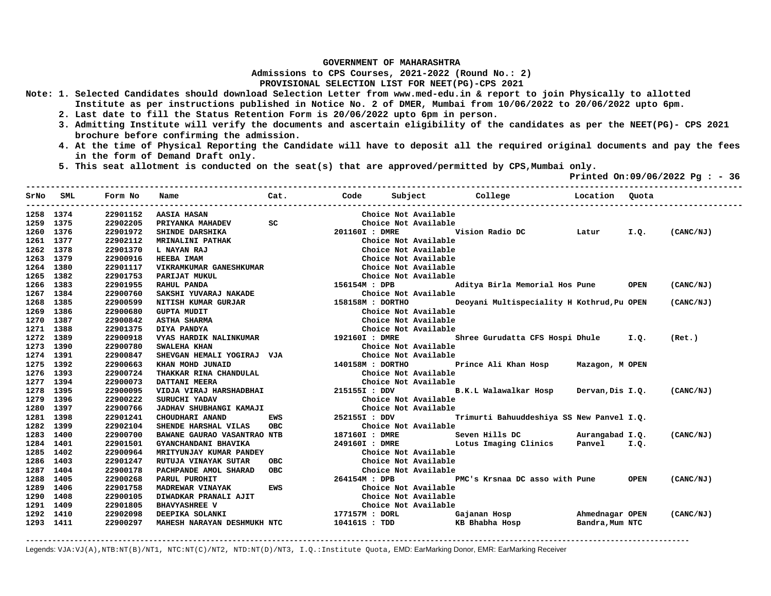**GOVERNMENT OF MAHARASHTRA**

**Admissions to CPS Courses, 2021-2022 (Round No.: 2)**

**PROVISIONAL SELECTION LIST FOR NEET(PG)-CPS 2021**

**Note: 1. Selected Candidates should download Selection Letter from www.med-edu.in & report to join Physically to allotted Institute as per instructions published in Notice No. 2 of DMER, Mumbai from 10/06/2022 to 20/06/2022 upto 6pm.**

**2. Last date to fill the Status Retention Form is 20/06/2022 upto 6pm in person.**

**3. Admitting Institute will verify the documents and ascertain eligibility of the candidates as per the NEET(PG)- CPS 2021 brochure before confirming the admission.**

**4. At the time of Physical Reporting the Candidate will have to deposit all the required original documents and pay the fees in the form of Demand Draft only.**

**5. This seat allotment is conducted on the seat(s) that are approved/permitted by CPS,Mumbai only.**

**Printed On:09/06/2022 Pg : - 36**

| SrNo | SML | Form No | Name | Cat. | Code | Subject | College | Location | Quota | |
|---|---|---|---|---|---|---|---|---|---|---|
| 1258 | 1374 | 22901152 | AASIA HASAN | | | Choice Not Available | | | | |
| 1259 | 1375 | 22902205 | PRIYANKA MAHADEV | SC | | Choice Not Available | | | | |
| 1260 | 1376 | 22901972 | SHINDE DARSHIKA | | 201160I : DMRE | | Vision Radio DC | Latur | I.Q. | (CANC/NJ) |
| 1261 | 1377 | 22902112 | MRINALINI PATHAK | | | Choice Not Available | | | | |
| 1262 | 1378 | 22901370 | L NAYAN RAJ | | | Choice Not Available | | | | |
| 1263 | 1379 | 22900916 | HEEBA IMAM | | | Choice Not Available | | | | |
| 1264 | 1380 | 22901117 | VIKRAMKUMAR GANESHKUMAR | | | Choice Not Available | | | | |
| 1265 | 1382 | 22901753 | PARIJAT MUKUL | | | Choice Not Available | | | | |
| 1266 | 1383 | 22901955 | RAHUL PANDA | | 156154M : DPB | | Aditya Birla Memorial Hos | Pune | OPEN | (CANC/NJ) |
| 1267 | 1384 | 22900760 | SAKSHI YUVARAJ NAKADE | | | Choice Not Available | | | | |
| 1268 | 1385 | 22900599 | NITISH KUMAR GURJAR | | 158158M : DORTHO | | Deoyani Multispeciality H | Kothrud,Pu | OPEN | (CANC/NJ) |
| 1269 | 1386 | 22900680 | GUPTA MUDIT | | | Choice Not Available | | | | |
| 1270 | 1387 | 22900842 | ASTHA SHARMA | | | Choice Not Available | | | | |
| 1271 | 1388 | 22901375 | DIYA PANDYA | | | Choice Not Available | | | | |
| 1272 | 1389 | 22900918 | VYAS HARDIK NALINKUMAR | | 192160I : DMRE | | Shree Gurudatta CFS Hospi | Dhule | I.Q. | (Ret.) |
| 1273 | 1390 | 22900780 | SWALEHA KHAN | | | Choice Not Available | | | | |
| 1274 | 1391 | 22900847 | SHEVGAN HEMALI YOGIRAJ | VJA | | Choice Not Available | | | | |
| 1275 | 1392 | 22900663 | KHAN MOHD JUNAID | | 140158M : DORTHO | | Prince Ali Khan Hosp | Mazagon, M | OPEN | |
| 1276 | 1393 | 22900724 | THAKKAR RINA CHANDULAL | | | Choice Not Available | | | | |
| 1277 | 1394 | 22900073 | DATTANI MEERA | | | Choice Not Available | | | | |
| 1278 | 1395 | 22900095 | VIDJA VIRAJ HARSHADBHAI | | 215155I : DDV | | B.K.L Walawalkar Hosp | Dervan,Dis | I.Q. | (CANC/NJ) |
| 1279 | 1396 | 22900222 | SURUCHI YADAV | | | Choice Not Available | | | | |
| 1280 | 1397 | 22900766 | JADHAV SHUBHANGI KAMAJI | | | Choice Not Available | | | | |
| 1281 | 1398 | 22901241 | CHOUDHARI ANAND | EWS | 252155I : DDV | | Trimurti Bahuuddeshiya SS | New Panvel | I.Q. | |
| 1282 | 1399 | 22902104 | SHENDE HARSHAL VILAS | OBC | | Choice Not Available | | | | |
| 1283 | 1400 | 22900700 | BAWANE GAURAO VASANTRAO | NTB | 187160I : DMRE | | Seven Hills DC | Aurangabad | I.Q. | (CANC/NJ) |
| 1284 | 1401 | 22901501 | GYANCHANDANI BHAVIKA | | 249160I : DMRE | | Lotus Imaging Clinics | Panvel | I.Q. | |
| 1285 | 1402 | 22900964 | MRITYUNJAY KUMAR PANDEY | | | Choice Not Available | | | | |
| 1286 | 1403 | 22901247 | RUTUJA VINAYAK SUTAR | OBC | | Choice Not Available | | | | |
| 1287 | 1404 | 22900178 | PACHPANDE AMOL SHARAD | OBC | | Choice Not Available | | | | |
| 1288 | 1405 | 22900268 | PARUL PUROHIT | | 264154M : DPB | | PMC's Krsnaa DC asso with | Pune | OPEN | (CANC/NJ) |
| 1289 | 1406 | 22901758 | MADREWAR VINAYAK | EWS | | Choice Not Available | | | | |
| 1290 | 1408 | 22900105 | DIWADKAR PRANALI AJIT | | | Choice Not Available | | | | |
| 1291 | 1409 | 22901805 | BHAVYASHREE V | | | Choice Not Available | | | | |
| 1292 | 1410 | 22902098 | DEEPIKA SOLANKI | | 177157M : DORL | | Gajanan Hosp | Ahmednagar | OPEN | (CANC/NJ) |
| 1293 | 1411 | 22900297 | MAHESH NARAYAN DESHMUKH | NTC | 104161S : TDD | | KB Bhabha Hosp | Bandra,Mum | NTC | |

Legends: VJA:VJ(A),NTB:NT(B)/NT1, NTC:NT(C)/NT2, NTD:NT(D)/NT3, I.Q.:Institute Quota, EMD: EarMarking Donor, EMR: EarMarking Receiver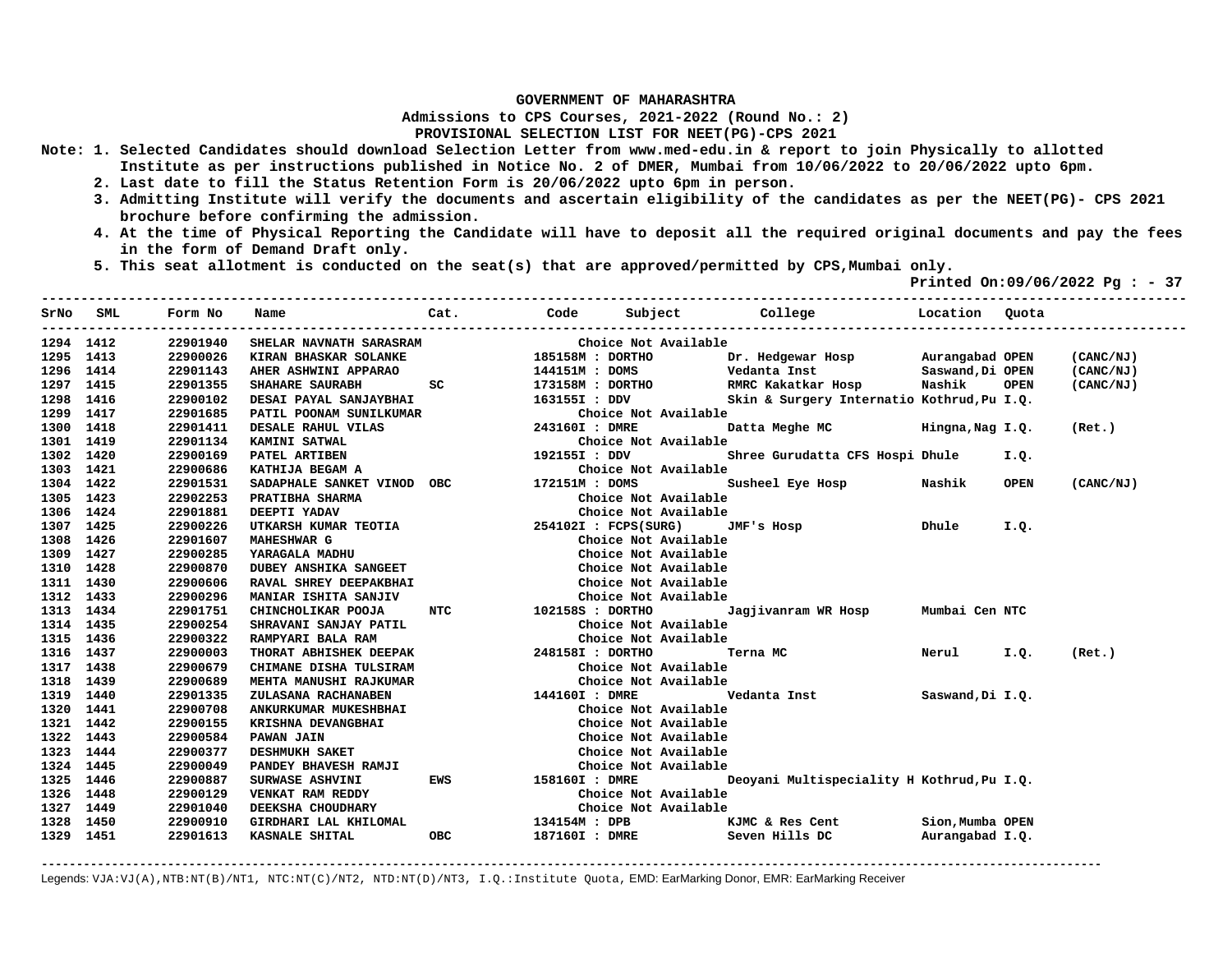**GOVERNMENT OF MAHARASHTRA**

**Admissions to CPS Courses, 2021-2022 (Round No.: 2)**

**PROVISIONAL SELECTION LIST FOR NEET(PG)-CPS 2021**

**Note:**
1. Selected Candidates should download Selection Letter from www.med-edu.in & report to join Physically to allotted Institute as per instructions published in Notice No. 2 of DMER, Mumbai from 10/06/2022 to 20/06/2022 upto 6pm.
2. Last date to fill the Status Retention Form is 20/06/2022 upto 6pm in person.
3. Admitting Institute will verify the documents and ascertain eligibility of the candidates as per the NEET(PG)- CPS 2021 brochure before confirming the admission.
4. At the time of Physical Reporting the Candidate will have to deposit all the required original documents and pay the fees in the form of Demand Draft only.
5. This seat allotment is conducted on the seat(s) that are approved/permitted by CPS,Mumbai only.

**Printed On:09/06/2022 Pg : - 37**

| SrNo | SML | Form No | Name | Cat. | Code | Subject | College | Location | Quota | |
|---|---|---|---|---|---|---|---|---|---|---|
| 1294 | 1412 | 22901940 | SHELAR NAVNATH SARASRAM | | | Choice Not Available | | | | |
| 1295 | 1413 | 22900026 | KIRAN BHASKAR SOLANKE | | 185158M | DORTHO | Dr. Hedgewar Hosp | Aurangabad | OPEN | (CANC/NJ) |
| 1296 | 1414 | 22901143 | AHER ASHWINI APPARAO | | 144151M | DOMS | Vedanta Inst | Saswand,Di | OPEN | (CANC/NJ) |
| 1297 | 1415 | 22901355 | SHAHARE SAURABH | SC | 173158M | DORTHO | RMRC Kakatkar Hosp | Nashik | OPEN | (CANC/NJ) |
| 1298 | 1416 | 22900102 | DESAI PAYAL SANJAYBHAI | | 163155I | DDV | Skin & Surgery Internatio | Kothrud,Pu | I.Q. | |
| 1299 | 1417 | 22901685 | PATIL POONAM SUNILKUMAR | | | Choice Not Available | | | | |
| 1300 | 1418 | 22901411 | DESALE RAHUL VILAS | | 243160I | DMRE | Datta Meghe MC | Hingna,Nag | I.Q. | (Ret.) |
| 1301 | 1419 | 22901134 | KAMINI SATWAL | | | Choice Not Available | | | | |
| 1302 | 1420 | 22900169 | PATEL ARTIBEN | | 192155I | DDV | Shree Gurudatta CFS Hospi | Dhule | I.Q. | |
| 1303 | 1421 | 22900686 | KATHIJA BEGAM A | | | Choice Not Available | | | | |
| 1304 | 1422 | 22901531 | SADAPHALE SANKET VINOD | OBC | 172151M | DOMS | Susheel Eye Hosp | Nashik | OPEN | (CANC/NJ) |
| 1305 | 1423 | 22902253 | PRATIBHA SHARMA | | | Choice Not Available | | | | |
| 1306 | 1424 | 22901881 | DEEPTI YADAV | | | Choice Not Available | | | | |
| 1307 | 1425 | 22900226 | UTKARSH KUMAR TEOTIA | | 254102I | FCPS(SURG) | JMF's Hosp | Dhule | I.Q. | |
| 1308 | 1426 | 22901607 | MAHESHWAR G | | | Choice Not Available | | | | |
| 1309 | 1427 | 22900285 | YARAGALA MADHU | | | Choice Not Available | | | | |
| 1310 | 1428 | 22900870 | DUBEY ANSHIKA SANGEET | | | Choice Not Available | | | | |
| 1311 | 1430 | 22900606 | RAVAL SHREY DEEPAKBHAI | | | Choice Not Available | | | | |
| 1312 | 1433 | 22900296 | MANIAR ISHITA SANJIV | | | Choice Not Available | | | | |
| 1313 | 1434 | 22901751 | CHINCHOLIKAR POOJA | NTC | 102158S | DORTHO | Jagjivanram WR Hosp | Mumbai Cen | NTC | |
| 1314 | 1435 | 22900254 | SHRAVANI SANJAY PATIL | | | Choice Not Available | | | | |
| 1315 | 1436 | 22900322 | RAMPYARI BALA RAM | | | Choice Not Available | | | | |
| 1316 | 1437 | 22900003 | THORAT ABHISHEK DEEPAK | | 248158I | DORTHO | Terna MC | Nerul | I.Q. | (Ret.) |
| 1317 | 1438 | 22900679 | CHIMANE DISHA TULSIRAM | | | Choice Not Available | | | | |
| 1318 | 1439 | 22900689 | MEHTA MANUSHI RAJKUMAR | | | Choice Not Available | | | | |
| 1319 | 1440 | 22901335 | ZULASANA RACHANABEN | | 144160I | DMRE | Vedanta Inst | Saswand,Di | I.Q. | |
| 1320 | 1441 | 22900708 | ANKURKUMAR MUKESHBHAI | | | Choice Not Available | | | | |
| 1321 | 1442 | 22900155 | KRISHNA DEVANGBHAI | | | Choice Not Available | | | | |
| 1322 | 1443 | 22900584 | PAWAN JAIN | | | Choice Not Available | | | | |
| 1323 | 1444 | 22900377 | DESHMUKH SAKET | | | Choice Not Available | | | | |
| 1324 | 1445 | 22900049 | PANDEY BHAVESH RAMJI | | | Choice Not Available | | | | |
| 1325 | 1446 | 22900887 | SURWASE ASHVINI | EWS | 158160I | DMRE | Deoyani Multispeciality H | Kothrud,Pu | I.Q. | |
| 1326 | 1448 | 22900129 | VENKAT RAM REDDY | | | Choice Not Available | | | | |
| 1327 | 1449 | 22901040 | DEEKSHA CHOUDHARY | | | Choice Not Available | | | | |
| 1328 | 1450 | 22900910 | GIRDHARI LAL KHILOMAL | | 134154M | DPB | KJMC & Res Cent | Sion,Mumba | OPEN | |
| 1329 | 1451 | 22901613 | KASNALE SHITAL | OBC | 187160I | DMRE | Seven Hills DC | Aurangabad | I.Q. | |

Legends: VJA:VJ(A),NTB:NT(B)/NT1, NTC:NT(C)/NT2, NTD:NT(D)/NT3, I.Q.:Institute Quota, EMD: EarMarking Donor, EMR: EarMarking Receiver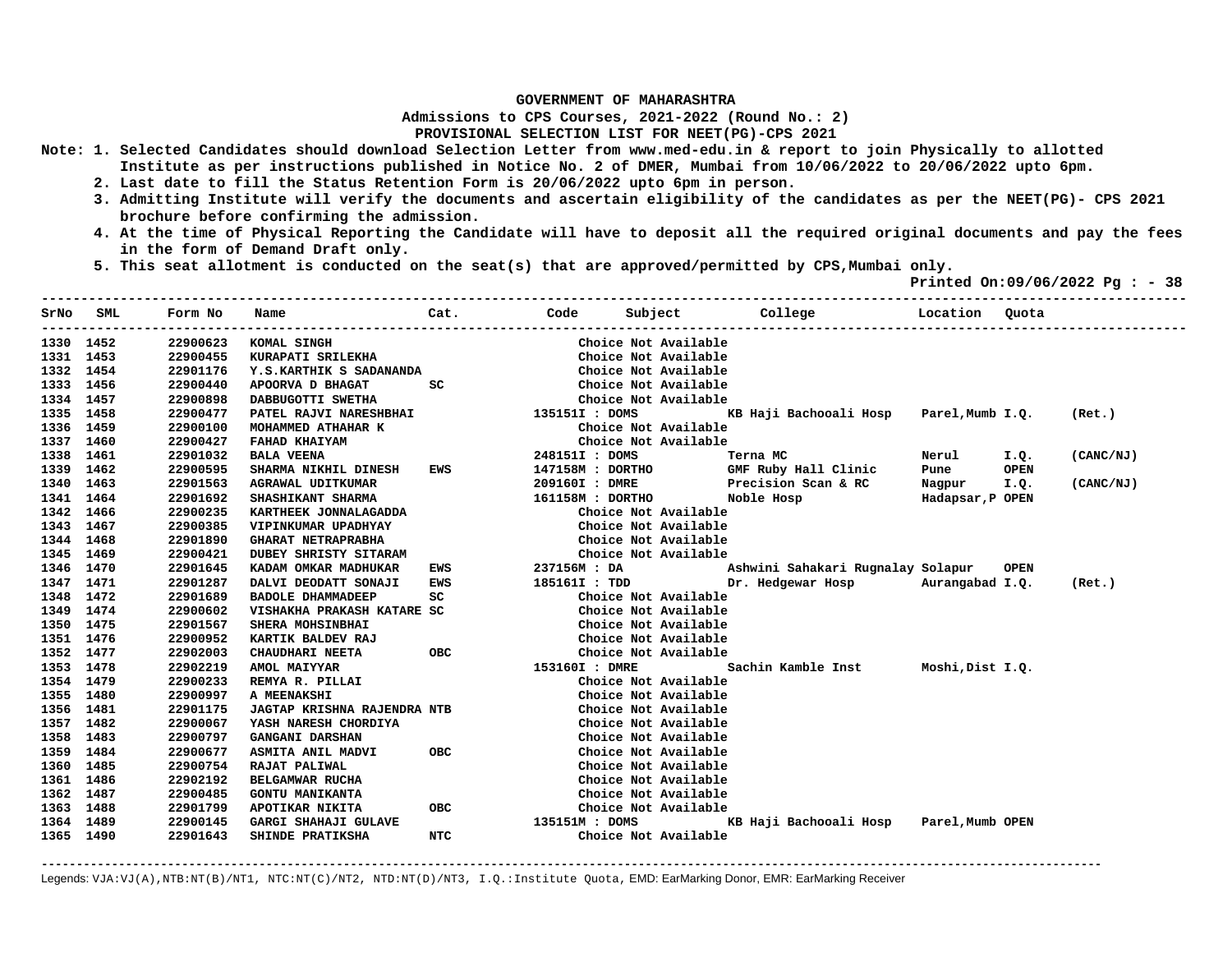**GOVERNMENT OF MAHARASHTRA**

**Admissions to CPS Courses, 2021-2022 (Round No.: 2)**

**PROVISIONAL SELECTION LIST FOR NEET(PG)-CPS 2021**

Note: 1. Selected Candidates should download Selection Letter from www.med-edu.in & report to join Physically to allotted Institute as per instructions published in Notice No. 2 of DMER, Mumbai from 10/06/2022 to 20/06/2022 upto 6pm.

2. Last date to fill the Status Retention Form is 20/06/2022 upto 6pm in person.

3. Admitting Institute will verify the documents and ascertain eligibility of the candidates as per the NEET(PG)- CPS 2021 brochure before confirming the admission.

4. At the time of Physical Reporting the Candidate will have to deposit all the required original documents and pay the fees in the form of Demand Draft only.

5. This seat allotment is conducted on the seat(s) that are approved/permitted by CPS,Mumbai only.

Printed On:09/06/2022 Pg : - 38

| SrNo | SML | Form No | Name | Cat. | Code | Subject | College | Location | Quota | |
|---|---|---|---|---|---|---|---|---|---|---|
| 1330 | 1452 | 22900623 | KOMAL SINGH | | | Choice Not Available | | | | |
| 1331 | 1453 | 22900455 | KURAPATI SRILEKHA | | | Choice Not Available | | | | |
| 1332 | 1454 | 22901176 | Y.S.KARTHIK S SADANANDA | | | Choice Not Available | | | | |
| 1333 | 1456 | 22900440 | APOORVA D BHAGAT | SC | | Choice Not Available | | | | |
| 1334 | 1457 | 22900898 | DABBUGOTTI SWETHA | | | Choice Not Available | | | | |
| 1335 | 1458 | 22900477 | PATEL RAJVI NARESHBHAI | | 135151I | DOMS | KB Haji Bachooali Hosp | Parel,Mumb | I.Q. | (Ret.) |
| 1336 | 1459 | 22900100 | MOHAMMED ATHAHAR K | | | Choice Not Available | | | | |
| 1337 | 1460 | 22900427 | FAHAD KHAIYAM | | | Choice Not Available | | | | |
| 1338 | 1461 | 22901032 | BALA VEENA | | 248151I | DOMS | Terna MC | Nerul | I.Q. | (CANC/NJ) |
| 1339 | 1462 | 22900595 | SHARMA NIKHIL DINESH | EWS | 147158M | DORTHO | GMF Ruby Hall Clinic | Pune | OPEN | |
| 1340 | 1463 | 22901563 | AGRAWAL UDITKUMAR | | 209160I | DMRE | Precision Scan & RC | Nagpur | I.Q. | (CANC/NJ) |
| 1341 | 1464 | 22901692 | SHASHIKANT SHARMA | | 161158M | DORTHO | Noble Hosp | Hadapsar,P | OPEN | |
| 1342 | 1466 | 22900235 | KARTHEEK JONNALAGADDA | | | Choice Not Available | | | | |
| 1343 | 1467 | 22900385 | VIPINKUMAR UPADHYAY | | | Choice Not Available | | | | |
| 1344 | 1468 | 22901890 | GHARAT NETRAPRABHA | | | Choice Not Available | | | | |
| 1345 | 1469 | 22900421 | DUBEY SHRISTY SITARAM | | | Choice Not Available | | | | |
| 1346 | 1470 | 22901645 | KADAM OMKAR MADHUKAR | EWS | 237156M | DA | Ashwini Sahakari Rugnalay | Solapur | OPEN | |
| 1347 | 1471 | 22901287 | DALVI DEODATT SONAJI | EWS | 185161I | TDD | Dr. Hedgewar Hosp | Aurangabad | I.Q. | (Ret.) |
| 1348 | 1472 | 22901689 | BADOLE DHAMMADEEP | SC | | Choice Not Available | | | | |
| 1349 | 1474 | 22900602 | VISHAKHA PRAKASH KATARE | SC | | Choice Not Available | | | | |
| 1350 | 1475 | 22901567 | SHERA MOHSINBHAI | | | Choice Not Available | | | | |
| 1351 | 1476 | 22900952 | KARTIK BALDEV RAJ | | | Choice Not Available | | | | |
| 1352 | 1477 | 22902003 | CHAUDHARI NEETA | OBC | | Choice Not Available | | | | |
| 1353 | 1478 | 22902219 | AMOL MAIYYAR | | 153160I | DMRE | Sachin Kamble Inst | Moshi,Dist | I.Q. | |
| 1354 | 1479 | 22900233 | REMYA R. PILLAI | | | Choice Not Available | | | | |
| 1355 | 1480 | 22900997 | A MEENAKSHI | | | Choice Not Available | | | | |
| 1356 | 1481 | 22901175 | JAGTAP KRISHNA RAJENDRA | NTB | | Choice Not Available | | | | |
| 1357 | 1482 | 22900067 | YASH NARESH CHORDIYA | | | Choice Not Available | | | | |
| 1358 | 1483 | 22900797 | GANGANI DARSHAN | | | Choice Not Available | | | | |
| 1359 | 1484 | 22900677 | ASMITA ANIL MADVI | OBC | | Choice Not Available | | | | |
| 1360 | 1485 | 22900754 | RAJAT PALIWAL | | | Choice Not Available | | | | |
| 1361 | 1486 | 22902192 | BELGAMWAR RUCHA | | | Choice Not Available | | | | |
| 1362 | 1487 | 22900485 | GONTU MANIKANTA | | | Choice Not Available | | | | |
| 1363 | 1488 | 22901799 | APOTIKAR NIKITA | OBC | | Choice Not Available | | | | |
| 1364 | 1489 | 22900145 | GARGI SHAHAJI GULAVE | | 135151M | DOMS | KB Haji Bachooali Hosp | Parel,Mumb | OPEN | |
| 1365 | 1490 | 22901643 | SHINDE PRATIKSHA | NTC | | Choice Not Available | | | | |

Legends: VJA:VJ(A),NTB:NT(B)/NT1, NTC:NT(C)/NT2, NTD:NT(D)/NT3, I.Q.:Institute Quota, EMD: EarMarking Donor, EMR: EarMarking Receiver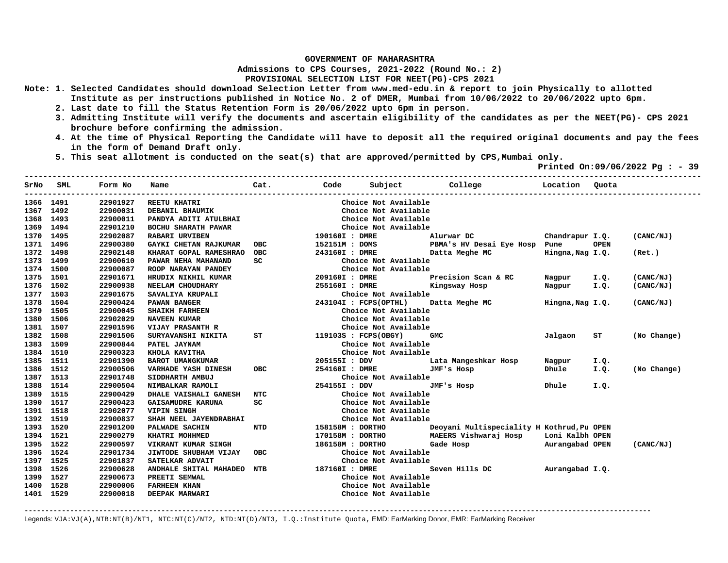**GOVERNMENT OF MAHARASHTRA**
**Admissions to CPS Courses, 2021-2022 (Round No.: 2)**
**PROVISIONAL SELECTION LIST FOR NEET(PG)-CPS 2021**

**Note: 1. Selected Candidates should download Selection Letter from www.med-edu.in & report to join Physically to allotted Institute as per instructions published in Notice No. 2 of DMER, Mumbai from 10/06/2022 to 20/06/2022 upto 6pm.**
**2. Last date to fill the Status Retention Form is 20/06/2022 upto 6pm in person.**
**3. Admitting Institute will verify the documents and ascertain eligibility of the candidates as per the NEET(PG)- CPS 2021 brochure before confirming the admission.**
**4. At the time of Physical Reporting the Candidate will have to deposit all the required original documents and pay the fees in the form of Demand Draft only.**
**5. This seat allotment is conducted on the seat(s) that are approved/permitted by CPS,Mumbai only.**

**Printed On:09/06/2022 Pg : - 39**

| SrNo | SML | Form No | Name | Cat. | Code | Subject | College | Location | Quota | |
|---|---|---|---|---|---|---|---|---|---|---|
| 1366 | 1491 | 22901927 | REETU KHATRI | | | Choice Not Available | | | | |
| 1367 | 1492 | 22900031 | DEBANIL BHAUMIK | | | Choice Not Available | | | | |
| 1368 | 1493 | 22900011 | PANDYA ADITI ATULBHAI | | | Choice Not Available | | | | |
| 1369 | 1494 | 22901210 | BOCHU SHARATH PAWAR | | | Choice Not Available | | | | |
| 1370 | 1495 | 22902087 | RABARI URVIBEN | | 190160I | DMRE | Alurwar DC | Chandrapur | I.Q. | (CANC/NJ) |
| 1371 | 1496 | 22900380 | GAYKI CHETAN RAJKUMAR | OBC | 152151M | DOMS | PBMA's HV Desai Eye Hosp | Pune | OPEN | |
| 1372 | 1498 | 22902148 | KHARAT GOPAL RAMESHRAO | OBC | 243160I | DMRE | Datta Meghe MC | Hingna,Nag | I.Q. | (Ret.) |
| 1373 | 1499 | 22900610 | PAWAR NEHA MAHANAND | SC | | Choice Not Available | | | | |
| 1374 | 1500 | 22900087 | ROOP NARAYAN PANDEY | | | Choice Not Available | | | | |
| 1375 | 1501 | 22901671 | HRUDIX NIKHIL KUMAR | | 209160I | DMRE | Precision Scan & RC | Nagpur | I.Q. | (CANC/NJ) |
| 1376 | 1502 | 22900938 | NEELAM CHOUDHARY | | 255160I | DMRE | Kingsway Hosp | Nagpur | I.Q. | (CANC/NJ) |
| 1377 | 1503 | 22901675 | SAVALIYA KRUPALI | | | Choice Not Available | | | | |
| 1378 | 1504 | 22900424 | PAWAN BANGER | | 243104I | FCPS(OPTHL) | Datta Meghe MC | Hingna,Nag | I.Q. | (CANC/NJ) |
| 1379 | 1505 | 22900045 | SHAIKH FARHEEN | | | Choice Not Available | | | | |
| 1380 | 1506 | 22902029 | NAVEEN KUMAR | | | Choice Not Available | | | | |
| 1381 | 1507 | 22901596 | VIJAY PRASANTH R | | | Choice Not Available | | | | |
| 1382 | 1508 | 22901506 | SURYAVANSHI NIKITA | ST | 119103S | FCPS(OBGY) | GMC | Jalgaon | ST | (No Change) |
| 1383 | 1509 | 22900844 | PATEL JAYNAM | | | Choice Not Available | | | | |
| 1384 | 1510 | 22900323 | KHOLA KAVITHA | | | Choice Not Available | | | | |
| 1385 | 1511 | 22901390 | BAROT UMANGKUMAR | | 205155I | DDV | Lata Mangeshkar Hosp | Nagpur | I.Q. | |
| 1386 | 1512 | 22900506 | VARHADE YASH DINESH | OBC | 254160I | DMRE | JMF's Hosp | Dhule | I.Q. | (No Change) |
| 1387 | 1513 | 22901748 | SIDDHARTH AMBUJ | | | Choice Not Available | | | | |
| 1388 | 1514 | 22900504 | NIMBALKAR RAMOLI | | 254155I | DDV | JMF's Hosp | Dhule | I.Q. | |
| 1389 | 1515 | 22900429 | DHALE VAISHALI GANESH | NTC | | Choice Not Available | | | | |
| 1390 | 1517 | 22900423 | GAISAMUDRE KARUNA | SC | | Choice Not Available | | | | |
| 1391 | 1518 | 22902077 | VIPIN SINGH | | | Choice Not Available | | | | |
| 1392 | 1519 | 22900837 | SHAH NEEL JAYENDRABHAI | | | Choice Not Available | | | | |
| 1393 | 1520 | 22901200 | PALWADE SACHIN | NTD | 158158M | DORTHO | Deoyani Multispeciality H | Kothrud,Pu | OPEN | |
| 1394 | 1521 | 22900279 | KHATRI MOHHMED | | 170158M | DORTHO | MAEERS Vishwaraj Hosp | Loni Kalbh | OPEN | |
| 1395 | 1522 | 22900597 | VIKRANT KUMAR SINGH | | 186158M | DORTHO | Gade Hosp | Aurangabad | OPEN | (CANC/NJ) |
| 1396 | 1524 | 22901734 | JIWTODE SHUBHAM VIJAY | OBC | | Choice Not Available | | | | |
| 1397 | 1525 | 22901837 | SATELKAR ADVAIT | | | Choice Not Available | | | | |
| 1398 | 1526 | 22900628 | ANDHALE SHITAL MAHADEO | NTB | 187160I | DMRE | Seven Hills DC | Aurangabad | I.Q. | |
| 1399 | 1527 | 22900673 | PREETI SEMWAL | | | Choice Not Available | | | | |
| 1400 | 1528 | 22900006 | FARHEEN KHAN | | | Choice Not Available | | | | |
| 1401 | 1529 | 22900018 | DEEPAK MARWARI | | | Choice Not Available | | | | |

Legends: VJA:VJ(A),NTB:NT(B)/NT1, NTC:NT(C)/NT2, NTD:NT(D)/NT3, I.Q.:Institute Quota, EMD: EarMarking Donor, EMR: EarMarking Receiver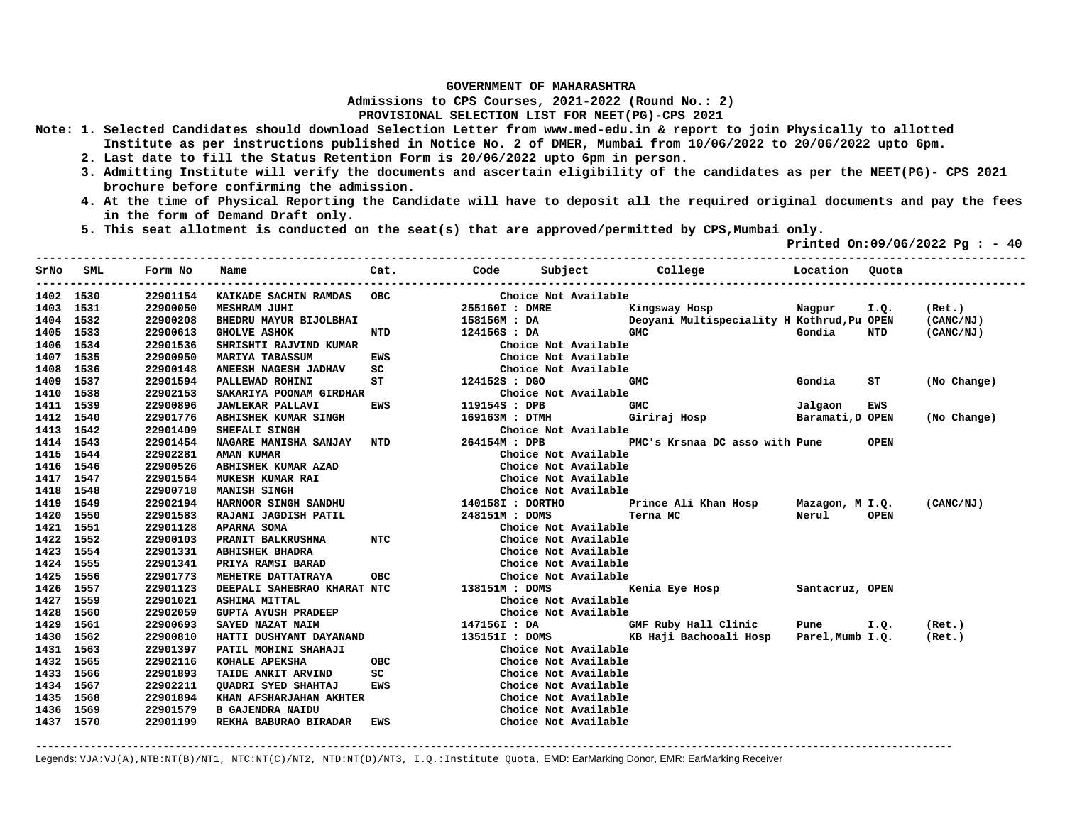# GOVERNMENT OF MAHARASHTRA

## Admissions to CPS Courses, 2021-2022 (Round No.: 2)

## PROVISIONAL SELECTION LIST FOR NEET(PG)-CPS 2021

**Note:**
1. Selected Candidates should download Selection Letter from www.med-edu.in & report to join Physically to allotted Institute as per instructions published in Notice No. 2 of DMER, Mumbai from 10/06/2022 to 20/06/2022 upto 6pm.
2. Last date to fill the Status Retention Form is 20/06/2022 upto 6pm in person.
3. Admitting Institute will verify the documents and ascertain eligibility of the candidates as per the NEET(PG)- CPS 2021 brochure before confirming the admission.
4. At the time of Physical Reporting the Candidate will have to deposit all the required original documents and pay the fees in the form of Demand Draft only.
5. This seat allotment is conducted on the seat(s) that are approved/permitted by CPS,Mumbai only.

Printed On:09/06/2022 Pg : - 40

| SrNo | SML | Form No | Name | Cat. | Code | Subject | College | Location | Quota | |
|---|---|---|---|---|---|---|---|---|---|---|
| 1402 | 1530 | 22901154 | KAIKADE SACHIN RAMDAS | OBC | | Choice Not Available | | | | |
| 1403 | 1531 | 22900050 | MESHRAM JUHI | | 255160I | DMRE | Kingsway Hosp | Nagpur | I.Q. | (Ret.) |
| 1404 | 1532 | 22900208 | BHEDRU MAYUR BIJOLBHAI | | 158156M | DA | Deoyani Multispeciality H | Kothrud,Pu | OPEN | (CANC/NJ) |
| 1405 | 1533 | 22900613 | GHOLVE ASHOK | NTD | 124156S | DA | GMC | Gondia | NTD | (CANC/NJ) |
| 1406 | 1534 | 22901536 | SHRISHTI RAJVIND KUMAR | | | Choice Not Available | | | | |
| 1407 | 1535 | 22900950 | MARIYA TABASSUM | EWS | | Choice Not Available | | | | |
| 1408 | 1536 | 22900148 | ANEESH NAGESH JADHAV | SC | | Choice Not Available | | | | |
| 1409 | 1537 | 22901594 | PALLEWAD ROHINI | ST | 124152S | DGO | GMC | Gondia | ST | (No Change) |
| 1410 | 1538 | 22902153 | SAKARIYA POONAM GIRDHAR | | | Choice Not Available | | | | |
| 1411 | 1539 | 22900896 | JAWLEKAR PALLAVI | EWS | 119154S | DPB | GMC | Jalgaon | EWS | |
| 1412 | 1540 | 22901776 | ABHISHEK KUMAR SINGH | | 169163M | DTMH | Giriraj Hosp | Baramati,D | OPEN | (No Change) |
| 1413 | 1542 | 22901409 | SHEFALI SINGH | | | Choice Not Available | | | | |
| 1414 | 1543 | 22901454 | NAGARE MANISHA SANJAY | NTD | 264154M | DPB | PMC's Krsnaa DC asso with | Pune | OPEN | |
| 1415 | 1544 | 22902281 | AMAN KUMAR | | | Choice Not Available | | | | |
| 1416 | 1546 | 22900526 | ABHISHEK KUMAR AZAD | | | Choice Not Available | | | | |
| 1417 | 1547 | 22901564 | MUKESH KUMAR RAI | | | Choice Not Available | | | | |
| 1418 | 1548 | 22900718 | MANISH SINGH | | | Choice Not Available | | | | |
| 1419 | 1549 | 22902194 | HARNOOR SINGH SANDHU | | 140158I | DORTHO | Prince Ali Khan Hosp | Mazagon, M | I.Q. | (CANC/NJ) |
| 1420 | 1550 | 22901583 | RAJANI JAGDISH PATIL | | 248151M | DOMS | Terna MC | Nerul | OPEN | |
| 1421 | 1551 | 22901128 | APARNA SOMA | | | Choice Not Available | | | | |
| 1422 | 1552 | 22900103 | PRANIT BALKRUSHNA | NTC | | Choice Not Available | | | | |
| 1423 | 1554 | 22901331 | ABHISHEK BHADRA | | | Choice Not Available | | | | |
| 1424 | 1555 | 22901341 | PRIYA RAMSI BARAD | | | Choice Not Available | | | | |
| 1425 | 1556 | 22901773 | MEHETRE DATTATRAYA | OBC | | Choice Not Available | | | | |
| 1426 | 1557 | 22901123 | DEEPALI SAHEBRAO KHARAT | NTC | 138151M | DOMS | Kenia Eye Hosp | Santacruz, | OPEN | |
| 1427 | 1559 | 22901021 | ASHIMA MITTAL | | | Choice Not Available | | | | |
| 1428 | 1560 | 22902059 | GUPTA AYUSH PRADEEP | | | Choice Not Available | | | | |
| 1429 | 1561 | 22900693 | SAYED NAZAT NAIM | | 147156I | DA | GMF Ruby Hall Clinic | Pune | I.Q. | (Ret.) |
| 1430 | 1562 | 22900810 | HATTI DUSHYANT DAYANAND | | 135151I | DOMS | KB Haji Bachooali Hosp | Parel,Mumb | I.Q. | (Ret.) |
| 1431 | 1563 | 22901397 | PATIL MOHINI SHAHAJI | | | Choice Not Available | | | | |
| 1432 | 1565 | 22902116 | KOHALE APEKSHA | OBC | | Choice Not Available | | | | |
| 1433 | 1566 | 22901893 | TAIDE ANKIT ARVIND | SC | | Choice Not Available | | | | |
| 1434 | 1567 | 22902211 | QUADRI SYED SHAHTAJ | EWS | | Choice Not Available | | | | |
| 1435 | 1568 | 22901894 | KHAN AFSHARJAHAN AKHTER | | | Choice Not Available | | | | |
| 1436 | 1569 | 22901579 | B GAJENDRA NAIDU | | | Choice Not Available | | | | |
| 1437 | 1570 | 22901199 | REKHA BABURAO BIRADAR | EWS | | Choice Not Available | | | | |

Legends: VJA:VJ(A),NTB:NT(B)/NT1, NTC:NT(C)/NT2, NTD:NT(D)/NT3, I.Q.:Institute Quota, EMD: EarMarking Donor, EMR: EarMarking Receiver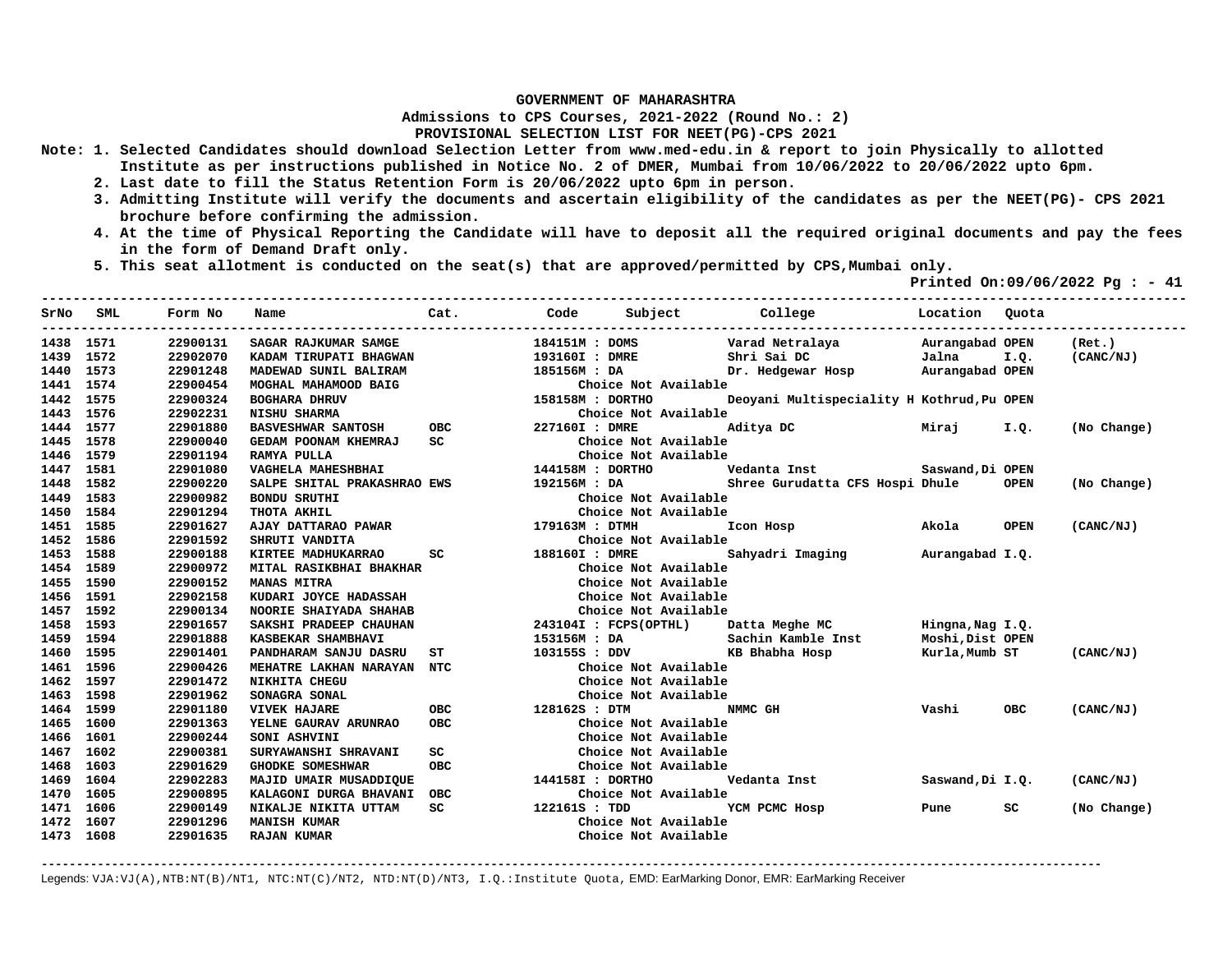**GOVERNMENT OF MAHARASHTRA**

**Admissions to CPS Courses, 2021-2022 (Round No.: 2)**

**PROVISIONAL SELECTION LIST FOR NEET(PG)-CPS 2021**

**Note: 1. Selected Candidates should download Selection Letter from www.med-edu.in & report to join Physically to allotted Institute as per instructions published in Notice No. 2 of DMER, Mumbai from 10/06/2022 to 20/06/2022 upto 6pm.**

**2. Last date to fill the Status Retention Form is 20/06/2022 upto 6pm in person.**

**3. Admitting Institute will verify the documents and ascertain eligibility of the candidates as per the NEET(PG)- CPS 2021 brochure before confirming the admission.**

**4. At the time of Physical Reporting the Candidate will have to deposit all the required original documents and pay the fees in the form of Demand Draft only.**

**5. This seat allotment is conducted on the seat(s) that are approved/permitted by CPS,Mumbai only.**

**Printed On:09/06/2022 Pg : - 41**

| SrNo | SML | Form No | Name | Cat. | Code | Subject | College | Location | Quota | |
|---|---|---|---|---|---|---|---|---|---|---|
| 1438 | 1571 | 22900131 | SAGAR RAJKUMAR SAMGE | | 184151M | DOMS | Varad Netralaya | Aurangabad | OPEN | (Ret.) |
| 1439 | 1572 | 22902070 | KADAM TIRUPATI BHAGWAN | | 193160I | DMRE | Shri Sai DC | Jalna | I.Q. | (CANC/NJ) |
| 1440 | 1573 | 22901248 | MADEWAD SUNIL BALIRAM | | 185156M | DA | Dr. Hedgewar Hosp | Aurangabad | OPEN | |
| 1441 | 1574 | 22900454 | MOGHAL MAHAMOOD BAIG | | | Choice Not Available | | | | |
| 1442 | 1575 | 22900324 | BOGHARA DHRUV | | 158158M | DORTHO | Deoyani Multispeciality H | Kothrud,Pu | OPEN | |
| 1443 | 1576 | 22902231 | NISHU SHARMA | | | Choice Not Available | | | | |
| 1444 | 1577 | 22901880 | BASVESHWAR SANTOSH | OBC | 227160I | DMRE | Aditya DC | Miraj | I.Q. | (No Change) |
| 1445 | 1578 | 22900040 | GEDAM POONAM KHEMRAJ | SC | | Choice Not Available | | | | |
| 1446 | 1579 | 22901194 | RAMYA PULLA | | | Choice Not Available | | | | |
| 1447 | 1581 | 22901080 | VAGHELA MAHESHBHAI | | 144158M | DORTHO | Vedanta Inst | Saswand,Di | OPEN | |
| 1448 | 1582 | 22900220 | SALPE SHITAL PRAKASHRAO | EWS | 192156M | DA | Shree Gurudatta CFS Hospi | Dhule | OPEN | (No Change) |
| 1449 | 1583 | 22900982 | BONDU SRUTHI | | | Choice Not Available | | | | |
| 1450 | 1584 | 22901294 | THOTA AKHIL | | | Choice Not Available | | | | |
| 1451 | 1585 | 22901627 | AJAY DATTARAO PAWAR | | 179163M | DTMH | Icon Hosp | Akola | OPEN | (CANC/NJ) |
| 1452 | 1586 | 22901592 | SHRUTI VANDITA | | | Choice Not Available | | | | |
| 1453 | 1588 | 22900188 | KIRTEE MADHUKARRAO | SC | 188160I | DMRE | Sahyadri Imaging | Aurangabad | I.Q. | |
| 1454 | 1589 | 22900972 | MITAL RASIKBHAI BHAKHAR | | | Choice Not Available | | | | |
| 1455 | 1590 | 22900152 | MANAS MITRA | | | Choice Not Available | | | | |
| 1456 | 1591 | 22902158 | KUDARI JOYCE HADASSAH | | | Choice Not Available | | | | |
| 1457 | 1592 | 22900134 | NOORIE SHAIYADA SHAHAB | | | Choice Not Available | | | | |
| 1458 | 1593 | 22901657 | SAKSHI PRADEEP CHAUHAN | | 243104I | FCPS(OPTHL) | Datta Meghe MC | Hingna,Nag | I.Q. | |
| 1459 | 1594 | 22901888 | KASBEKAR SHAMBHAVI | | 153156M | DA | Sachin Kamble Inst | Moshi,Dist | OPEN | |
| 1460 | 1595 | 22901401 | PANDHARAM SANJU DASRU | ST | 103155S | DDV | KB Bhabha Hosp | Kurla,Mumb | ST | (CANC/NJ) |
| 1461 | 1596 | 22900426 | MEHATRE LAKHAN NARAYAN | NTC | | Choice Not Available | | | | |
| 1462 | 1597 | 22901472 | NIKHITA CHEGU | | | Choice Not Available | | | | |
| 1463 | 1598 | 22901962 | SONAGRA SONAL | | | Choice Not Available | | | | |
| 1464 | 1599 | 22901180 | VIVEK HAJARE | OBC | 128162S | DTM | NMMC GH | Vashi | OBC | (CANC/NJ) |
| 1465 | 1600 | 22901363 | YELNE GAURAV ARUNRAO | OBC | | Choice Not Available | | | | |
| 1466 | 1601 | 22900244 | SONI ASHVINI | | | Choice Not Available | | | | |
| 1467 | 1602 | 22900381 | SURYAWANSHI SHRAVANI | SC | | Choice Not Available | | | | |
| 1468 | 1603 | 22901629 | GHODKE SOMESHWAR | OBC | | Choice Not Available | | | | |
| 1469 | 1604 | 22902283 | MAJID UMAIR MUSADDIQUE | | 144158I | DORTHO | Vedanta Inst | Saswand,Di | I.Q. | (CANC/NJ) |
| 1470 | 1605 | 22900895 | KALAGONI DURGA BHAVANI | OBC | | Choice Not Available | | | | |
| 1471 | 1606 | 22900149 | NIKALJE NIKITA UTTAM | SC | 122161S | TDD | YCM PCMC Hosp | Pune | SC | (No Change) |
| 1472 | 1607 | 22901296 | MANISH KUMAR | | | Choice Not Available | | | | |
| 1473 | 1608 | 22901635 | RAJAN KUMAR | | | Choice Not Available | | | | |

Legends: VJA:VJ(A),NTB:NT(B)/NT1, NTC:NT(C)/NT2, NTD:NT(D)/NT3, I.Q.:Institute Quota, EMD: EarMarking Donor, EMR: EarMarking Receiver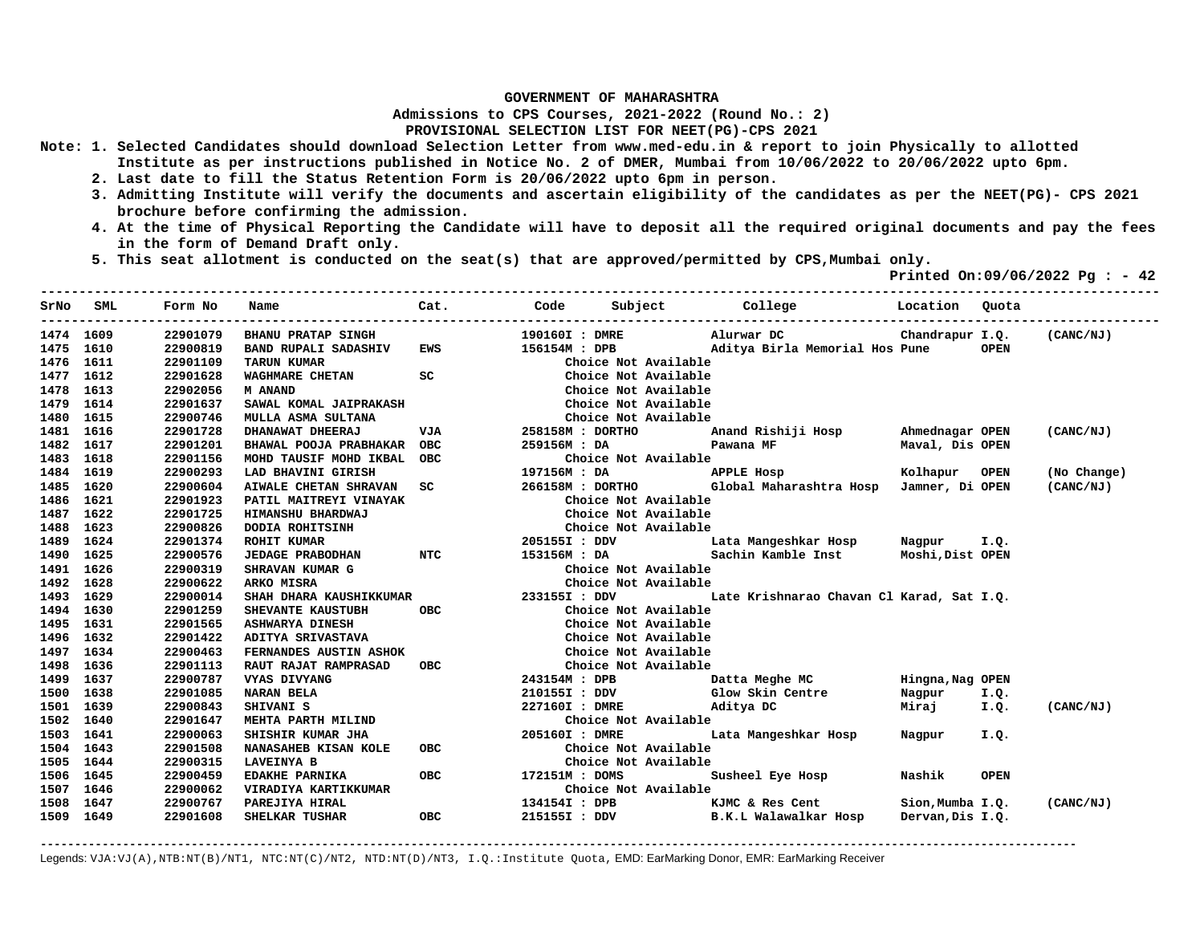**GOVERNMENT OF MAHARASHTRA**

**Admissions to CPS Courses, 2021-2022 (Round No.: 2)**

**PROVISIONAL SELECTION LIST FOR NEET(PG)-CPS 2021**

**Note:**
1. Selected Candidates should download Selection Letter from www.med-edu.in & report to join Physically to allotted Institute as per instructions published in Notice No. 2 of DMER, Mumbai from 10/06/2022 to 20/06/2022 upto 6pm.
2. Last date to fill the Status Retention Form is 20/06/2022 upto 6pm in person.
3. Admitting Institute will verify the documents and ascertain eligibility of the candidates as per the NEET(PG)- CPS 2021 brochure before confirming the admission.
4. At the time of Physical Reporting the Candidate will have to deposit all the required original documents and pay the fees in the form of Demand Draft only.
5. This seat allotment is conducted on the seat(s) that are approved/permitted by CPS,Mumbai only.

**Printed On:09/06/2022 Pg : - 42**

| SrNo | SML | Form No | Name | Cat. | Code | Subject | College | Location | Quota | |
|---|---|---|---|---|---|---|---|---|---|---|
| 1474 | 1609 | 22901079 | BHANU PRATAP SINGH | | 190160I | DMRE | Alurwar DC | Chandrapur | I.Q. | (CANC/NJ) |
| 1475 | 1610 | 22900819 | BAND RUPALI SADASHIV | EWS | 156154M | DPB | Aditya Birla Memorial Hos | Pune | OPEN | |
| 1476 | 1611 | 22901109 | TARUN KUMAR | | | Choice Not Available | | | | |
| 1477 | 1612 | 22901628 | WAGHMARE CHETAN | SC | | Choice Not Available | | | | |
| 1478 | 1613 | 22902056 | M ANAND | | | Choice Not Available | | | | |
| 1479 | 1614 | 22901637 | SAWAL KOMAL JAIPRAKASH | | | Choice Not Available | | | | |
| 1480 | 1615 | 22900746 | MULLA ASMA SULTANA | | | Choice Not Available | | | | |
| 1481 | 1616 | 22901728 | DHANAWAT DHEERAJ | VJA | 258158M | DORTHO | Anand Rishiji Hosp | Ahmednagar | OPEN | (CANC/NJ) |
| 1482 | 1617 | 22901201 | BHAWAL POOJA PRABHAKAR | OBC | 259156M | DA | Pawana MF | Maval, Dis | OPEN | |
| 1483 | 1618 | 22901156 | MOHD TAUSIF MOHD IKBAL | OBC | | Choice Not Available | | | | |
| 1484 | 1619 | 22900293 | LAD BHAVINI GIRISH | | 197156M | DA | APPLE Hosp | Kolhapur | OPEN | (No Change) |
| 1485 | 1620 | 22900604 | AIWALE CHETAN SHRAVAN | SC | 266158M | DORTHO | Global Maharashtra Hosp | Jamner, Di | OPEN | (CANC/NJ) |
| 1486 | 1621 | 22901923 | PATIL MAITREYI VINAYAK | | | Choice Not Available | | | | |
| 1487 | 1622 | 22901725 | HIMANSHU BHARDWAJ | | | Choice Not Available | | | | |
| 1488 | 1623 | 22900826 | DODIA ROHITSINH | | | Choice Not Available | | | | |
| 1489 | 1624 | 22901374 | ROHIT KUMAR | | 205155I | DDV | Lata Mangeshkar Hosp | Nagpur | I.Q. | |
| 1490 | 1625 | 22900576 | JEDAGE PRABODHAN | NTC | 153156M | DA | Sachin Kamble Inst | Moshi,Dist | OPEN | |
| 1491 | 1626 | 22900319 | SHRAVAN KUMAR G | | | Choice Not Available | | | | |
| 1492 | 1628 | 22900622 | ARKO MISRA | | | Choice Not Available | | | | |
| 1493 | 1629 | 22900014 | SHAH DHARA KAUSHIKKUMAR | | 233155I | DDV | Late Krishnarao Chavan Cl | Karad, Sat | I.Q. | |
| 1494 | 1630 | 22901259 | SHEVANTE KAUSTUBH | OBC | | Choice Not Available | | | | |
| 1495 | 1631 | 22901565 | ASHWARYA DINESH | | | Choice Not Available | | | | |
| 1496 | 1632 | 22901422 | ADITYA SRIVASTAVA | | | Choice Not Available | | | | |
| 1497 | 1634 | 22900463 | FERNANDES AUSTIN ASHOK | | | Choice Not Available | | | | |
| 1498 | 1636 | 22901113 | RAUT RAJAT RAMPRASAD | OBC | | Choice Not Available | | | | |
| 1499 | 1637 | 22900787 | VYAS DIVYANG | | 243154M | DPB | Datta Meghe MC | Hingna,Nag | OPEN | |
| 1500 | 1638 | 22901085 | NARAN BELA | | 210155I | DDV | Glow Skin Centre | Nagpur | I.Q. | |
| 1501 | 1639 | 22900843 | SHIVANI S | | 227160I | DMRE | Aditya DC | Miraj | I.Q. | (CANC/NJ) |
| 1502 | 1640 | 22901647 | MEHTA PARTH MILIND | | | Choice Not Available | | | | |
| 1503 | 1641 | 22900063 | SHISHIR KUMAR JHA | | 205160I | DMRE | Lata Mangeshkar Hosp | Nagpur | I.Q. | |
| 1504 | 1643 | 22901508 | NANASAHEB KISAN KOLE | OBC | | Choice Not Available | | | | |
| 1505 | 1644 | 22900315 | LAVEINYA B | | | Choice Not Available | | | | |
| 1506 | 1645 | 22900459 | EDAKHE PARNIKA | OBC | 172151M | DOMS | Susheel Eye Hosp | Nashik | OPEN | |
| 1507 | 1646 | 22900062 | VIRADIYA KARTIKKUMAR | | | Choice Not Available | | | | |
| 1508 | 1647 | 22900767 | PAREJIYA HIRAL | | 134154I | DPB | KJMC & Res Cent | Sion,Mumba | I.Q. | (CANC/NJ) |
| 1509 | 1649 | 22901608 | SHELKAR TUSHAR | OBC | 215155I | DDV | B.K.L Walawalkar Hosp | Dervan,Dis | I.Q. | |

Legends: VJA:VJ(A),NTB:NT(B)/NT1, NTC:NT(C)/NT2, NTD:NT(D)/NT3, I.Q.:Institute Quota, EMD: EarMarking Donor, EMR: EarMarking Receiver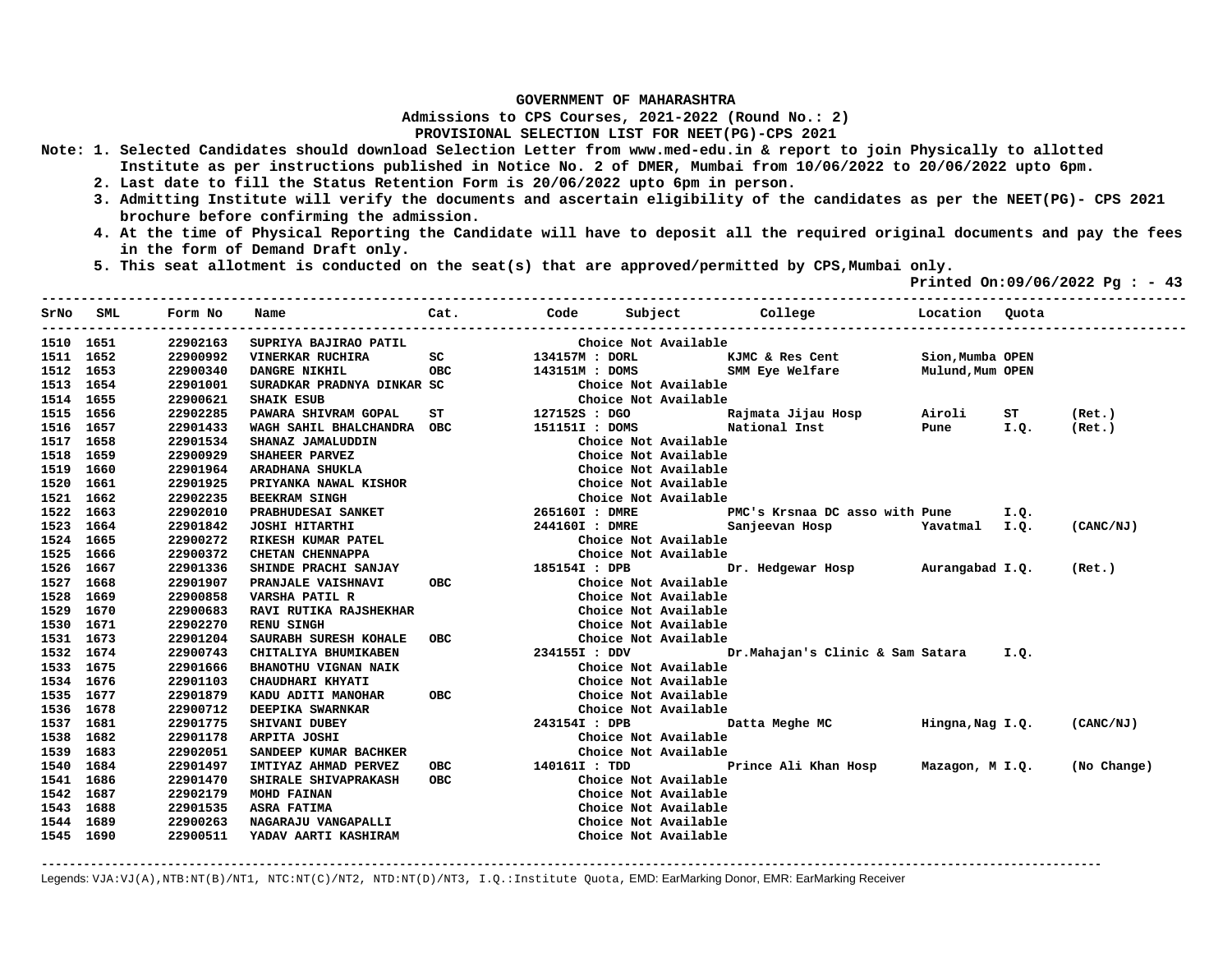**GOVERNMENT OF MAHARASHTRA**
**Admissions to CPS Courses, 2021-2022 (Round No.: 2)**
**PROVISIONAL SELECTION LIST FOR NEET(PG)-CPS 2021**

Note:
1. Selected Candidates should download Selection Letter from www.med-edu.in & report to join Physically to allotted Institute as per instructions published in Notice No. 2 of DMER, Mumbai from 10/06/2022 to 20/06/2022 upto 6pm.
2. Last date to fill the Status Retention Form is 20/06/2022 upto 6pm in person.
3. Admitting Institute will verify the documents and ascertain eligibility of the candidates as per the NEET(PG)- CPS 2021 brochure before confirming the admission.
4. At the time of Physical Reporting the Candidate will have to deposit all the required original documents and pay the fees in the form of Demand Draft only.
5. This seat allotment is conducted on the seat(s) that are approved/permitted by CPS,Mumbai only.

Printed On:09/06/2022 Pg : - 43

| SrNo | SML | Form No | Name | Cat. | Code | Subject | College | Location | Quota | |
|---|---|---|---|---|---|---|---|---|---|---|
| 1510 | 1651 | 22902163 | SUPRIYA BAJIRAO PATIL | | | Choice Not Available | | | | |
| 1511 | 1652 | 22900992 | VINERKAR RUCHIRA | SC | 134157M | DORL | KJMC & Res Cent | Sion,Mumba | OPEN | |
| 1512 | 1653 | 22900340 | DANGRE NIKHIL | OBC | 143151M | DOMS | SMM Eye Welfare | Mulund,Mum | OPEN | |
| 1513 | 1654 | 22901001 | SURADKAR PRADNYA DINKAR | SC | | Choice Not Available | | | | |
| 1514 | 1655 | 22900621 | SHAIK ESUB | | | Choice Not Available | | | | |
| 1515 | 1656 | 22902285 | PAWARA SHIVRAM GOPAL | ST | 127152S | DGO | Rajmata Jijau Hosp | Airoli | ST | (Ret.) |
| 1516 | 1657 | 22901433 | WAGH SAHIL BHALCHANDRA | OBC | 151151I | DOMS | National Inst | Pune | I.Q. | (Ret.) |
| 1517 | 1658 | 22901534 | SHANAZ JAMALUDDIN | | | Choice Not Available | | | | |
| 1518 | 1659 | 22900929 | SHAHEER PARVEZ | | | Choice Not Available | | | | |
| 1519 | 1660 | 22901964 | ARADHANA SHUKLA | | | Choice Not Available | | | | |
| 1520 | 1661 | 22901925 | PRIYANKA NAWAL KISHOR | | | Choice Not Available | | | | |
| 1521 | 1662 | 22902235 | BEEKRAM SINGH | | | Choice Not Available | | | | |
| 1522 | 1663 | 22902010 | PRABHUDESAI SANKET | | 265160I | DMRE | PMC's Krsnaa DC asso with | Pune | I.Q. | |
| 1523 | 1664 | 22901842 | JOSHI HITARTHI | | 244160I | DMRE | Sanjeevan Hosp | Yavatmal | I.Q. | (CANC/NJ) |
| 1524 | 1665 | 22900272 | RIKESH KUMAR PATEL | | | Choice Not Available | | | | |
| 1525 | 1666 | 22900372 | CHETAN CHENNAPPA | | | Choice Not Available | | | | |
| 1526 | 1667 | 22901336 | SHINDE PRACHI SANJAY | | 185154I | DPB | Dr. Hedgewar Hosp | Aurangabad | I.Q. | (Ret.) |
| 1527 | 1668 | 22901907 | PRANJALE VAISHNAVI | OBC | | Choice Not Available | | | | |
| 1528 | 1669 | 22900858 | VARSHA PATIL R | | | Choice Not Available | | | | |
| 1529 | 1670 | 22900683 | RAVI RUTIKA RAJSHEKHAR | | | Choice Not Available | | | | |
| 1530 | 1671 | 22902270 | RENU SINGH | | | Choice Not Available | | | | |
| 1531 | 1673 | 22901204 | SAURABH SURESH KOHALE | OBC | | Choice Not Available | | | | |
| 1532 | 1674 | 22900743 | CHITALIYA BHUMIKABEN | | 234155I | DDV | Dr.Mahajan's Clinic & Sam | Satara | I.Q. | |
| 1533 | 1675 | 22901666 | BHANOTHU VIGNAN NAIK | | | Choice Not Available | | | | |
| 1534 | 1676 | 22901103 | CHAUDHARI KHYATI | | | Choice Not Available | | | | |
| 1535 | 1677 | 22901879 | KADU ADITI MANOHAR | OBC | | Choice Not Available | | | | |
| 1536 | 1678 | 22900712 | DEEPIKA SWARNKAR | | | Choice Not Available | | | | |
| 1537 | 1681 | 22901775 | SHIVANI DUBEY | | 243154I | DPB | Datta Meghe MC | Hingna,Nag | I.Q. | (CANC/NJ) |
| 1538 | 1682 | 22901178 | ARPITA JOSHI | | | Choice Not Available | | | | |
| 1539 | 1683 | 22902051 | SANDEEP KUMAR BACHKER | | | Choice Not Available | | | | |
| 1540 | 1684 | 22901497 | IMTIYAZ AHMAD PERVEZ | OBC | 140161I | TDD | Prince Ali Khan Hosp | Mazagon, M | I.Q. | (No Change) |
| 1541 | 1686 | 22901470 | SHIRALE SHIVAPRAKASH | OBC | | Choice Not Available | | | | |
| 1542 | 1687 | 22902179 | MOHD FAINAN | | | Choice Not Available | | | | |
| 1543 | 1688 | 22901535 | ASRA FATIMA | | | Choice Not Available | | | | |
| 1544 | 1689 | 22900263 | NAGARAJU VANGAPALLI | | | Choice Not Available | | | | |
| 1545 | 1690 | 22900511 | YADAV AARTI KASHIRAM | | | Choice Not Available | | | | |

Legends: VJA:VJ(A),NTB:NT(B)/NT1, NTC:NT(C)/NT2, NTD:NT(D)/NT3, I.Q.:Institute Quota, EMD: EarMarking Donor, EMR: EarMarking Receiver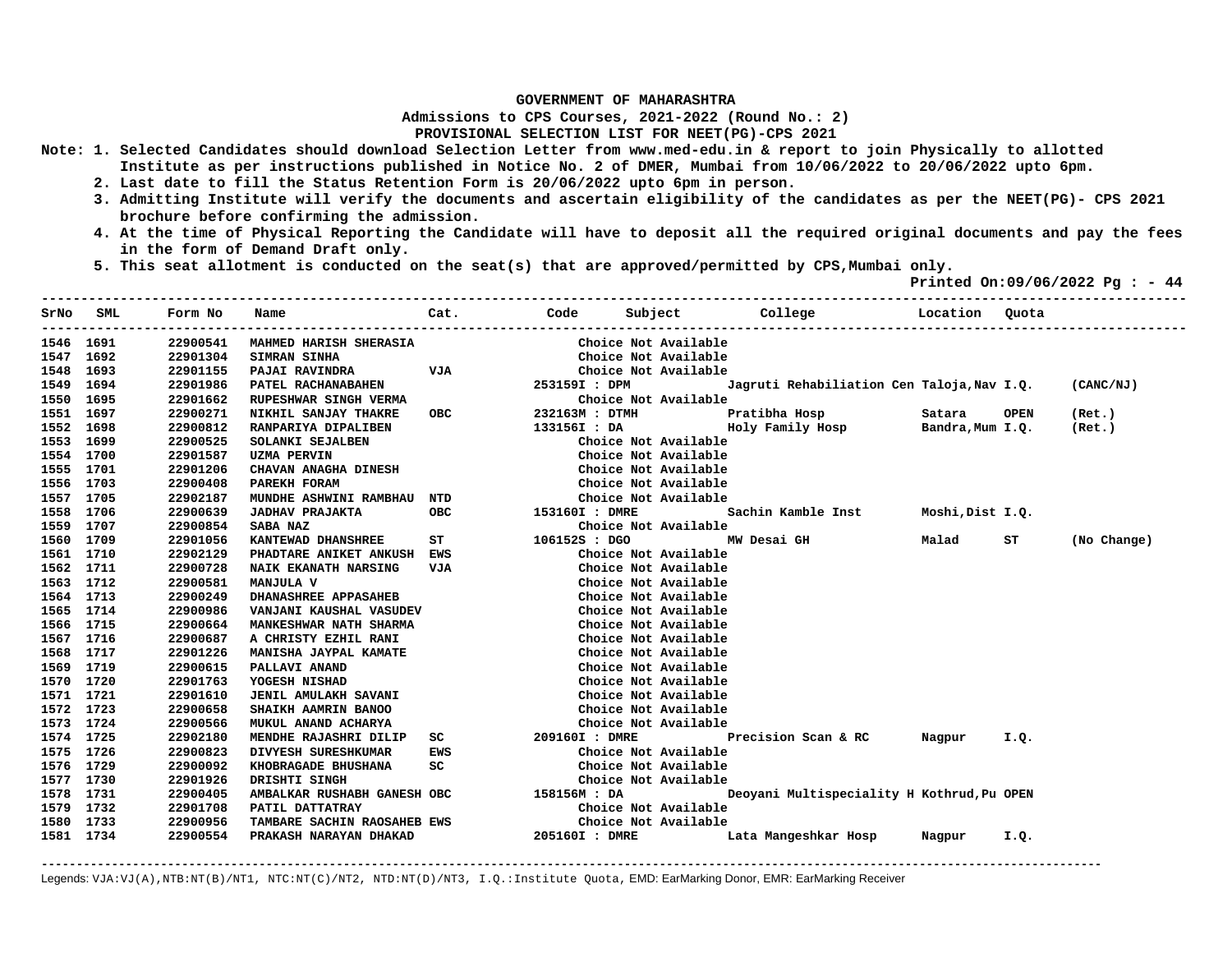GOVERNMENT OF MAHARASHTRA

Admissions to CPS Courses, 2021-2022 (Round No.: 2)

PROVISIONAL SELECTION LIST FOR NEET(PG)-CPS 2021

Note: 1. Selected Candidates should download Selection Letter from www.med-edu.in & report to join Physically to allotted Institute as per instructions published in Notice No. 2 of DMER, Mumbai from 10/06/2022 to 20/06/2022 upto 6pm.

2. Last date to fill the Status Retention Form is 20/06/2022 upto 6pm in person.

3. Admitting Institute will verify the documents and ascertain eligibility of the candidates as per the NEET(PG)- CPS 2021 brochure before confirming the admission.

4. At the time of Physical Reporting the Candidate will have to deposit all the required original documents and pay the fees in the form of Demand Draft only.

5. This seat allotment is conducted on the seat(s) that are approved/permitted by CPS,Mumbai only.

Printed On:09/06/2022 Pg : - 44

| SrNo | SML | Form No | Name | Cat. | Code | Subject | College | Location | Quota | |
|---|---|---|---|---|---|---|---|---|---|---|
| 1546 | 1691 | 22900541 | MAHMED HARISH SHERASIA | | | Choice Not Available | | | | |
| 1547 | 1692 | 22901304 | SIMRAN SINHA | | | Choice Not Available | | | | |
| 1548 | 1693 | 22901155 | PAJAI RAVINDRA | VJA | | Choice Not Available | | | | |
| 1549 | 1694 | 22901986 | PATEL RACHANABAHEN | | 253159I | DPM | Jagruti Rehabiliation Cen | Taloja,Nav | I.Q. | (CANC/NJ) |
| 1550 | 1695 | 22901662 | RUPESHWAR SINGH VERMA | | | Choice Not Available | | | | |
| 1551 | 1697 | 22900271 | NIKHIL SANJAY THAKRE | OBC | 232163M | DTMH | Pratibha Hosp | Satara | OPEN | (Ret.) |
| 1552 | 1698 | 22900812 | RANPARIYA DIPALIBEN | | 133156I | DA | Holy Family Hosp | Bandra,Mum | I.Q. | (Ret.) |
| 1553 | 1699 | 22900525 | SOLANKI SEJALBEN | | | Choice Not Available | | | | |
| 1554 | 1700 | 22901587 | UZMA PERVIN | | | Choice Not Available | | | | |
| 1555 | 1701 | 22901206 | CHAVAN ANAGHA DINESH | | | Choice Not Available | | | | |
| 1556 | 1703 | 22900408 | PAREKH FORAM | | | Choice Not Available | | | | |
| 1557 | 1705 | 22902187 | MUNDHE ASHWINI RAMBHAU | NTD | | Choice Not Available | | | | |
| 1558 | 1706 | 22900639 | JADHAV PRAJAKTA | OBC | 153160I | DMRE | Sachin Kamble Inst | Moshi,Dist | I.Q. | |
| 1559 | 1707 | 22900854 | SABA NAZ | | | Choice Not Available | | | | |
| 1560 | 1709 | 22901056 | KANTEWAD DHANSHREE | ST | 106152S | DGO | MW Desai GH | Malad | ST | (No Change) |
| 1561 | 1710 | 22902129 | PHADTARE ANIKET ANKUSH | EWS | | Choice Not Available | | | | |
| 1562 | 1711 | 22900728 | NAIK EKANATH NARSING | VJA | | Choice Not Available | | | | |
| 1563 | 1712 | 22900581 | MANJULA V | | | Choice Not Available | | | | |
| 1564 | 1713 | 22900249 | DHANASHREE APPASAHEB | | | Choice Not Available | | | | |
| 1565 | 1714 | 22900986 | VANJANI KAUSHAL VASUDEV | | | Choice Not Available | | | | |
| 1566 | 1715 | 22900664 | MANKESHWAR NATH SHARMA | | | Choice Not Available | | | | |
| 1567 | 1716 | 22900687 | A CHRISTY EZHIL RANI | | | Choice Not Available | | | | |
| 1568 | 1717 | 22901226 | MANISHA JAYPAL KAMATE | | | Choice Not Available | | | | |
| 1569 | 1719 | 22900615 | PALLAVI ANAND | | | Choice Not Available | | | | |
| 1570 | 1720 | 22901763 | YOGESH NISHAD | | | Choice Not Available | | | | |
| 1571 | 1721 | 22901610 | JENIL AMULAKH SAVANI | | | Choice Not Available | | | | |
| 1572 | 1723 | 22900658 | SHAIKH AAMRIN BANOO | | | Choice Not Available | | | | |
| 1573 | 1724 | 22900566 | MUKUL ANAND ACHARYA | | | Choice Not Available | | | | |
| 1574 | 1725 | 22902180 | MENDHE RAJASHRI DILIP | SC | 209160I | DMRE | Precision Scan & RC | Nagpur | I.Q. | |
| 1575 | 1726 | 22900823 | DIVYESH SURESHKUMAR | EWS | | Choice Not Available | | | | |
| 1576 | 1729 | 22900092 | KHOBRAGADE BHUSHANA | SC | | Choice Not Available | | | | |
| 1577 | 1730 | 22901926 | DRISHTI SINGH | | | Choice Not Available | | | | |
| 1578 | 1731 | 22900405 | AMBALKAR RUSHABH GANESH | OBC | 158156M | DA | Deoyani Multispeciality H | Kothrud,Pu | OPEN | |
| 1579 | 1732 | 22901708 | PATIL DATTATRAY | | | Choice Not Available | | | | |
| 1580 | 1733 | 22900956 | TAMBARE SACHIN RAOSAHEB | EWS | | Choice Not Available | | | | |
| 1581 | 1734 | 22900554 | PRAKASH NARAYAN DHAKAD | | 205160I | DMRE | Lata Mangeshkar Hosp | Nagpur | I.Q. | |

Legends: VJA:VJ(A),NTB:NT(B)/NT1, NTC:NT(C)/NT2, NTD:NT(D)/NT3, I.Q.:Institute Quota, EMD: EarMarking Donor, EMR: EarMarking Receiver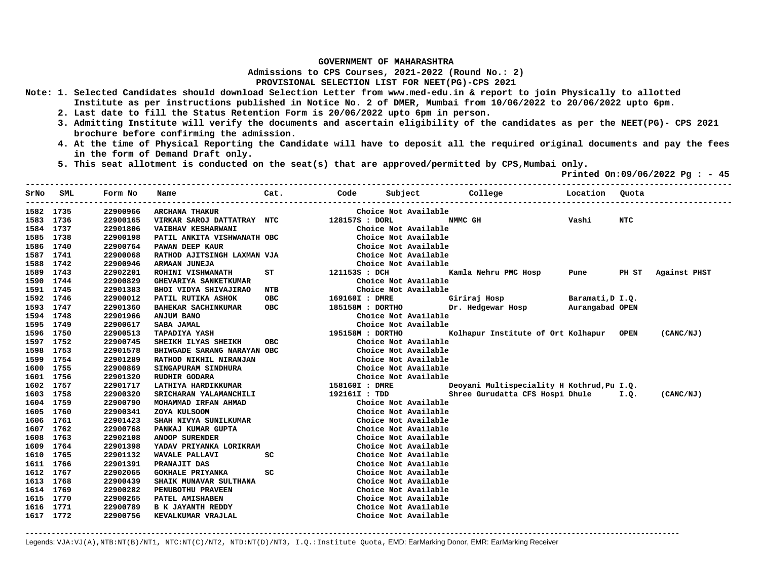**GOVERNMENT OF MAHARASHTRA**

**Admissions to CPS Courses, 2021-2022 (Round No.: 2)**

**PROVISIONAL SELECTION LIST FOR NEET(PG)-CPS 2021**

**Note:**
1. Selected Candidates should download Selection Letter from www.med-edu.in & report to join Physically to allotted Institute as per instructions published in Notice No. 2 of DMER, Mumbai from 10/06/2022 to 20/06/2022 upto 6pm.
2. Last date to fill the Status Retention Form is 20/06/2022 upto 6pm in person.
3. Admitting Institute will verify the documents and ascertain eligibility of the candidates as per the NEET(PG)- CPS 2021 brochure before confirming the admission.
4. At the time of Physical Reporting the Candidate will have to deposit all the required original documents and pay the fees in the form of Demand Draft only.
5. This seat allotment is conducted on the seat(s) that are approved/permitted by CPS,Mumbai only.

**Printed On:09/06/2022 Pg : - 45**

| SrNo | SML | Form No | Name | Cat. | Code | Subject | College | Location | Quota | |
|---|---|---|---|---|---|---|---|---|---|---|
| 1582 | 1735 | 22900966 | ARCHANA THAKUR | | | Choice Not Available | | | | |
| 1583 | 1736 | 22900165 | VIRKAR SAROJ DATTATRAY | NTC | 128157S | DORL | NMMC GH | Vashi | NTC | |
| 1584 | 1737 | 22901806 | VAIBHAV KESHARWANI | | | Choice Not Available | | | | |
| 1585 | 1738 | 22900198 | PATIL ANKITA VISHWANATH | OBC | | Choice Not Available | | | | |
| 1586 | 1740 | 22900764 | PAWAN DEEP KAUR | | | Choice Not Available | | | | |
| 1587 | 1741 | 22900068 | RATHOD AJITSINGH LAXMAN | VJA | | Choice Not Available | | | | |
| 1588 | 1742 | 22900946 | ARMAAN JUNEJA | | | Choice Not Available | | | | |
| 1589 | 1743 | 22902201 | ROHINI VISHWANATH | ST | 121153S | DCH | Kamla Nehru PMC Hosp | Pune | PH ST | Against PHST |
| 1590 | 1744 | 22900829 | GHEVARIYA SANKETKUMAR | | | Choice Not Available | | | | |
| 1591 | 1745 | 22901383 | BHOI VIDYA SHIVAJIRAO | NTB | | Choice Not Available | | | | |
| 1592 | 1746 | 22900012 | PATIL RUTIKA ASHOK | OBC | 169160I | DMRE | Giriraj Hosp | Baramati,D | I.Q. | |
| 1593 | 1747 | 22901360 | BAHEKAR SACHINKUMAR | OBC | 185158M | DORTHO | Dr. Hedgewar Hosp | Aurangabad | OPEN | |
| 1594 | 1748 | 22901966 | ANJUM BANO | | | Choice Not Available | | | | |
| 1595 | 1749 | 22900617 | SABA JAMAL | | | Choice Not Available | | | | |
| 1596 | 1750 | 22900513 | TAPADIYA YASH | | 195158M | DORTHO | Kolhapur Institute of Ort | Kolhapur | OPEN | (CANC/NJ) |
| 1597 | 1752 | 22900745 | SHEIKH ILYAS SHEIKH | OBC | | Choice Not Available | | | | |
| 1598 | 1753 | 22901578 | BHIWGADE SARANG NARAYAN | OBC | | Choice Not Available | | | | |
| 1599 | 1754 | 22901289 | RATHOD NIKHIL NIRANJAN | | | Choice Not Available | | | | |
| 1600 | 1755 | 22900869 | SINGAPURAM SINDHURA | | | Choice Not Available | | | | |
| 1601 | 1756 | 22901320 | RUDHIR GODARA | | | Choice Not Available | | | | |
| 1602 | 1757 | 22901717 | LATHIYA HARDIKKUMAR | | 158160I | DMRE | Deoyani Multispeciality H | Kothrud,Pu | I.Q. | |
| 1603 | 1758 | 22900320 | SRICHARAN YALAMANCHILI | | 192161I | TDD | Shree Gurudatta CFS Hospi | Dhule | I.Q. | (CANC/NJ) |
| 1604 | 1759 | 22900790 | MOHAMMAD IRFAN AHMAD | | | Choice Not Available | | | | |
| 1605 | 1760 | 22900341 | ZOYA KULSOOM | | | Choice Not Available | | | | |
| 1606 | 1761 | 22901423 | SHAH NIVYA SUNILKUMAR | | | Choice Not Available | | | | |
| 1607 | 1762 | 22900768 | PANKAJ KUMAR GUPTA | | | Choice Not Available | | | | |
| 1608 | 1763 | 22902108 | ANOOP SURENDER | | | Choice Not Available | | | | |
| 1609 | 1764 | 22901398 | YADAV PRIYANKA LORIKRAM | | | Choice Not Available | | | | |
| 1610 | 1765 | 22901132 | WAVALE PALLAVI | SC | | Choice Not Available | | | | |
| 1611 | 1766 | 22901391 | PRANAJIT DAS | | | Choice Not Available | | | | |
| 1612 | 1767 | 22902065 | GOKHALE PRIYANKA | SC | | Choice Not Available | | | | |
| 1613 | 1768 | 22900439 | SHAIK MUNAVAR SULTHANA | | | Choice Not Available | | | | |
| 1614 | 1769 | 22900282 | PENUBOTHU PRAVEEN | | | Choice Not Available | | | | |
| 1615 | 1770 | 22900265 | PATEL AMISHABEN | | | Choice Not Available | | | | |
| 1616 | 1771 | 22900789 | B K JAYANTH REDDY | | | Choice Not Available | | | | |
| 1617 | 1772 | 22900756 | KEVALKUMAR VRAJLAL | | | Choice Not Available | | | | |

Legends: VJA:VJ(A),NTB:NT(B)/NT1, NTC:NT(C)/NT2, NTD:NT(D)/NT3, I.Q.:Institute Quota, EMD: EarMarking Donor, EMR: EarMarking Receiver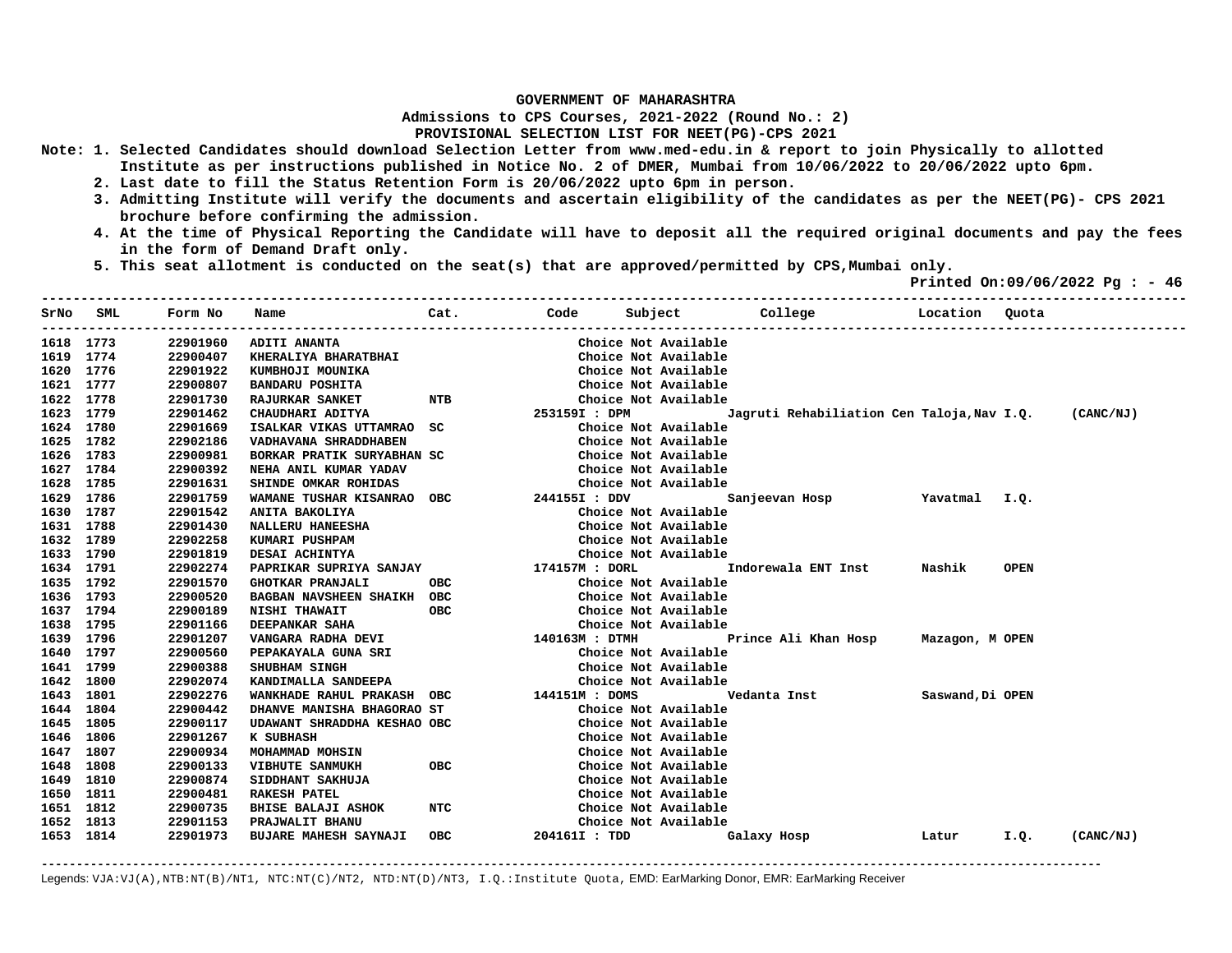**GOVERNMENT OF MAHARASHTRA**

**Admissions to CPS Courses, 2021-2022 (Round No.: 2)**

**PROVISIONAL SELECTION LIST FOR NEET(PG)-CPS 2021**

Note: 1. Selected Candidates should download Selection Letter from www.med-edu.in & report to join Physically to allotted Institute as per instructions published in Notice No. 2 of DMER, Mumbai from 10/06/2022 to 20/06/2022 upto 6pm.
2. Last date to fill the Status Retention Form is 20/06/2022 upto 6pm in person.
3. Admitting Institute will verify the documents and ascertain eligibility of the candidates as per the NEET(PG)- CPS 2021 brochure before confirming the admission.
4. At the time of Physical Reporting the Candidate will have to deposit all the required original documents and pay the fees in the form of Demand Draft only.
5. This seat allotment is conducted on the seat(s) that are approved/permitted by CPS,Mumbai only.

Printed On:09/06/2022 Pg : - 46

| SrNo | SML | Form No | Name | Cat. | Code | Subject | College | Location | Quota | |
|---|---|---|---|---|---|---|---|---|---|---|
| 1618 | 1773 | 22901960 | ADITI ANANTA | | | Choice Not Available | | | | |
| 1619 | 1774 | 22900407 | KHERALIYA BHARATBHAI | | | Choice Not Available | | | | |
| 1620 | 1776 | 22901922 | KUMBHOJI MOUNIKA | | | Choice Not Available | | | | |
| 1621 | 1777 | 22900807 | BANDARU POSHITA | | | Choice Not Available | | | | |
| 1622 | 1778 | 22901730 | RAJURKAR SANKET | NTB | | Choice Not Available | | | | |
| 1623 | 1779 | 22901462 | CHAUDHARI ADITYA | | 253159I : DPM | | Jagruti Rehabiliation Cen | Taloja,Nav | I.Q. | (CANC/NJ) |
| 1624 | 1780 | 22901669 | ISALKAR VIKAS UTTAMRAO | SC | | Choice Not Available | | | | |
| 1625 | 1782 | 22902186 | VADHAVANA SHRADDHABEN | | | Choice Not Available | | | | |
| 1626 | 1783 | 22900981 | BORKAR PRATIK SURYABHAN | SC | | Choice Not Available | | | | |
| 1627 | 1784 | 22900392 | NEHA ANIL KUMAR YADAV | | | Choice Not Available | | | | |
| 1628 | 1785 | 22901631 | SHINDE OMKAR ROHIDAS | | | Choice Not Available | | | | |
| 1629 | 1786 | 22901759 | WAMANE TUSHAR KISANRAO | OBC | 244155I : DDV | | Sanjeevan Hosp | Yavatmal | I.Q. | |
| 1630 | 1787 | 22901542 | ANITA BAKOLIYA | | | Choice Not Available | | | | |
| 1631 | 1788 | 22901430 | NALLERU HANEESHA | | | Choice Not Available | | | | |
| 1632 | 1789 | 22902258 | KUMARI PUSHPAM | | | Choice Not Available | | | | |
| 1633 | 1790 | 22901819 | DESAI ACHINTYA | | | Choice Not Available | | | | |
| 1634 | 1791 | 22902274 | PAPRIKAR SUPRIYA SANJAY | | 174157M : DORL | | Indorewala ENT Inst | Nashik | OPEN | |
| 1635 | 1792 | 22901570 | GHOTKAR PRANJALI | OBC | | Choice Not Available | | | | |
| 1636 | 1793 | 22900520 | BAGBAN NAVSHEEN SHAIKH | OBC | | Choice Not Available | | | | |
| 1637 | 1794 | 22900189 | NISHI THAWAIT | OBC | | Choice Not Available | | | | |
| 1638 | 1795 | 22901166 | DEEPANKAR SAHA | | | Choice Not Available | | | | |
| 1639 | 1796 | 22901207 | VANGARA RADHA DEVI | | 140163M : DTMH | | Prince Ali Khan Hosp | Mazagon, M | OPEN | |
| 1640 | 1797 | 22900560 | PEPAKAYALA GUNA SRI | | | Choice Not Available | | | | |
| 1641 | 1799 | 22900388 | SHUBHAM SINGH | | | Choice Not Available | | | | |
| 1642 | 1800 | 22902074 | KANDIMALLA SANDEEPA | | | Choice Not Available | | | | |
| 1643 | 1801 | 22902276 | WANKHADE RAHUL PRAKASH | OBC | 144151M : DOMS | | Vedanta Inst | Saswand,Di | OPEN | |
| 1644 | 1804 | 22900442 | DHANVE MANISHA BHAGORAO | ST | | Choice Not Available | | | | |
| 1645 | 1805 | 22900117 | UDAWANT SHRADDHA KESHAO | OBC | | Choice Not Available | | | | |
| 1646 | 1806 | 22901267 | K SUBHASH | | | Choice Not Available | | | | |
| 1647 | 1807 | 22900934 | MOHAMMAD MOHSIN | | | Choice Not Available | | | | |
| 1648 | 1808 | 22900133 | VIBHUTE SANMUKH | OBC | | Choice Not Available | | | | |
| 1649 | 1810 | 22900874 | SIDDHANT SAKHUJA | | | Choice Not Available | | | | |
| 1650 | 1811 | 22900481 | RAKESH PATEL | | | Choice Not Available | | | | |
| 1651 | 1812 | 22900735 | BHISE BALAJI ASHOK | NTC | | Choice Not Available | | | | |
| 1652 | 1813 | 22901153 | PRAJWALIT BHANU | | | Choice Not Available | | | | |
| 1653 | 1814 | 22901973 | BUJARE MAHESH SAYNAJI | OBC | 204161I : TDD | | Galaxy Hosp | Latur | I.Q. | (CANC/NJ) |

Legends: VJA:VJ(A),NTB:NT(B)/NT1, NTC:NT(C)/NT2, NTD:NT(D)/NT3, I.Q.:Institute Quota, EMD: EarMarking Donor, EMR: EarMarking Receiver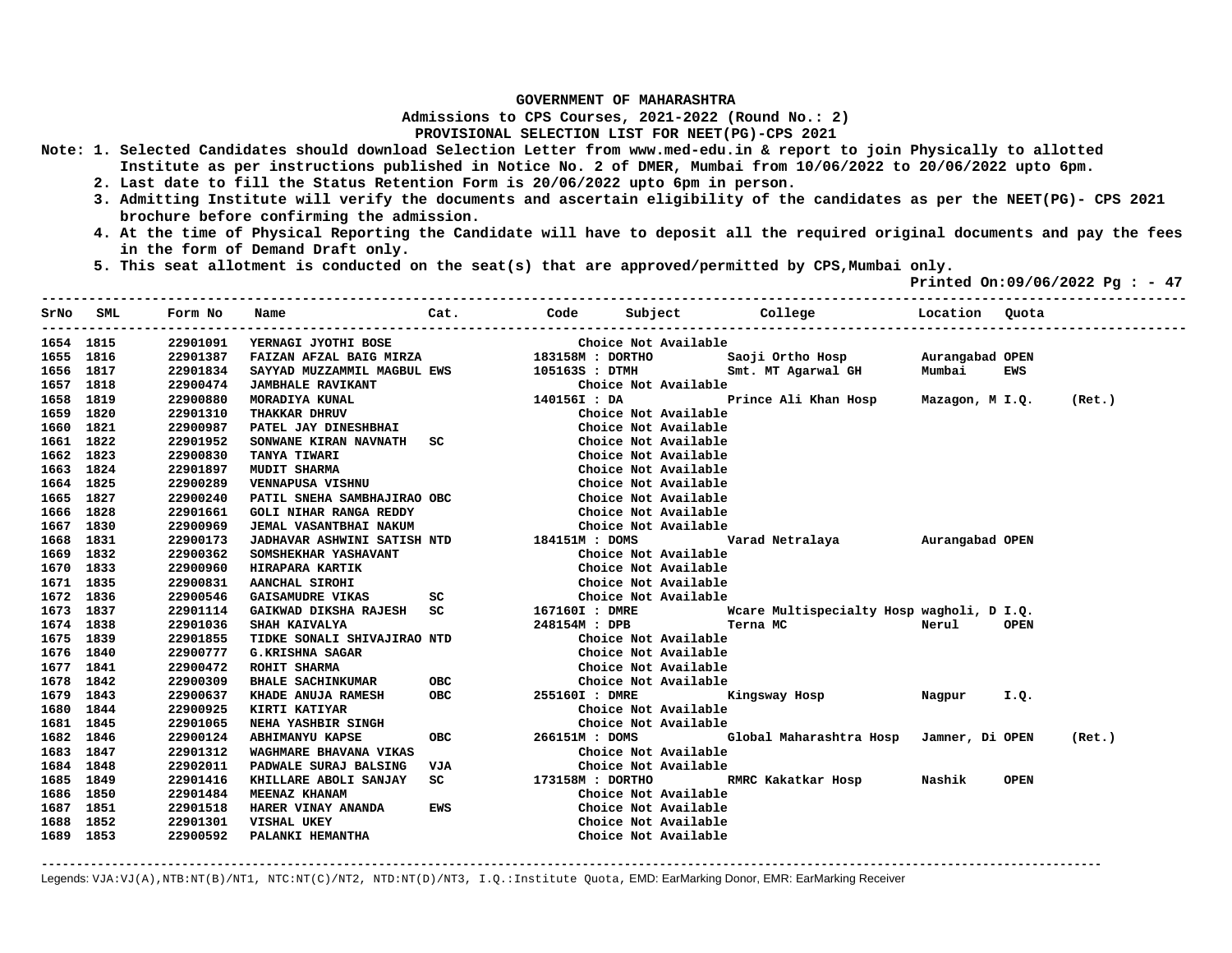**GOVERNMENT OF MAHARASHTRA**

**Admissions to CPS Courses, 2021-2022 (Round No.: 2)**

**PROVISIONAL SELECTION LIST FOR NEET(PG)-CPS 2021**

**Note:**
1. Selected Candidates should download Selection Letter from www.med-edu.in & report to join Physically to allotted Institute as per instructions published in Notice No. 2 of DMER, Mumbai from 10/06/2022 to 20/06/2022 upto 6pm.
2. Last date to fill the Status Retention Form is 20/06/2022 upto 6pm in person.
3. Admitting Institute will verify the documents and ascertain eligibility of the candidates as per the NEET(PG)- CPS 2021 brochure before confirming the admission.
4. At the time of Physical Reporting the Candidate will have to deposit all the required original documents and pay the fees in the form of Demand Draft only.
5. This seat allotment is conducted on the seat(s) that are approved/permitted by CPS,Mumbai only.

**Printed On:09/06/2022 Pg : - 47**

| SrNo | SML | Form No | Name | Cat. | Code | Subject | College | Location | Quota | |
|---|---|---|---|---|---|---|---|---|---|---|
| 1654 | 1815 | 22901091 | YERNAGI JYOTHI BOSE | | | Choice Not Available | | | | |
| 1655 | 1816 | 22901387 | FAIZAN AFZAL BAIG MIRZA | | 183158M | DORTHO | Saoji Ortho Hosp | Aurangabad | OPEN | |
| 1656 | 1817 | 22901834 | SAYYAD MUZZAMMIL MAGBUL | EWS | 105163S | DTMH | Smt. MT Agarwal GH | Mumbai | EWS | |
| 1657 | 1818 | 22900474 | JAMBHALE RAVIKANT | | | Choice Not Available | | | | |
| 1658 | 1819 | 22900880 | MORADIYA KUNAL | | 140156I | DA | Prince Ali Khan Hosp | Mazagon, M | I.Q. | (Ret.) |
| 1659 | 1820 | 22901310 | THAKKAR DHRUV | | | Choice Not Available | | | | |
| 1660 | 1821 | 22900987 | PATEL JAY DINESHBHAI | | | Choice Not Available | | | | |
| 1661 | 1822 | 22901952 | SONWANE KIRAN NAVNATH | SC | | Choice Not Available | | | | |
| 1662 | 1823 | 22900830 | TANYA TIWARI | | | Choice Not Available | | | | |
| 1663 | 1824 | 22901897 | MUDIT SHARMA | | | Choice Not Available | | | | |
| 1664 | 1825 | 22900289 | VENNAPUSA VISHNU | | | Choice Not Available | | | | |
| 1665 | 1827 | 22900240 | PATIL SNEHA SAMBHAJIRAO | OBC | | Choice Not Available | | | | |
| 1666 | 1828 | 22901661 | GOLI NIHAR RANGA REDDY | | | Choice Not Available | | | | |
| 1667 | 1830 | 22900969 | JEMAL VASANTBHAI NAKUM | | | Choice Not Available | | | | |
| 1668 | 1831 | 22900173 | JADHAVAR ASHWINI SATISH | NTD | 184151M | DOMS | Varad Netralaya | Aurangabad | OPEN | |
| 1669 | 1832 | 22900362 | SOMSHEKHAR YASHAVANT | | | Choice Not Available | | | | |
| 1670 | 1833 | 22900960 | HIRAPARA KARTIK | | | Choice Not Available | | | | |
| 1671 | 1835 | 22900831 | AANCHAL SIROHI | | | Choice Not Available | | | | |
| 1672 | 1836 | 22900546 | GAISAMUDRE VIKAS | SC | | Choice Not Available | | | | |
| 1673 | 1837 | 22901114 | GAIKWAD DIKSHA RAJESH | SC | 167160I | DMRE | Wcare Multispecialty Hosp | wagholi, D | I.Q. | |
| 1674 | 1838 | 22901036 | SHAH KAIVALYA | | 248154M | DPB | Terna MC | Nerul | OPEN | |
| 1675 | 1839 | 22901855 | TIDKE SONALI SHIVAJIRAO | NTD | | Choice Not Available | | | | |
| 1676 | 1840 | 22900777 | G.KRISHNA SAGAR | | | Choice Not Available | | | | |
| 1677 | 1841 | 22900472 | ROHIT SHARMA | | | Choice Not Available | | | | |
| 1678 | 1842 | 22900309 | BHALE SACHINKUMAR | OBC | | Choice Not Available | | | | |
| 1679 | 1843 | 22900637 | KHADE ANUJA RAMESH | OBC | 255160I | DMRE | Kingsway Hosp | Nagpur | I.Q. | |
| 1680 | 1844 | 22900925 | KIRTI KATIYAR | | | Choice Not Available | | | | |
| 1681 | 1845 | 22901065 | NEHA YASHBIR SINGH | | | Choice Not Available | | | | |
| 1682 | 1846 | 22900124 | ABHIMANYU KAPSE | OBC | 266151M | DOMS | Global Maharashtra Hosp | Jamner, Di | OPEN | (Ret.) |
| 1683 | 1847 | 22901312 | WAGHMARE BHAVANA VIKAS | | | Choice Not Available | | | | |
| 1684 | 1848 | 22902011 | PADWALE SURAJ BALSING | VJA | | Choice Not Available | | | | |
| 1685 | 1849 | 22901416 | KHILLARE ABOLI SANJAY | SC | 173158M | DORTHO | RMRC Kakatkar Hosp | Nashik | OPEN | |
| 1686 | 1850 | 22901484 | MEENAZ KHANAM | | | Choice Not Available | | | | |
| 1687 | 1851 | 22901518 | HARER VINAY ANANDA | EWS | | Choice Not Available | | | | |
| 1688 | 1852 | 22901301 | VISHAL UKEY | | | Choice Not Available | | | | |
| 1689 | 1853 | 22900592 | PALANKI HEMANTHA | | | Choice Not Available | | | | |

Legends: VJA:VJ(A),NTB:NT(B)/NT1, NTC:NT(C)/NT2, NTD:NT(D)/NT3, I.Q.:Institute Quota, EMD: EarMarking Donor, EMR: EarMarking Receiver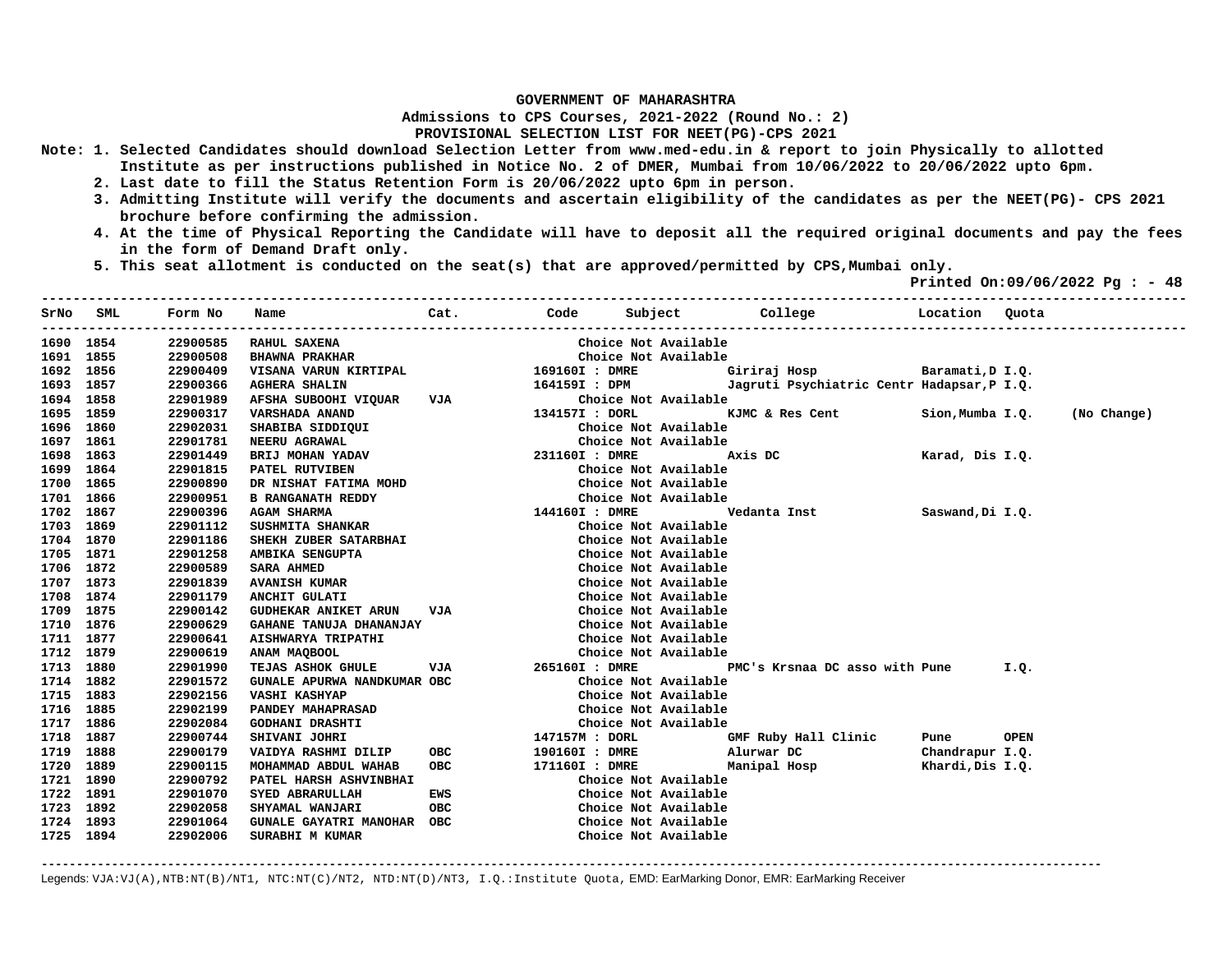**GOVERNMENT OF MAHARASHTRA**

**Admissions to CPS Courses, 2021-2022 (Round No.: 2)**

**PROVISIONAL SELECTION LIST FOR NEET(PG)-CPS 2021**

Note:
1. Selected Candidates should download Selection Letter from www.med-edu.in & report to join Physically to allotted Institute as per instructions published in Notice No. 2 of DMER, Mumbai from 10/06/2022 to 20/06/2022 upto 6pm.
2. Last date to fill the Status Retention Form is 20/06/2022 upto 6pm in person.
3. Admitting Institute will verify the documents and ascertain eligibility of the candidates as per the NEET(PG)- CPS 2021 brochure before confirming the admission.
4. At the time of Physical Reporting the Candidate will have to deposit all the required original documents and pay the fees in the form of Demand Draft only.
5. This seat allotment is conducted on the seat(s) that are approved/permitted by CPS,Mumbai only.

Printed On:09/06/2022 Pg : - 48

| SrNo | SML | Form No | Name | Cat. | Code | Subject | College | Location | Quota | |
|---|---|---|---|---|---|---|---|---|---|---|
| 1690 | 1854 | 22900585 | RAHUL SAXENA | | | Choice Not Available | | | | |
| 1691 | 1855 | 22900508 | BHAWNA PRAKHAR | | | Choice Not Available | | | | |
| 1692 | 1856 | 22900409 | VISANA VARUN KIRTIPAL | | 169160I | DMRE | Giriraj Hosp | Baramati,D | I.Q. | |
| 1693 | 1857 | 22900366 | AGHERA SHALIN | | 164159I | DPM | Jagruti Psychiatric Centr | Hadapsar,P | I.Q. | |
| 1694 | 1858 | 22901989 | AFSHA SUBOOHI VIQUAR | VJA | | Choice Not Available | | | | |
| 1695 | 1859 | 22900317 | VARSHADA ANAND | | 134157I | DORL | KJMC & Res Cent | Sion,Mumba | I.Q. | (No Change) |
| 1696 | 1860 | 22902031 | SHABIBA SIDDIQUI | | | Choice Not Available | | | | |
| 1697 | 1861 | 22901781 | NEERU AGRAWAL | | | Choice Not Available | | | | |
| 1698 | 1863 | 22901449 | BRIJ MOHAN YADAV | | 231160I | DMRE | Axis DC | Karad, Dis | I.Q. | |
| 1699 | 1864 | 22901815 | PATEL RUTVIBEN | | | Choice Not Available | | | | |
| 1700 | 1865 | 22900890 | DR NISHAT FATIMA MOHD | | | Choice Not Available | | | | |
| 1701 | 1866 | 22900951 | B RANGANATH REDDY | | | Choice Not Available | | | | |
| 1702 | 1867 | 22900396 | AGAM SHARMA | | 144160I | DMRE | Vedanta Inst | Saswand,Di | I.Q. | |
| 1703 | 1869 | 22901112 | SUSHMITA SHANKAR | | | Choice Not Available | | | | |
| 1704 | 1870 | 22901186 | SHEKH ZUBER SATARBHAI | | | Choice Not Available | | | | |
| 1705 | 1871 | 22901258 | AMBIKA SENGUPTA | | | Choice Not Available | | | | |
| 1706 | 1872 | 22900589 | SARA AHMED | | | Choice Not Available | | | | |
| 1707 | 1873 | 22901839 | AVANISH KUMAR | | | Choice Not Available | | | | |
| 1708 | 1874 | 22901179 | ANCHIT GULATI | | | Choice Not Available | | | | |
| 1709 | 1875 | 22900142 | GUDHEKAR ANIKET ARUN | VJA | | Choice Not Available | | | | |
| 1710 | 1876 | 22900629 | GAHANE TANUJA DHANANJAY | | | Choice Not Available | | | | |
| 1711 | 1877 | 22900641 | AISHWARYA TRIPATHI | | | Choice Not Available | | | | |
| 1712 | 1879 | 22900619 | ANAM MAQBOOL | | | Choice Not Available | | | | |
| 1713 | 1880 | 22901990 | TEJAS ASHOK GHULE | VJA | 265160I | DMRE | PMC's Krsnaa DC asso with | Pune | I.Q. | |
| 1714 | 1882 | 22901572 | GUNALE APURWA NANDKUMAR | OBC | | Choice Not Available | | | | |
| 1715 | 1883 | 22902156 | VASHI KASHYAP | | | Choice Not Available | | | | |
| 1716 | 1885 | 22902199 | PANDEY MAHAPRASAD | | | Choice Not Available | | | | |
| 1717 | 1886 | 22902084 | GODHANI DRASHTI | | | Choice Not Available | | | | |
| 1718 | 1887 | 22900744 | SHIVANI JOHRI | | 147157M | DORL | GMF Ruby Hall Clinic | Pune | OPEN | |
| 1719 | 1888 | 22900179 | VAIDYA RASHMI DILIP | OBC | 190160I | DMRE | Alurwar DC | Chandrapur | I.Q. | |
| 1720 | 1889 | 22900115 | MOHAMMAD ABDUL WAHAB | OBC | 171160I | DMRE | Manipal Hosp | Khardi,Dis | I.Q. | |
| 1721 | 1890 | 22900792 | PATEL HARSH ASHVINBHAI | | | Choice Not Available | | | | |
| 1722 | 1891 | 22901070 | SYED ABRARULLAH | EWS | | Choice Not Available | | | | |
| 1723 | 1892 | 22902058 | SHYAMAL WANJARI | OBC | | Choice Not Available | | | | |
| 1724 | 1893 | 22901064 | GUNALE GAYATRI MANOHAR | OBC | | Choice Not Available | | | | |
| 1725 | 1894 | 22902006 | SURABHI M KUMAR | | | Choice Not Available | | | | |

Legends: VJA:VJ(A),NTB:NT(B)/NT1, NTC:NT(C)/NT2, NTD:NT(D)/NT3, I.Q.:Institute Quota, EMD: EarMarking Donor, EMR: EarMarking Receiver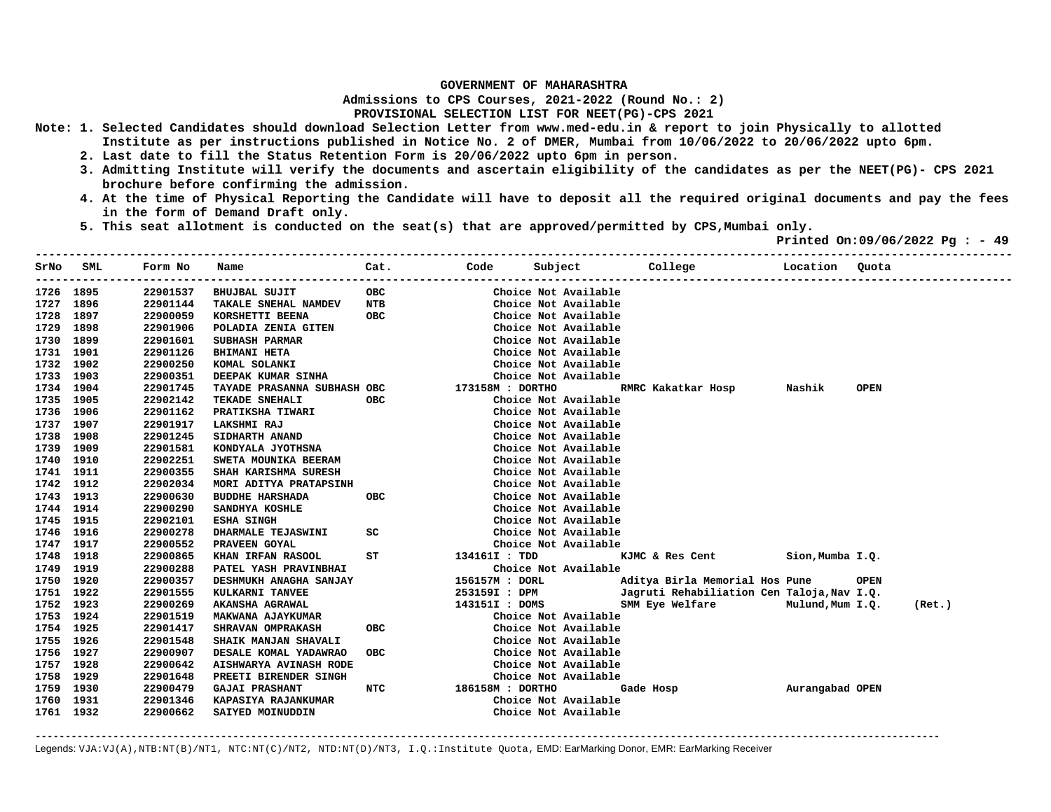**GOVERNMENT OF MAHARASHTRA**
**Admissions to CPS Courses, 2021-2022 (Round No.: 2)**
**PROVISIONAL SELECTION LIST FOR NEET(PG)-CPS 2021**

**Note:**
1. Selected Candidates should download Selection Letter from www.med-edu.in & report to join Physically to allotted Institute as per instructions published in Notice No. 2 of DMER, Mumbai from 10/06/2022 to 20/06/2022 upto 6pm.
2. Last date to fill the Status Retention Form is 20/06/2022 upto 6pm in person.
3. Admitting Institute will verify the documents and ascertain eligibility of the candidates as per the NEET(PG)- CPS 2021 brochure before confirming the admission.
4. At the time of Physical Reporting the Candidate will have to deposit all the required original documents and pay the fees in the form of Demand Draft only.
5. This seat allotment is conducted on the seat(s) that are approved/permitted by CPS,Mumbai only.

**Printed On:09/06/2022 Pg : - 49**

| SrNo | SML | Form No | Name | Cat. | Code | Subject | College | Location | Quota | |
|---|---|---|---|---|---|---|---|---|---|---|
| 1726 | 1895 | 22901537 | BHUJBAL SUJIT | OBC | | Choice Not Available | | | | |
| 1727 | 1896 | 22901144 | TAKALE SNEHAL NAMDEV | NTB | | Choice Not Available | | | | |
| 1728 | 1897 | 22900059 | KORSHETTI BEENA | OBC | | Choice Not Available | | | | |
| 1729 | 1898 | 22901906 | POLADIA ZENIA GITEN | | | Choice Not Available | | | | |
| 1730 | 1899 | 22901601 | SUBHASH PARMAR | | | Choice Not Available | | | | |
| 1731 | 1901 | 22901126 | BHIMANI HETA | | | Choice Not Available | | | | |
| 1732 | 1902 | 22900250 | KOMAL SOLANKI | | | Choice Not Available | | | | |
| 1733 | 1903 | 22900351 | DEEPAK KUMAR SINHA | | | Choice Not Available | | | | |
| 1734 | 1904 | 22901745 | TAYADE PRASANNA SUBHASH | OBC | 173158M | DORTHO | RMRC Kakatkar Hosp | Nashik | OPEN | |
| 1735 | 1905 | 22902142 | TEKADE SNEHALI | OBC | | Choice Not Available | | | | |
| 1736 | 1906 | 22901162 | PRATIKSHA TIWARI | | | Choice Not Available | | | | |
| 1737 | 1907 | 22901917 | LAKSHMI RAJ | | | Choice Not Available | | | | |
| 1738 | 1908 | 22901245 | SIDHARTH ANAND | | | Choice Not Available | | | | |
| 1739 | 1909 | 22901581 | KONDYALA JYOTHSNA | | | Choice Not Available | | | | |
| 1740 | 1910 | 22902251 | SWETA MOUNIKA BEERAM | | | Choice Not Available | | | | |
| 1741 | 1911 | 22900355 | SHAH KARISHMA SURESH | | | Choice Not Available | | | | |
| 1742 | 1912 | 22902034 | MORI ADITYA PRATAPSINH | | | Choice Not Available | | | | |
| 1743 | 1913 | 22900630 | BUDDHE HARSHADA | OBC | | Choice Not Available | | | | |
| 1744 | 1914 | 22900290 | SANDHYA KOSHLE | | | Choice Not Available | | | | |
| 1745 | 1915 | 22902101 | ESHA SINGH | | | Choice Not Available | | | | |
| 1746 | 1916 | 22900278 | DHARMALE TEJASWINI | SC | | Choice Not Available | | | | |
| 1747 | 1917 | 22900552 | PRAVEEN GOYAL | | | Choice Not Available | | | | |
| 1748 | 1918 | 22900865 | KHAN IRFAN RASOOL | ST | 134161I | TDD | KJMC & Res Cent | Sion,Mumba | I.Q. | |
| 1749 | 1919 | 22900288 | PATEL YASH PRAVINBHAI | | | Choice Not Available | | | | |
| 1750 | 1920 | 22900357 | DESHMUKH ANAGHA SANJAY | | 156157M | DORL | Aditya Birla Memorial Hos | Pune | OPEN | |
| 1751 | 1922 | 22901555 | KULKARNI TANVEE | | 253159I | DPM | Jagruti Rehabiliation Cen | Taloja,Nav | I.Q. | |
| 1752 | 1923 | 22900269 | AKANSHA AGRAWAL | | 143151I | DOMS | SMM Eye Welfare | Mulund,Mum | I.Q. | (Ret.) |
| 1753 | 1924 | 22901519 | MAKWANA AJAYKUMAR | | | Choice Not Available | | | | |
| 1754 | 1925 | 22901417 | SHRAVAN OMPRAKASH | OBC | | Choice Not Available | | | | |
| 1755 | 1926 | 22901548 | SHAIK MANJAN SHAVALI | | | Choice Not Available | | | | |
| 1756 | 1927 | 22900907 | DESALE KOMAL YADAWRAO | OBC | | Choice Not Available | | | | |
| 1757 | 1928 | 22900642 | AISHWARYA AVINASH RODE | | | Choice Not Available | | | | |
| 1758 | 1929 | 22901648 | PREETI BIRENDER SINGH | | | Choice Not Available | | | | |
| 1759 | 1930 | 22900479 | GAJAI PRASHANT | NTC | 186158M | DORTHO | Gade Hosp | Aurangabad | OPEN | |
| 1760 | 1931 | 22901346 | KAPASIYA RAJANKUMAR | | | Choice Not Available | | | | |
| 1761 | 1932 | 22900662 | SAIYED MOINUDDIN | | | Choice Not Available | | | | |

Legends: VJA:VJ(A),NTB:NT(B)/NT1, NTC:NT(C)/NT2, NTD:NT(D)/NT3, I.Q.:Institute Quota, EMD: EarMarking Donor, EMR: EarMarking Receiver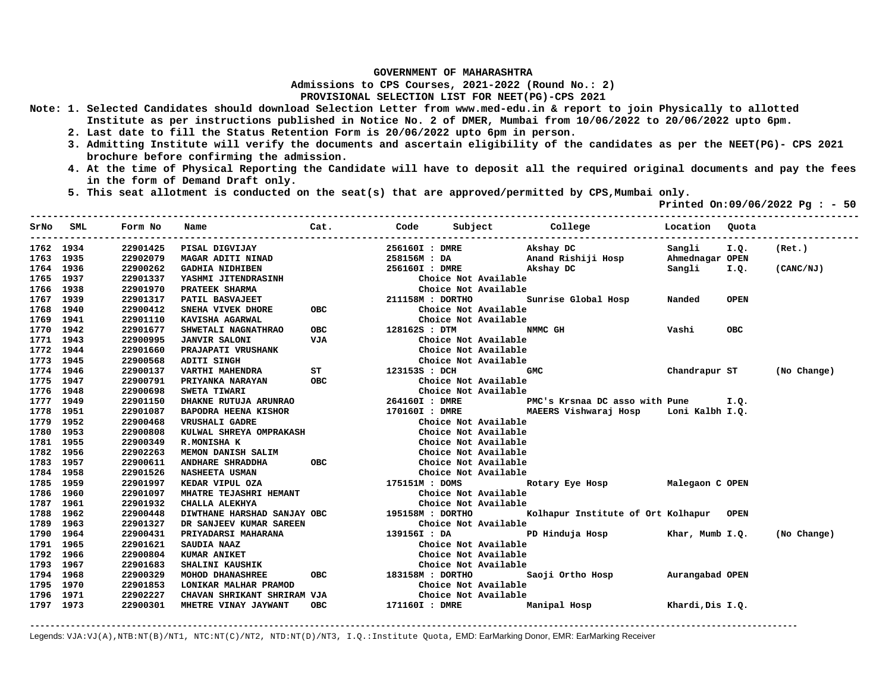**GOVERNMENT OF MAHARASHTRA**
**Admissions to CPS Courses, 2021-2022 (Round No.: 2)**
**PROVISIONAL SELECTION LIST FOR NEET(PG)-CPS 2021**

**Note:**
1. Selected Candidates should download Selection Letter from www.med-edu.in & report to join Physically to allotted Institute as per instructions published in Notice No. 2 of DMER, Mumbai from 10/06/2022 to 20/06/2022 upto 6pm.
2. Last date to fill the Status Retention Form is 20/06/2022 upto 6pm in person.
3. Admitting Institute will verify the documents and ascertain eligibility of the candidates as per the NEET(PG)- CPS 2021 brochure before confirming the admission.
4. At the time of Physical Reporting the Candidate will have to deposit all the required original documents and pay the fees in the form of Demand Draft only.
5. This seat allotment is conducted on the seat(s) that are approved/permitted by CPS,Mumbai only.

**Printed On:09/06/2022 Pg : - 50**

| SrNo | SML | Form No | Name | Cat. | Code | Subject | College | Location | Quota | |
|---|---|---|---|---|---|---|---|---|---|---|
| 1762 | 1934 | 22901425 | PISAL DIGVIJAY | | 256160I | DMRE | Akshay DC | Sangli | I.Q. | (Ret.) |
| 1763 | 1935 | 22902079 | MAGAR ADITI NINAD | | 258156M | DA | Anand Rishiji Hosp | Ahmednagar | OPEN | |
| 1764 | 1936 | 22900262 | GADHIA NIDHIBEN | | 256160I | DMRE | Akshay DC | Sangli | I.Q. | (CANC/NJ) |
| 1765 | 1937 | 22901337 | YASHMI JITENDRASINH | | | Choice Not Available | | | | |
| 1766 | 1938 | 22901970 | PRATEEK SHARMA | | | Choice Not Available | | | | |
| 1767 | 1939 | 22901317 | PATIL BASVAJEET | | 211158M | DORTHO | Sunrise Global Hosp | Nanded | OPEN | |
| 1768 | 1940 | 22900412 | SNEHA VIVEK DHORE | OBC | | Choice Not Available | | | | |
| 1769 | 1941 | 22901110 | KAVISHA AGARWAL | | | Choice Not Available | | | | |
| 1770 | 1942 | 22901677 | SHWETALI NAGNATHRAO | OBC | 128162S | DTM | NMMC GH | Vashi | OBC | |
| 1771 | 1943 | 22900995 | JANVIR SALONI | VJA | | Choice Not Available | | | | |
| 1772 | 1944 | 22901660 | PRAJAPATI VRUSHANK | | | Choice Not Available | | | | |
| 1773 | 1945 | 22900568 | ADITI SINGH | | | Choice Not Available | | | | |
| 1774 | 1946 | 22900137 | VARTHI MAHENDRA | ST | 123153S | DCH | GMC | Chandrapur | ST | (No Change) |
| 1775 | 1947 | 22900791 | PRIYANKA NARAYAN | OBC | | Choice Not Available | | | | |
| 1776 | 1948 | 22900698 | SWETA TIWARI | | | Choice Not Available | | | | |
| 1777 | 1949 | 22901150 | DHAKNE RUTUJA ARUNRAO | | 264160I | DMRE | PMC's Krsnaa DC asso with | Pune | I.Q. | |
| 1778 | 1951 | 22901087 | BAPODRA HEENA KISHOR | | 170160I | DMRE | MAEERS Vishwaraj Hosp | Loni Kalbh | I.Q. | |
| 1779 | 1952 | 22900468 | VRUSHALI GADRE | | | Choice Not Available | | | | |
| 1780 | 1953 | 22900808 | KULWAL SHREYA OMPRAKASH | | | Choice Not Available | | | | |
| 1781 | 1955 | 22900349 | R.MONISHA K | | | Choice Not Available | | | | |
| 1782 | 1956 | 22902263 | MEMON DANISH SALIM | | | Choice Not Available | | | | |
| 1783 | 1957 | 22900611 | ANDHARE SHRADDHA | OBC | | Choice Not Available | | | | |
| 1784 | 1958 | 22901526 | NASHEETA USMAN | | | Choice Not Available | | | | |
| 1785 | 1959 | 22901997 | KEDAR VIPUL OZA | | 175151M | DOMS | Rotary Eye Hosp | Malegaon C | OPEN | |
| 1786 | 1960 | 22901097 | MHATRE TEJASHRI HEMANT | | | Choice Not Available | | | | |
| 1787 | 1961 | 22901932 | CHALLA ALEKHYA | | | Choice Not Available | | | | |
| 1788 | 1962 | 22900448 | DIWTHANE HARSHAD SANJAY | OBC | 195158M | DORTHO | Kolhapur Institute of Ort | Kolhapur | OPEN | |
| 1789 | 1963 | 22901327 | DR SANJEEV KUMAR SAREEN | | | Choice Not Available | | | | |
| 1790 | 1964 | 22900431 | PRIYADARSI MAHARANA | | 139156I | DA | PD Hinduja Hosp | Khar, Mumb | I.Q. | (No Change) |
| 1791 | 1965 | 22901621 | SAUDIA NAAZ | | | Choice Not Available | | | | |
| 1792 | 1966 | 22900804 | KUMAR ANIKET | | | Choice Not Available | | | | |
| 1793 | 1967 | 22901683 | SHALINI KAUSHIK | | | Choice Not Available | | | | |
| 1794 | 1968 | 22900329 | MOHOD DHANASHREE | OBC | 183158M | DORTHO | Saoji Ortho Hosp | Aurangabad | OPEN | |
| 1795 | 1970 | 22901853 | LONIKAR MALHAR PRAMOD | | | Choice Not Available | | | | |
| 1796 | 1971 | 22902227 | CHAVAN SHRIKANT SHRIRAM | VJA | | Choice Not Available | | | | |
| 1797 | 1973 | 22900301 | MHETRE VINAY JAYWANT | OBC | 171160I | DMRE | Manipal Hosp | Khardi,Dis | I.Q. | |

Legends: VJA:VJ(A),NTB:NT(B)/NT1, NTC:NT(C)/NT2, NTD:NT(D)/NT3, I.Q.:Institute Quota, EMD: EarMarking Donor, EMR: EarMarking Receiver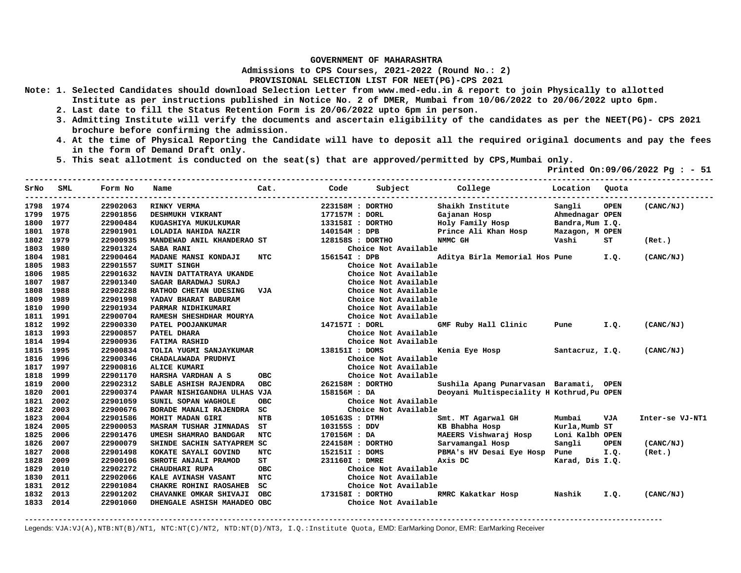# GOVERNMENT OF MAHARASHTRA

**Admissions to CPS Courses, 2021-2022 (Round No.: 2)**

**PROVISIONAL SELECTION LIST FOR NEET(PG)-CPS 2021**

**Note:**
1. Selected Candidates should download Selection Letter from www.med-edu.in & report to join Physically to allotted Institute as per instructions published in Notice No. 2 of DMER, Mumbai from 10/06/2022 to 20/06/2022 upto 6pm.
2. Last date to fill the Status Retention Form is 20/06/2022 upto 6pm in person.
3. Admitting Institute will verify the documents and ascertain eligibility of the candidates as per the NEET(PG)- CPS 2021 brochure before confirming the admission.
4. At the time of Physical Reporting the Candidate will have to deposit all the required original documents and pay the fees in the form of Demand Draft only.
5. This seat allotment is conducted on the seat(s) that are approved/permitted by CPS,Mumbai only.

**Printed On:09/06/2022 Pg : - 51**

| SrNo | SML | Form No | Name | Cat. | Code | Subject | College | Location | Quota | |
|---|---|---|---|---|---|---|---|---|---|---|
| 1798 | 1974 | 22902063 | RINKY VERMA | | 223158M | DORTHO | Shaikh Institute | Sangli | OPEN | (CANC/NJ) |
| 1799 | 1975 | 22901856 | DESHMUKH VIKRANT | | 177157M | DORL | Gajanan Hosp | Ahmednagar | OPEN | |
| 1800 | 1977 | 22900484 | KUGASHIYA MUKULKUMAR | | 133158I | DORTHO | Holy Family Hosp | Bandra,Mum | I.Q. | |
| 1801 | 1978 | 22901901 | LOLADIA NAHIDA NAZIR | | 140154M | DPB | Prince Ali Khan Hosp | Mazagon, M | OPEN | |
| 1802 | 1979 | 22900935 | MANDEWAD ANIL KHANDERAO | ST | 128158S | DORTHO | NMMC GH | Vashi | ST | (Ret.) |
| 1803 | 1980 | 22901324 | SABA RANI | | | Choice Not Available | | | | |
| 1804 | 1981 | 22900464 | MADANE MANSI KONDAJI | NTC | 156154I | DPB | Aditya Birla Memorial Hos | Pune | I.Q. | (CANC/NJ) |
| 1805 | 1983 | 22901557 | SUMIT SINGH | | | Choice Not Available | | | | |
| 1806 | 1985 | 22901632 | NAVIN DATTATRAYA UKANDE | | | Choice Not Available | | | | |
| 1807 | 1987 | 22901340 | SAGAR BARADWAJ SURAJ | | | Choice Not Available | | | | |
| 1808 | 1988 | 22902288 | RATHOD CHETAN UDESING | VJA | | Choice Not Available | | | | |
| 1809 | 1989 | 22901998 | YADAV BHARAT BABURAM | | | Choice Not Available | | | | |
| 1810 | 1990 | 22901934 | PARMAR NIDHIKUMARI | | | Choice Not Available | | | | |
| 1811 | 1991 | 22900704 | RAMESH SHESHDHAR MOURYA | | | Choice Not Available | | | | |
| 1812 | 1992 | 22900330 | PATEL POOJANKUMAR | | 147157I | DORL | GMF Ruby Hall Clinic | Pune | I.Q. | (CANC/NJ) |
| 1813 | 1993 | 22900857 | PATEL DHARA | | | Choice Not Available | | | | |
| 1814 | 1994 | 22900936 | FATIMA RASHID | | | Choice Not Available | | | | |
| 1815 | 1995 | 22900834 | TOLIA YUGMI SANJAYKUMAR | | 138151I | DOMS | Kenia Eye Hosp | Santacruz, | I.Q. | (CANC/NJ) |
| 1816 | 1996 | 22900346 | CHADALAWADA PRUDHVI | | | Choice Not Available | | | | |
| 1817 | 1997 | 22900816 | ALICE KUMARI | | | Choice Not Available | | | | |
| 1818 | 1999 | 22901170 | HARSHA VARDHAN A S | OBC | | Choice Not Available | | | | |
| 1819 | 2000 | 22902312 | SABLE ASHISH RAJENDRA | OBC | 262158M | DORTHO | Sushila Apang Punarvasan | Baramati, | OPEN | |
| 1820 | 2001 | 22900374 | PAWAR NISHIGANDHA ULHAS | VJA | 158156M | DA | Deoyani Multispeciality H | Kothrud,Pu | OPEN | |
| 1821 | 2002 | 22901059 | SUNIL SOPAN WAGHOLE | OBC | | Choice Not Available | | | | |
| 1822 | 2003 | 22900676 | BORADE MANALI RAJENDRA | SC | | Choice Not Available | | | | |
| 1823 | 2004 | 22901586 | MOHIT MADAN GIRI | NTB | 105163S | DTMH | Smt. MT Agarwal GH | Mumbai | VJA | Inter-se VJ-NT1 |
| 1824 | 2005 | 22900053 | MASRAM TUSHAR JIMNADAS | ST | 103155S | DDV | KB Bhabha Hosp | Kurla,Mumb | ST | |
| 1825 | 2006 | 22901476 | UMESH SHAMRAO BANDGAR | NTC | 170156M | DA | MAEERS Vishwaraj Hosp | Loni Kalbh | OPEN | |
| 1826 | 2007 | 22900079 | SHINDE SACHIN SATYAPREM | SC | 224158M | DORTHO | Sarvamangal Hosp | Sangli | OPEN | (CANC/NJ) |
| 1827 | 2008 | 22901498 | KOKATE SAYALI GOVIND | NTC | 152151I | DOMS | PBMA's HV Desai Eye Hosp | Pune | I.Q. | (Ret.) |
| 1828 | 2009 | 22900106 | SHROTE ANJALI PRAMOD | ST | 231160I | DMRE | Axis DC | Karad, Dis | I.Q. | |
| 1829 | 2010 | 22902272 | CHAUDHARI RUPA | OBC | | Choice Not Available | | | | |
| 1830 | 2011 | 22902066 | KALE AVINASH VASANT | NTC | | Choice Not Available | | | | |
| 1831 | 2012 | 22901084 | CHAKRE ROHINI RAOSAHEB | SC | | Choice Not Available | | | | |
| 1832 | 2013 | 22901202 | CHAVANKE OMKAR SHIVAJI | OBC | 173158I | DORTHO | RMRC Kakatkar Hosp | Nashik | I.Q. | (CANC/NJ) |
| 1833 | 2014 | 22901060 | DHENGALE ASHISH MAHADEO | OBC | | Choice Not Available | | | | |

Legends: VJA:VJ(A),NTB:NT(B)/NT1, NTC:NT(C)/NT2, NTD:NT(D)/NT3, I.Q.:Institute Quota, EMD: EarMarking Donor, EMR: EarMarking Receiver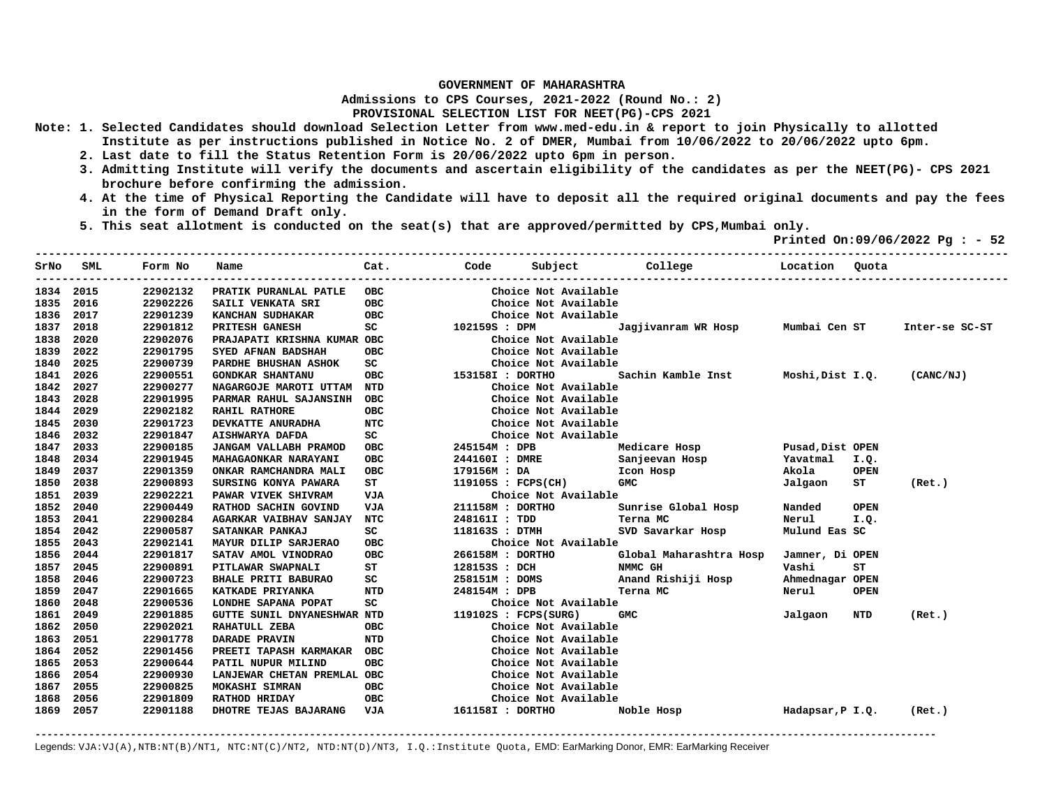**GOVERNMENT OF MAHARASHTRA**

**Admissions to CPS Courses, 2021-2022 (Round No.: 2)**

**PROVISIONAL SELECTION LIST FOR NEET(PG)-CPS 2021**

**Note:**
1. Selected Candidates should download Selection Letter from www.med-edu.in & report to join Physically to allotted Institute as per instructions published in Notice No. 2 of DMER, Mumbai from 10/06/2022 to 20/06/2022 upto 6pm.
2. Last date to fill the Status Retention Form is 20/06/2022 upto 6pm in person.
3. Admitting Institute will verify the documents and ascertain eligibility of the candidates as per the NEET(PG)- CPS 2021 brochure before confirming the admission.
4. At the time of Physical Reporting the Candidate will have to deposit all the required original documents and pay the fees in the form of Demand Draft only.
5. This seat allotment is conducted on the seat(s) that are approved/permitted by CPS,Mumbai only.

**Printed On:09/06/2022 Pg : - 52**

| SrNo | SML | Form No | Name | Cat. | Code | Subject | College | Location | Quota | |
|---|---|---|---|---|---|---|---|---|---|---|
| 1834 | 2015 | 22902132 | PRATIK PURANLAL PATLE | OBC | | Choice Not Available | | | | |
| 1835 | 2016 | 22902226 | SAILI VENKATA SRI | OBC | | Choice Not Available | | | | |
| 1836 | 2017 | 22901239 | KANCHAN SUDHAKAR | OBC | | Choice Not Available | | | | |
| 1837 | 2018 | 22901812 | PRITESH GANESH | SC | 102159S | DPM | Jagjivanram WR Hosp | Mumbai Cen | ST | Inter-se SC-ST |
| 1838 | 2020 | 22902076 | PRAJAPATI KRISHNA KUMAR | OBC | | Choice Not Available | | | | |
| 1839 | 2022 | 22901795 | SYED AFNAN BADSHAH | OBC | | Choice Not Available | | | | |
| 1840 | 2025 | 22900739 | PARDHE BHUSHAN ASHOK | SC | | Choice Not Available | | | | |
| 1841 | 2026 | 22900551 | GONDKAR SHANTANU | OBC | 153158I | DORTHO | Sachin Kamble Inst | Moshi,Dist | I.Q. | (CANC/NJ) |
| 1842 | 2027 | 22900277 | NAGARGOJE MAROTI UTTAM | NTD | | Choice Not Available | | | | |
| 1843 | 2028 | 22901995 | PARMAR RAHUL SAJANSINH | OBC | | Choice Not Available | | | | |
| 1844 | 2029 | 22902182 | RAHIL RATHORE | OBC | | Choice Not Available | | | | |
| 1845 | 2030 | 22901723 | DEVKATTE ANURADHA | NTC | | Choice Not Available | | | | |
| 1846 | 2032 | 22901847 | AISHWARYA DAFDA | SC | | Choice Not Available | | | | |
| 1847 | 2033 | 22900185 | JANGAM VALLABH PRAMOD | OBC | 245154M | DPB | Medicare Hosp | Pusad,Dist | OPEN | |
| 1848 | 2034 | 22901945 | MAHAGAONKAR NARAYANI | OBC | 244160I | DMRE | Sanjeevan Hosp | Yavatmal | I.Q. | |
| 1849 | 2037 | 22901359 | ONKAR RAMCHANDRA MALI | OBC | 179156M | DA | Icon Hosp | Akola | OPEN | |
| 1850 | 2038 | 22900893 | SURSING KONYA PAWARA | ST | 119105S | FCPS(CH) | GMC | Jalgaon | ST | (Ret.) |
| 1851 | 2039 | 22902221 | PAWAR VIVEK SHIVRAM | VJA | | Choice Not Available | | | | |
| 1852 | 2040 | 22900449 | RATHOD SACHIN GOVIND | VJA | 211158M | DORTHO | Sunrise Global Hosp | Nanded | OPEN | |
| 1853 | 2041 | 22900284 | AGARKAR VAIBHAV SANJAY | NTC | 248161I | TDD | Terna MC | Nerul | I.Q. | |
| 1854 | 2042 | 22900587 | SATANKAR PANKAJ | SC | 118163S | DTMH | SVD Savarkar Hosp | Mulund Eas | SC | |
| 1855 | 2043 | 22902141 | MAYUR DILIP SARJERAO | OBC | | Choice Not Available | | | | |
| 1856 | 2044 | 22901817 | SATAV AMOL VINODRAO | OBC | 266158M | DORTHO | Global Maharashtra Hosp | Jamner, Di | OPEN | |
| 1857 | 2045 | 22900891 | PITLAWAR SWAPNALI | ST | 128153S | DCH | NMMC GH | Vashi | ST | |
| 1858 | 2046 | 22900723 | BHALE PRITI BABURAO | SC | 258151M | DOMS | Anand Rishiji Hosp | Ahmednagar | OPEN | |
| 1859 | 2047 | 22901665 | KATKADE PRIYANKA | NTD | 248154M | DPB | Terna MC | Nerul | OPEN | |
| 1860 | 2048 | 22900536 | LONDHE SAPANA POPAT | SC | | Choice Not Available | | | | |
| 1861 | 2049 | 22901885 | GUTTE SUNIL DNYANESHWAR | NTD | 119102S | FCPS(SURG) | GMC | Jalgaon | NTD | (Ret.) |
| 1862 | 2050 | 22902021 | RAHATULL ZEBA | OBC | | Choice Not Available | | | | |
| 1863 | 2051 | 22901778 | DARADE PRAVIN | NTD | | Choice Not Available | | | | |
| 1864 | 2052 | 22901456 | PREETI TAPASH KARMAKAR | OBC | | Choice Not Available | | | | |
| 1865 | 2053 | 22900644 | PATIL NUPUR MILIND | OBC | | Choice Not Available | | | | |
| 1866 | 2054 | 22900930 | LANJEWAR CHETAN PREMLAL | OBC | | Choice Not Available | | | | |
| 1867 | 2055 | 22900825 | MOKASHI SIMRAN | OBC | | Choice Not Available | | | | |
| 1868 | 2056 | 22901809 | RATHOD HRIDAY | OBC | | Choice Not Available | | | | |
| 1869 | 2057 | 22901188 | DHOTRE TEJAS BAJARANG | VJA | 161158I | DORTHO | Noble Hosp | Hadapsar,P | I.Q. | (Ret.) |

Legends: VJA:VJ(A),NTB:NT(B)/NT1, NTC:NT(C)/NT2, NTD:NT(D)/NT3, I.Q.:Institute Quota, EMD: EarMarking Donor, EMR: EarMarking Receiver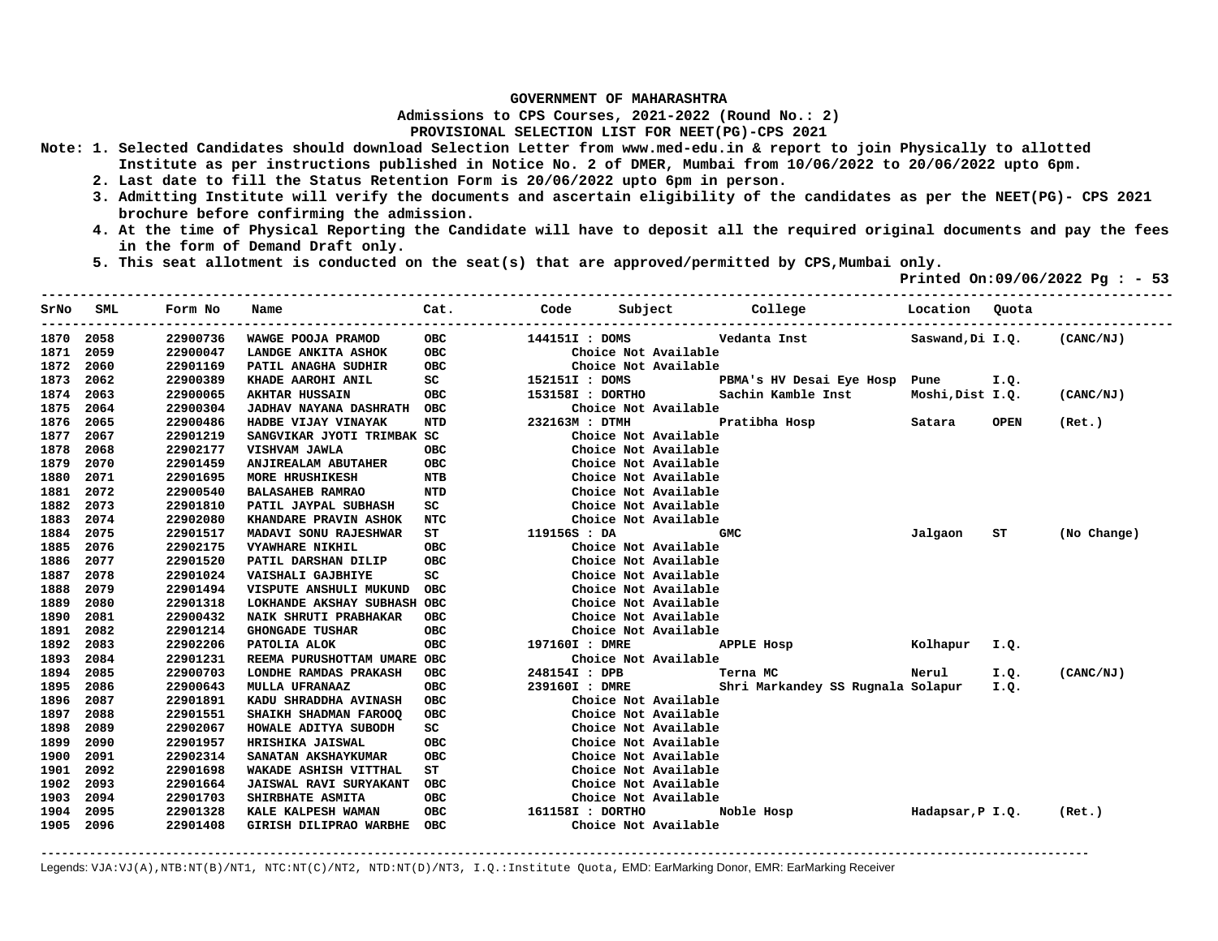**GOVERNMENT OF MAHARASHTRA**

**Admissions to CPS Courses, 2021-2022 (Round No.: 2)**

**PROVISIONAL SELECTION LIST FOR NEET(PG)-CPS 2021**

**Note: 1. Selected Candidates should download Selection Letter from www.med-edu.in & report to join Physically to allotted Institute as per instructions published in Notice No. 2 of DMER, Mumbai from 10/06/2022 to 20/06/2022 upto 6pm.**

**2. Last date to fill the Status Retention Form is 20/06/2022 upto 6pm in person.**

**3. Admitting Institute will verify the documents and ascertain eligibility of the candidates as per the NEET(PG)- CPS 2021 brochure before confirming the admission.**

**4. At the time of Physical Reporting the Candidate will have to deposit all the required original documents and pay the fees in the form of Demand Draft only.**

**5. This seat allotment is conducted on the seat(s) that are approved/permitted by CPS,Mumbai only.**

**Printed On:09/06/2022 Pg : - 53**

| SrNo | SML | Form No | Name | Cat. | Code | Subject | College | Location | Quota | |
|---|---|---|---|---|---|---|---|---|---|---|
| 1870 | 2058 | 22900736 | WAWGE POOJA PRAMOD | OBC | 144151I | DOMS | Vedanta Inst | Saswand,Di | I.Q. | (CANC/NJ) |
| 1871 | 2059 | 22900047 | LANDGE ANKITA ASHOK | OBC | | Choice Not Available | | | | |
| 1872 | 2060 | 22901169 | PATIL ANAGHA SUDHIR | OBC | | Choice Not Available | | | | |
| 1873 | 2062 | 22900389 | KHADE AAROHI ANIL | SC | 152151I | DOMS | PBMA's HV Desai Eye Hosp | Pune | I.Q. | |
| 1874 | 2063 | 22900065 | AKHTAR HUSSAIN | OBC | 153158I | DORTHO | Sachin Kamble Inst | Moshi,Dist | I.Q. | (CANC/NJ) |
| 1875 | 2064 | 22900304 | JADHAV NAYANA DASHRATH | OBC | | Choice Not Available | | | | |
| 1876 | 2065 | 22900486 | HADBE VIJAY VINAYAK | NTD | 232163M | DTMH | Pratibha Hosp | Satara | OPEN | (Ret.) |
| 1877 | 2067 | 22901219 | SANGVIKAR JYOTI TRIMBAK | SC | | Choice Not Available | | | | |
| 1878 | 2068 | 22902177 | VISHVAM JAWLA | OBC | | Choice Not Available | | | | |
| 1879 | 2070 | 22901459 | ANJIREALAM ABUTAHER | OBC | | Choice Not Available | | | | |
| 1880 | 2071 | 22901695 | MORE HRUSHIKESH | NTB | | Choice Not Available | | | | |
| 1881 | 2072 | 22900540 | BALASAHEB RAMRAO | NTD | | Choice Not Available | | | | |
| 1882 | 2073 | 22901810 | PATIL JAYPAL SUBHASH | SC | | Choice Not Available | | | | |
| 1883 | 2074 | 22902080 | KHANDARE PRAVIN ASHOK | NTC | | Choice Not Available | | | | |
| 1884 | 2075 | 22901517 | MADAVI SONU RAJESHWAR | ST | 119156S | DA | GMC | Jalgaon | ST | (No Change) |
| 1885 | 2076 | 22902175 | VYAWHARE NIKHIL | OBC | | Choice Not Available | | | | |
| 1886 | 2077 | 22901520 | PATIL DARSHAN DILIP | OBC | | Choice Not Available | | | | |
| 1887 | 2078 | 22901024 | VAISHALI GAJBHIYE | SC | | Choice Not Available | | | | |
| 1888 | 2079 | 22901494 | VISPUTE ANSHULI MUKUND | OBC | | Choice Not Available | | | | |
| 1889 | 2080 | 22901318 | LOKHANDE AKSHAY SUBHASH | OBC | | Choice Not Available | | | | |
| 1890 | 2081 | 22900432 | NAIK SHRUTI PRABHAKAR | OBC | | Choice Not Available | | | | |
| 1891 | 2082 | 22901214 | GHONGADE TUSHAR | OBC | | Choice Not Available | | | | |
| 1892 | 2083 | 22902206 | PATOLIA ALOK | OBC | 197160I | DMRE | APPLE Hosp | Kolhapur | I.Q. | |
| 1893 | 2084 | 22901231 | REEMA PURUSHOTTAM UMARE | OBC | | Choice Not Available | | | | |
| 1894 | 2085 | 22900703 | LONDHE RAMDAS PRAKASH | OBC | 248154I | DPB | Terna MC | Nerul | I.Q. | (CANC/NJ) |
| 1895 | 2086 | 22900643 | MULLA UFRANAAZ | OBC | 239160I | DMRE | Shri Markandey SS Rugnala | Solapur | I.Q. | |
| 1896 | 2087 | 22901891 | KADU SHRADDHA AVINASH | OBC | | Choice Not Available | | | | |
| 1897 | 2088 | 22901551 | SHAIKH SHADMAN FAROOQ | OBC | | Choice Not Available | | | | |
| 1898 | 2089 | 22902067 | HOWALE ADITYA SUBODH | SC | | Choice Not Available | | | | |
| 1899 | 2090 | 22901957 | HRISHIKA JAISWAL | OBC | | Choice Not Available | | | | |
| 1900 | 2091 | 22902314 | SANATAN AKSHAYKUMAR | OBC | | Choice Not Available | | | | |
| 1901 | 2092 | 22901698 | WAKADE ASHISH VITTHAL | ST | | Choice Not Available | | | | |
| 1902 | 2093 | 22901664 | JAISWAL RAVI SURYAKANT | OBC | | Choice Not Available | | | | |
| 1903 | 2094 | 22901703 | SHIRBHATE ASMITA | OBC | | Choice Not Available | | | | |
| 1904 | 2095 | 22901328 | KALE KALPESH WAMAN | OBC | 161158I | DORTHO | Noble Hosp | Hadapsar,P | I.Q. | (Ret.) |
| 1905 | 2096 | 22901408 | GIRISH DILIPRAO WARBHE | OBC | | Choice Not Available | | | | |

Legends: VJA:VJ(A),NTB:NT(B)/NT1, NTC:NT(C)/NT2, NTD:NT(D)/NT3, I.Q.:Institute Quota, EMD: EarMarking Donor, EMR: EarMarking Receiver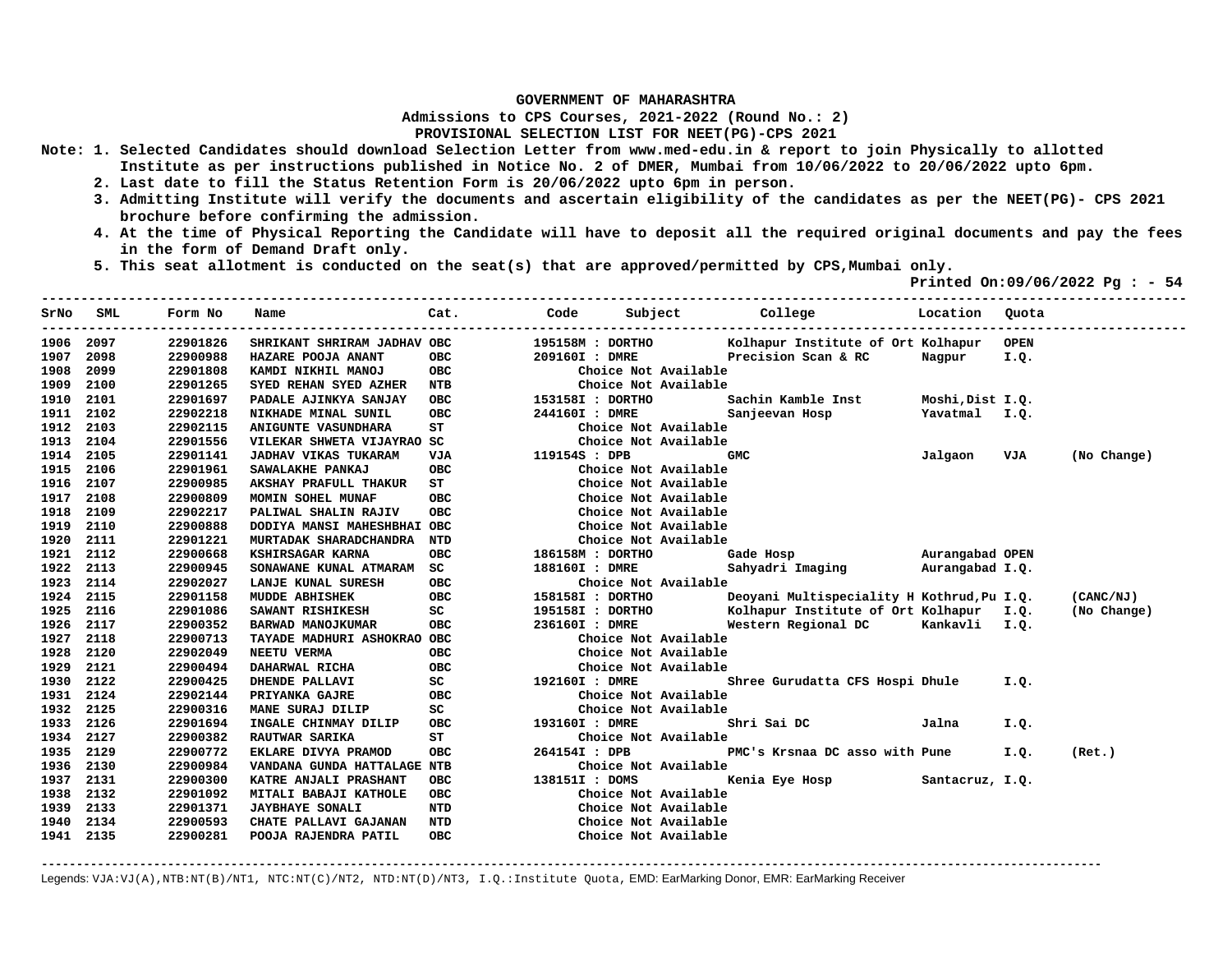**GOVERNMENT OF MAHARASHTRA**

**Admissions to CPS Courses, 2021-2022 (Round No.: 2)**

**PROVISIONAL SELECTION LIST FOR NEET(PG)-CPS 2021**

**Note: 1. Selected Candidates should download Selection Letter from www.med-edu.in & report to join Physically to allotted Institute as per instructions published in Notice No. 2 of DMER, Mumbai from 10/06/2022 to 20/06/2022 upto 6pm.**

**2. Last date to fill the Status Retention Form is 20/06/2022 upto 6pm in person.**

**3. Admitting Institute will verify the documents and ascertain eligibility of the candidates as per the NEET(PG)- CPS 2021 brochure before confirming the admission.**

**4. At the time of Physical Reporting the Candidate will have to deposit all the required original documents and pay the fees in the form of Demand Draft only.**

**5. This seat allotment is conducted on the seat(s) that are approved/permitted by CPS,Mumbai only.**

**Printed On:09/06/2022 Pg : - 54**

| SrNo | SML | Form No | Name | Cat. | Code | Subject | College | Location | Quota | |
|---|---|---|---|---|---|---|---|---|---|---|
| 1906 | 2097 | 22901826 | SHRIKANT SHRIRAM JADHAV | OBC | 195158M | DORTHO | Kolhapur Institute of Ort | Kolhapur | OPEN | |
| 1907 | 2098 | 22900988 | HAZARE POOJA ANANT | OBC | 209160I | DMRE | Precision Scan & RC | Nagpur | I.Q. | |
| 1908 | 2099 | 22901808 | KAMDI NIKHIL MANOJ | OBC | | Choice Not Available | | | | |
| 1909 | 2100 | 22901265 | SYED REHAN SYED AZHER | NTB | | Choice Not Available | | | | |
| 1910 | 2101 | 22901697 | PADALE AJINKYA SANJAY | OBC | 153158I | DORTHO | Sachin Kamble Inst | Moshi,Dist | I.Q. | |
| 1911 | 2102 | 22902218 | NIKHADE MINAL SUNIL | OBC | 244160I | DMRE | Sanjeevan Hosp | Yavatmal | I.Q. | |
| 1912 | 2103 | 22902115 | ANIGUNTE VASUNDHARA | ST | | Choice Not Available | | | | |
| 1913 | 2104 | 22901556 | VILEKAR SHWETA VIJAYRAO | SC | | Choice Not Available | | | | |
| 1914 | 2105 | 22901141 | JADHAV VIKAS TUKARAM | VJA | 119154S | DPB | GMC | Jalgaon | VJA | (No Change) |
| 1915 | 2106 | 22901961 | SAWALAKHE PANKAJ | OBC | | Choice Not Available | | | | |
| 1916 | 2107 | 22900985 | AKSHAY PRAFULL THAKUR | ST | | Choice Not Available | | | | |
| 1917 | 2108 | 22900809 | MOMIN SOHEL MUNAF | OBC | | Choice Not Available | | | | |
| 1918 | 2109 | 22902217 | PALIWAL SHALIN RAJIV | OBC | | Choice Not Available | | | | |
| 1919 | 2110 | 22900888 | DODIYA MANSI MAHESHBHAI | OBC | | Choice Not Available | | | | |
| 1920 | 2111 | 22901221 | MURTADAK SHARADCHANDRA | NTD | | Choice Not Available | | | | |
| 1921 | 2112 | 22900668 | KSHIRSAGAR KARNA | OBC | 186158M | DORTHO | Gade Hosp | Aurangabad | OPEN | |
| 1922 | 2113 | 22900945 | SONAWANE KUNAL ATMARAM | SC | 188160I | DMRE | Sahyadri Imaging | Aurangabad | I.Q. | |
| 1923 | 2114 | 22902027 | LANJE KUNAL SURESH | OBC | | Choice Not Available | | | | |
| 1924 | 2115 | 22901158 | MUDDE ABHISHEK | OBC | 158158I | DORTHO | Deoyani Multispeciality H | Kothrud,Pu | I.Q. | (CANC/NJ) |
| 1925 | 2116 | 22901086 | SAWANT RISHIKESH | SC | 195158I | DORTHO | Kolhapur Institute of Ort | Kolhapur | I.Q. | (No Change) |
| 1926 | 2117 | 22900352 | BARWAD MANOJKUMAR | OBC | 236160I | DMRE | Western Regional DC | Kankavli | I.Q. | |
| 1927 | 2118 | 22900713 | TAYADE MADHURI ASHOKRAO | OBC | | Choice Not Available | | | | |
| 1928 | 2120 | 22902049 | NEETU VERMA | OBC | | Choice Not Available | | | | |
| 1929 | 2121 | 22900494 | DAHARWAL RICHA | OBC | | Choice Not Available | | | | |
| 1930 | 2122 | 22900425 | DHENDE PALLAVI | SC | 192160I | DMRE | Shree Gurudatta CFS Hospi | Dhule | I.Q. | |
| 1931 | 2124 | 22902144 | PRIYANKA GAJRE | OBC | | Choice Not Available | | | | |
| 1932 | 2125 | 22900316 | MANE SURAJ DILIP | SC | | Choice Not Available | | | | |
| 1933 | 2126 | 22901694 | INGALE CHINMAY DILIP | OBC | 193160I | DMRE | Shri Sai DC | Jalna | I.Q. | |
| 1934 | 2127 | 22900382 | RAUTWAR SARIKA | ST | | Choice Not Available | | | | |
| 1935 | 2129 | 22900772 | EKLARE DIVYA PRAMOD | OBC | 264154I | DPB | PMC's Krsnaa DC asso with | Pune | I.Q. | (Ret.) |
| 1936 | 2130 | 22900984 | VANDANA GUNDA HATTALAGE | NTB | | Choice Not Available | | | | |
| 1937 | 2131 | 22900300 | KATRE ANJALI PRASHANT | OBC | 138151I | DOMS | Kenia Eye Hosp | Santacruz, | I.Q. | |
| 1938 | 2132 | 22901092 | MITALI BABAJI KATHOLE | OBC | | Choice Not Available | | | | |
| 1939 | 2133 | 22901371 | JAYBHAYE SONALI | NTD | | Choice Not Available | | | | |
| 1940 | 2134 | 22900593 | CHATE PALLAVI GAJANAN | NTD | | Choice Not Available | | | | |
| 1941 | 2135 | 22900281 | POOJA RAJENDRA PATIL | OBC | | Choice Not Available | | | | |

Legends: VJA:VJ(A),NTB:NT(B)/NT1, NTC:NT(C)/NT2, NTD:NT(D)/NT3, I.Q.:Institute Quota, EMD: EarMarking Donor, EMR: EarMarking Receiver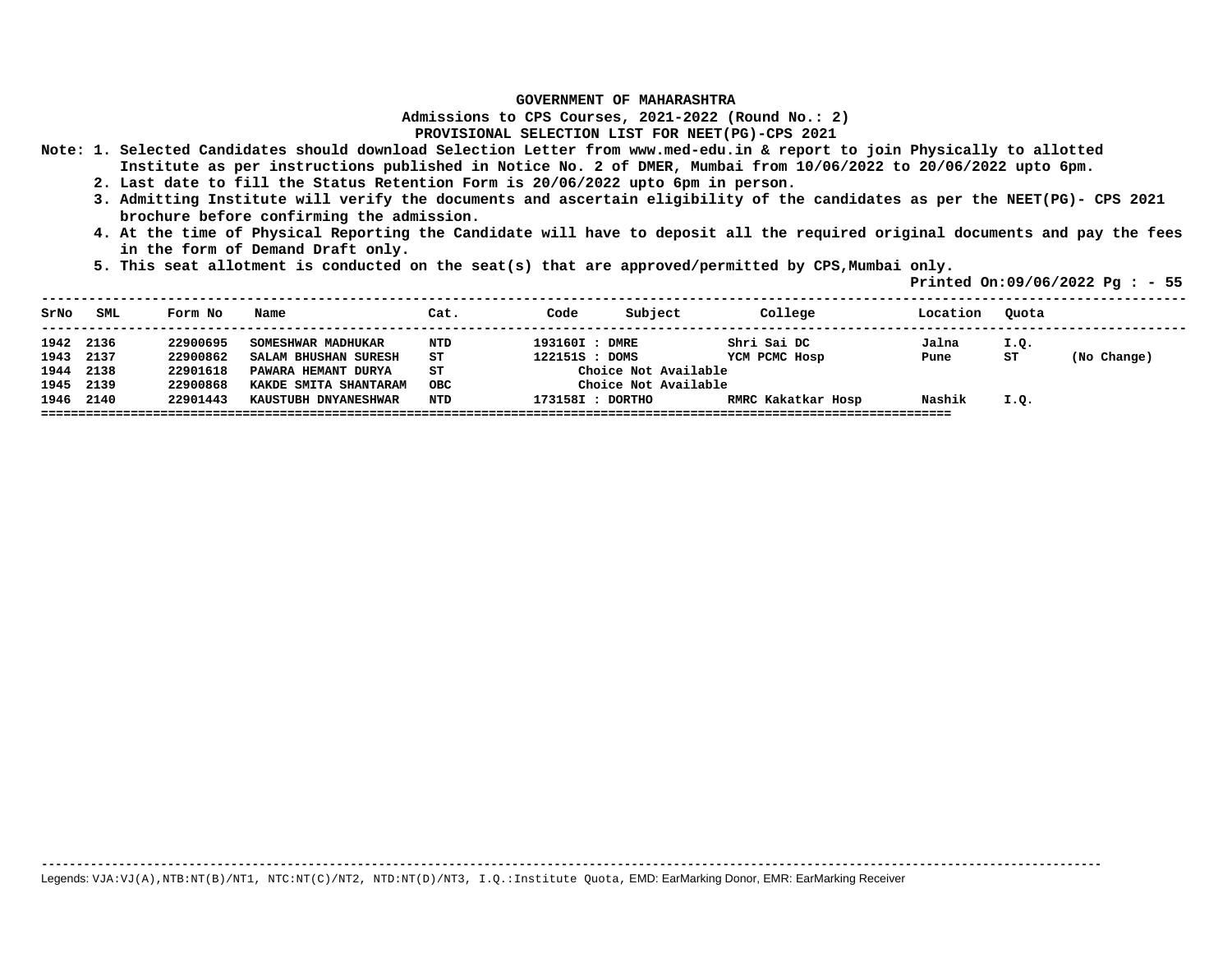**GOVERNMENT OF MAHARASHTRA**

**Admissions to CPS Courses, 2021-2022 (Round No.: 2)**

**PROVISIONAL SELECTION LIST FOR NEET(PG)-CPS 2021**

Note: 1. Selected Candidates should download Selection Letter from www.med-edu.in & report to join Physically to allotted Institute as per instructions published in Notice No. 2 of DMER, Mumbai from 10/06/2022 to 20/06/2022 upto 6pm.
2. Last date to fill the Status Retention Form is 20/06/2022 upto 6pm in person.
3. Admitting Institute will verify the documents and ascertain eligibility of the candidates as per the NEET(PG)- CPS 2021 brochure before confirming the admission.
4. At the time of Physical Reporting the Candidate will have to deposit all the required original documents and pay the fees in the form of Demand Draft only.
5. This seat allotment is conducted on the seat(s) that are approved/permitted by CPS,Mumbai only.

Printed On:09/06/2022 Pg : - 55

| SrNo | SML | Form No | Name | Cat. | Code | Subject | College | Location | Quota | |
|---|---|---|---|---|---|---|---|---|---|---|
| 1942 | 2136 | 22900695 | SOMESHWAR MADHUKAR | NTD | 193160I | DMRE | Shri Sai DC | Jalna | I.Q. | |
| 1943 | 2137 | 22900862 | SALAM BHUSHAN SURESH | ST | 122151S | DOMS | YCM PCMC Hosp | Pune | ST | (No Change) |
| 1944 | 2138 | 22901618 | PAWARA HEMANT DURYA | ST | | Choice Not Available | | | | |
| 1945 | 2139 | 22900868 | KAKDE SMITA SHANTARAM | OBC | | Choice Not Available | | | | |
| 1946 | 2140 | 22901443 | KAUSTUBH DNYANESHWAR | NTD | 173158I | DORTHO | RMRC Kakatkar Hosp | Nashik | I.Q. | |

Legends: VJA:VJ(A),NTB:NT(B)/NT1, NTC:NT(C)/NT2, NTD:NT(D)/NT3, I.Q.:Institute Quota, EMD: EarMarking Donor, EMR: EarMarking Receiver